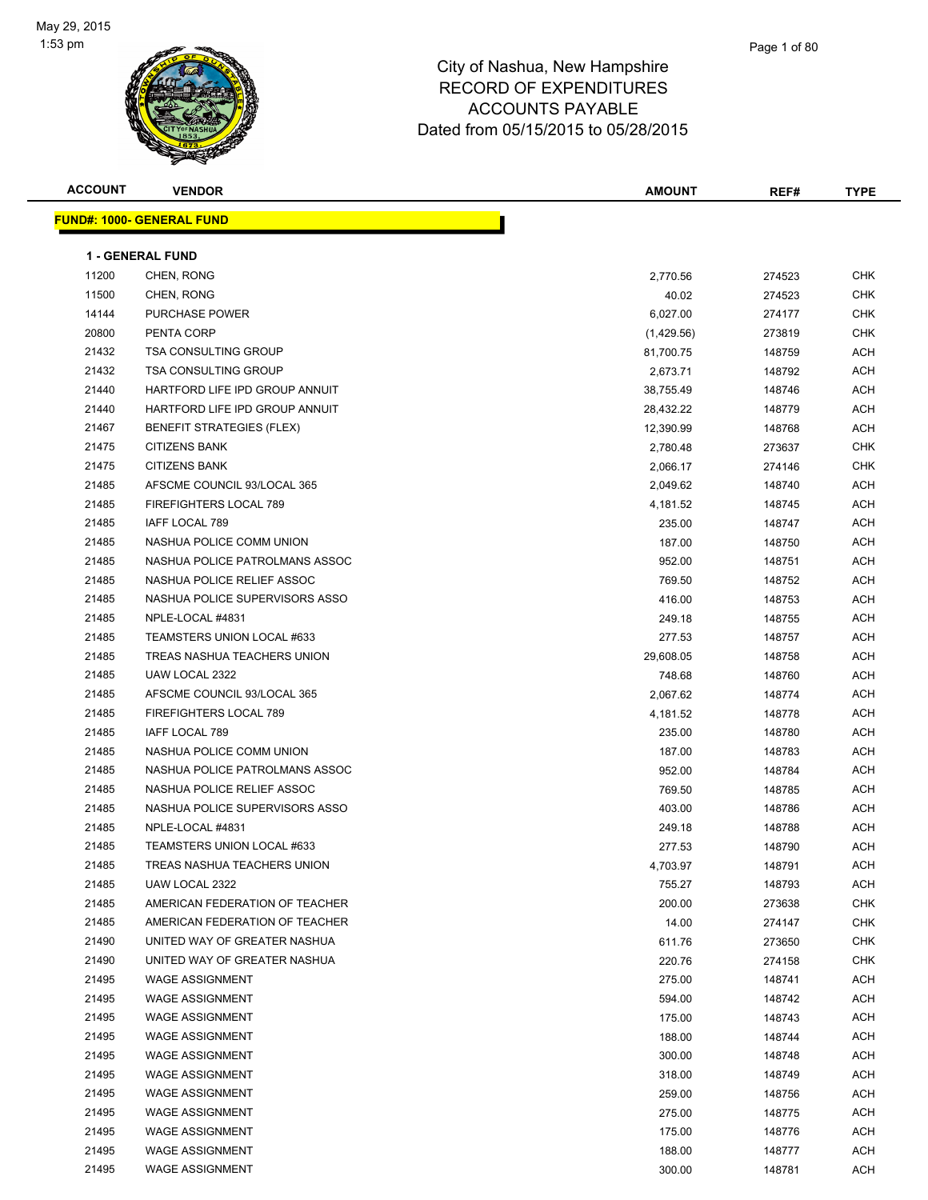# City of Nashua, New Hampshire
## RECORD OF EXPENDITURES
## ACCOUNTS PAYABLE
## Dated from 05/15/2015 to 05/28/2015

**FUND#: 1000- GENERAL FUND**

**1 - GENERAL FUND**

| ACCOUNT | VENDOR | AMOUNT | REF# | TYPE |
|---|---|---|---|---|
| 11200 | CHEN, RONG | 2,770.56 | 274523 | CHK |
| 11500 | CHEN, RONG | 40.02 | 274523 | CHK |
| 14144 | PURCHASE POWER | 6,027.00 | 274177 | CHK |
| 20800 | PENTA CORP | (1,429.56) | 273819 | CHK |
| 21432 | TSA CONSULTING GROUP | 81,700.75 | 148759 | ACH |
| 21432 | TSA CONSULTING GROUP | 2,673.71 | 148792 | ACH |
| 21440 | HARTFORD LIFE IPD GROUP ANNUIT | 38,755.49 | 148746 | ACH |
| 21440 | HARTFORD LIFE IPD GROUP ANNUIT | 28,432.22 | 148779 | ACH |
| 21467 | BENEFIT STRATEGIES (FLEX) | 12,390.99 | 148768 | ACH |
| 21475 | CITIZENS BANK | 2,780.48 | 273637 | CHK |
| 21475 | CITIZENS BANK | 2,066.17 | 274146 | CHK |
| 21485 | AFSCME COUNCIL 93/LOCAL 365 | 2,049.62 | 148740 | ACH |
| 21485 | FIREFIGHTERS LOCAL 789 | 4,181.52 | 148745 | ACH |
| 21485 | IAFF LOCAL 789 | 235.00 | 148747 | ACH |
| 21485 | NASHUA POLICE COMM UNION | 187.00 | 148750 | ACH |
| 21485 | NASHUA POLICE PATROLMANS ASSOC | 952.00 | 148751 | ACH |
| 21485 | NASHUA POLICE RELIEF ASSOC | 769.50 | 148752 | ACH |
| 21485 | NASHUA POLICE SUPERVISORS ASSO | 416.00 | 148753 | ACH |
| 21485 | NPLE-LOCAL #4831 | 249.18 | 148755 | ACH |
| 21485 | TEAMSTERS UNION LOCAL #633 | 277.53 | 148757 | ACH |
| 21485 | TREAS NASHUA TEACHERS UNION | 29,608.05 | 148758 | ACH |
| 21485 | UAW LOCAL 2322 | 748.68 | 148760 | ACH |
| 21485 | AFSCME COUNCIL 93/LOCAL 365 | 2,067.62 | 148774 | ACH |
| 21485 | FIREFIGHTERS LOCAL 789 | 4,181.52 | 148778 | ACH |
| 21485 | IAFF LOCAL 789 | 235.00 | 148780 | ACH |
| 21485 | NASHUA POLICE COMM UNION | 187.00 | 148783 | ACH |
| 21485 | NASHUA POLICE PATROLMANS ASSOC | 952.00 | 148784 | ACH |
| 21485 | NASHUA POLICE RELIEF ASSOC | 769.50 | 148785 | ACH |
| 21485 | NASHUA POLICE SUPERVISORS ASSO | 403.00 | 148786 | ACH |
| 21485 | NPLE-LOCAL #4831 | 249.18 | 148788 | ACH |
| 21485 | TEAMSTERS UNION LOCAL #633 | 277.53 | 148790 | ACH |
| 21485 | TREAS NASHUA TEACHERS UNION | 4,703.97 | 148791 | ACH |
| 21485 | UAW LOCAL 2322 | 755.27 | 148793 | ACH |
| 21485 | AMERICAN FEDERATION OF TEACHER | 200.00 | 273638 | CHK |
| 21485 | AMERICAN FEDERATION OF TEACHER | 14.00 | 274147 | CHK |
| 21490 | UNITED WAY OF GREATER NASHUA | 611.76 | 273650 | CHK |
| 21490 | UNITED WAY OF GREATER NASHUA | 220.76 | 274158 | CHK |
| 21495 | WAGE ASSIGNMENT | 275.00 | 148741 | ACH |
| 21495 | WAGE ASSIGNMENT | 594.00 | 148742 | ACH |
| 21495 | WAGE ASSIGNMENT | 175.00 | 148743 | ACH |
| 21495 | WAGE ASSIGNMENT | 188.00 | 148744 | ACH |
| 21495 | WAGE ASSIGNMENT | 300.00 | 148748 | ACH |
| 21495 | WAGE ASSIGNMENT | 318.00 | 148749 | ACH |
| 21495 | WAGE ASSIGNMENT | 259.00 | 148756 | ACH |
| 21495 | WAGE ASSIGNMENT | 275.00 | 148775 | ACH |
| 21495 | WAGE ASSIGNMENT | 175.00 | 148776 | ACH |
| 21495 | WAGE ASSIGNMENT | 188.00 | 148777 | ACH |
| 21495 | WAGE ASSIGNMENT | 300.00 | 148781 | ACH |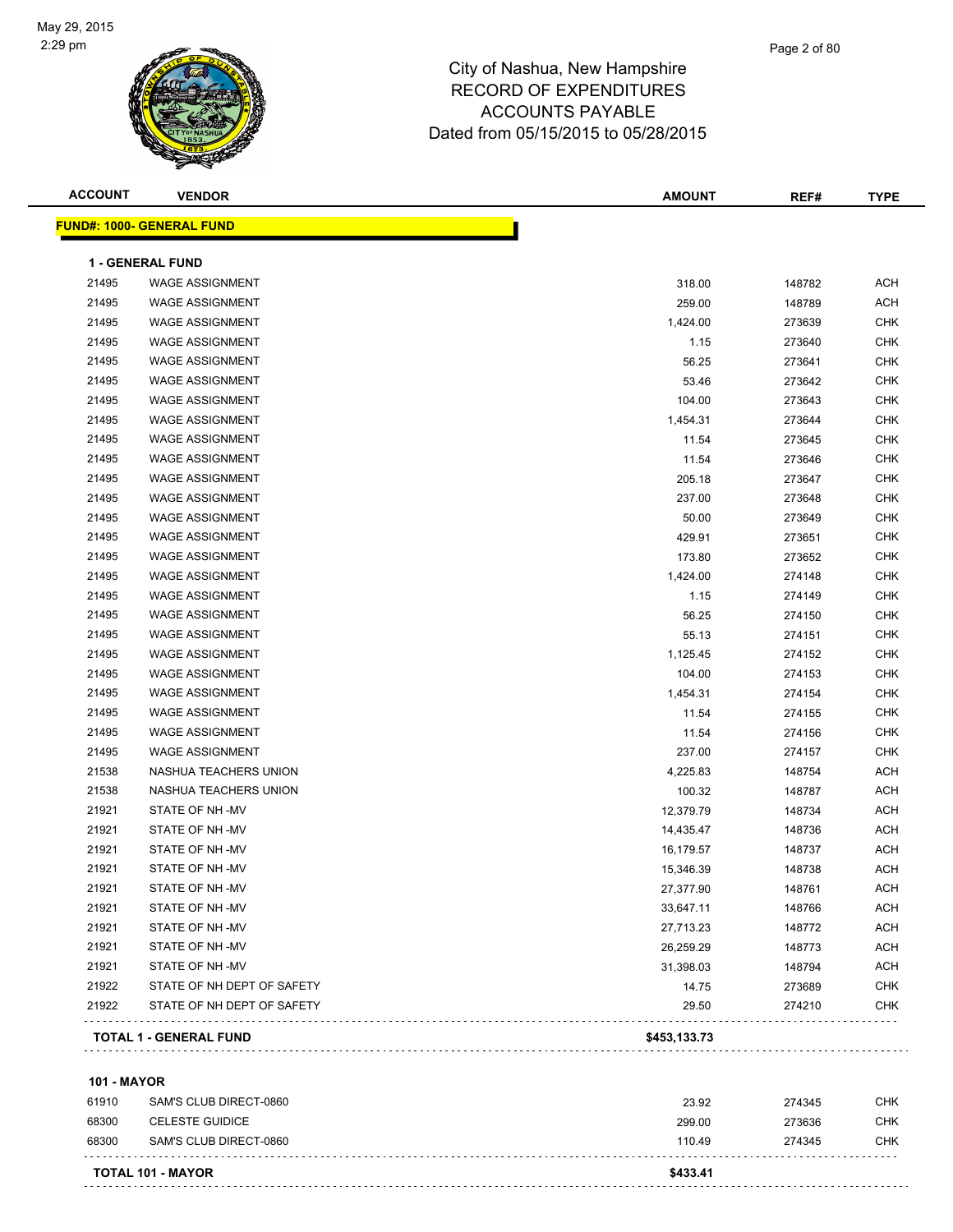City of Nashua, New Hampshire
RECORD OF EXPENDITURES
ACCOUNTS PAYABLE
Dated from 05/15/2015 to 05/28/2015

May 29, 2015
2:29 pm

| ACCOUNT | VENDOR | AMOUNT | REF# | TYPE |
|---|---|---|---|---|

**FUND#: 1000- GENERAL FUND**

**1 - GENERAL FUND**

| ACCOUNT | VENDOR | AMOUNT | REF# | TYPE |
|---|---|---|---|---|
| 21495 | WAGE ASSIGNMENT | 318.00 | 148782 | ACH |
| 21495 | WAGE ASSIGNMENT | 259.00 | 148789 | ACH |
| 21495 | WAGE ASSIGNMENT | 1,424.00 | 273639 | CHK |
| 21495 | WAGE ASSIGNMENT | 1.15 | 273640 | CHK |
| 21495 | WAGE ASSIGNMENT | 56.25 | 273641 | CHK |
| 21495 | WAGE ASSIGNMENT | 53.46 | 273642 | CHK |
| 21495 | WAGE ASSIGNMENT | 104.00 | 273643 | CHK |
| 21495 | WAGE ASSIGNMENT | 1,454.31 | 273644 | CHK |
| 21495 | WAGE ASSIGNMENT | 11.54 | 273645 | CHK |
| 21495 | WAGE ASSIGNMENT | 11.54 | 273646 | CHK |
| 21495 | WAGE ASSIGNMENT | 205.18 | 273647 | CHK |
| 21495 | WAGE ASSIGNMENT | 237.00 | 273648 | CHK |
| 21495 | WAGE ASSIGNMENT | 50.00 | 273649 | CHK |
| 21495 | WAGE ASSIGNMENT | 429.91 | 273651 | CHK |
| 21495 | WAGE ASSIGNMENT | 173.80 | 273652 | CHK |
| 21495 | WAGE ASSIGNMENT | 1,424.00 | 274148 | CHK |
| 21495 | WAGE ASSIGNMENT | 1.15 | 274149 | CHK |
| 21495 | WAGE ASSIGNMENT | 56.25 | 274150 | CHK |
| 21495 | WAGE ASSIGNMENT | 55.13 | 274151 | CHK |
| 21495 | WAGE ASSIGNMENT | 1,125.45 | 274152 | CHK |
| 21495 | WAGE ASSIGNMENT | 104.00 | 274153 | CHK |
| 21495 | WAGE ASSIGNMENT | 1,454.31 | 274154 | CHK |
| 21495 | WAGE ASSIGNMENT | 11.54 | 274155 | CHK |
| 21495 | WAGE ASSIGNMENT | 11.54 | 274156 | CHK |
| 21495 | WAGE ASSIGNMENT | 237.00 | 274157 | CHK |
| 21538 | NASHUA TEACHERS UNION | 4,225.83 | 148754 | ACH |
| 21538 | NASHUA TEACHERS UNION | 100.32 | 148787 | ACH |
| 21921 | STATE OF NH -MV | 12,379.79 | 148734 | ACH |
| 21921 | STATE OF NH -MV | 14,435.47 | 148736 | ACH |
| 21921 | STATE OF NH -MV | 16,179.57 | 148737 | ACH |
| 21921 | STATE OF NH -MV | 15,346.39 | 148738 | ACH |
| 21921 | STATE OF NH -MV | 27,377.90 | 148761 | ACH |
| 21921 | STATE OF NH -MV | 33,647.11 | 148766 | ACH |
| 21921 | STATE OF NH -MV | 27,713.23 | 148772 | ACH |
| 21921 | STATE OF NH -MV | 26,259.29 | 148773 | ACH |
| 21921 | STATE OF NH -MV | 31,398.03 | 148794 | ACH |
| 21922 | STATE OF NH DEPT OF SAFETY | 14.75 | 273689 | CHK |
| 21922 | STATE OF NH DEPT OF SAFETY | 29.50 | 274210 | CHK |
| **TOTAL 1 - GENERAL FUND** | | **$453,133.73** | | |

**101 - MAYOR**

| ACCOUNT | VENDOR | AMOUNT | REF# | TYPE |
|---|---|---|---|---|
| 61910 | SAM'S CLUB DIRECT-0860 | 23.92 | 274345 | CHK |
| 68300 | CELESTE GUIDICE | 299.00 | 273636 | CHK |
| 68300 | SAM'S CLUB DIRECT-0860 | 110.49 | 274345 | CHK |
| **TOTAL 101 - MAYOR** | | **$433.41** | | |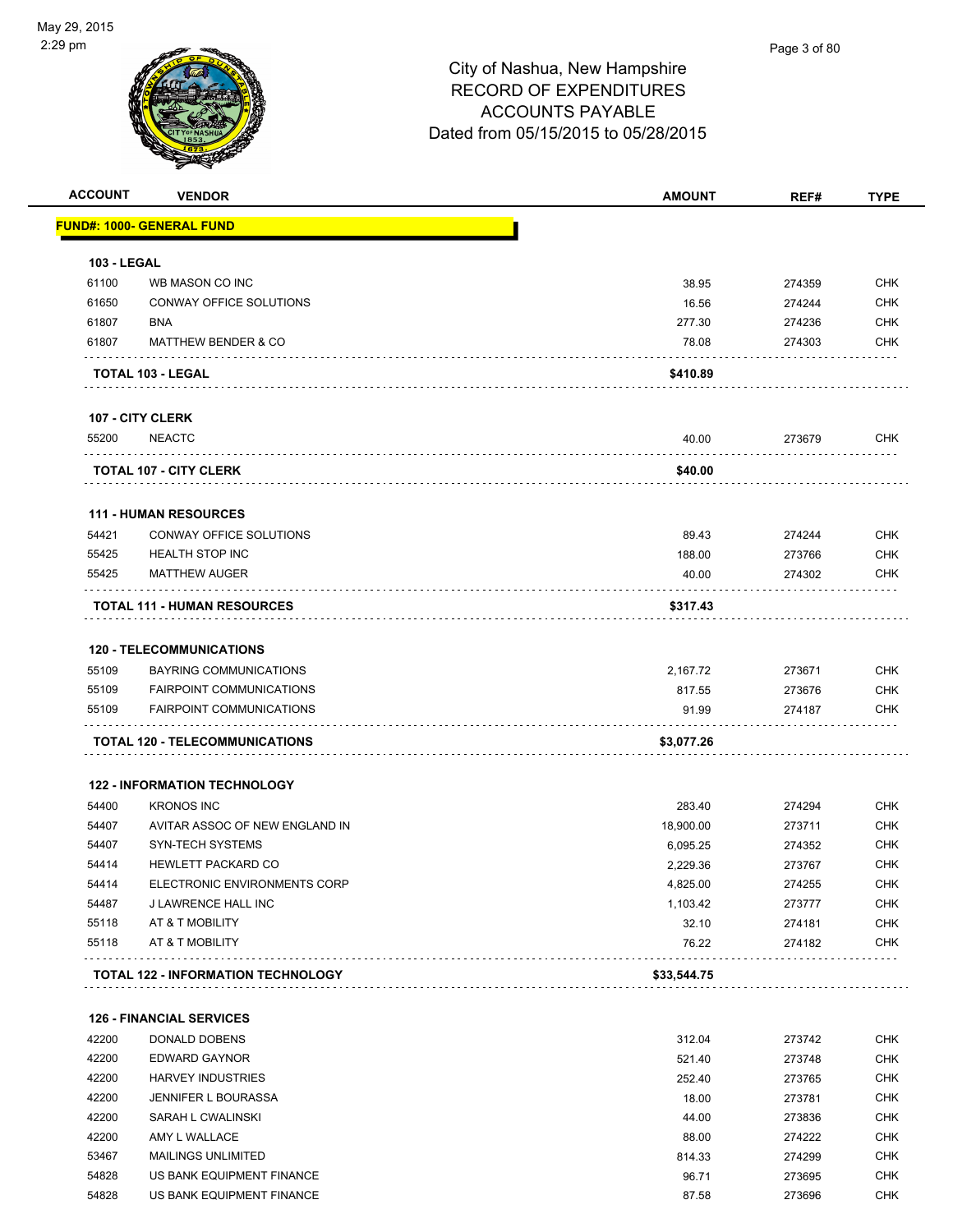May 29, 2015
2:29 pm

City of Nashua, New Hampshire
RECORD OF EXPENDITURES
ACCOUNTS PAYABLE
Dated from 05/15/2015 to 05/28/2015

| ACCOUNT | VENDOR | AMOUNT | REF# | TYPE |
|---|---|---|---|---|
| **FUND#: 1000- GENERAL FUND** | | | | |
| **103 - LEGAL** | | | | |
| 61100 | WB MASON CO INC | 38.95 | 274359 | CHK |
| 61650 | CONWAY OFFICE SOLUTIONS | 16.56 | 274244 | CHK |
| 61807 | BNA | 277.30 | 274236 | CHK |
| 61807 | MATTHEW BENDER & CO | 78.08 | 274303 | CHK |
| **TOTAL 103 - LEGAL** | | **$410.89** | | |
| **107 - CITY CLERK** | | | | |
| 55200 | NEACTC | 40.00 | 273679 | CHK |
| **TOTAL 107 - CITY CLERK** | | **$40.00** | | |
| **111 - HUMAN RESOURCES** | | | | |
| 54421 | CONWAY OFFICE SOLUTIONS | 89.43 | 274244 | CHK |
| 55425 | HEALTH STOP INC | 188.00 | 273766 | CHK |
| 55425 | MATTHEW AUGER | 40.00 | 274302 | CHK |
| **TOTAL 111 - HUMAN RESOURCES** | | **$317.43** | | |
| **120 - TELECOMMUNICATIONS** | | | | |
| 55109 | BAYRING COMMUNICATIONS | 2,167.72 | 273671 | CHK |
| 55109 | FAIRPOINT COMMUNICATIONS | 817.55 | 273676 | CHK |
| 55109 | FAIRPOINT COMMUNICATIONS | 91.99 | 274187 | CHK |
| **TOTAL 120 - TELECOMMUNICATIONS** | | **$3,077.26** | | |
| **122 - INFORMATION TECHNOLOGY** | | | | |
| 54400 | KRONOS INC | 283.40 | 274294 | CHK |
| 54407 | AVITAR ASSOC OF NEW ENGLAND IN | 18,900.00 | 273711 | CHK |
| 54407 | SYN-TECH SYSTEMS | 6,095.25 | 274352 | CHK |
| 54414 | HEWLETT PACKARD CO | 2,229.36 | 273767 | CHK |
| 54414 | ELECTRONIC ENVIRONMENTS CORP | 4,825.00 | 274255 | CHK |
| 54487 | J LAWRENCE HALL INC | 1,103.42 | 273777 | CHK |
| 55118 | AT & T MOBILITY | 32.10 | 274181 | CHK |
| 55118 | AT & T MOBILITY | 76.22 | 274182 | CHK |
| **TOTAL 122 - INFORMATION TECHNOLOGY** | | **$33,544.75** | | |
| **126 - FINANCIAL SERVICES** | | | | |
| 42200 | DONALD DOBENS | 312.04 | 273742 | CHK |
| 42200 | EDWARD GAYNOR | 521.40 | 273748 | CHK |
| 42200 | HARVEY INDUSTRIES | 252.40 | 273765 | CHK |
| 42200 | JENNIFER L BOURASSA | 18.00 | 273781 | CHK |
| 42200 | SARAH L CWALINSKI | 44.00 | 273836 | CHK |
| 42200 | AMY L WALLACE | 88.00 | 274222 | CHK |
| 53467 | MAILINGS UNLIMITED | 814.33 | 274299 | CHK |
| 54828 | US BANK EQUIPMENT FINANCE | 96.71 | 273695 | CHK |
| 54828 | US BANK EQUIPMENT FINANCE | 87.58 | 273696 | CHK |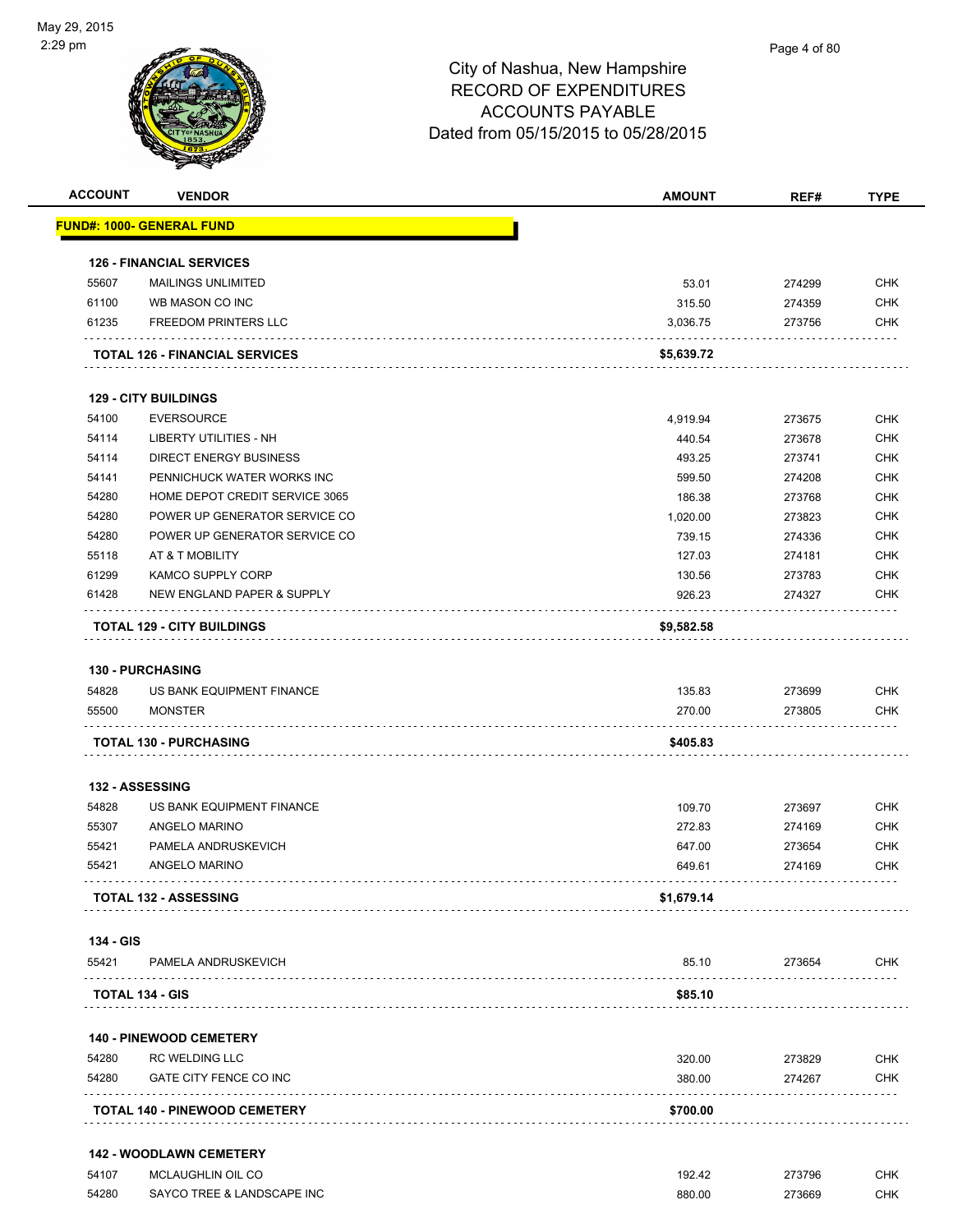City of Nashua, New Hampshire
RECORD OF EXPENDITURES
ACCOUNTS PAYABLE
Dated from 05/15/2015 to 05/28/2015

| ACCOUNT | VENDOR | AMOUNT | REF# | TYPE |
|---|---|---|---|---|
| **FUND#: 1000- GENERAL FUND** | | | | |
| **126 - FINANCIAL SERVICES** | | | | |
| 55607 | MAILINGS UNLIMITED | 53.01 | 274299 | CHK |
| 61100 | WB MASON CO INC | 315.50 | 274359 | CHK |
| 61235 | FREEDOM PRINTERS LLC | 3,036.75 | 273756 | CHK |
| | **TOTAL 126 - FINANCIAL SERVICES** | **$5,639.72** | | |
| **129 - CITY BUILDINGS** | | | | |
| 54100 | EVERSOURCE | 4,919.94 | 273675 | CHK |
| 54114 | LIBERTY UTILITIES - NH | 440.54 | 273678 | CHK |
| 54114 | DIRECT ENERGY BUSINESS | 493.25 | 273741 | CHK |
| 54141 | PENNICHUCK WATER WORKS INC | 599.50 | 274208 | CHK |
| 54280 | HOME DEPOT CREDIT SERVICE 3065 | 186.38 | 273768 | CHK |
| 54280 | POWER UP GENERATOR SERVICE CO | 1,020.00 | 273823 | CHK |
| 54280 | POWER UP GENERATOR SERVICE CO | 739.15 | 274336 | CHK |
| 55118 | AT & T MOBILITY | 127.03 | 274181 | CHK |
| 61299 | KAMCO SUPPLY CORP | 130.56 | 273783 | CHK |
| 61428 | NEW ENGLAND PAPER & SUPPLY | 926.23 | 274327 | CHK |
| | **TOTAL 129 - CITY BUILDINGS** | **$9,582.58** | | |
| **130 - PURCHASING** | | | | |
| 54828 | US BANK EQUIPMENT FINANCE | 135.83 | 273699 | CHK |
| 55500 | MONSTER | 270.00 | 273805 | CHK |
| | **TOTAL 130 - PURCHASING** | **$405.83** | | |
| **132 - ASSESSING** | | | | |
| 54828 | US BANK EQUIPMENT FINANCE | 109.70 | 273697 | CHK |
| 55307 | ANGELO MARINO | 272.83 | 274169 | CHK |
| 55421 | PAMELA ANDRUSKEVICH | 647.00 | 273654 | CHK |
| 55421 | ANGELO MARINO | 649.61 | 274169 | CHK |
| | **TOTAL 132 - ASSESSING** | **$1,679.14** | | |
| **134 - GIS** | | | | |
| 55421 | PAMELA ANDRUSKEVICH | 85.10 | 273654 | CHK |
| | **TOTAL 134 - GIS** | **$85.10** | | |
| **140 - PINEWOOD CEMETERY** | | | | |
| 54280 | RC WELDING LLC | 320.00 | 273829 | CHK |
| 54280 | GATE CITY FENCE CO INC | 380.00 | 274267 | CHK |
| | **TOTAL 140 - PINEWOOD CEMETERY** | **$700.00** | | |
| **142 - WOODLAWN CEMETERY** | | | | |
| 54107 | MCLAUGHLIN OIL CO | 192.42 | 273796 | CHK |
| 54280 | SAYCO TREE & LANDSCAPE INC | 880.00 | 273669 | CHK |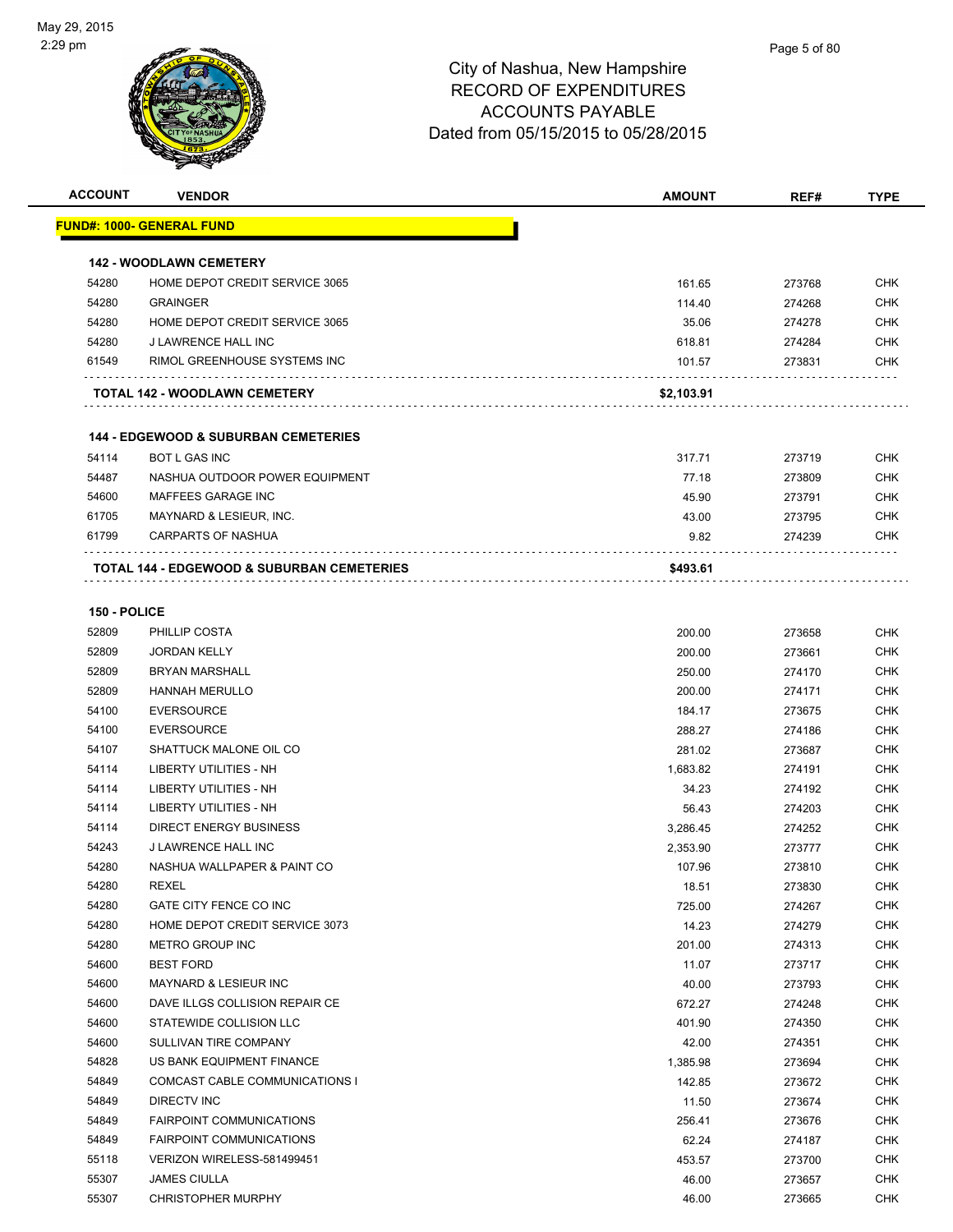City of Nashua, New Hampshire
RECORD OF EXPENDITURES
ACCOUNTS PAYABLE
Dated from 05/15/2015 to 05/28/2015

| ACCOUNT | VENDOR | AMOUNT | REF# | TYPE |
|---|---|---|---|---|
| **FUND#: 1000- GENERAL FUND** | | | | |
| **142 - WOODLAWN CEMETERY** | | | | |
| 54280 | HOME DEPOT CREDIT SERVICE 3065 | 161.65 | 273768 | CHK |
| 54280 | GRAINGER | 114.40 | 274268 | CHK |
| 54280 | HOME DEPOT CREDIT SERVICE 3065 | 35.06 | 274278 | CHK |
| 54280 | J LAWRENCE HALL INC | 618.81 | 274284 | CHK |
| 61549 | RIMOL GREENHOUSE SYSTEMS INC | 101.57 | 273831 | CHK |
| | **TOTAL 142 - WOODLAWN CEMETERY** | **$2,103.91** | | |
| **144 - EDGEWOOD & SUBURBAN CEMETERIES** | | | | |
| 54114 | BOT L GAS INC | 317.71 | 273719 | CHK |
| 54487 | NASHUA OUTDOOR POWER EQUIPMENT | 77.18 | 273809 | CHK |
| 54600 | MAFFEES GARAGE INC | 45.90 | 273791 | CHK |
| 61705 | MAYNARD & LESIEUR, INC. | 43.00 | 273795 | CHK |
| 61799 | CARPARTS OF NASHUA | 9.82 | 274239 | CHK |
| | **TOTAL 144 - EDGEWOOD & SUBURBAN CEMETERIES** | **$493.61** | | |
| **150 - POLICE** | | | | |
| 52809 | PHILLIP COSTA | 200.00 | 273658 | CHK |
| 52809 | JORDAN KELLY | 200.00 | 273661 | CHK |
| 52809 | BRYAN MARSHALL | 250.00 | 274170 | CHK |
| 52809 | HANNAH MERULLO | 200.00 | 274171 | CHK |
| 54100 | EVERSOURCE | 184.17 | 273675 | CHK |
| 54100 | EVERSOURCE | 288.27 | 274186 | CHK |
| 54107 | SHATTUCK MALONE OIL CO | 281.02 | 273687 | CHK |
| 54114 | LIBERTY UTILITIES - NH | 1,683.82 | 274191 | CHK |
| 54114 | LIBERTY UTILITIES - NH | 34.23 | 274192 | CHK |
| 54114 | LIBERTY UTILITIES - NH | 56.43 | 274203 | CHK |
| 54114 | DIRECT ENERGY BUSINESS | 3,286.45 | 274252 | CHK |
| 54243 | J LAWRENCE HALL INC | 2,353.90 | 273777 | CHK |
| 54280 | NASHUA WALLPAPER & PAINT CO | 107.96 | 273810 | CHK |
| 54280 | REXEL | 18.51 | 273830 | CHK |
| 54280 | GATE CITY FENCE CO INC | 725.00 | 274267 | CHK |
| 54280 | HOME DEPOT CREDIT SERVICE 3073 | 14.23 | 274279 | CHK |
| 54280 | METRO GROUP INC | 201.00 | 274313 | CHK |
| 54600 | BEST FORD | 11.07 | 273717 | CHK |
| 54600 | MAYNARD & LESIEUR INC | 40.00 | 273793 | CHK |
| 54600 | DAVE ILLGS COLLISION REPAIR CE | 672.27 | 274248 | CHK |
| 54600 | STATEWIDE COLLISION LLC | 401.90 | 274350 | CHK |
| 54600 | SULLIVAN TIRE COMPANY | 42.00 | 274351 | CHK |
| 54828 | US BANK EQUIPMENT FINANCE | 1,385.98 | 273694 | CHK |
| 54849 | COMCAST CABLE COMMUNICATIONS I | 142.85 | 273672 | CHK |
| 54849 | DIRECTV INC | 11.50 | 273674 | CHK |
| 54849 | FAIRPOINT COMMUNICATIONS | 256.41 | 273676 | CHK |
| 54849 | FAIRPOINT COMMUNICATIONS | 62.24 | 274187 | CHK |
| 55118 | VERIZON WIRELESS-581499451 | 453.57 | 273700 | CHK |
| 55307 | JAMES CIULLA | 46.00 | 273657 | CHK |
| 55307 | CHRISTOPHER MURPHY | 46.00 | 273665 | CHK |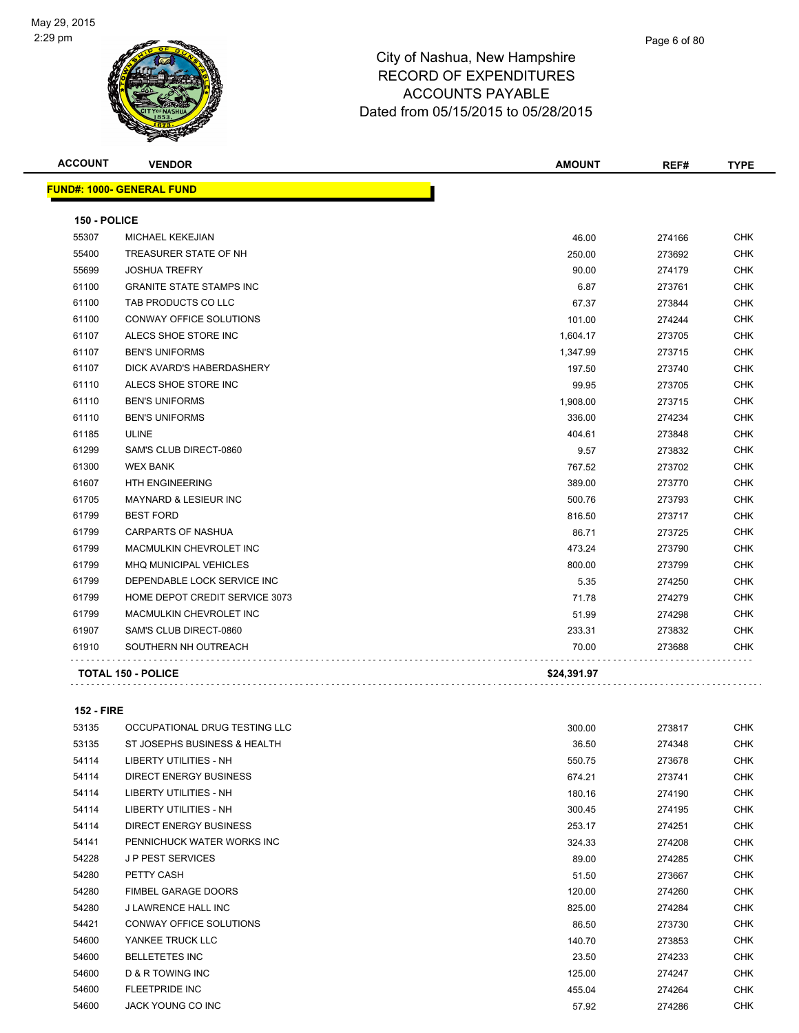City of Nashua, New Hampshire
RECORD OF EXPENDITURES
ACCOUNTS PAYABLE
Dated from 05/15/2015 to 05/28/2015

| ACCOUNT | VENDOR | AMOUNT | REF# | TYPE |
|---|---|---|---|---|

**FUND#: 1000- GENERAL FUND**

**150 - POLICE**

| ACCOUNT | VENDOR | AMOUNT | REF# | TYPE |
|---|---|---|---|---|
| 55307 | MICHAEL KEKEJIAN | 46.00 | 274166 | CHK |
| 55400 | TREASURER STATE OF NH | 250.00 | 273692 | CHK |
| 55699 | JOSHUA TREFRY | 90.00 | 274179 | CHK |
| 61100 | GRANITE STATE STAMPS INC | 6.87 | 273761 | CHK |
| 61100 | TAB PRODUCTS CO LLC | 67.37 | 273844 | CHK |
| 61100 | CONWAY OFFICE SOLUTIONS | 101.00 | 274244 | CHK |
| 61107 | ALECS SHOE STORE INC | 1,604.17 | 273705 | CHK |
| 61107 | BEN'S UNIFORMS | 1,347.99 | 273715 | CHK |
| 61107 | DICK AVARD'S HABERDASHERY | 197.50 | 273740 | CHK |
| 61110 | ALECS SHOE STORE INC | 99.95 | 273705 | CHK |
| 61110 | BEN'S UNIFORMS | 1,908.00 | 273715 | CHK |
| 61110 | BEN'S UNIFORMS | 336.00 | 274234 | CHK |
| 61185 | ULINE | 404.61 | 273848 | CHK |
| 61299 | SAM'S CLUB DIRECT-0860 | 9.57 | 273832 | CHK |
| 61300 | WEX BANK | 767.52 | 273702 | CHK |
| 61607 | HTH ENGINEERING | 389.00 | 273770 | CHK |
| 61705 | MAYNARD & LESIEUR INC | 500.76 | 273793 | CHK |
| 61799 | BEST FORD | 816.50 | 273717 | CHK |
| 61799 | CARPARTS OF NASHUA | 86.71 | 273725 | CHK |
| 61799 | MACMULKIN CHEVROLET INC | 473.24 | 273790 | CHK |
| 61799 | MHQ MUNICIPAL VEHICLES | 800.00 | 273799 | CHK |
| 61799 | DEPENDABLE LOCK SERVICE INC | 5.35 | 274250 | CHK |
| 61799 | HOME DEPOT CREDIT SERVICE 3073 | 71.78 | 274279 | CHK |
| 61799 | MACMULKIN CHEVROLET INC | 51.99 | 274298 | CHK |
| 61907 | SAM'S CLUB DIRECT-0860 | 233.31 | 273832 | CHK |
| 61910 | SOUTHERN NH OUTREACH | 70.00 | 273688 | CHK |
| | **TOTAL 150 - POLICE** | **$24,391.97** | | |

**152 - FIRE**

| ACCOUNT | VENDOR | AMOUNT | REF# | TYPE |
|---|---|---|---|---|
| 53135 | OCCUPATIONAL DRUG TESTING LLC | 300.00 | 273817 | CHK |
| 53135 | ST JOSEPHS BUSINESS & HEALTH | 36.50 | 274348 | CHK |
| 54114 | LIBERTY UTILITIES - NH | 550.75 | 273678 | CHK |
| 54114 | DIRECT ENERGY BUSINESS | 674.21 | 273741 | CHK |
| 54114 | LIBERTY UTILITIES - NH | 180.16 | 274190 | CHK |
| 54114 | LIBERTY UTILITIES - NH | 300.45 | 274195 | CHK |
| 54114 | DIRECT ENERGY BUSINESS | 253.17 | 274251 | CHK |
| 54141 | PENNICHUCK WATER WORKS INC | 324.33 | 274208 | CHK |
| 54228 | J P PEST SERVICES | 89.00 | 274285 | CHK |
| 54280 | PETTY CASH | 51.50 | 273667 | CHK |
| 54280 | FIMBEL GARAGE DOORS | 120.00 | 274260 | CHK |
| 54280 | J LAWRENCE HALL INC | 825.00 | 274284 | CHK |
| 54421 | CONWAY OFFICE SOLUTIONS | 86.50 | 273730 | CHK |
| 54600 | YANKEE TRUCK LLC | 140.70 | 273853 | CHK |
| 54600 | BELLETETES INC | 23.50 | 274233 | CHK |
| 54600 | D & R TOWING INC | 125.00 | 274247 | CHK |
| 54600 | FLEETPRIDE INC | 455.04 | 274264 | CHK |
| 54600 | JACK YOUNG CO INC | 57.92 | 274286 | CHK |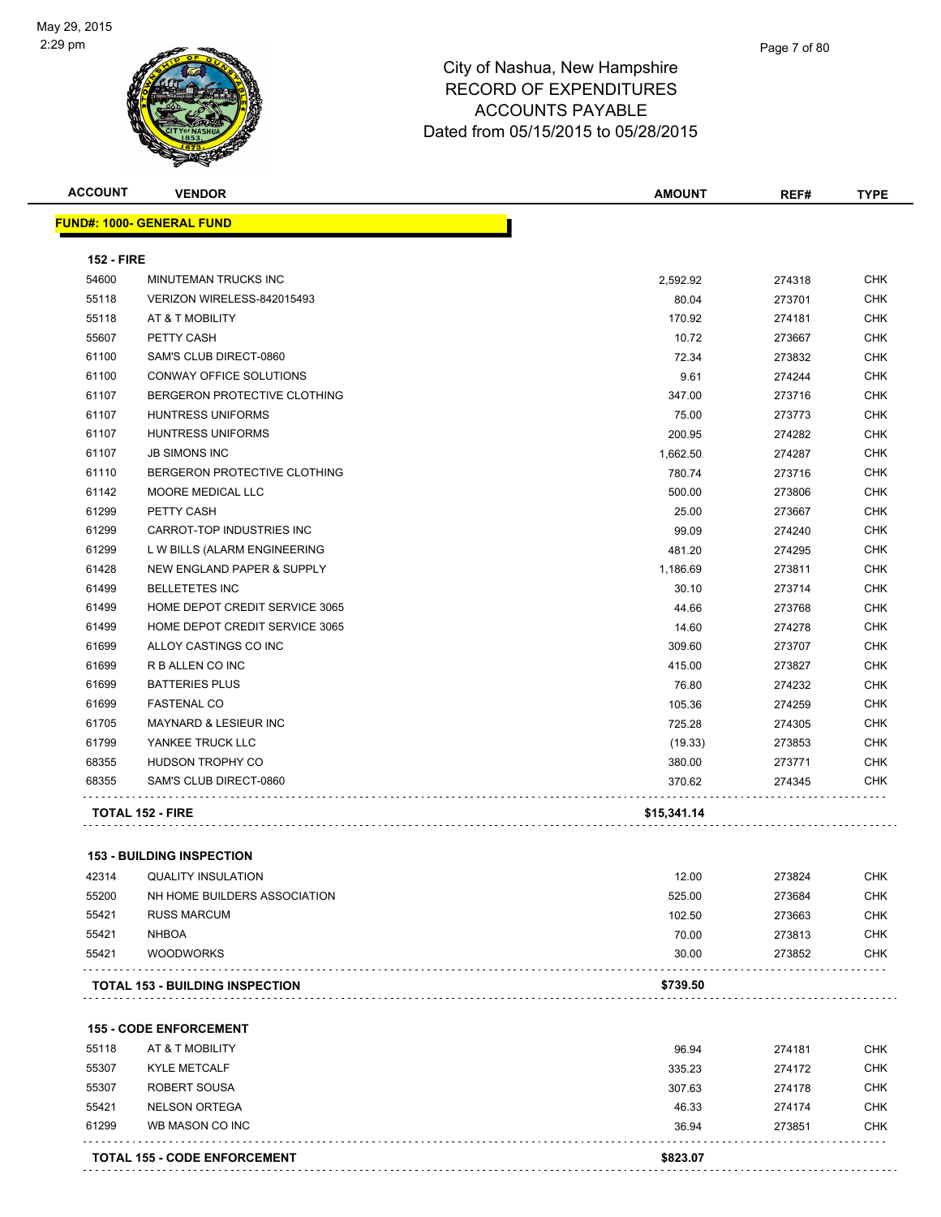# City of Nashua, New Hampshire
## RECORD OF EXPENDITURES
## ACCOUNTS PAYABLE
## Dated from 05/15/2015 to 05/28/2015

| ACCOUNT | VENDOR | AMOUNT | REF# | TYPE |
|---|---|---|---|---|
| **FUND#: 1000- GENERAL FUND** | | | | |
| **152 - FIRE** | | | | |
| 54600 | MINUTEMAN TRUCKS INC | 2,592.92 | 274318 | CHK |
| 55118 | VERIZON WIRELESS-842015493 | 80.04 | 273701 | CHK |
| 55118 | AT & T MOBILITY | 170.92 | 274181 | CHK |
| 55607 | PETTY CASH | 10.72 | 273667 | CHK |
| 61100 | SAM'S CLUB DIRECT-0860 | 72.34 | 273832 | CHK |
| 61100 | CONWAY OFFICE SOLUTIONS | 9.61 | 274244 | CHK |
| 61107 | BERGERON PROTECTIVE CLOTHING | 347.00 | 273716 | CHK |
| 61107 | HUNTRESS UNIFORMS | 75.00 | 273773 | CHK |
| 61107 | HUNTRESS UNIFORMS | 200.95 | 274282 | CHK |
| 61107 | JB SIMONS INC | 1,662.50 | 274287 | CHK |
| 61110 | BERGERON PROTECTIVE CLOTHING | 780.74 | 273716 | CHK |
| 61142 | MOORE MEDICAL LLC | 500.00 | 273806 | CHK |
| 61299 | PETTY CASH | 25.00 | 273667 | CHK |
| 61299 | CARROT-TOP INDUSTRIES INC | 99.09 | 274240 | CHK |
| 61299 | L W BILLS (ALARM ENGINEERING | 481.20 | 274295 | CHK |
| 61428 | NEW ENGLAND PAPER & SUPPLY | 1,186.69 | 273811 | CHK |
| 61499 | BELLETETES INC | 30.10 | 273714 | CHK |
| 61499 | HOME DEPOT CREDIT SERVICE 3065 | 44.66 | 273768 | CHK |
| 61499 | HOME DEPOT CREDIT SERVICE 3065 | 14.60 | 274278 | CHK |
| 61699 | ALLOY CASTINGS CO INC | 309.60 | 273707 | CHK |
| 61699 | R B ALLEN CO INC | 415.00 | 273827 | CHK |
| 61699 | BATTERIES PLUS | 76.80 | 274232 | CHK |
| 61699 | FASTENAL CO | 105.36 | 274259 | CHK |
| 61705 | MAYNARD & LESIEUR INC | 725.28 | 274305 | CHK |
| 61799 | YANKEE TRUCK LLC | (19.33) | 273853 | CHK |
| 68355 | HUDSON TROPHY CO | 380.00 | 273771 | CHK |
| 68355 | SAM'S CLUB DIRECT-0860 | 370.62 | 274345 | CHK |
| **TOTAL 152 - FIRE** | | **$15,341.14** | | |
| **153 - BUILDING INSPECTION** | | | | |
| 42314 | QUALITY INSULATION | 12.00 | 273824 | CHK |
| 55200 | NH HOME BUILDERS ASSOCIATION | 525.00 | 273684 | CHK |
| 55421 | RUSS MARCUM | 102.50 | 273663 | CHK |
| 55421 | NHBOA | 70.00 | 273813 | CHK |
| 55421 | WOODWORKS | 30.00 | 273852 | CHK |
| **TOTAL 153 - BUILDING INSPECTION** | | **$739.50** | | |
| **155 - CODE ENFORCEMENT** | | | | |
| 55118 | AT & T MOBILITY | 96.94 | 274181 | CHK |
| 55307 | KYLE METCALF | 335.23 | 274172 | CHK |
| 55307 | ROBERT SOUSA | 307.63 | 274178 | CHK |
| 55421 | NELSON ORTEGA | 46.33 | 274174 | CHK |
| 61299 | WB MASON CO INC | 36.94 | 273851 | CHK |
| **TOTAL 155 - CODE ENFORCEMENT** | | **$823.07** | | |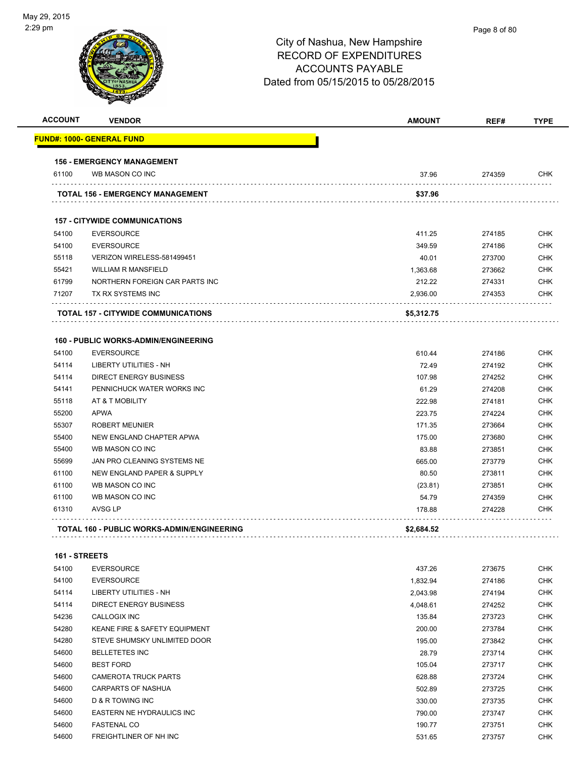City of Nashua, New Hampshire
RECORD OF EXPENDITURES
ACCOUNTS PAYABLE
Dated from 05/15/2015 to 05/28/2015

| ACCOUNT | VENDOR | AMOUNT | REF# | TYPE |
|---|---|---|---|---|
| **FUND#: 1000- GENERAL FUND** | | | | |
| **156 - EMERGENCY MANAGEMENT** | | | | |
| 61100 | WB MASON CO INC | 37.96 | 274359 | CHK |
| | **TOTAL 156 - EMERGENCY MANAGEMENT** | **$37.96** | | |
| **157 - CITYWIDE COMMUNICATIONS** | | | | |
| 54100 | EVERSOURCE | 411.25 | 274185 | CHK |
| 54100 | EVERSOURCE | 349.59 | 274186 | CHK |
| 55118 | VERIZON WIRELESS-581499451 | 40.01 | 273700 | CHK |
| 55421 | WILLIAM R MANSFIELD | 1,363.68 | 273662 | CHK |
| 61799 | NORTHERN FOREIGN CAR PARTS INC | 212.22 | 274331 | CHK |
| 71207 | TX RX SYSTEMS INC | 2,936.00 | 274353 | CHK |
| | **TOTAL 157 - CITYWIDE COMMUNICATIONS** | **$5,312.75** | | |
| **160 - PUBLIC WORKS-ADMIN/ENGINEERING** | | | | |
| 54100 | EVERSOURCE | 610.44 | 274186 | CHK |
| 54114 | LIBERTY UTILITIES - NH | 72.49 | 274192 | CHK |
| 54114 | DIRECT ENERGY BUSINESS | 107.98 | 274252 | CHK |
| 54141 | PENNICHUCK WATER WORKS INC | 61.29 | 274208 | CHK |
| 55118 | AT & T MOBILITY | 222.98 | 274181 | CHK |
| 55200 | APWA | 223.75 | 274224 | CHK |
| 55307 | ROBERT MEUNIER | 171.35 | 273664 | CHK |
| 55400 | NEW ENGLAND CHAPTER APWA | 175.00 | 273680 | CHK |
| 55400 | WB MASON CO INC | 83.88 | 273851 | CHK |
| 55699 | JAN PRO CLEANING SYSTEMS NE | 665.00 | 273779 | CHK |
| 61100 | NEW ENGLAND PAPER & SUPPLY | 80.50 | 273811 | CHK |
| 61100 | WB MASON CO INC | (23.81) | 273851 | CHK |
| 61100 | WB MASON CO INC | 54.79 | 274359 | CHK |
| 61310 | AVSG LP | 178.88 | 274228 | CHK |
| | **TOTAL 160 - PUBLIC WORKS-ADMIN/ENGINEERING** | **$2,684.52** | | |
| **161 - STREETS** | | | | |
| 54100 | EVERSOURCE | 437.26 | 273675 | CHK |
| 54100 | EVERSOURCE | 1,832.94 | 274186 | CHK |
| 54114 | LIBERTY UTILITIES - NH | 2,043.98 | 274194 | CHK |
| 54114 | DIRECT ENERGY BUSINESS | 4,048.61 | 274252 | CHK |
| 54236 | CALLOGIX INC | 135.84 | 273723 | CHK |
| 54280 | KEANE FIRE & SAFETY EQUIPMENT | 200.00 | 273784 | CHK |
| 54280 | STEVE SHUMSKY UNLIMITED DOOR | 195.00 | 273842 | CHK |
| 54600 | BELLETETES INC | 28.79 | 273714 | CHK |
| 54600 | BEST FORD | 105.04 | 273717 | CHK |
| 54600 | CAMEROTA TRUCK PARTS | 628.88 | 273724 | CHK |
| 54600 | CARPARTS OF NASHUA | 502.89 | 273725 | CHK |
| 54600 | D & R TOWING INC | 330.00 | 273735 | CHK |
| 54600 | EASTERN NE HYDRAULICS INC | 790.00 | 273747 | CHK |
| 54600 | FASTENAL CO | 190.77 | 273751 | CHK |
| 54600 | FREIGHTLINER OF NH INC | 531.65 | 273757 | CHK |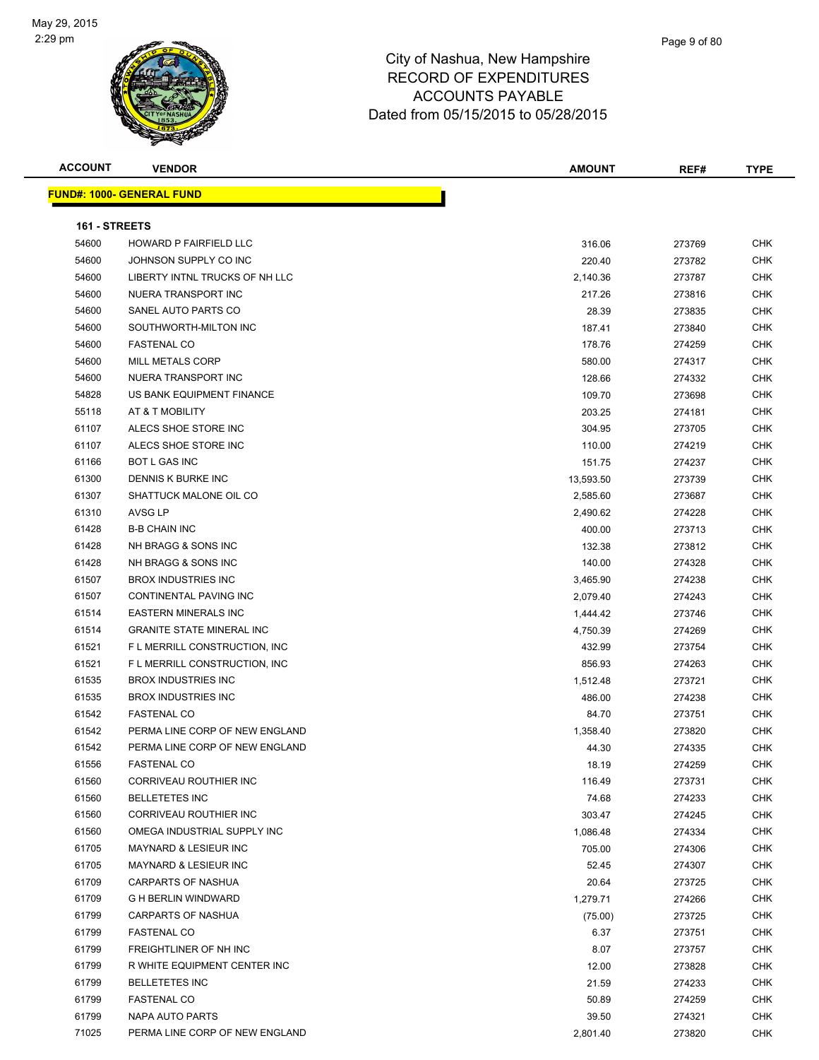# City of Nashua, New Hampshire
## RECORD OF EXPENDITURES
## ACCOUNTS PAYABLE
## Dated from 05/15/2015 to 05/28/2015

May 29, 2015
2:29 pm

| ACCOUNT | VENDOR | AMOUNT | REF# | TYPE |
|---|---|---|---|---|
| **FUND#: 1000- GENERAL FUND** | | | | |
| **161 - STREETS** | | | | |
| 54600 | HOWARD P FAIRFIELD LLC | 316.06 | 273769 | CHK |
| 54600 | JOHNSON SUPPLY CO INC | 220.40 | 273782 | CHK |
| 54600 | LIBERTY INTNL TRUCKS OF NH LLC | 2,140.36 | 273787 | CHK |
| 54600 | NUERA TRANSPORT INC | 217.26 | 273816 | CHK |
| 54600 | SANEL AUTO PARTS CO | 28.39 | 273835 | CHK |
| 54600 | SOUTHWORTH-MILTON INC | 187.41 | 273840 | CHK |
| 54600 | FASTENAL CO | 178.76 | 274259 | CHK |
| 54600 | MILL METALS CORP | 580.00 | 274317 | CHK |
| 54600 | NUERA TRANSPORT INC | 128.66 | 274332 | CHK |
| 54828 | US BANK EQUIPMENT FINANCE | 109.70 | 273698 | CHK |
| 55118 | AT & T MOBILITY | 203.25 | 274181 | CHK |
| 61107 | ALECS SHOE STORE INC | 304.95 | 273705 | CHK |
| 61107 | ALECS SHOE STORE INC | 110.00 | 274219 | CHK |
| 61166 | BOT L GAS INC | 151.75 | 274237 | CHK |
| 61300 | DENNIS K BURKE INC | 13,593.50 | 273739 | CHK |
| 61307 | SHATTUCK MALONE OIL CO | 2,585.60 | 273687 | CHK |
| 61310 | AVSG LP | 2,490.62 | 274228 | CHK |
| 61428 | B-B CHAIN INC | 400.00 | 273713 | CHK |
| 61428 | NH BRAGG & SONS INC | 132.38 | 273812 | CHK |
| 61428 | NH BRAGG & SONS INC | 140.00 | 274328 | CHK |
| 61507 | BROX INDUSTRIES INC | 3,465.90 | 274238 | CHK |
| 61507 | CONTINENTAL PAVING INC | 2,079.40 | 274243 | CHK |
| 61514 | EASTERN MINERALS INC | 1,444.42 | 273746 | CHK |
| 61514 | GRANITE STATE MINERAL INC | 4,750.39 | 274269 | CHK |
| 61521 | F L MERRILL CONSTRUCTION, INC | 432.99 | 273754 | CHK |
| 61521 | F L MERRILL CONSTRUCTION, INC | 856.93 | 274263 | CHK |
| 61535 | BROX INDUSTRIES INC | 1,512.48 | 273721 | CHK |
| 61535 | BROX INDUSTRIES INC | 486.00 | 274238 | CHK |
| 61542 | FASTENAL CO | 84.70 | 273751 | CHK |
| 61542 | PERMA LINE CORP OF NEW ENGLAND | 1,358.40 | 273820 | CHK |
| 61542 | PERMA LINE CORP OF NEW ENGLAND | 44.30 | 274335 | CHK |
| 61556 | FASTENAL CO | 18.19 | 274259 | CHK |
| 61560 | CORRIVEAU ROUTHIER INC | 116.49 | 273731 | CHK |
| 61560 | BELLETETES INC | 74.68 | 274233 | CHK |
| 61560 | CORRIVEAU ROUTHIER INC | 303.47 | 274245 | CHK |
| 61560 | OMEGA INDUSTRIAL SUPPLY INC | 1,086.48 | 274334 | CHK |
| 61705 | MAYNARD & LESIEUR INC | 705.00 | 274306 | CHK |
| 61705 | MAYNARD & LESIEUR INC | 52.45 | 274307 | CHK |
| 61709 | CARPARTS OF NASHUA | 20.64 | 273725 | CHK |
| 61709 | G H BERLIN WINDWARD | 1,279.71 | 274266 | CHK |
| 61799 | CARPARTS OF NASHUA | (75.00) | 273725 | CHK |
| 61799 | FASTENAL CO | 6.37 | 273751 | CHK |
| 61799 | FREIGHTLINER OF NH INC | 8.07 | 273757 | CHK |
| 61799 | R WHITE EQUIPMENT CENTER INC | 12.00 | 273828 | CHK |
| 61799 | BELLETETES INC | 21.59 | 274233 | CHK |
| 61799 | FASTENAL CO | 50.89 | 274259 | CHK |
| 61799 | NAPA AUTO PARTS | 39.50 | 274321 | CHK |
| 71025 | PERMA LINE CORP OF NEW ENGLAND | 2,801.40 | 273820 | CHK |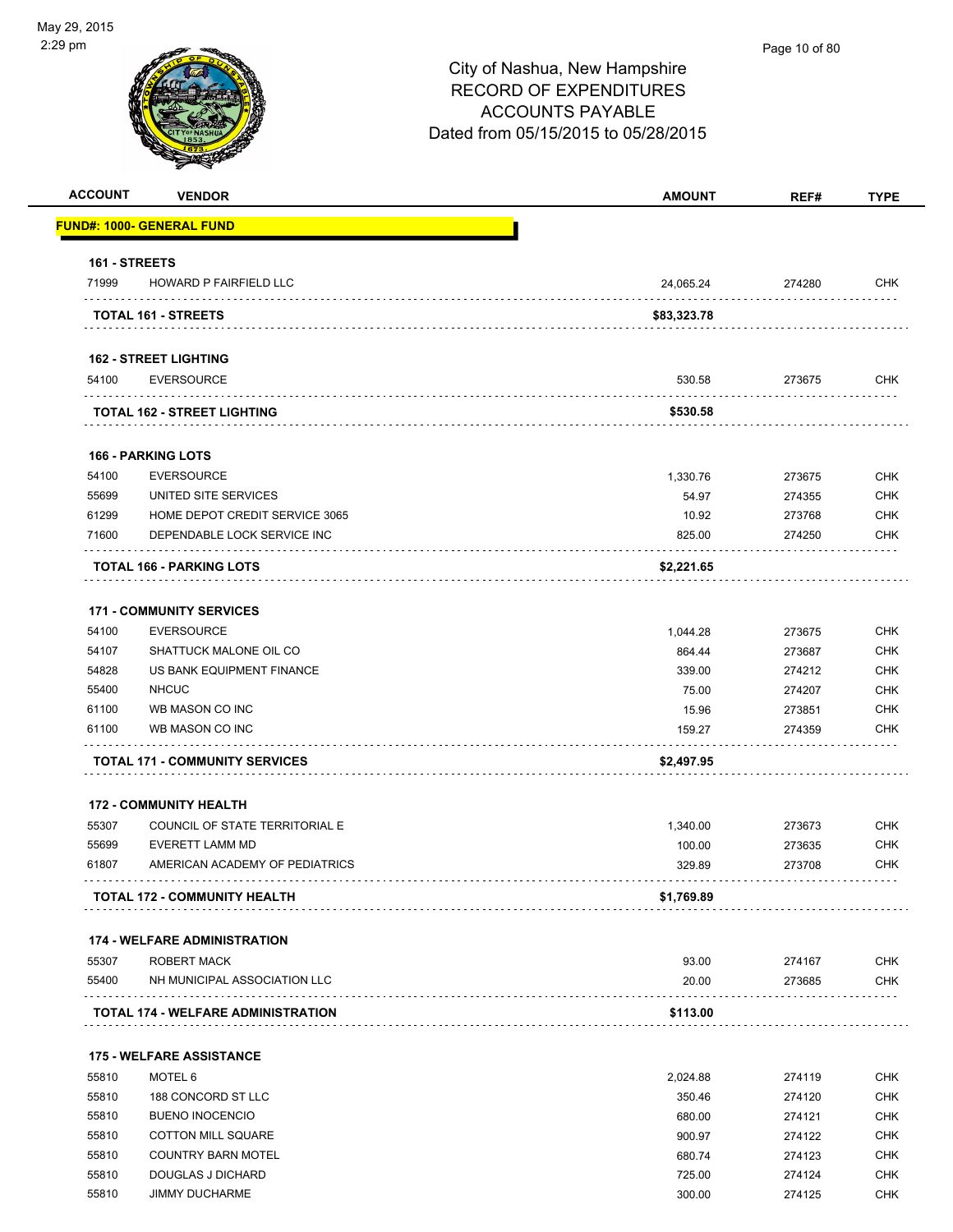May 29, 2015
2:29 pm

City of Nashua, New Hampshire
RECORD OF EXPENDITURES
ACCOUNTS PAYABLE
Dated from 05/15/2015 to 05/28/2015

| ACCOUNT | VENDOR | AMOUNT | REF# | TYPE |
|---|---|---|---|---|
| **FUND#: 1000- GENERAL FUND** | | | | |
| **161 - STREETS** | | | | |
| 71999 | HOWARD P FAIRFIELD LLC | 24,065.24 | 274280 | CHK |
| | **TOTAL 161 - STREETS** | **$83,323.78** | | |
| **162 - STREET LIGHTING** | | | | |
| 54100 | EVERSOURCE | 530.58 | 273675 | CHK |
| | **TOTAL 162 - STREET LIGHTING** | **$530.58** | | |
| **166 - PARKING LOTS** | | | | |
| 54100 | EVERSOURCE | 1,330.76 | 273675 | CHK |
| 55699 | UNITED SITE SERVICES | 54.97 | 274355 | CHK |
| 61299 | HOME DEPOT CREDIT SERVICE 3065 | 10.92 | 273768 | CHK |
| 71600 | DEPENDABLE LOCK SERVICE INC | 825.00 | 274250 | CHK |
| | **TOTAL 166 - PARKING LOTS** | **$2,221.65** | | |
| **171 - COMMUNITY SERVICES** | | | | |
| 54100 | EVERSOURCE | 1,044.28 | 273675 | CHK |
| 54107 | SHATTUCK MALONE OIL CO | 864.44 | 273687 | CHK |
| 54828 | US BANK EQUIPMENT FINANCE | 339.00 | 274212 | CHK |
| 55400 | NHCUC | 75.00 | 274207 | CHK |
| 61100 | WB MASON CO INC | 15.96 | 273851 | CHK |
| 61100 | WB MASON CO INC | 159.27 | 274359 | CHK |
| | **TOTAL 171 - COMMUNITY SERVICES** | **$2,497.95** | | |
| **172 - COMMUNITY HEALTH** | | | | |
| 55307 | COUNCIL OF STATE TERRITORIAL E | 1,340.00 | 273673 | CHK |
| 55699 | EVERETT LAMM MD | 100.00 | 273635 | CHK |
| 61807 | AMERICAN ACADEMY OF PEDIATRICS | 329.89 | 273708 | CHK |
| | **TOTAL 172 - COMMUNITY HEALTH** | **$1,769.89** | | |
| **174 - WELFARE ADMINISTRATION** | | | | |
| 55307 | ROBERT MACK | 93.00 | 274167 | CHK |
| 55400 | NH MUNICIPAL ASSOCIATION LLC | 20.00 | 273685 | CHK |
| | **TOTAL 174 - WELFARE ADMINISTRATION** | **$113.00** | | |
| **175 - WELFARE ASSISTANCE** | | | | |
| 55810 | MOTEL 6 | 2,024.88 | 274119 | CHK |
| 55810 | 188 CONCORD ST LLC | 350.46 | 274120 | CHK |
| 55810 | BUENO INOCENCIO | 680.00 | 274121 | CHK |
| 55810 | COTTON MILL SQUARE | 900.97 | 274122 | CHK |
| 55810 | COUNTRY BARN MOTEL | 680.74 | 274123 | CHK |
| 55810 | DOUGLAS J DICHARD | 725.00 | 274124 | CHK |
| 55810 | JIMMY DUCHARME | 300.00 | 274125 | CHK |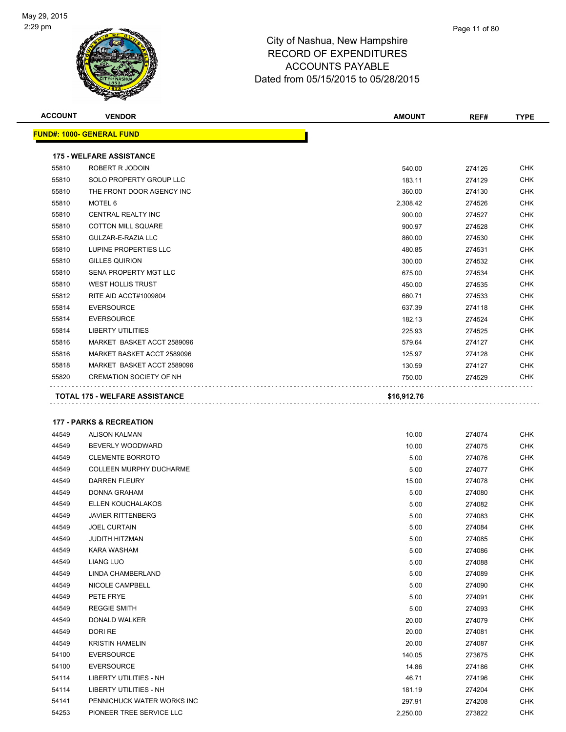City of Nashua, New Hampshire
RECORD OF EXPENDITURES
ACCOUNTS PAYABLE
Dated from 05/15/2015 to 05/28/2015

May 29, 2015
2:29 pm

**FUND#: 1000- GENERAL FUND**

### 175 - WELFARE ASSISTANCE

| ACCOUNT | VENDOR | AMOUNT | REF# | TYPE |
|---|---|---|---|---|
| 55810 | ROBERT R JODOIN | 540.00 | 274126 | CHK |
| 55810 | SOLO PROPERTY GROUP LLC | 183.11 | 274129 | CHK |
| 55810 | THE FRONT DOOR AGENCY INC | 360.00 | 274130 | CHK |
| 55810 | MOTEL 6 | 2,308.42 | 274526 | CHK |
| 55810 | CENTRAL REALTY INC | 900.00 | 274527 | CHK |
| 55810 | COTTON MILL SQUARE | 900.97 | 274528 | CHK |
| 55810 | GULZAR-E-RAZIA LLC | 860.00 | 274530 | CHK |
| 55810 | LUPINE PROPERTIES LLC | 480.85 | 274531 | CHK |
| 55810 | GILLES QUIRION | 300.00 | 274532 | CHK |
| 55810 | SENA PROPERTY MGT LLC | 675.00 | 274534 | CHK |
| 55810 | WEST HOLLIS TRUST | 450.00 | 274535 | CHK |
| 55812 | RITE AID ACCT#1009804 | 660.71 | 274533 | CHK |
| 55814 | EVERSOURCE | 637.39 | 274118 | CHK |
| 55814 | EVERSOURCE | 182.13 | 274524 | CHK |
| 55814 | LIBERTY UTILITIES | 225.93 | 274525 | CHK |
| 55816 | MARKET BASKET ACCT 2589096 | 579.64 | 274127 | CHK |
| 55816 | MARKET BASKET ACCT 2589096 | 125.97 | 274128 | CHK |
| 55818 | MARKET BASKET ACCT 2589096 | 130.59 | 274127 | CHK |
| 55820 | CREMATION SOCIETY OF NH | 750.00 | 274529 | CHK |
| | **TOTAL 175 - WELFARE ASSISTANCE** | **$16,912.76** | | |

### 177 - PARKS & RECREATION

| ACCOUNT | VENDOR | AMOUNT | REF# | TYPE |
|---|---|---|---|---|
| 44549 | ALISON KALMAN | 10.00 | 274074 | CHK |
| 44549 | BEVERLY WOODWARD | 10.00 | 274075 | CHK |
| 44549 | CLEMENTE BORROTO | 5.00 | 274076 | CHK |
| 44549 | COLLEEN MURPHY DUCHARME | 5.00 | 274077 | CHK |
| 44549 | DARREN FLEURY | 15.00 | 274078 | CHK |
| 44549 | DONNA GRAHAM | 5.00 | 274080 | CHK |
| 44549 | ELLEN KOUCHALAKOS | 5.00 | 274082 | CHK |
| 44549 | JAVIER RITTENBERG | 5.00 | 274083 | CHK |
| 44549 | JOEL CURTAIN | 5.00 | 274084 | CHK |
| 44549 | JUDITH HITZMAN | 5.00 | 274085 | CHK |
| 44549 | KARA WASHAM | 5.00 | 274086 | CHK |
| 44549 | LIANG LUO | 5.00 | 274088 | CHK |
| 44549 | LINDA CHAMBERLAND | 5.00 | 274089 | CHK |
| 44549 | NICOLE CAMPBELL | 5.00 | 274090 | CHK |
| 44549 | PETE FRYE | 5.00 | 274091 | CHK |
| 44549 | REGGIE SMITH | 5.00 | 274093 | CHK |
| 44549 | DONALD WALKER | 20.00 | 274079 | CHK |
| 44549 | DORI RE | 20.00 | 274081 | CHK |
| 44549 | KRISTIN HAMELIN | 20.00 | 274087 | CHK |
| 54100 | EVERSOURCE | 140.05 | 273675 | CHK |
| 54100 | EVERSOURCE | 14.86 | 274186 | CHK |
| 54114 | LIBERTY UTILITIES - NH | 46.71 | 274196 | CHK |
| 54114 | LIBERTY UTILITIES - NH | 181.19 | 274204 | CHK |
| 54141 | PENNICHUCK WATER WORKS INC | 297.91 | 274208 | CHK |
| 54253 | PIONEER TREE SERVICE LLC | 2,250.00 | 273822 | CHK |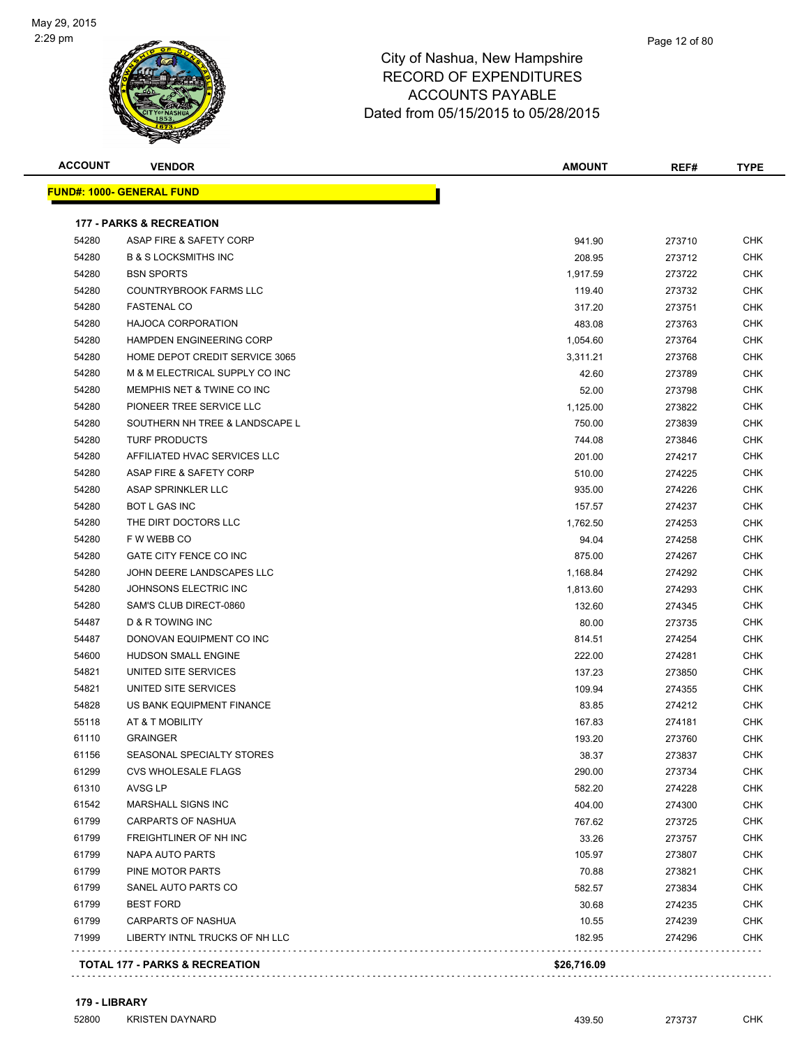# City of Nashua, New Hampshire
## RECORD OF EXPENDITURES
## ACCOUNTS PAYABLE
## Dated from 05/15/2015 to 05/28/2015

May 29, 2015
2:29 pm

| ACCOUNT | VENDOR | AMOUNT | REF# | TYPE |
|---|---|---|---|---|
| **FUND#: 1000- GENERAL FUND** | | | | |
| **177 - PARKS & RECREATION** | | | | |
| 54280 | ASAP FIRE & SAFETY CORP | 941.90 | 273710 | CHK |
| 54280 | B & S LOCKSMITHS INC | 208.95 | 273712 | CHK |
| 54280 | BSN SPORTS | 1,917.59 | 273722 | CHK |
| 54280 | COUNTRYBROOK FARMS LLC | 119.40 | 273732 | CHK |
| 54280 | FASTENAL CO | 317.20 | 273751 | CHK |
| 54280 | HAJOCA CORPORATION | 483.08 | 273763 | CHK |
| 54280 | HAMPDEN ENGINEERING CORP | 1,054.60 | 273764 | CHK |
| 54280 | HOME DEPOT CREDIT SERVICE 3065 | 3,311.21 | 273768 | CHK |
| 54280 | M & M ELECTRICAL SUPPLY CO INC | 42.60 | 273789 | CHK |
| 54280 | MEMPHIS NET & TWINE CO INC | 52.00 | 273798 | CHK |
| 54280 | PIONEER TREE SERVICE LLC | 1,125.00 | 273822 | CHK |
| 54280 | SOUTHERN NH TREE & LANDSCAPE L | 750.00 | 273839 | CHK |
| 54280 | TURF PRODUCTS | 744.08 | 273846 | CHK |
| 54280 | AFFILIATED HVAC SERVICES LLC | 201.00 | 274217 | CHK |
| 54280 | ASAP FIRE & SAFETY CORP | 510.00 | 274225 | CHK |
| 54280 | ASAP SPRINKLER LLC | 935.00 | 274226 | CHK |
| 54280 | BOT L GAS INC | 157.57 | 274237 | CHK |
| 54280 | THE DIRT DOCTORS LLC | 1,762.50 | 274253 | CHK |
| 54280 | F W WEBB CO | 94.04 | 274258 | CHK |
| 54280 | GATE CITY FENCE CO INC | 875.00 | 274267 | CHK |
| 54280 | JOHN DEERE LANDSCAPES LLC | 1,168.84 | 274292 | CHK |
| 54280 | JOHNSONS ELECTRIC INC | 1,813.60 | 274293 | CHK |
| 54280 | SAM'S CLUB DIRECT-0860 | 132.60 | 274345 | CHK |
| 54487 | D & R TOWING INC | 80.00 | 273735 | CHK |
| 54487 | DONOVAN EQUIPMENT CO INC | 814.51 | 274254 | CHK |
| 54600 | HUDSON SMALL ENGINE | 222.00 | 274281 | CHK |
| 54821 | UNITED SITE SERVICES | 137.23 | 273850 | CHK |
| 54821 | UNITED SITE SERVICES | 109.94 | 274355 | CHK |
| 54828 | US BANK EQUIPMENT FINANCE | 83.85 | 274212 | CHK |
| 55118 | AT & T MOBILITY | 167.83 | 274181 | CHK |
| 61110 | GRAINGER | 193.20 | 273760 | CHK |
| 61156 | SEASONAL SPECIALTY STORES | 38.37 | 273837 | CHK |
| 61299 | CVS WHOLESALE FLAGS | 290.00 | 273734 | CHK |
| 61310 | AVSG LP | 582.20 | 274228 | CHK |
| 61542 | MARSHALL SIGNS INC | 404.00 | 274300 | CHK |
| 61799 | CARPARTS OF NASHUA | 767.62 | 273725 | CHK |
| 61799 | FREIGHTLINER OF NH INC | 33.26 | 273757 | CHK |
| 61799 | NAPA AUTO PARTS | 105.97 | 273807 | CHK |
| 61799 | PINE MOTOR PARTS | 70.88 | 273821 | CHK |
| 61799 | SANEL AUTO PARTS CO | 582.57 | 273834 | CHK |
| 61799 | BEST FORD | 30.68 | 274235 | CHK |
| 61799 | CARPARTS OF NASHUA | 10.55 | 274239 | CHK |
| 71999 | LIBERTY INTNL TRUCKS OF NH LLC | 182.95 | 274296 | CHK |
| **TOTAL 177 - PARKS & RECREATION** | | **$26,716.09** | | |
| **179 - LIBRARY** | | | | |
| 52800 | KRISTEN DAYNARD | 439.50 | 273737 | CHK |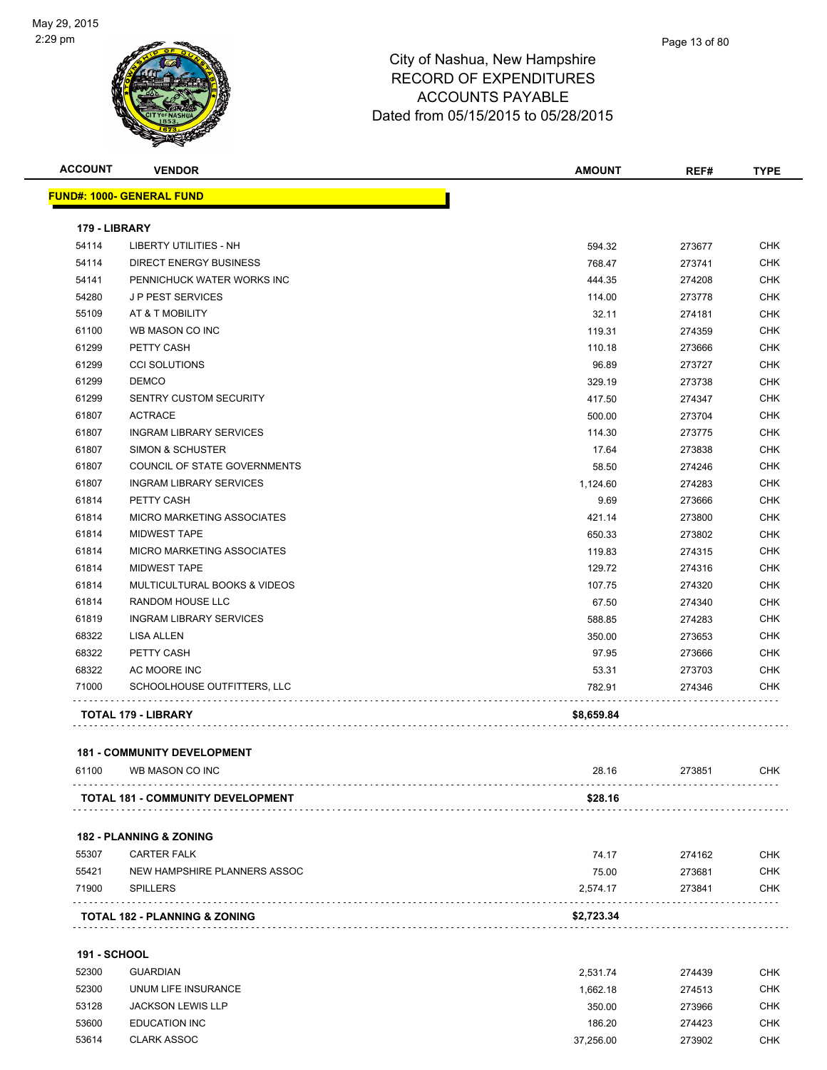# City of Nashua, New Hampshire
## RECORD OF EXPENDITURES
## ACCOUNTS PAYABLE
### Dated from 05/15/2015 to 05/28/2015

| ACCOUNT | VENDOR | AMOUNT | REF# | TYPE |
|---|---|---|---|---|
| **FUND#: 1000- GENERAL FUND** | | | | |
| **179 - LIBRARY** | | | | |
| 54114 | LIBERTY UTILITIES - NH | 594.32 | 273677 | CHK |
| 54114 | DIRECT ENERGY BUSINESS | 768.47 | 273741 | CHK |
| 54141 | PENNICHUCK WATER WORKS INC | 444.35 | 274208 | CHK |
| 54280 | J P PEST SERVICES | 114.00 | 273778 | CHK |
| 55109 | AT & T MOBILITY | 32.11 | 274181 | CHK |
| 61100 | WB MASON CO INC | 119.31 | 274359 | CHK |
| 61299 | PETTY CASH | 110.18 | 273666 | CHK |
| 61299 | CCI SOLUTIONS | 96.89 | 273727 | CHK |
| 61299 | DEMCO | 329.19 | 273738 | CHK |
| 61299 | SENTRY CUSTOM SECURITY | 417.50 | 274347 | CHK |
| 61807 | ACTRACE | 500.00 | 273704 | CHK |
| 61807 | INGRAM LIBRARY SERVICES | 114.30 | 273775 | CHK |
| 61807 | SIMON & SCHUSTER | 17.64 | 273838 | CHK |
| 61807 | COUNCIL OF STATE GOVERNMENTS | 58.50 | 274246 | CHK |
| 61807 | INGRAM LIBRARY SERVICES | 1,124.60 | 274283 | CHK |
| 61814 | PETTY CASH | 9.69 | 273666 | CHK |
| 61814 | MICRO MARKETING ASSOCIATES | 421.14 | 273800 | CHK |
| 61814 | MIDWEST TAPE | 650.33 | 273802 | CHK |
| 61814 | MICRO MARKETING ASSOCIATES | 119.83 | 274315 | CHK |
| 61814 | MIDWEST TAPE | 129.72 | 274316 | CHK |
| 61814 | MULTICULTURAL BOOKS & VIDEOS | 107.75 | 274320 | CHK |
| 61814 | RANDOM HOUSE LLC | 67.50 | 274340 | CHK |
| 61819 | INGRAM LIBRARY SERVICES | 588.85 | 274283 | CHK |
| 68322 | LISA ALLEN | 350.00 | 273653 | CHK |
| 68322 | PETTY CASH | 97.95 | 273666 | CHK |
| 68322 | AC MOORE INC | 53.31 | 273703 | CHK |
| 71000 | SCHOOLHOUSE OUTFITTERS, LLC | 782.91 | 274346 | CHK |
| | **TOTAL 179 - LIBRARY** | **$8,659.84** | | |
| **181 - COMMUNITY DEVELOPMENT** | | | | |
| 61100 | WB MASON CO INC | 28.16 | 273851 | CHK |
| | **TOTAL 181 - COMMUNITY DEVELOPMENT** | **$28.16** | | |
| **182 - PLANNING & ZONING** | | | | |
| 55307 | CARTER FALK | 74.17 | 274162 | CHK |
| 55421 | NEW HAMPSHIRE PLANNERS ASSOC | 75.00 | 273681 | CHK |
| 71900 | SPILLERS | 2,574.17 | 273841 | CHK |
| | **TOTAL 182 - PLANNING & ZONING** | **$2,723.34** | | |
| **191 - SCHOOL** | | | | |
| 52300 | GUARDIAN | 2,531.74 | 274439 | CHK |
| 52300 | UNUM LIFE INSURANCE | 1,662.18 | 274513 | CHK |
| 53128 | JACKSON LEWIS LLP | 350.00 | 273966 | CHK |
| 53600 | EDUCATION INC | 186.20 | 274423 | CHK |
| 53614 | CLARK ASSOC | 37,256.00 | 273902 | CHK |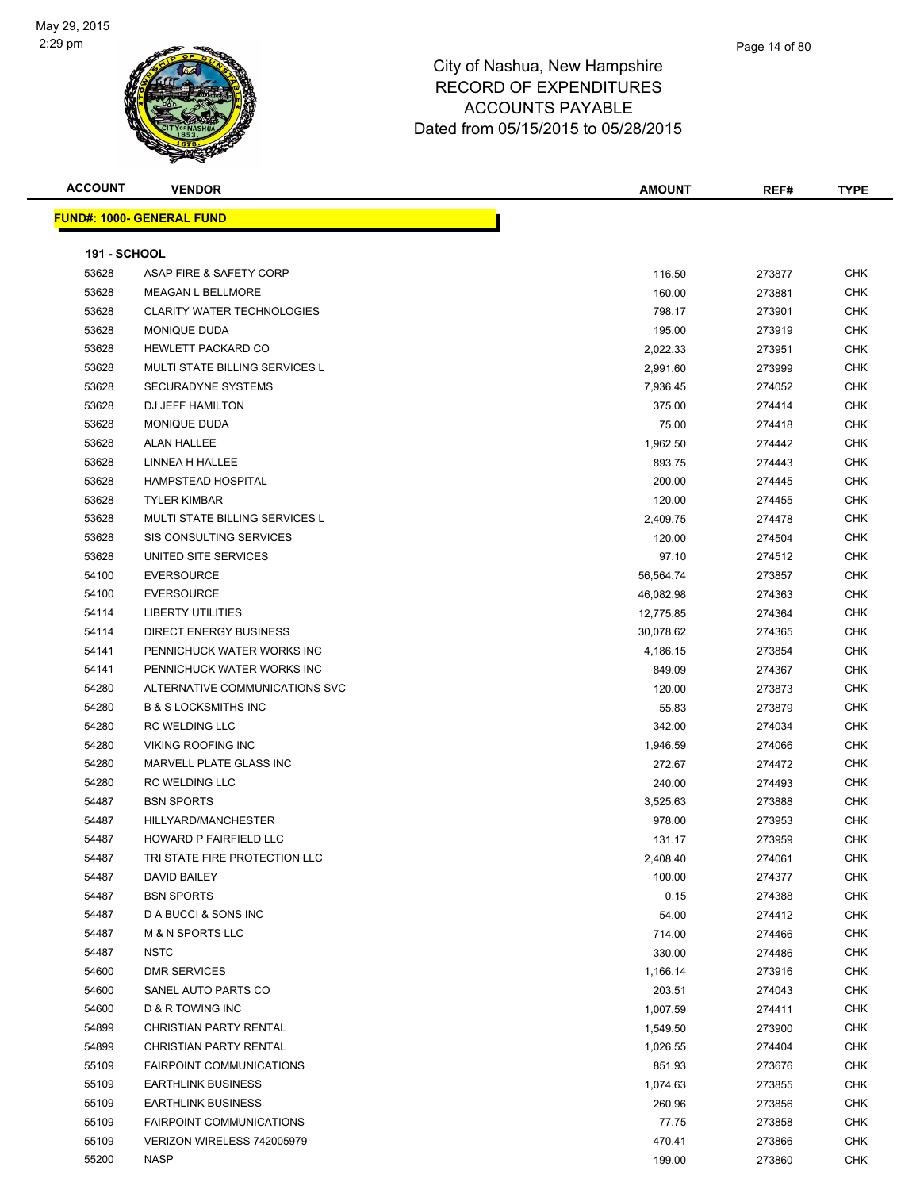# City of Nashua, New Hampshire
# RECORD OF EXPENDITURES
# ACCOUNTS PAYABLE
# Dated from 05/15/2015 to 05/28/2015

| ACCOUNT | VENDOR | AMOUNT | REF# | TYPE |
|---|---|---|---|---|

**FUND#: 1000- GENERAL FUND**

**191 - SCHOOL**

| ACCOUNT | VENDOR | AMOUNT | REF# | TYPE |
|---|---|---|---|---|
| 53628 | ASAP FIRE & SAFETY CORP | 116.50 | 273877 | CHK |
| 53628 | MEAGAN L BELLMORE | 160.00 | 273881 | CHK |
| 53628 | CLARITY WATER TECHNOLOGIES | 798.17 | 273901 | CHK |
| 53628 | MONIQUE DUDA | 195.00 | 273919 | CHK |
| 53628 | HEWLETT PACKARD CO | 2,022.33 | 273951 | CHK |
| 53628 | MULTI STATE BILLING SERVICES L | 2,991.60 | 273999 | CHK |
| 53628 | SECURADYNE SYSTEMS | 7,936.45 | 274052 | CHK |
| 53628 | DJ JEFF HAMILTON | 375.00 | 274414 | CHK |
| 53628 | MONIQUE DUDA | 75.00 | 274418 | CHK |
| 53628 | ALAN HALLEE | 1,962.50 | 274442 | CHK |
| 53628 | LINNEA H HALLEE | 893.75 | 274443 | CHK |
| 53628 | HAMPSTEAD HOSPITAL | 200.00 | 274445 | CHK |
| 53628 | TYLER KIMBAR | 120.00 | 274455 | CHK |
| 53628 | MULTI STATE BILLING SERVICES L | 2,409.75 | 274478 | CHK |
| 53628 | SIS CONSULTING SERVICES | 120.00 | 274504 | CHK |
| 53628 | UNITED SITE SERVICES | 97.10 | 274512 | CHK |
| 54100 | EVERSOURCE | 56,564.74 | 273857 | CHK |
| 54100 | EVERSOURCE | 46,082.98 | 274363 | CHK |
| 54114 | LIBERTY UTILITIES | 12,775.85 | 274364 | CHK |
| 54114 | DIRECT ENERGY BUSINESS | 30,078.62 | 274365 | CHK |
| 54141 | PENNICHUCK WATER WORKS INC | 4,186.15 | 273854 | CHK |
| 54141 | PENNICHUCK WATER WORKS INC | 849.09 | 274367 | CHK |
| 54280 | ALTERNATIVE COMMUNICATIONS SVC | 120.00 | 273873 | CHK |
| 54280 | B & S LOCKSMITHS INC | 55.83 | 273879 | CHK |
| 54280 | RC WELDING LLC | 342.00 | 274034 | CHK |
| 54280 | VIKING ROOFING INC | 1,946.59 | 274066 | CHK |
| 54280 | MARVELL PLATE GLASS INC | 272.67 | 274472 | CHK |
| 54280 | RC WELDING LLC | 240.00 | 274493 | CHK |
| 54487 | BSN SPORTS | 3,525.63 | 273888 | CHK |
| 54487 | HILLYARD/MANCHESTER | 978.00 | 273953 | CHK |
| 54487 | HOWARD P FAIRFIELD LLC | 131.17 | 273959 | CHK |
| 54487 | TRI STATE FIRE PROTECTION LLC | 2,408.40 | 274061 | CHK |
| 54487 | DAVID BAILEY | 100.00 | 274377 | CHK |
| 54487 | BSN SPORTS | 0.15 | 274388 | CHK |
| 54487 | D A BUCCI & SONS INC | 54.00 | 274412 | CHK |
| 54487 | M & N SPORTS LLC | 714.00 | 274466 | CHK |
| 54487 | NSTC | 330.00 | 274486 | CHK |
| 54600 | DMR SERVICES | 1,166.14 | 273916 | CHK |
| 54600 | SANEL AUTO PARTS CO | 203.51 | 274043 | CHK |
| 54600 | D & R TOWING INC | 1,007.59 | 274411 | CHK |
| 54899 | CHRISTIAN PARTY RENTAL | 1,549.50 | 273900 | CHK |
| 54899 | CHRISTIAN PARTY RENTAL | 1,026.55 | 274404 | CHK |
| 55109 | FAIRPOINT COMMUNICATIONS | 851.93 | 273676 | CHK |
| 55109 | EARTHLINK BUSINESS | 1,074.63 | 273855 | CHK |
| 55109 | EARTHLINK BUSINESS | 260.96 | 273856 | CHK |
| 55109 | FAIRPOINT COMMUNICATIONS | 77.75 | 273858 | CHK |
| 55109 | VERIZON WIRELESS 742005979 | 470.41 | 273866 | CHK |
| 55200 | NASP | 199.00 | 273860 | CHK |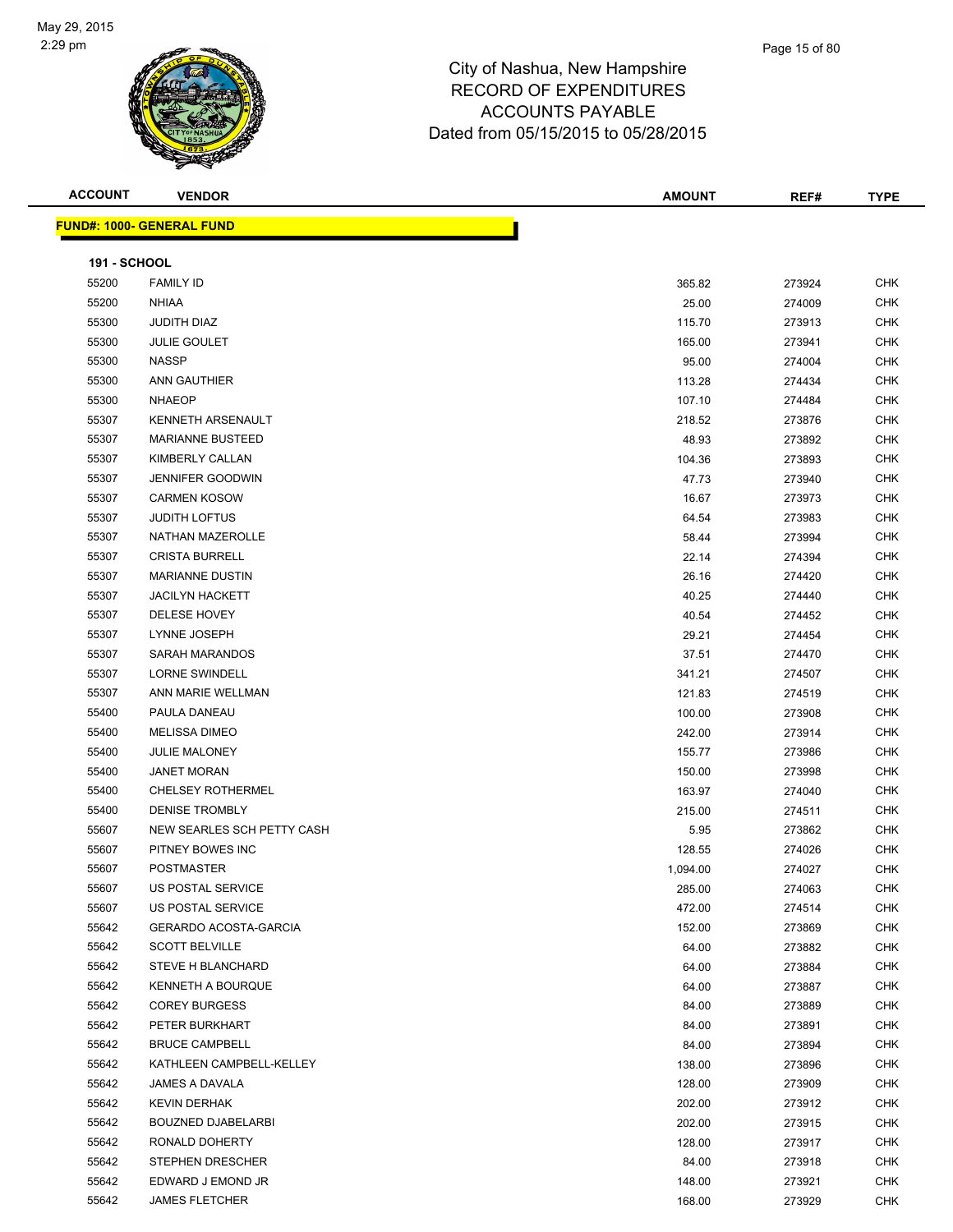City of Nashua, New Hampshire
RECORD OF EXPENDITURES
ACCOUNTS PAYABLE
Dated from 05/15/2015 to 05/28/2015

| ACCOUNT | VENDOR | AMOUNT | REF# | TYPE |
|---|---|---|---|---|

**FUND#: 1000- GENERAL FUND**

**191 - SCHOOL**

| ACCOUNT | VENDOR | AMOUNT | REF# | TYPE |
|---|---|---|---|---|
| 55200 | FAMILY ID | 365.82 | 273924 | CHK |
| 55200 | NHIAA | 25.00 | 274009 | CHK |
| 55300 | JUDITH DIAZ | 115.70 | 273913 | CHK |
| 55300 | JULIE GOULET | 165.00 | 273941 | CHK |
| 55300 | NASSP | 95.00 | 274004 | CHK |
| 55300 | ANN GAUTHIER | 113.28 | 274434 | CHK |
| 55300 | NHAEOP | 107.10 | 274484 | CHK |
| 55307 | KENNETH ARSENAULT | 218.52 | 273876 | CHK |
| 55307 | MARIANNE BUSTEED | 48.93 | 273892 | CHK |
| 55307 | KIMBERLY CALLAN | 104.36 | 273893 | CHK |
| 55307 | JENNIFER GOODWIN | 47.73 | 273940 | CHK |
| 55307 | CARMEN KOSOW | 16.67 | 273973 | CHK |
| 55307 | JUDITH LOFTUS | 64.54 | 273983 | CHK |
| 55307 | NATHAN MAZEROLLE | 58.44 | 273994 | CHK |
| 55307 | CRISTA BURRELL | 22.14 | 274394 | CHK |
| 55307 | MARIANNE DUSTIN | 26.16 | 274420 | CHK |
| 55307 | JACILYN HACKETT | 40.25 | 274440 | CHK |
| 55307 | DELESE HOVEY | 40.54 | 274452 | CHK |
| 55307 | LYNNE JOSEPH | 29.21 | 274454 | CHK |
| 55307 | SARAH MARANDOS | 37.51 | 274470 | CHK |
| 55307 | LORNE SWINDELL | 341.21 | 274507 | CHK |
| 55307 | ANN MARIE WELLMAN | 121.83 | 274519 | CHK |
| 55400 | PAULA DANEAU | 100.00 | 273908 | CHK |
| 55400 | MELISSA DIMEO | 242.00 | 273914 | CHK |
| 55400 | JULIE MALONEY | 155.77 | 273986 | CHK |
| 55400 | JANET MORAN | 150.00 | 273998 | CHK |
| 55400 | CHELSEY ROTHERMEL | 163.97 | 274040 | CHK |
| 55400 | DENISE TROMBLY | 215.00 | 274511 | CHK |
| 55607 | NEW SEARLES SCH PETTY CASH | 5.95 | 273862 | CHK |
| 55607 | PITNEY BOWES INC | 128.55 | 274026 | CHK |
| 55607 | POSTMASTER | 1,094.00 | 274027 | CHK |
| 55607 | US POSTAL SERVICE | 285.00 | 274063 | CHK |
| 55607 | US POSTAL SERVICE | 472.00 | 274514 | CHK |
| 55642 | GERARDO ACOSTA-GARCIA | 152.00 | 273869 | CHK |
| 55642 | SCOTT BELVILLE | 64.00 | 273882 | CHK |
| 55642 | STEVE H BLANCHARD | 64.00 | 273884 | CHK |
| 55642 | KENNETH A BOURQUE | 64.00 | 273887 | CHK |
| 55642 | COREY BURGESS | 84.00 | 273889 | CHK |
| 55642 | PETER BURKHART | 84.00 | 273891 | CHK |
| 55642 | BRUCE CAMPBELL | 84.00 | 273894 | CHK |
| 55642 | KATHLEEN CAMPBELL-KELLEY | 138.00 | 273896 | CHK |
| 55642 | JAMES A DAVALA | 128.00 | 273909 | CHK |
| 55642 | KEVIN DERHAK | 202.00 | 273912 | CHK |
| 55642 | BOUZNED DJABELARBI | 202.00 | 273915 | CHK |
| 55642 | RONALD DOHERTY | 128.00 | 273917 | CHK |
| 55642 | STEPHEN DRESCHER | 84.00 | 273918 | CHK |
| 55642 | EDWARD J EMOND JR | 148.00 | 273921 | CHK |
| 55642 | JAMES FLETCHER | 168.00 | 273929 | CHK |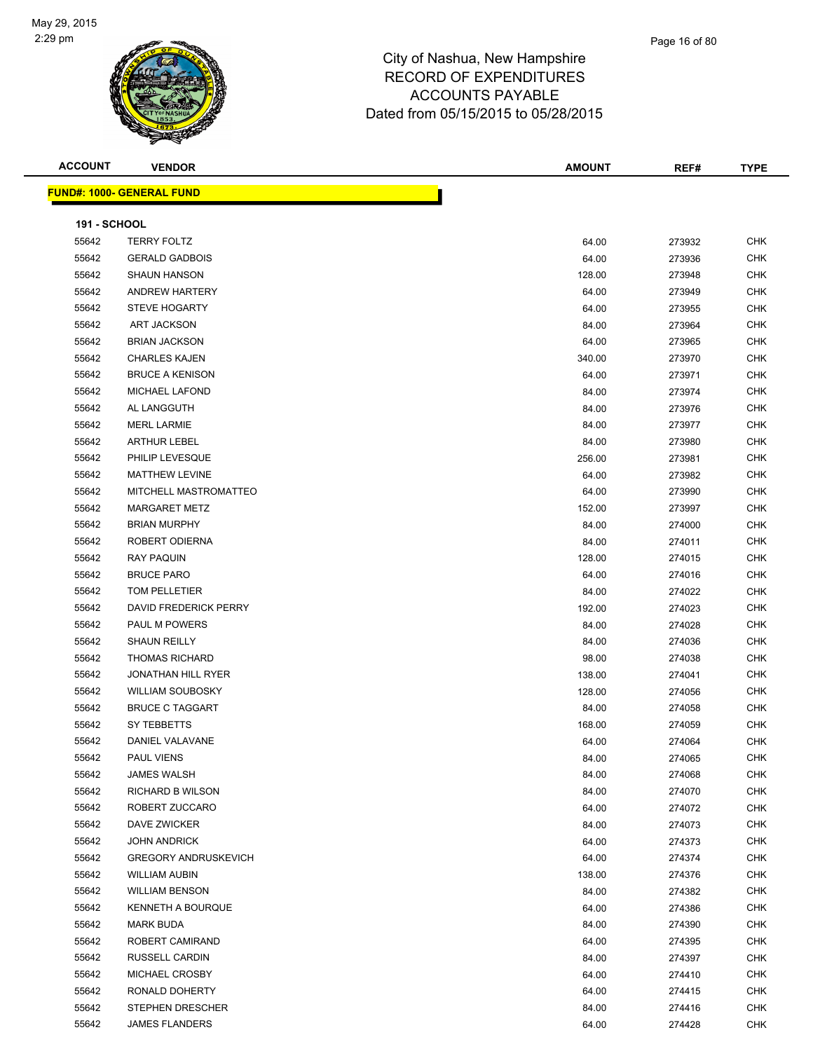City of Nashua, New Hampshire
RECORD OF EXPENDITURES
ACCOUNTS PAYABLE
Dated from 05/15/2015 to 05/28/2015

**FUND#: 1000- GENERAL FUND**

**191 - SCHOOL**

| ACCOUNT | VENDOR | AMOUNT | REF# | TYPE |
|---|---|---|---|---|
| 55642 | TERRY FOLTZ | 64.00 | 273932 | CHK |
| 55642 | GERALD GADBOIS | 64.00 | 273936 | CHK |
| 55642 | SHAUN HANSON | 128.00 | 273948 | CHK |
| 55642 | ANDREW HARTERY | 64.00 | 273949 | CHK |
| 55642 | STEVE HOGARTY | 64.00 | 273955 | CHK |
| 55642 | ART JACKSON | 84.00 | 273964 | CHK |
| 55642 | BRIAN JACKSON | 64.00 | 273965 | CHK |
| 55642 | CHARLES KAJEN | 340.00 | 273970 | CHK |
| 55642 | BRUCE A KENISON | 64.00 | 273971 | CHK |
| 55642 | MICHAEL LAFOND | 84.00 | 273974 | CHK |
| 55642 | AL LANGGUTH | 84.00 | 273976 | CHK |
| 55642 | MERL LARMIE | 84.00 | 273977 | CHK |
| 55642 | ARTHUR LEBEL | 84.00 | 273980 | CHK |
| 55642 | PHILIP LEVESQUE | 256.00 | 273981 | CHK |
| 55642 | MATTHEW LEVINE | 64.00 | 273982 | CHK |
| 55642 | MITCHELL MASTROMATTEO | 64.00 | 273990 | CHK |
| 55642 | MARGARET METZ | 152.00 | 273997 | CHK |
| 55642 | BRIAN MURPHY | 84.00 | 274000 | CHK |
| 55642 | ROBERT ODIERNA | 84.00 | 274011 | CHK |
| 55642 | RAY PAQUIN | 128.00 | 274015 | CHK |
| 55642 | BRUCE PARO | 64.00 | 274016 | CHK |
| 55642 | TOM PELLETIER | 84.00 | 274022 | CHK |
| 55642 | DAVID FREDERICK PERRY | 192.00 | 274023 | CHK |
| 55642 | PAUL M POWERS | 84.00 | 274028 | CHK |
| 55642 | SHAUN REILLY | 84.00 | 274036 | CHK |
| 55642 | THOMAS RICHARD | 98.00 | 274038 | CHK |
| 55642 | JONATHAN HILL RYER | 138.00 | 274041 | CHK |
| 55642 | WILLIAM SOUBOSKY | 128.00 | 274056 | CHK |
| 55642 | BRUCE C TAGGART | 84.00 | 274058 | CHK |
| 55642 | SY TEBBETTS | 168.00 | 274059 | CHK |
| 55642 | DANIEL VALAVANE | 64.00 | 274064 | CHK |
| 55642 | PAUL VIENS | 84.00 | 274065 | CHK |
| 55642 | JAMES WALSH | 84.00 | 274068 | CHK |
| 55642 | RICHARD B WILSON | 84.00 | 274070 | CHK |
| 55642 | ROBERT ZUCCARO | 64.00 | 274072 | CHK |
| 55642 | DAVE ZWICKER | 84.00 | 274073 | CHK |
| 55642 | JOHN ANDRICK | 64.00 | 274373 | CHK |
| 55642 | GREGORY ANDRUSKEVICH | 64.00 | 274374 | CHK |
| 55642 | WILLIAM AUBIN | 138.00 | 274376 | CHK |
| 55642 | WILLIAM BENSON | 84.00 | 274382 | CHK |
| 55642 | KENNETH A BOURQUE | 64.00 | 274386 | CHK |
| 55642 | MARK BUDA | 84.00 | 274390 | CHK |
| 55642 | ROBERT CAMIRAND | 64.00 | 274395 | CHK |
| 55642 | RUSSELL CARDIN | 84.00 | 274397 | CHK |
| 55642 | MICHAEL CROSBY | 64.00 | 274410 | CHK |
| 55642 | RONALD DOHERTY | 64.00 | 274415 | CHK |
| 55642 | STEPHEN DRESCHER | 84.00 | 274416 | CHK |
| 55642 | JAMES FLANDERS | 64.00 | 274428 | CHK |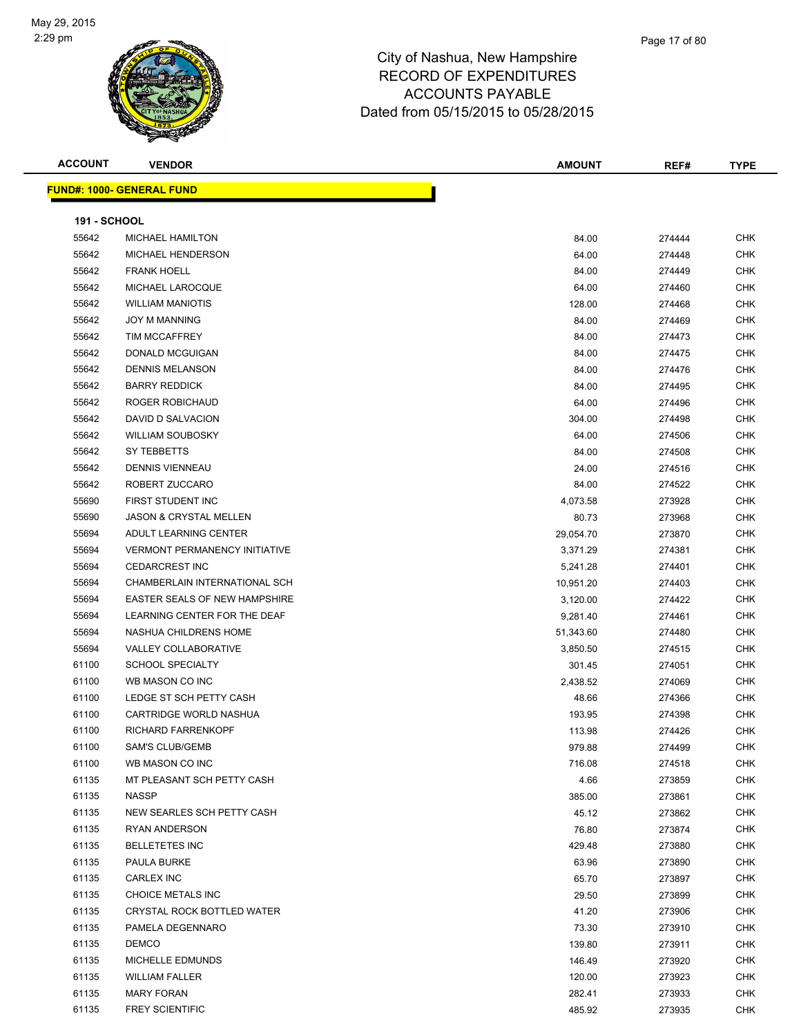# City of Nashua, New Hampshire
# RECORD OF EXPENDITURES
# ACCOUNTS PAYABLE
# Dated from 05/15/2015 to 05/28/2015

| ACCOUNT | VENDOR | AMOUNT | REF# | TYPE |
|---|---|---|---|---|
| **FUND#: 1000- GENERAL FUND** | | | | |
| **191 - SCHOOL** | | | | |
| 55642 | MICHAEL HAMILTON | 84.00 | 274444 | CHK |
| 55642 | MICHAEL HENDERSON | 64.00 | 274448 | CHK |
| 55642 | FRANK HOELL | 84.00 | 274449 | CHK |
| 55642 | MICHAEL LAROCQUE | 64.00 | 274460 | CHK |
| 55642 | WILLIAM MANIOTIS | 128.00 | 274468 | CHK |
| 55642 | JOY M MANNING | 84.00 | 274469 | CHK |
| 55642 | TIM MCCAFFREY | 84.00 | 274473 | CHK |
| 55642 | DONALD MCGUIGAN | 84.00 | 274475 | CHK |
| 55642 | DENNIS MELANSON | 84.00 | 274476 | CHK |
| 55642 | BARRY REDDICK | 84.00 | 274495 | CHK |
| 55642 | ROGER ROBICHAUD | 64.00 | 274496 | CHK |
| 55642 | DAVID D SALVACION | 304.00 | 274498 | CHK |
| 55642 | WILLIAM SOUBOSKY | 64.00 | 274506 | CHK |
| 55642 | SY TEBBETTS | 84.00 | 274508 | CHK |
| 55642 | DENNIS VIENNEAU | 24.00 | 274516 | CHK |
| 55642 | ROBERT ZUCCARO | 84.00 | 274522 | CHK |
| 55690 | FIRST STUDENT INC | 4,073.58 | 273928 | CHK |
| 55690 | JASON & CRYSTAL MELLEN | 80.73 | 273968 | CHK |
| 55694 | ADULT LEARNING CENTER | 29,054.70 | 273870 | CHK |
| 55694 | VERMONT PERMANENCY INITIATIVE | 3,371.29 | 274381 | CHK |
| 55694 | CEDARCREST INC | 5,241.28 | 274401 | CHK |
| 55694 | CHAMBERLAIN INTERNATIONAL SCH | 10,951.20 | 274403 | CHK |
| 55694 | EASTER SEALS OF NEW HAMPSHIRE | 3,120.00 | 274422 | CHK |
| 55694 | LEARNING CENTER FOR THE DEAF | 9,281.40 | 274461 | CHK |
| 55694 | NASHUA CHILDRENS HOME | 51,343.60 | 274480 | CHK |
| 55694 | VALLEY COLLABORATIVE | 3,850.50 | 274515 | CHK |
| 61100 | SCHOOL SPECIALTY | 301.45 | 274051 | CHK |
| 61100 | WB MASON CO INC | 2,438.52 | 274069 | CHK |
| 61100 | LEDGE ST SCH PETTY CASH | 48.66 | 274366 | CHK |
| 61100 | CARTRIDGE WORLD NASHUA | 193.95 | 274398 | CHK |
| 61100 | RICHARD FARRENKOPF | 113.98 | 274426 | CHK |
| 61100 | SAM'S CLUB/GEMB | 979.88 | 274499 | CHK |
| 61100 | WB MASON CO INC | 716.08 | 274518 | CHK |
| 61135 | MT PLEASANT SCH PETTY CASH | 4.66 | 273859 | CHK |
| 61135 | NASSP | 385.00 | 273861 | CHK |
| 61135 | NEW SEARLES SCH PETTY CASH | 45.12 | 273862 | CHK |
| 61135 | RYAN ANDERSON | 76.80 | 273874 | CHK |
| 61135 | BELLETETES INC | 429.48 | 273880 | CHK |
| 61135 | PAULA BURKE | 63.96 | 273890 | CHK |
| 61135 | CARLEX INC | 65.70 | 273897 | CHK |
| 61135 | CHOICE METALS INC | 29.50 | 273899 | CHK |
| 61135 | CRYSTAL ROCK BOTTLED WATER | 41.20 | 273906 | CHK |
| 61135 | PAMELA DEGENNARO | 73.30 | 273910 | CHK |
| 61135 | DEMCO | 139.80 | 273911 | CHK |
| 61135 | MICHELLE EDMUNDS | 146.49 | 273920 | CHK |
| 61135 | WILLIAM FALLER | 120.00 | 273923 | CHK |
| 61135 | MARY FORAN | 282.41 | 273933 | CHK |
| 61135 | FREY SCIENTIFIC | 485.92 | 273935 | CHK |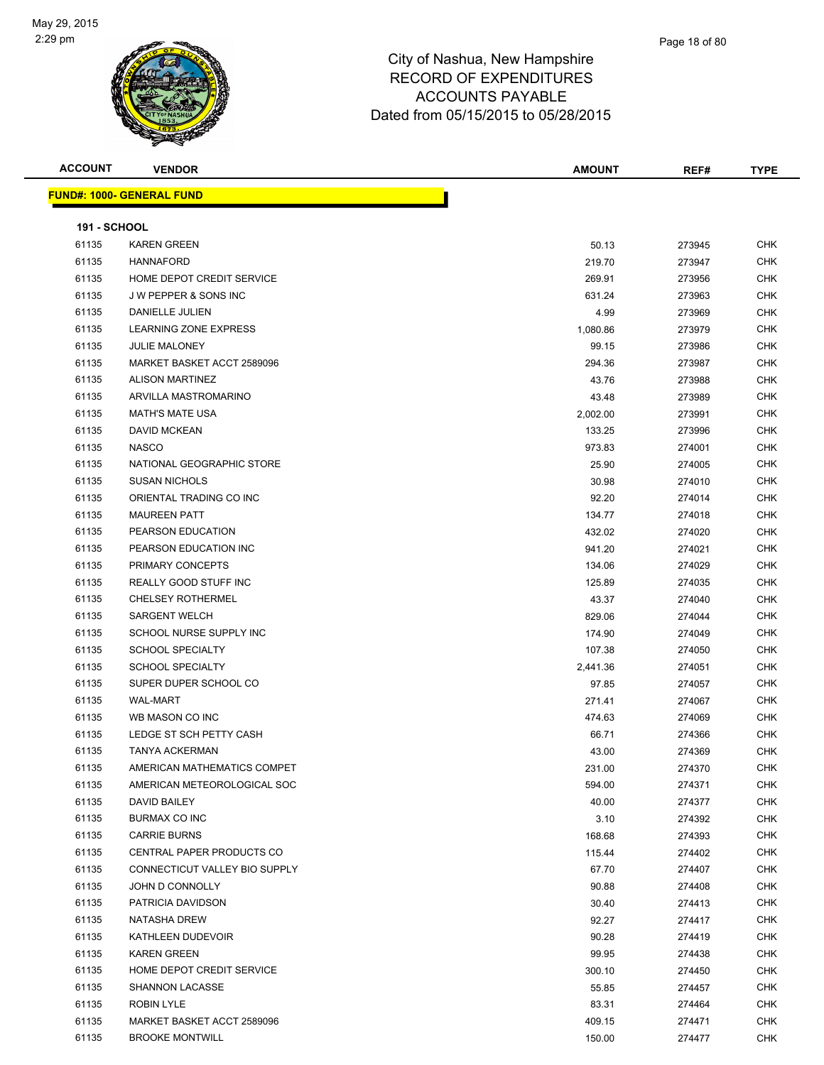City of Nashua, New Hampshire
RECORD OF EXPENDITURES
ACCOUNTS PAYABLE
Dated from 05/15/2015 to 05/28/2015

| ACCOUNT | VENDOR | AMOUNT | REF# | TYPE |
|---|---|---|---|---|

**FUND#: 1000- GENERAL FUND**

**191 - SCHOOL**

| ACCOUNT | VENDOR | AMOUNT | REF# | TYPE |
|---|---|---|---|---|
| 61135 | KAREN GREEN | 50.13 | 273945 | CHK |
| 61135 | HANNAFORD | 219.70 | 273947 | CHK |
| 61135 | HOME DEPOT CREDIT SERVICE | 269.91 | 273956 | CHK |
| 61135 | J W PEPPER & SONS INC | 631.24 | 273963 | CHK |
| 61135 | DANIELLE JULIEN | 4.99 | 273969 | CHK |
| 61135 | LEARNING ZONE EXPRESS | 1,080.86 | 273979 | CHK |
| 61135 | JULIE MALONEY | 99.15 | 273986 | CHK |
| 61135 | MARKET BASKET ACCT 2589096 | 294.36 | 273987 | CHK |
| 61135 | ALISON MARTINEZ | 43.76 | 273988 | CHK |
| 61135 | ARVILLA MASTROMARINO | 43.48 | 273989 | CHK |
| 61135 | MATH'S MATE USA | 2,002.00 | 273991 | CHK |
| 61135 | DAVID MCKEAN | 133.25 | 273996 | CHK |
| 61135 | NASCO | 973.83 | 274001 | CHK |
| 61135 | NATIONAL GEOGRAPHIC STORE | 25.90 | 274005 | CHK |
| 61135 | SUSAN NICHOLS | 30.98 | 274010 | CHK |
| 61135 | ORIENTAL TRADING CO INC | 92.20 | 274014 | CHK |
| 61135 | MAUREEN PATT | 134.77 | 274018 | CHK |
| 61135 | PEARSON EDUCATION | 432.02 | 274020 | CHK |
| 61135 | PEARSON EDUCATION INC | 941.20 | 274021 | CHK |
| 61135 | PRIMARY CONCEPTS | 134.06 | 274029 | CHK |
| 61135 | REALLY GOOD STUFF INC | 125.89 | 274035 | CHK |
| 61135 | CHELSEY ROTHERMEL | 43.37 | 274040 | CHK |
| 61135 | SARGENT WELCH | 829.06 | 274044 | CHK |
| 61135 | SCHOOL NURSE SUPPLY INC | 174.90 | 274049 | CHK |
| 61135 | SCHOOL SPECIALTY | 107.38 | 274050 | CHK |
| 61135 | SCHOOL SPECIALTY | 2,441.36 | 274051 | CHK |
| 61135 | SUPER DUPER SCHOOL CO | 97.85 | 274057 | CHK |
| 61135 | WAL-MART | 271.41 | 274067 | CHK |
| 61135 | WB MASON CO INC | 474.63 | 274069 | CHK |
| 61135 | LEDGE ST SCH PETTY CASH | 66.71 | 274366 | CHK |
| 61135 | TANYA ACKERMAN | 43.00 | 274369 | CHK |
| 61135 | AMERICAN MATHEMATICS COMPET | 231.00 | 274370 | CHK |
| 61135 | AMERICAN METEOROLOGICAL SOC | 594.00 | 274371 | CHK |
| 61135 | DAVID BAILEY | 40.00 | 274377 | CHK |
| 61135 | BURMAX CO INC | 3.10 | 274392 | CHK |
| 61135 | CARRIE BURNS | 168.68 | 274393 | CHK |
| 61135 | CENTRAL PAPER PRODUCTS CO | 115.44 | 274402 | CHK |
| 61135 | CONNECTICUT VALLEY BIO SUPPLY | 67.70 | 274407 | CHK |
| 61135 | JOHN D CONNOLLY | 90.88 | 274408 | CHK |
| 61135 | PATRICIA DAVIDSON | 30.40 | 274413 | CHK |
| 61135 | NATASHA DREW | 92.27 | 274417 | CHK |
| 61135 | KATHLEEN DUDEVOIR | 90.28 | 274419 | CHK |
| 61135 | KAREN GREEN | 99.95 | 274438 | CHK |
| 61135 | HOME DEPOT CREDIT SERVICE | 300.10 | 274450 | CHK |
| 61135 | SHANNON LACASSE | 55.85 | 274457 | CHK |
| 61135 | ROBIN LYLE | 83.31 | 274464 | CHK |
| 61135 | MARKET BASKET ACCT 2589096 | 409.15 | 274471 | CHK |
| 61135 | BROOKE MONTWILL | 150.00 | 274477 | CHK |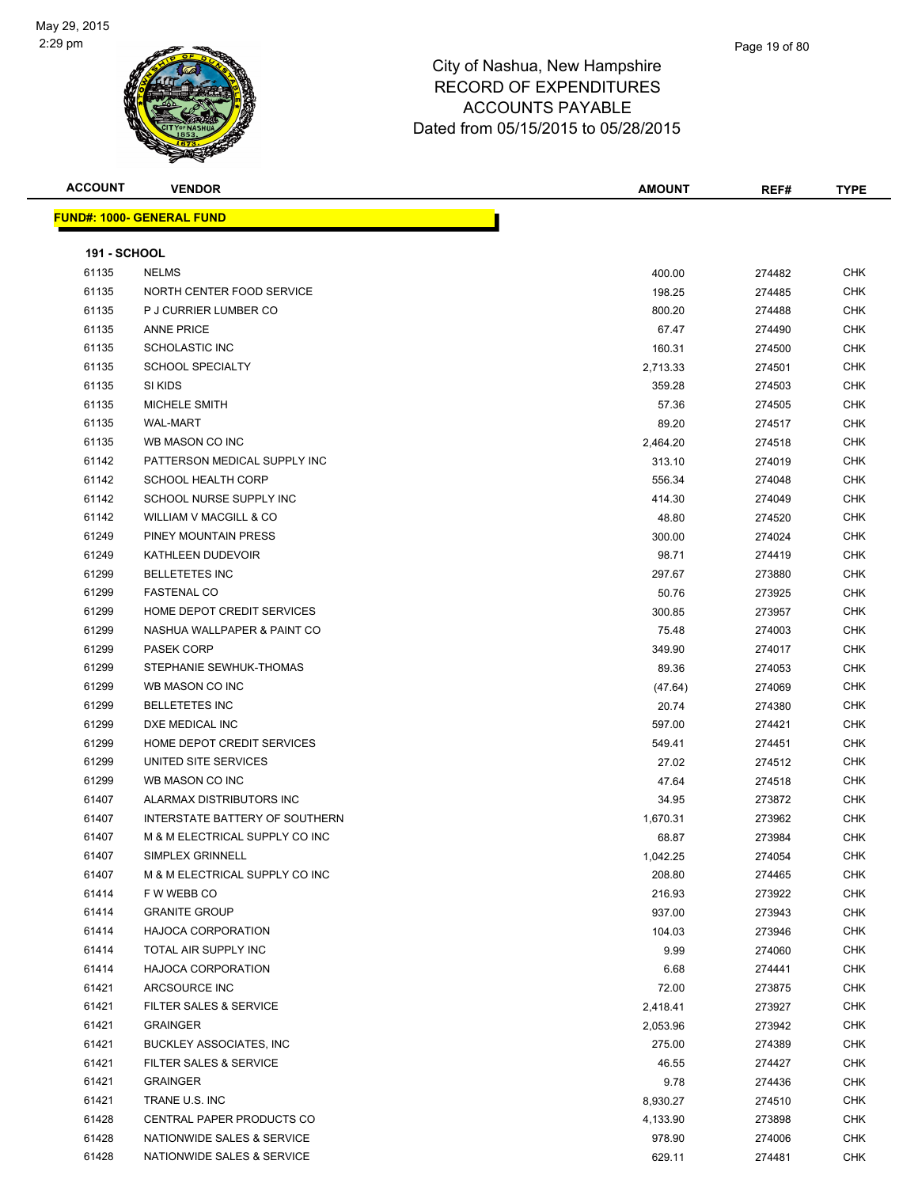# City of Nashua, New Hampshire
## RECORD OF EXPENDITURES
## ACCOUNTS PAYABLE
## Dated from 05/15/2015 to 05/28/2015

May 29, 2015
2:29 pm

**FUND#: 1000- GENERAL FUND**

**191 - SCHOOL**

| ACCOUNT | VENDOR | AMOUNT | REF# | TYPE |
|---|---|---|---|---|
| 61135 | NELMS | 400.00 | 274482 | CHK |
| 61135 | NORTH CENTER FOOD SERVICE | 198.25 | 274485 | CHK |
| 61135 | P J CURRIER LUMBER CO | 800.20 | 274488 | CHK |
| 61135 | ANNE PRICE | 67.47 | 274490 | CHK |
| 61135 | SCHOLASTIC INC | 160.31 | 274500 | CHK |
| 61135 | SCHOOL SPECIALTY | 2,713.33 | 274501 | CHK |
| 61135 | SI KIDS | 359.28 | 274503 | CHK |
| 61135 | MICHELE SMITH | 57.36 | 274505 | CHK |
| 61135 | WAL-MART | 89.20 | 274517 | CHK |
| 61135 | WB MASON CO INC | 2,464.20 | 274518 | CHK |
| 61142 | PATTERSON MEDICAL SUPPLY INC | 313.10 | 274019 | CHK |
| 61142 | SCHOOL HEALTH CORP | 556.34 | 274048 | CHK |
| 61142 | SCHOOL NURSE SUPPLY INC | 414.30 | 274049 | CHK |
| 61142 | WILLIAM V MACGILL & CO | 48.80 | 274520 | CHK |
| 61249 | PINEY MOUNTAIN PRESS | 300.00 | 274024 | CHK |
| 61249 | KATHLEEN DUDEVOIR | 98.71 | 274419 | CHK |
| 61299 | BELLETETES INC | 297.67 | 273880 | CHK |
| 61299 | FASTENAL CO | 50.76 | 273925 | CHK |
| 61299 | HOME DEPOT CREDIT SERVICES | 300.85 | 273957 | CHK |
| 61299 | NASHUA WALLPAPER & PAINT CO | 75.48 | 274003 | CHK |
| 61299 | PASEK CORP | 349.90 | 274017 | CHK |
| 61299 | STEPHANIE SEWHUK-THOMAS | 89.36 | 274053 | CHK |
| 61299 | WB MASON CO INC | (47.64) | 274069 | CHK |
| 61299 | BELLETETES INC | 20.74 | 274380 | CHK |
| 61299 | DXE MEDICAL INC | 597.00 | 274421 | CHK |
| 61299 | HOME DEPOT CREDIT SERVICES | 549.41 | 274451 | CHK |
| 61299 | UNITED SITE SERVICES | 27.02 | 274512 | CHK |
| 61299 | WB MASON CO INC | 47.64 | 274518 | CHK |
| 61407 | ALARMAX DISTRIBUTORS INC | 34.95 | 273872 | CHK |
| 61407 | INTERSTATE BATTERY OF SOUTHERN | 1,670.31 | 273962 | CHK |
| 61407 | M & M ELECTRICAL SUPPLY CO INC | 68.87 | 273984 | CHK |
| 61407 | SIMPLEX GRINNELL | 1,042.25 | 274054 | CHK |
| 61407 | M & M ELECTRICAL SUPPLY CO INC | 208.80 | 274465 | CHK |
| 61414 | F W WEBB CO | 216.93 | 273922 | CHK |
| 61414 | GRANITE GROUP | 937.00 | 273943 | CHK |
| 61414 | HAJOCA CORPORATION | 104.03 | 273946 | CHK |
| 61414 | TOTAL AIR SUPPLY INC | 9.99 | 274060 | CHK |
| 61414 | HAJOCA CORPORATION | 6.68 | 274441 | CHK |
| 61421 | ARCSOURCE INC | 72.00 | 273875 | CHK |
| 61421 | FILTER SALES & SERVICE | 2,418.41 | 273927 | CHK |
| 61421 | GRAINGER | 2,053.96 | 273942 | CHK |
| 61421 | BUCKLEY ASSOCIATES, INC | 275.00 | 274389 | CHK |
| 61421 | FILTER SALES & SERVICE | 46.55 | 274427 | CHK |
| 61421 | GRAINGER | 9.78 | 274436 | CHK |
| 61421 | TRANE U.S. INC | 8,930.27 | 274510 | CHK |
| 61428 | CENTRAL PAPER PRODUCTS CO | 4,133.90 | 273898 | CHK |
| 61428 | NATIONWIDE SALES & SERVICE | 978.90 | 274006 | CHK |
| 61428 | NATIONWIDE SALES & SERVICE | 629.11 | 274481 | CHK |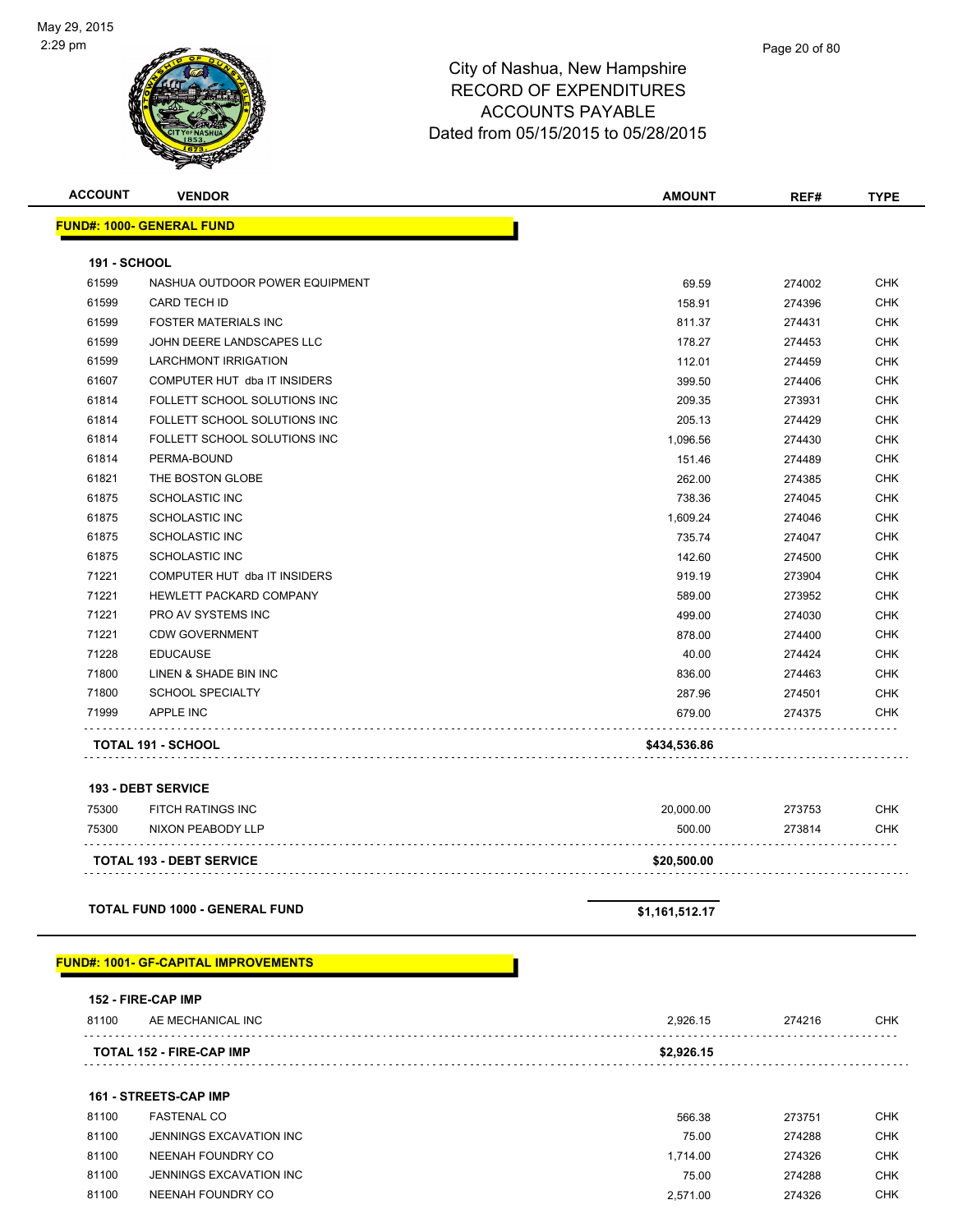City of Nashua, New Hampshire
RECORD OF EXPENDITURES
ACCOUNTS PAYABLE
Dated from 05/15/2015 to 05/28/2015

May 29, 2015
2:29 pm

| ACCOUNT | VENDOR | AMOUNT | REF# | TYPE |
|---|---|---|---|---|
| **FUND#: 1000- GENERAL FUND** | | | | |
| **191 - SCHOOL** | | | | |
| 61599 | NASHUA OUTDOOR POWER EQUIPMENT | 69.59 | 274002 | CHK |
| 61599 | CARD TECH ID | 158.91 | 274396 | CHK |
| 61599 | FOSTER MATERIALS INC | 811.37 | 274431 | CHK |
| 61599 | JOHN DEERE LANDSCAPES LLC | 178.27 | 274453 | CHK |
| 61599 | LARCHMONT IRRIGATION | 112.01 | 274459 | CHK |
| 61607 | COMPUTER HUT dba IT INSIDERS | 399.50 | 274406 | CHK |
| 61814 | FOLLETT SCHOOL SOLUTIONS INC | 209.35 | 273931 | CHK |
| 61814 | FOLLETT SCHOOL SOLUTIONS INC | 205.13 | 274429 | CHK |
| 61814 | FOLLETT SCHOOL SOLUTIONS INC | 1,096.56 | 274430 | CHK |
| 61814 | PERMA-BOUND | 151.46 | 274489 | CHK |
| 61821 | THE BOSTON GLOBE | 262.00 | 274385 | CHK |
| 61875 | SCHOLASTIC INC | 738.36 | 274045 | CHK |
| 61875 | SCHOLASTIC INC | 1,609.24 | 274046 | CHK |
| 61875 | SCHOLASTIC INC | 735.74 | 274047 | CHK |
| 61875 | SCHOLASTIC INC | 142.60 | 274500 | CHK |
| 71221 | COMPUTER HUT dba IT INSIDERS | 919.19 | 273904 | CHK |
| 71221 | HEWLETT PACKARD COMPANY | 589.00 | 273952 | CHK |
| 71221 | PRO AV SYSTEMS INC | 499.00 | 274030 | CHK |
| 71221 | CDW GOVERNMENT | 878.00 | 274400 | CHK |
| 71228 | EDUCAUSE | 40.00 | 274424 | CHK |
| 71800 | LINEN & SHADE BIN INC | 836.00 | 274463 | CHK |
| 71800 | SCHOOL SPECIALTY | 287.96 | 274501 | CHK |
| 71999 | APPLE INC | 679.00 | 274375 | CHK |
| **TOTAL 191 - SCHOOL** | | **$434,536.86** | | |
| **193 - DEBT SERVICE** | | | | |
| 75300 | FITCH RATINGS INC | 20,000.00 | 273753 | CHK |
| 75300 | NIXON PEABODY LLP | 500.00 | 273814 | CHK |
| **TOTAL 193 - DEBT SERVICE** | | **$20,500.00** | | |
| **TOTAL FUND 1000 - GENERAL FUND** | | **$1,161,512.17** | | |
| **FUND#: 1001- GF-CAPITAL IMPROVEMENTS** | | | | |
| **152 - FIRE-CAP IMP** | | | | |
| 81100 | AE MECHANICAL INC | 2,926.15 | 274216 | CHK |
| **TOTAL 152 - FIRE-CAP IMP** | | **$2,926.15** | | |
| **161 - STREETS-CAP IMP** | | | | |
| 81100 | FASTENAL CO | 566.38 | 273751 | CHK |
| 81100 | JENNINGS EXCAVATION INC | 75.00 | 274288 | CHK |
| 81100 | NEENAH FOUNDRY CO | 1,714.00 | 274326 | CHK |
| 81100 | JENNINGS EXCAVATION INC | 75.00 | 274288 | CHK |
| 81100 | NEENAH FOUNDRY CO | 2,571.00 | 274326 | CHK |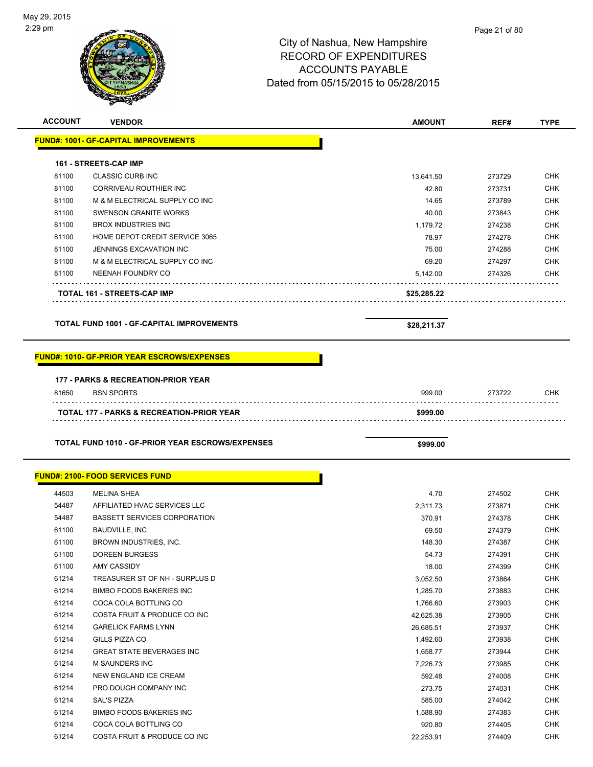City of Nashua, New Hampshire
RECORD OF EXPENDITURES
ACCOUNTS PAYABLE
Dated from 05/15/2015 to 05/28/2015

| ACCOUNT | VENDOR | AMOUNT | REF# | TYPE |
|---|---|---|---|---|
| **FUND#: 1001- GF-CAPITAL IMPROVEMENTS** | | | | |
| **161 - STREETS-CAP IMP** | | | | |
| 81100 | CLASSIC CURB INC | 13,641.50 | 273729 | CHK |
| 81100 | CORRIVEAU ROUTHIER INC | 42.80 | 273731 | CHK |
| 81100 | M & M ELECTRICAL SUPPLY CO INC | 14.65 | 273789 | CHK |
| 81100 | SWENSON GRANITE WORKS | 40.00 | 273843 | CHK |
| 81100 | BROX INDUSTRIES INC | 1,179.72 | 274238 | CHK |
| 81100 | HOME DEPOT CREDIT SERVICE 3065 | 78.97 | 274278 | CHK |
| 81100 | JENNINGS EXCAVATION INC | 75.00 | 274288 | CHK |
| 81100 | M & M ELECTRICAL SUPPLY CO INC | 69.20 | 274297 | CHK |
| 81100 | NEENAH FOUNDRY CO | 5,142.00 | 274326 | CHK |
| | **TOTAL 161 - STREETS-CAP IMP** | **$25,285.22** | | |
| | **TOTAL FUND 1001 - GF-CAPITAL IMPROVEMENTS** | **$28,211.37** | | |
| **FUND#: 1010- GF-PRIOR YEAR ESCROWS/EXPENSES** | | | | |
| **177 - PARKS & RECREATION-PRIOR YEAR** | | | | |
| 81650 | BSN SPORTS | 999.00 | 273722 | CHK |
| | **TOTAL 177 - PARKS & RECREATION-PRIOR YEAR** | **$999.00** | | |
| | **TOTAL FUND 1010 - GF-PRIOR YEAR ESCROWS/EXPENSES** | **$999.00** | | |
| **FUND#: 2100- FOOD SERVICES FUND** | | | | |
| 44503 | MELINA SHEA | 4.70 | 274502 | CHK |
| 54487 | AFFILIATED HVAC SERVICES LLC | 2,311.73 | 273871 | CHK |
| 54487 | BASSETT SERVICES CORPORATION | 370.91 | 274378 | CHK |
| 61100 | BAUDVILLE, INC | 69.50 | 274379 | CHK |
| 61100 | BROWN INDUSTRIES, INC. | 148.30 | 274387 | CHK |
| 61100 | DOREEN BURGESS | 54.73 | 274391 | CHK |
| 61100 | AMY CASSIDY | 18.00 | 274399 | CHK |
| 61214 | TREASURER ST OF NH - SURPLUS D | 3,052.50 | 273864 | CHK |
| 61214 | BIMBO FOODS BAKERIES INC | 1,285.70 | 273883 | CHK |
| 61214 | COCA COLA BOTTLING CO | 1,766.60 | 273903 | CHK |
| 61214 | COSTA FRUIT & PRODUCE CO INC | 42,625.38 | 273905 | CHK |
| 61214 | GARELICK FARMS LYNN | 26,685.51 | 273937 | CHK |
| 61214 | GILLS PIZZA CO | 1,492.60 | 273938 | CHK |
| 61214 | GREAT STATE BEVERAGES INC | 1,658.77 | 273944 | CHK |
| 61214 | M SAUNDERS INC | 7,226.73 | 273985 | CHK |
| 61214 | NEW ENGLAND ICE CREAM | 592.48 | 274008 | CHK |
| 61214 | PRO DOUGH COMPANY INC | 273.75 | 274031 | CHK |
| 61214 | SAL'S PIZZA | 585.00 | 274042 | CHK |
| 61214 | BIMBO FOODS BAKERIES INC | 1,588.90 | 274383 | CHK |
| 61214 | COCA COLA BOTTLING CO | 920.80 | 274405 | CHK |
| 61214 | COSTA FRUIT & PRODUCE CO INC | 22,253.91 | 274409 | CHK |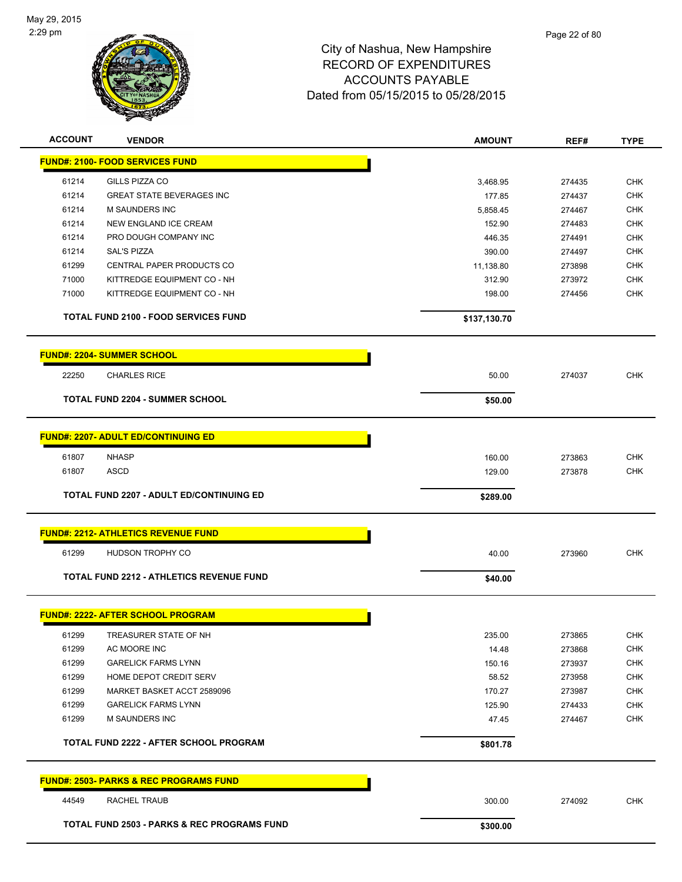City of Nashua, New Hampshire
RECORD OF EXPENDITURES
ACCOUNTS PAYABLE
Dated from 05/15/2015 to 05/28/2015

May 29, 2015
2:29 pm

| ACCOUNT | VENDOR | AMOUNT | REF# | TYPE |
|---|---|---|---|---|
| **FUND#: 2100- FOOD SERVICES FUND** | | | | |
| 61214 | GILLS PIZZA CO | 3,468.95 | 274435 | CHK |
| 61214 | GREAT STATE BEVERAGES INC | 177.85 | 274437 | CHK |
| 61214 | M SAUNDERS INC | 5,858.45 | 274467 | CHK |
| 61214 | NEW ENGLAND ICE CREAM | 152.90 | 274483 | CHK |
| 61214 | PRO DOUGH COMPANY INC | 446.35 | 274491 | CHK |
| 61214 | SAL'S PIZZA | 390.00 | 274497 | CHK |
| 61299 | CENTRAL PAPER PRODUCTS CO | 11,138.80 | 273898 | CHK |
| 71000 | KITTREDGE EQUIPMENT CO - NH | 312.90 | 273972 | CHK |
| 71000 | KITTREDGE EQUIPMENT CO - NH | 198.00 | 274456 | CHK |
| | **TOTAL FUND 2100 - FOOD SERVICES FUND** | **$137,130.70** | | |
| **FUND#: 2204- SUMMER SCHOOL** | | | | |
| 22250 | CHARLES RICE | 50.00 | 274037 | CHK |
| | **TOTAL FUND 2204 - SUMMER SCHOOL** | **$50.00** | | |
| **FUND#: 2207- ADULT ED/CONTINUING ED** | | | | |
| 61807 | NHASP | 160.00 | 273863 | CHK |
| 61807 | ASCD | 129.00 | 273878 | CHK |
| | **TOTAL FUND 2207 - ADULT ED/CONTINUING ED** | **$289.00** | | |
| **FUND#: 2212- ATHLETICS REVENUE FUND** | | | | |
| 61299 | HUDSON TROPHY CO | 40.00 | 273960 | CHK |
| | **TOTAL FUND 2212 - ATHLETICS REVENUE FUND** | **$40.00** | | |
| **FUND#: 2222- AFTER SCHOOL PROGRAM** | | | | |
| 61299 | TREASURER STATE OF NH | 235.00 | 273865 | CHK |
| 61299 | AC MOORE INC | 14.48 | 273868 | CHK |
| 61299 | GARELICK FARMS LYNN | 150.16 | 273937 | CHK |
| 61299 | HOME DEPOT CREDIT SERV | 58.52 | 273958 | CHK |
| 61299 | MARKET BASKET ACCT 2589096 | 170.27 | 273987 | CHK |
| 61299 | GARELICK FARMS LYNN | 125.90 | 274433 | CHK |
| 61299 | M SAUNDERS INC | 47.45 | 274467 | CHK |
| | **TOTAL FUND 2222 - AFTER SCHOOL PROGRAM** | **$801.78** | | |
| **FUND#: 2503- PARKS & REC PROGRAMS FUND** | | | | |
| 44549 | RACHEL TRAUB | 300.00 | 274092 | CHK |
| | **TOTAL FUND 2503 - PARKS & REC PROGRAMS FUND** | **$300.00** | | |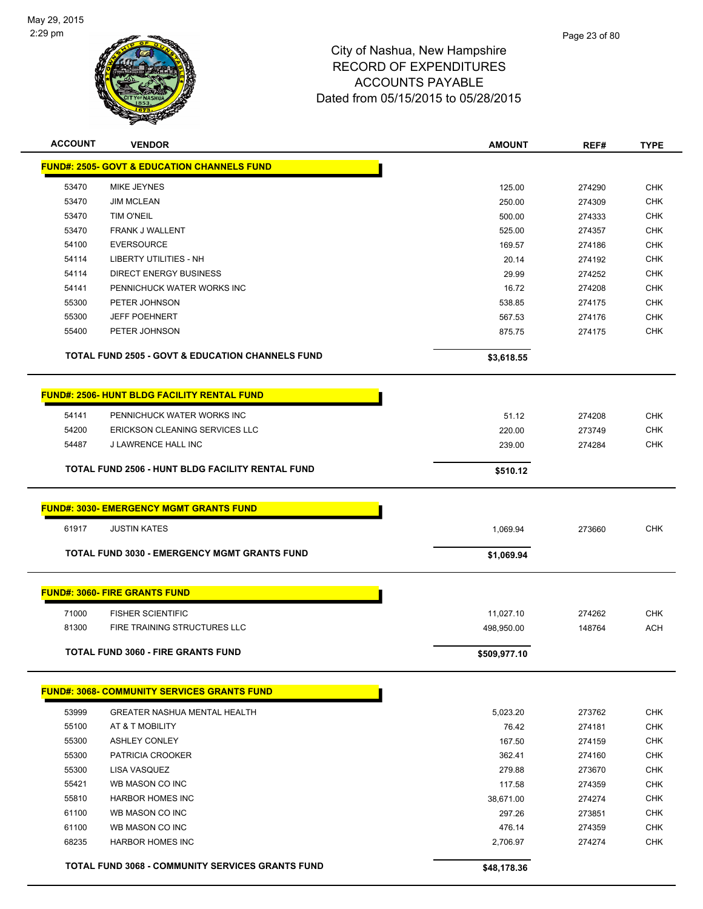City of Nashua, New Hampshire
RECORD OF EXPENDITURES
ACCOUNTS PAYABLE
Dated from 05/15/2015 to 05/28/2015

| ACCOUNT | VENDOR | AMOUNT | REF# | TYPE |
|---|---|---|---|---|
| **FUND#: 2505- GOVT & EDUCATION CHANNELS FUND** | | | | |
| 53470 | MIKE JEYNES | 125.00 | 274290 | CHK |
| 53470 | JIM MCLEAN | 250.00 | 274309 | CHK |
| 53470 | TIM O'NEIL | 500.00 | 274333 | CHK |
| 53470 | FRANK J WALLENT | 525.00 | 274357 | CHK |
| 54100 | EVERSOURCE | 169.57 | 274186 | CHK |
| 54114 | LIBERTY UTILITIES - NH | 20.14 | 274192 | CHK |
| 54114 | DIRECT ENERGY BUSINESS | 29.99 | 274252 | CHK |
| 54141 | PENNICHUCK WATER WORKS INC | 16.72 | 274208 | CHK |
| 55300 | PETER JOHNSON | 538.85 | 274175 | CHK |
| 55300 | JEFF POEHNERT | 567.53 | 274176 | CHK |
| 55400 | PETER JOHNSON | 875.75 | 274175 | CHK |
| **TOTAL FUND 2505 - GOVT & EDUCATION CHANNELS FUND** | | **$3,618.55** | | |
| **FUND#: 2506- HUNT BLDG FACILITY RENTAL FUND** | | | | |
| 54141 | PENNICHUCK WATER WORKS INC | 51.12 | 274208 | CHK |
| 54200 | ERICKSON CLEANING SERVICES LLC | 220.00 | 273749 | CHK |
| 54487 | J LAWRENCE HALL INC | 239.00 | 274284 | CHK |
| **TOTAL FUND 2506 - HUNT BLDG FACILITY RENTAL FUND** | | **$510.12** | | |
| **FUND#: 3030- EMERGENCY MGMT GRANTS FUND** | | | | |
| 61917 | JUSTIN KATES | 1,069.94 | 273660 | CHK |
| **TOTAL FUND 3030 - EMERGENCY MGMT GRANTS FUND** | | **$1,069.94** | | |
| **FUND#: 3060- FIRE GRANTS FUND** | | | | |
| 71000 | FISHER SCIENTIFIC | 11,027.10 | 274262 | CHK |
| 81300 | FIRE TRAINING STRUCTURES LLC | 498,950.00 | 148764 | ACH |
| **TOTAL FUND 3060 - FIRE GRANTS FUND** | | **$509,977.10** | | |
| **FUND#: 3068- COMMUNITY SERVICES GRANTS FUND** | | | | |
| 53999 | GREATER NASHUA MENTAL HEALTH | 5,023.20 | 273762 | CHK |
| 55100 | AT & T MOBILITY | 76.42 | 274181 | CHK |
| 55300 | ASHLEY CONLEY | 167.50 | 274159 | CHK |
| 55300 | PATRICIA CROOKER | 362.41 | 274160 | CHK |
| 55300 | LISA VASQUEZ | 279.88 | 273670 | CHK |
| 55421 | WB MASON CO INC | 117.58 | 274359 | CHK |
| 55810 | HARBOR HOMES INC | 38,671.00 | 274274 | CHK |
| 61100 | WB MASON CO INC | 297.26 | 273851 | CHK |
| 61100 | WB MASON CO INC | 476.14 | 274359 | CHK |
| 68235 | HARBOR HOMES INC | 2,706.97 | 274274 | CHK |
| **TOTAL FUND 3068 - COMMUNITY SERVICES GRANTS FUND** | | **$48,178.36** | | |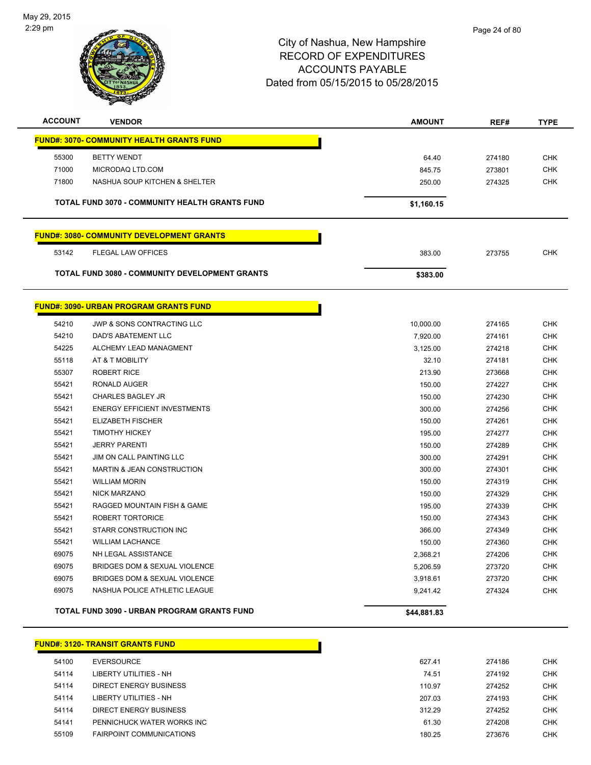City of Nashua, New Hampshire
RECORD OF EXPENDITURES
ACCOUNTS PAYABLE
Dated from 05/15/2015 to 05/28/2015

May 29, 2015
2:29 pm

| ACCOUNT | VENDOR | AMOUNT | REF# | TYPE |
|---|---|---|---|---|
| **FUND#: 3070- COMMUNITY HEALTH GRANTS FUND** | | | | |
| 55300 | BETTY WENDT | 64.40 | 274180 | CHK |
| 71000 | MICRODAQ LTD.COM | 845.75 | 273801 | CHK |
| 71800 | NASHUA SOUP KITCHEN & SHELTER | 250.00 | 274325 | CHK |
| | **TOTAL FUND 3070 - COMMUNITY HEALTH GRANTS FUND** | **$1,160.15** | | |
| **FUND#: 3080- COMMUNITY DEVELOPMENT GRANTS** | | | | |
| 53142 | FLEGAL LAW OFFICES | 383.00 | 273755 | CHK |
| | **TOTAL FUND 3080 - COMMUNITY DEVELOPMENT GRANTS** | **$383.00** | | |
| **FUND#: 3090- URBAN PROGRAM GRANTS FUND** | | | | |
| 54210 | JWP & SONS CONTRACTING LLC | 10,000.00 | 274165 | CHK |
| 54210 | DAD'S ABATEMENT LLC | 7,920.00 | 274161 | CHK |
| 54225 | ALCHEMY LEAD MANAGMENT | 3,125.00 | 274218 | CHK |
| 55118 | AT & T MOBILITY | 32.10 | 274181 | CHK |
| 55307 | ROBERT RICE | 213.90 | 273668 | CHK |
| 55421 | RONALD AUGER | 150.00 | 274227 | CHK |
| 55421 | CHARLES BAGLEY JR | 150.00 | 274230 | CHK |
| 55421 | ENERGY EFFICIENT INVESTMENTS | 300.00 | 274256 | CHK |
| 55421 | ELIZABETH FISCHER | 150.00 | 274261 | CHK |
| 55421 | TIMOTHY HICKEY | 195.00 | 274277 | CHK |
| 55421 | JERRY PARENTI | 150.00 | 274289 | CHK |
| 55421 | JIM ON CALL PAINTING LLC | 300.00 | 274291 | CHK |
| 55421 | MARTIN & JEAN CONSTRUCTION | 300.00 | 274301 | CHK |
| 55421 | WILLIAM MORIN | 150.00 | 274319 | CHK |
| 55421 | NICK MARZANO | 150.00 | 274329 | CHK |
| 55421 | RAGGED MOUNTAIN FISH & GAME | 195.00 | 274339 | CHK |
| 55421 | ROBERT TORTORICE | 150.00 | 274343 | CHK |
| 55421 | STARR CONSTRUCTION INC | 366.00 | 274349 | CHK |
| 55421 | WILLIAM LACHANCE | 150.00 | 274360 | CHK |
| 69075 | NH LEGAL ASSISTANCE | 2,368.21 | 274206 | CHK |
| 69075 | BRIDGES DOM & SEXUAL VIOLENCE | 5,206.59 | 273720 | CHK |
| 69075 | BRIDGES DOM & SEXUAL VIOLENCE | 3,918.61 | 273720 | CHK |
| 69075 | NASHUA POLICE ATHLETIC LEAGUE | 9,241.42 | 274324 | CHK |
| | **TOTAL FUND 3090 - URBAN PROGRAM GRANTS FUND** | **$44,881.83** | | |
| **FUND#: 3120- TRANSIT GRANTS FUND** | | | | |
| 54100 | EVERSOURCE | 627.41 | 274186 | CHK |
| 54114 | LIBERTY UTILITIES - NH | 74.51 | 274192 | CHK |
| 54114 | DIRECT ENERGY BUSINESS | 110.97 | 274252 | CHK |
| 54114 | LIBERTY UTILITIES - NH | 207.03 | 274193 | CHK |
| 54114 | DIRECT ENERGY BUSINESS | 312.29 | 274252 | CHK |
| 54141 | PENNICHUCK WATER WORKS INC | 61.30 | 274208 | CHK |
| 55109 | FAIRPOINT COMMUNICATIONS | 180.25 | 273676 | CHK |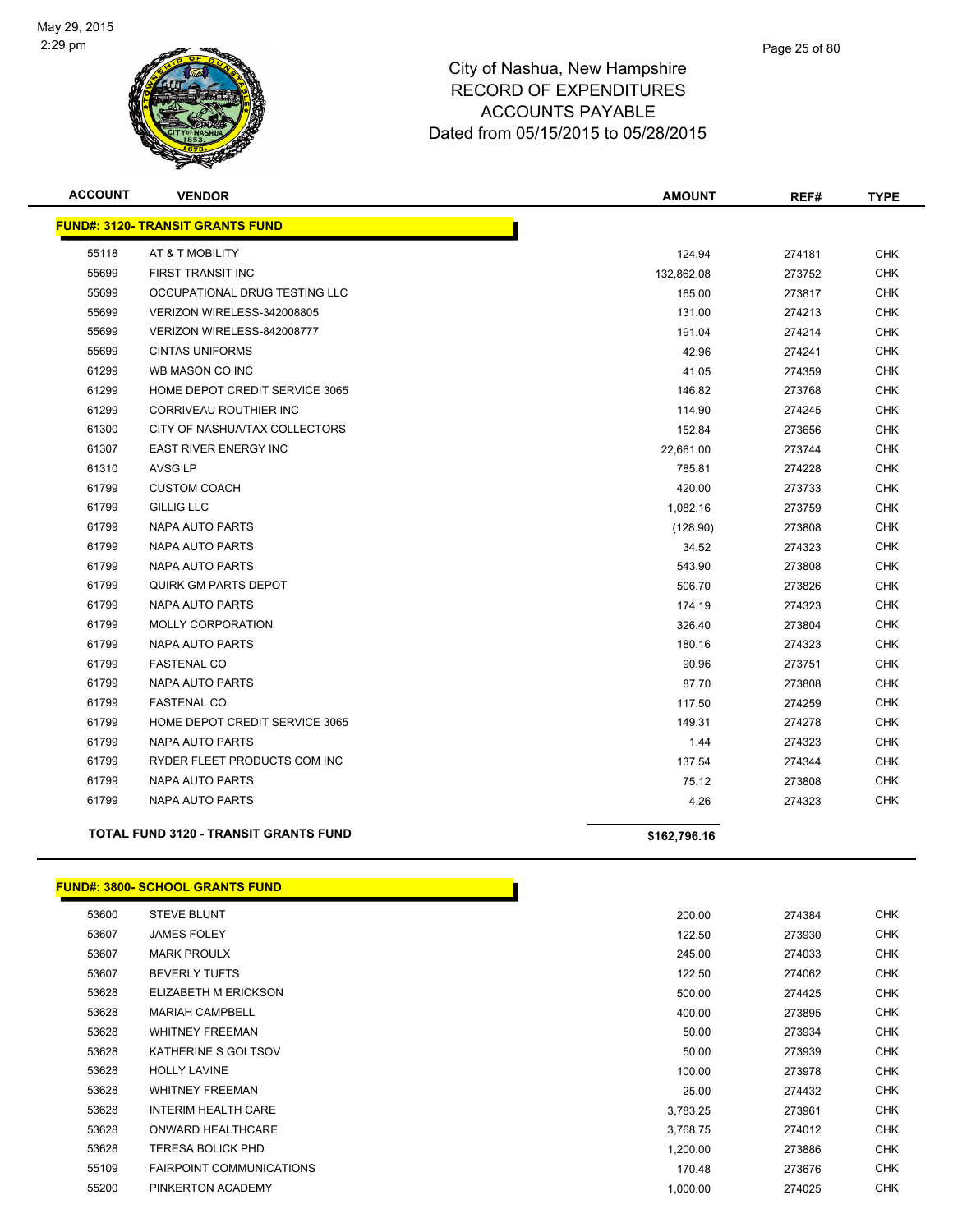# City of Nashua, New Hampshire
## RECORD OF EXPENDITURES
## ACCOUNTS PAYABLE
## Dated from 05/15/2015 to 05/28/2015

May 29, 2015
2:29 pm

| ACCOUNT | VENDOR | AMOUNT | REF# | TYPE |
|---|---|---|---|---|
| **FUND#: 3120- TRANSIT GRANTS FUND** | | | | |
| 55118 | AT & T MOBILITY | 124.94 | 274181 | CHK |
| 55699 | FIRST TRANSIT INC | 132,862.08 | 273752 | CHK |
| 55699 | OCCUPATIONAL DRUG TESTING LLC | 165.00 | 273817 | CHK |
| 55699 | VERIZON WIRELESS-342008805 | 131.00 | 274213 | CHK |
| 55699 | VERIZON WIRELESS-842008777 | 191.04 | 274214 | CHK |
| 55699 | CINTAS UNIFORMS | 42.96 | 274241 | CHK |
| 61299 | WB MASON CO INC | 41.05 | 274359 | CHK |
| 61299 | HOME DEPOT CREDIT SERVICE 3065 | 146.82 | 273768 | CHK |
| 61299 | CORRIVEAU ROUTHIER INC | 114.90 | 274245 | CHK |
| 61300 | CITY OF NASHUA/TAX COLLECTORS | 152.84 | 273656 | CHK |
| 61307 | EAST RIVER ENERGY INC | 22,661.00 | 273744 | CHK |
| 61310 | AVSG LP | 785.81 | 274228 | CHK |
| 61799 | CUSTOM COACH | 420.00 | 273733 | CHK |
| 61799 | GILLIG LLC | 1,082.16 | 273759 | CHK |
| 61799 | NAPA AUTO PARTS | (128.90) | 273808 | CHK |
| 61799 | NAPA AUTO PARTS | 34.52 | 274323 | CHK |
| 61799 | NAPA AUTO PARTS | 543.90 | 273808 | CHK |
| 61799 | QUIRK GM PARTS DEPOT | 506.70 | 273826 | CHK |
| 61799 | NAPA AUTO PARTS | 174.19 | 274323 | CHK |
| 61799 | MOLLY CORPORATION | 326.40 | 273804 | CHK |
| 61799 | NAPA AUTO PARTS | 180.16 | 274323 | CHK |
| 61799 | FASTENAL CO | 90.96 | 273751 | CHK |
| 61799 | NAPA AUTO PARTS | 87.70 | 273808 | CHK |
| 61799 | FASTENAL CO | 117.50 | 274259 | CHK |
| 61799 | HOME DEPOT CREDIT SERVICE 3065 | 149.31 | 274278 | CHK |
| 61799 | NAPA AUTO PARTS | 1.44 | 274323 | CHK |
| 61799 | RYDER FLEET PRODUCTS COM INC | 137.54 | 274344 | CHK |
| 61799 | NAPA AUTO PARTS | 75.12 | 273808 | CHK |
| 61799 | NAPA AUTO PARTS | 4.26 | 274323 | CHK |
| | **TOTAL FUND 3120 - TRANSIT GRANTS FUND** | **$162,796.16** | | |

| ACCOUNT | VENDOR | AMOUNT | REF# | TYPE |
|---|---|---|---|---|
| **FUND#: 3800- SCHOOL GRANTS FUND** | | | | |
| 53600 | STEVE BLUNT | 200.00 | 274384 | CHK |
| 53607 | JAMES FOLEY | 122.50 | 273930 | CHK |
| 53607 | MARK PROULX | 245.00 | 274033 | CHK |
| 53607 | BEVERLY TUFTS | 122.50 | 274062 | CHK |
| 53628 | ELIZABETH M ERICKSON | 500.00 | 274425 | CHK |
| 53628 | MARIAH CAMPBELL | 400.00 | 273895 | CHK |
| 53628 | WHITNEY FREEMAN | 50.00 | 273934 | CHK |
| 53628 | KATHERINE S GOLTSOV | 50.00 | 273939 | CHK |
| 53628 | HOLLY LAVINE | 100.00 | 273978 | CHK |
| 53628 | WHITNEY FREEMAN | 25.00 | 274432 | CHK |
| 53628 | INTERIM HEALTH CARE | 3,783.25 | 273961 | CHK |
| 53628 | ONWARD HEALTHCARE | 3,768.75 | 274012 | CHK |
| 53628 | TERESA BOLICK PHD | 1,200.00 | 273886 | CHK |
| 55109 | FAIRPOINT COMMUNICATIONS | 170.48 | 273676 | CHK |
| 55200 | PINKERTON ACADEMY | 1,000.00 | 274025 | CHK |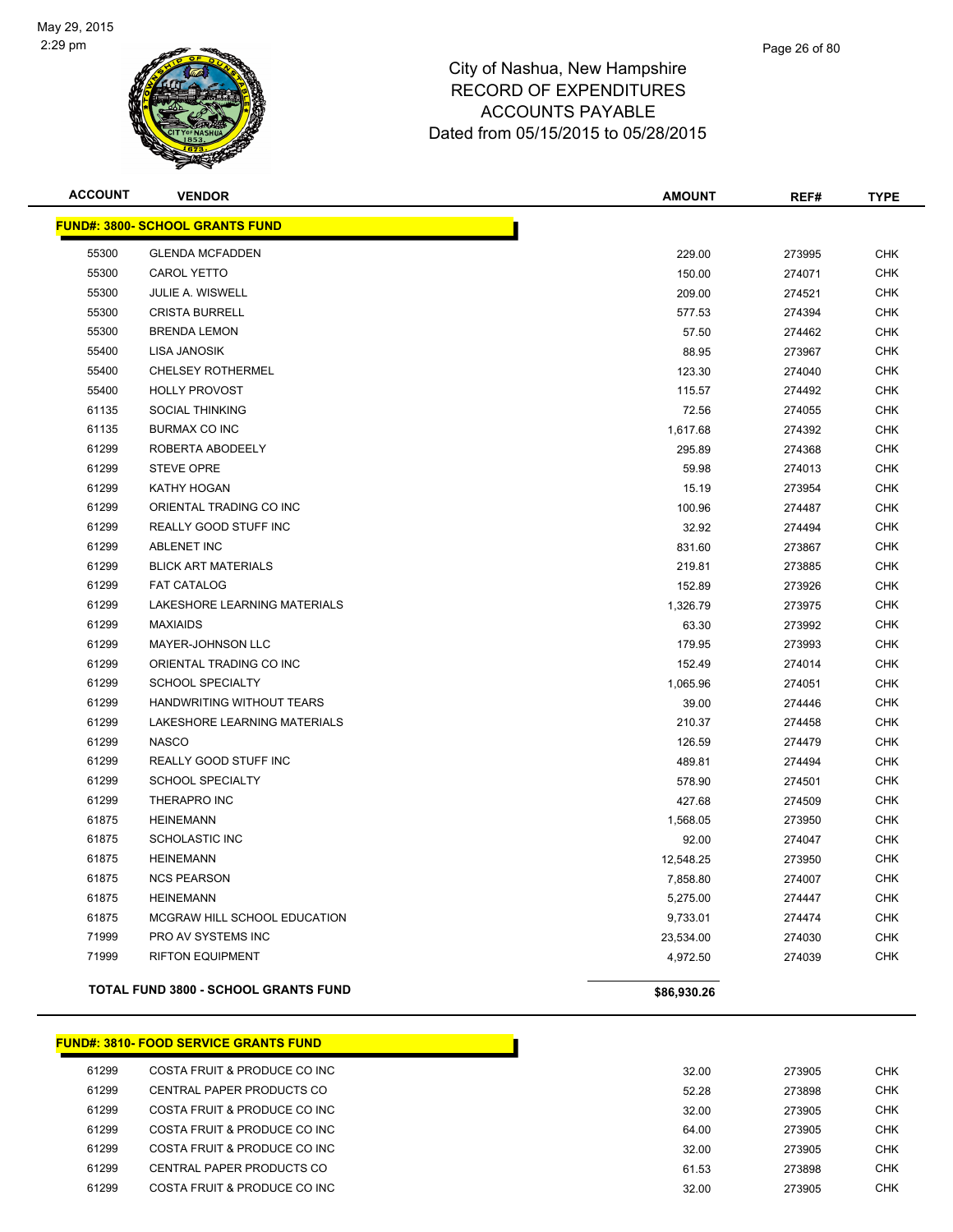# City of Nashua, New Hampshire
## RECORD OF EXPENDITURES
## ACCOUNTS PAYABLE
## Dated from 05/15/2015 to 05/28/2015

| ACCOUNT | VENDOR | AMOUNT | REF# | TYPE |
|---|---|---|---|---|
| **FUND#: 3800- SCHOOL GRANTS FUND** | | | | |
| 55300 | GLENDA MCFADDEN | 229.00 | 273995 | CHK |
| 55300 | CAROL YETTO | 150.00 | 274071 | CHK |
| 55300 | JULIE A. WISWELL | 209.00 | 274521 | CHK |
| 55300 | CRISTA BURRELL | 577.53 | 274394 | CHK |
| 55300 | BRENDA LEMON | 57.50 | 274462 | CHK |
| 55400 | LISA JANOSIK | 88.95 | 273967 | CHK |
| 55400 | CHELSEY ROTHERMEL | 123.30 | 274040 | CHK |
| 55400 | HOLLY PROVOST | 115.57 | 274492 | CHK |
| 61135 | SOCIAL THINKING | 72.56 | 274055 | CHK |
| 61135 | BURMAX CO INC | 1,617.68 | 274392 | CHK |
| 61299 | ROBERTA ABODEELY | 295.89 | 274368 | CHK |
| 61299 | STEVE OPRE | 59.98 | 274013 | CHK |
| 61299 | KATHY HOGAN | 15.19 | 273954 | CHK |
| 61299 | ORIENTAL TRADING CO INC | 100.96 | 274487 | CHK |
| 61299 | REALLY GOOD STUFF INC | 32.92 | 274494 | CHK |
| 61299 | ABLENET INC | 831.60 | 273867 | CHK |
| 61299 | BLICK ART MATERIALS | 219.81 | 273885 | CHK |
| 61299 | FAT CATALOG | 152.89 | 273926 | CHK |
| 61299 | LAKESHORE LEARNING MATERIALS | 1,326.79 | 273975 | CHK |
| 61299 | MAXIAIDS | 63.30 | 273992 | CHK |
| 61299 | MAYER-JOHNSON LLC | 179.95 | 273993 | CHK |
| 61299 | ORIENTAL TRADING CO INC | 152.49 | 274014 | CHK |
| 61299 | SCHOOL SPECIALTY | 1,065.96 | 274051 | CHK |
| 61299 | HANDWRITING WITHOUT TEARS | 39.00 | 274446 | CHK |
| 61299 | LAKESHORE LEARNING MATERIALS | 210.37 | 274458 | CHK |
| 61299 | NASCO | 126.59 | 274479 | CHK |
| 61299 | REALLY GOOD STUFF INC | 489.81 | 274494 | CHK |
| 61299 | SCHOOL SPECIALTY | 578.90 | 274501 | CHK |
| 61299 | THERAPRO INC | 427.68 | 274509 | CHK |
| 61875 | HEINEMANN | 1,568.05 | 273950 | CHK |
| 61875 | SCHOLASTIC INC | 92.00 | 274047 | CHK |
| 61875 | HEINEMANN | 12,548.25 | 273950 | CHK |
| 61875 | NCS PEARSON | 7,858.80 | 274007 | CHK |
| 61875 | HEINEMANN | 5,275.00 | 274447 | CHK |
| 61875 | MCGRAW HILL SCHOOL EDUCATION | 9,733.01 | 274474 | CHK |
| 71999 | PRO AV SYSTEMS INC | 23,534.00 | 274030 | CHK |
| 71999 | RIFTON EQUIPMENT | 4,972.50 | 274039 | CHK |
| **TOTAL FUND 3800 - SCHOOL GRANTS FUND** | | **$86,930.26** | | |

| ACCOUNT | VENDOR | AMOUNT | REF# | TYPE |
|---|---|---|---|---|
| **FUND#: 3810- FOOD SERVICE GRANTS FUND** | | | | |
| 61299 | COSTA FRUIT & PRODUCE CO INC | 32.00 | 273905 | CHK |
| 61299 | CENTRAL PAPER PRODUCTS CO | 52.28 | 273898 | CHK |
| 61299 | COSTA FRUIT & PRODUCE CO INC | 32.00 | 273905 | CHK |
| 61299 | COSTA FRUIT & PRODUCE CO INC | 64.00 | 273905 | CHK |
| 61299 | COSTA FRUIT & PRODUCE CO INC | 32.00 | 273905 | CHK |
| 61299 | CENTRAL PAPER PRODUCTS CO | 61.53 | 273898 | CHK |
| 61299 | COSTA FRUIT & PRODUCE CO INC | 32.00 | 273905 | CHK |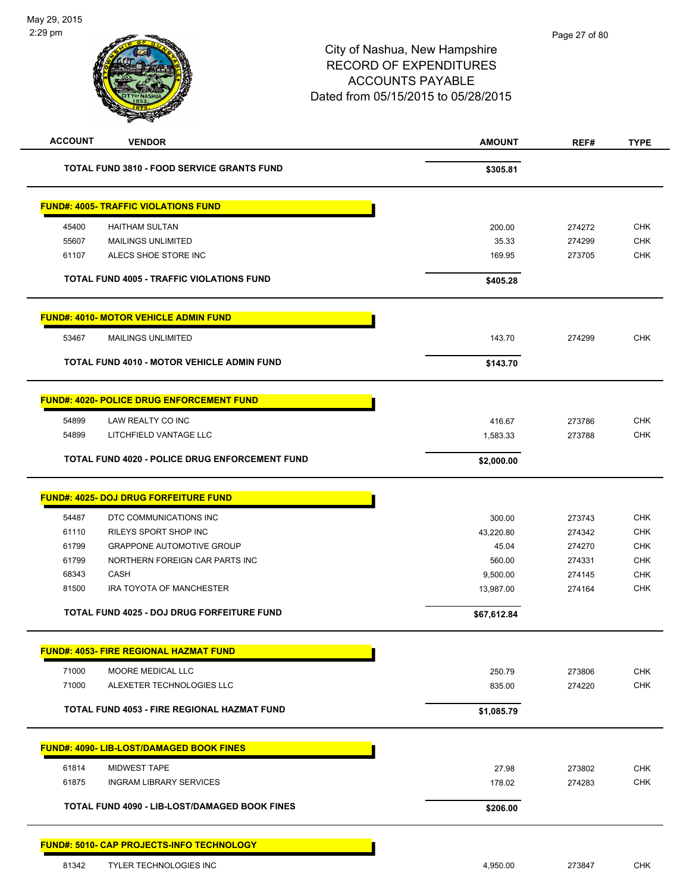City of Nashua, New Hampshire
RECORD OF EXPENDITURES
ACCOUNTS PAYABLE
Dated from 05/15/2015 to 05/28/2015

| ACCOUNT | VENDOR | AMOUNT | REF# | TYPE |
|---|---|---|---|---|
| | **TOTAL FUND 3810 - FOOD SERVICE GRANTS FUND** | **$305.81** | | |

**FUND#: 4005- TRAFFIC VIOLATIONS FUND**

| ACCOUNT | VENDOR | AMOUNT | REF# | TYPE |
|---|---|---|---|---|
| 45400 | HAITHAM SULTAN | 200.00 | 274272 | CHK |
| 55607 | MAILINGS UNLIMITED | 35.33 | 274299 | CHK |
| 61107 | ALECS SHOE STORE INC | 169.95 | 273705 | CHK |
| | **TOTAL FUND 4005 - TRAFFIC VIOLATIONS FUND** | **$405.28** | | |

**FUND#: 4010- MOTOR VEHICLE ADMIN FUND**

| ACCOUNT | VENDOR | AMOUNT | REF# | TYPE |
|---|---|---|---|---|
| 53467 | MAILINGS UNLIMITED | 143.70 | 274299 | CHK |
| | **TOTAL FUND 4010 - MOTOR VEHICLE ADMIN FUND** | **$143.70** | | |

**FUND#: 4020- POLICE DRUG ENFORCEMENT FUND**

| ACCOUNT | VENDOR | AMOUNT | REF# | TYPE |
|---|---|---|---|---|
| 54899 | LAW REALTY CO INC | 416.67 | 273786 | CHK |
| 54899 | LITCHFIELD VANTAGE LLC | 1,583.33 | 273788 | CHK |
| | **TOTAL FUND 4020 - POLICE DRUG ENFORCEMENT FUND** | **$2,000.00** | | |

**FUND#: 4025- DOJ DRUG FORFEITURE FUND**

| ACCOUNT | VENDOR | AMOUNT | REF# | TYPE |
|---|---|---|---|---|
| 54487 | DTC COMMUNICATIONS INC | 300.00 | 273743 | CHK |
| 61110 | RILEYS SPORT SHOP INC | 43,220.80 | 274342 | CHK |
| 61799 | GRAPPONE AUTOMOTIVE GROUP | 45.04 | 274270 | CHK |
| 61799 | NORTHERN FOREIGN CAR PARTS INC | 560.00 | 274331 | CHK |
| 68343 | CASH | 9,500.00 | 274145 | CHK |
| 81500 | IRA TOYOTA OF MANCHESTER | 13,987.00 | 274164 | CHK |
| | **TOTAL FUND 4025 - DOJ DRUG FORFEITURE FUND** | **$67,612.84** | | |

**FUND#: 4053- FIRE REGIONAL HAZMAT FUND**

| ACCOUNT | VENDOR | AMOUNT | REF# | TYPE |
|---|---|---|---|---|
| 71000 | MOORE MEDICAL LLC | 250.79 | 273806 | CHK |
| 71000 | ALEXETER TECHNOLOGIES LLC | 835.00 | 274220 | CHK |
| | **TOTAL FUND 4053 - FIRE REGIONAL HAZMAT FUND** | **$1,085.79** | | |

**FUND#: 4090- LIB-LOST/DAMAGED BOOK FINES**

| ACCOUNT | VENDOR | AMOUNT | REF# | TYPE |
|---|---|---|---|---|
| 61814 | MIDWEST TAPE | 27.98 | 273802 | CHK |
| 61875 | INGRAM LIBRARY SERVICES | 178.02 | 274283 | CHK |
| | **TOTAL FUND 4090 - LIB-LOST/DAMAGED BOOK FINES** | **$206.00** | | |

**FUND#: 5010- CAP PROJECTS-INFO TECHNOLOGY**

| ACCOUNT | VENDOR | AMOUNT | REF# | TYPE |
|---|---|---|---|---|
| 81342 | TYLER TECHNOLOGIES INC | 4,950.00 | 273847 | CHK |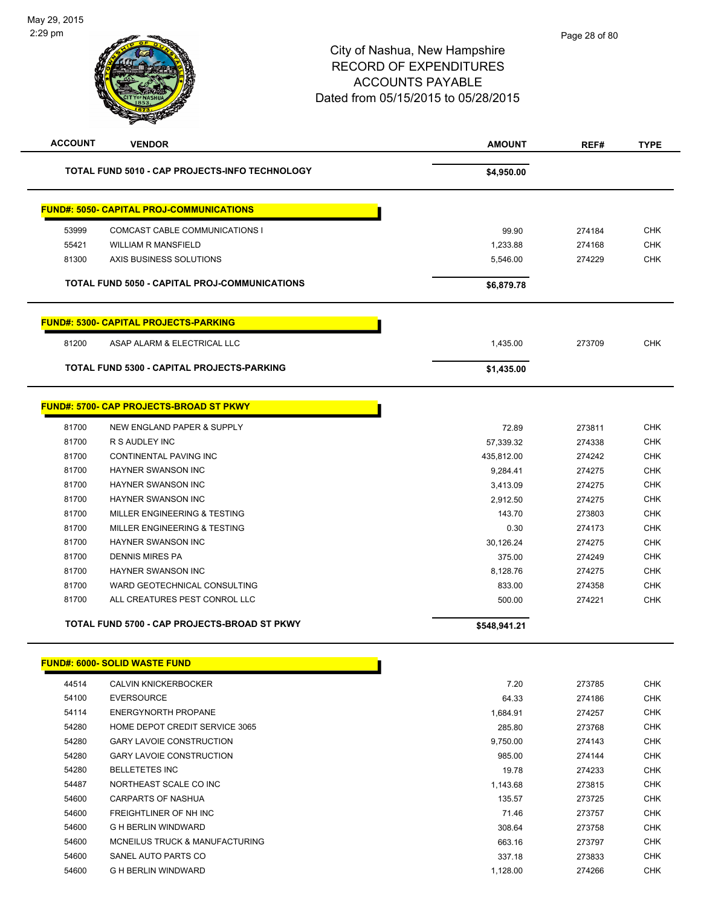City of Nashua, New Hampshire
RECORD OF EXPENDITURES
ACCOUNTS PAYABLE
Dated from 05/15/2015 to 05/28/2015

| ACCOUNT | VENDOR | AMOUNT | REF# | TYPE |
|---|---|---|---|---|
| | **TOTAL FUND 5010 - CAP PROJECTS-INFO TECHNOLOGY** | **$4,950.00** | | |

**FUND#: 5050- CAPITAL PROJ-COMMUNICATIONS**

| ACCOUNT | VENDOR | AMOUNT | REF# | TYPE |
|---|---|---|---|---|
| 53999 | COMCAST CABLE COMMUNICATIONS I | 99.90 | 274184 | CHK |
| 55421 | WILLIAM R MANSFIELD | 1,233.88 | 274168 | CHK |
| 81300 | AXIS BUSINESS SOLUTIONS | 5,546.00 | 274229 | CHK |
| | **TOTAL FUND 5050 - CAPITAL PROJ-COMMUNICATIONS** | **$6,879.78** | | |

**FUND#: 5300- CAPITAL PROJECTS-PARKING**

| ACCOUNT | VENDOR | AMOUNT | REF# | TYPE |
|---|---|---|---|---|
| 81200 | ASAP ALARM & ELECTRICAL LLC | 1,435.00 | 273709 | CHK |
| | **TOTAL FUND 5300 - CAPITAL PROJECTS-PARKING** | **$1,435.00** | | |

**FUND#: 5700- CAP PROJECTS-BROAD ST PKWY**

| ACCOUNT | VENDOR | AMOUNT | REF# | TYPE |
|---|---|---|---|---|
| 81700 | NEW ENGLAND PAPER & SUPPLY | 72.89 | 273811 | CHK |
| 81700 | R S AUDLEY INC | 57,339.32 | 274338 | CHK |
| 81700 | CONTINENTAL PAVING INC | 435,812.00 | 274242 | CHK |
| 81700 | HAYNER SWANSON INC | 9,284.41 | 274275 | CHK |
| 81700 | HAYNER SWANSON INC | 3,413.09 | 274275 | CHK |
| 81700 | HAYNER SWANSON INC | 2,912.50 | 274275 | CHK |
| 81700 | MILLER ENGINEERING & TESTING | 143.70 | 273803 | CHK |
| 81700 | MILLER ENGINEERING & TESTING | 0.30 | 274173 | CHK |
| 81700 | HAYNER SWANSON INC | 30,126.24 | 274275 | CHK |
| 81700 | DENNIS MIRES PA | 375.00 | 274249 | CHK |
| 81700 | HAYNER SWANSON INC | 8,128.76 | 274275 | CHK |
| 81700 | WARD GEOTECHNICAL CONSULTING | 833.00 | 274358 | CHK |
| 81700 | ALL CREATURES PEST CONROL LLC | 500.00 | 274221 | CHK |
| | **TOTAL FUND 5700 - CAP PROJECTS-BROAD ST PKWY** | **$548,941.21** | | |

**FUND#: 6000- SOLID WASTE FUND**

| ACCOUNT | VENDOR | AMOUNT | REF# | TYPE |
|---|---|---|---|---|
| 44514 | CALVIN KNICKERBOCKER | 7.20 | 273785 | CHK |
| 54100 | EVERSOURCE | 64.33 | 274186 | CHK |
| 54114 | ENERGYNORTH PROPANE | 1,684.91 | 274257 | CHK |
| 54280 | HOME DEPOT CREDIT SERVICE 3065 | 285.80 | 273768 | CHK |
| 54280 | GARY LAVOIE CONSTRUCTION | 9,750.00 | 274143 | CHK |
| 54280 | GARY LAVOIE CONSTRUCTION | 985.00 | 274144 | CHK |
| 54280 | BELLETETES INC | 19.78 | 274233 | CHK |
| 54487 | NORTHEAST SCALE CO INC | 1,143.68 | 273815 | CHK |
| 54600 | CARPARTS OF NASHUA | 135.57 | 273725 | CHK |
| 54600 | FREIGHTLINER OF NH INC | 71.46 | 273757 | CHK |
| 54600 | G H BERLIN WINDWARD | 308.64 | 273758 | CHK |
| 54600 | MCNEILUS TRUCK & MANUFACTURING | 663.16 | 273797 | CHK |
| 54600 | SANEL AUTO PARTS CO | 337.18 | 273833 | CHK |
| 54600 | G H BERLIN WINDWARD | 1,128.00 | 274266 | CHK |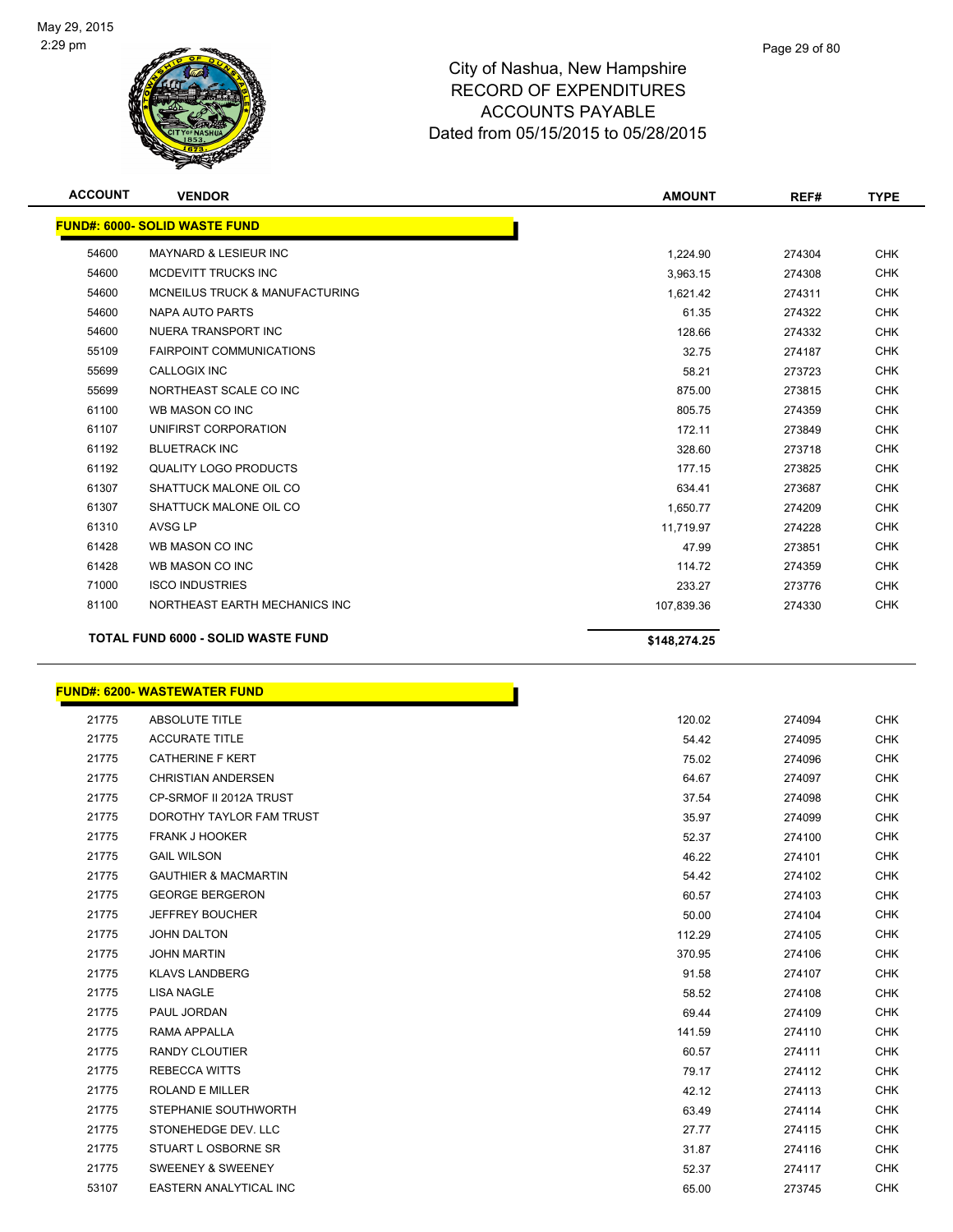# City of Nashua, New Hampshire
## RECORD OF EXPENDITURES
## ACCOUNTS PAYABLE
### Dated from 05/15/2015 to 05/28/2015

| ACCOUNT | VENDOR | AMOUNT | REF# | TYPE |
|---|---|---|---|---|
| **FUND#: 6000- SOLID WASTE FUND** | | | | |
| 54600 | MAYNARD & LESIEUR INC | 1,224.90 | 274304 | CHK |
| 54600 | MCDEVITT TRUCKS INC | 3,963.15 | 274308 | CHK |
| 54600 | MCNEILUS TRUCK & MANUFACTURING | 1,621.42 | 274311 | CHK |
| 54600 | NAPA AUTO PARTS | 61.35 | 274322 | CHK |
| 54600 | NUERA TRANSPORT INC | 128.66 | 274332 | CHK |
| 55109 | FAIRPOINT COMMUNICATIONS | 32.75 | 274187 | CHK |
| 55699 | CALLOGIX INC | 58.21 | 273723 | CHK |
| 55699 | NORTHEAST SCALE CO INC | 875.00 | 273815 | CHK |
| 61100 | WB MASON CO INC | 805.75 | 274359 | CHK |
| 61107 | UNIFIRST CORPORATION | 172.11 | 273849 | CHK |
| 61192 | BLUETRACK INC | 328.60 | 273718 | CHK |
| 61192 | QUALITY LOGO PRODUCTS | 177.15 | 273825 | CHK |
| 61307 | SHATTUCK MALONE OIL CO | 634.41 | 273687 | CHK |
| 61307 | SHATTUCK MALONE OIL CO | 1,650.77 | 274209 | CHK |
| 61310 | AVSG LP | 11,719.97 | 274228 | CHK |
| 61428 | WB MASON CO INC | 47.99 | 273851 | CHK |
| 61428 | WB MASON CO INC | 114.72 | 274359 | CHK |
| 71000 | ISCO INDUSTRIES | 233.27 | 273776 | CHK |
| 81100 | NORTHEAST EARTH MECHANICS INC | 107,839.36 | 274330 | CHK |
| **TOTAL FUND 6000 - SOLID WASTE FUND** | | **$148,274.25** | | |

| ACCOUNT | VENDOR | AMOUNT | REF# | TYPE |
|---|---|---|---|---|
| **FUND#: 6200- WASTEWATER FUND** | | | | |
| 21775 | ABSOLUTE TITLE | 120.02 | 274094 | CHK |
| 21775 | ACCURATE TITLE | 54.42 | 274095 | CHK |
| 21775 | CATHERINE F KERT | 75.02 | 274096 | CHK |
| 21775 | CHRISTIAN ANDERSEN | 64.67 | 274097 | CHK |
| 21775 | CP-SRMOF II 2012A TRUST | 37.54 | 274098 | CHK |
| 21775 | DOROTHY TAYLOR FAM TRUST | 35.97 | 274099 | CHK |
| 21775 | FRANK J HOOKER | 52.37 | 274100 | CHK |
| 21775 | GAIL WILSON | 46.22 | 274101 | CHK |
| 21775 | GAUTHIER & MACMARTIN | 54.42 | 274102 | CHK |
| 21775 | GEORGE BERGERON | 60.57 | 274103 | CHK |
| 21775 | JEFFREY BOUCHER | 50.00 | 274104 | CHK |
| 21775 | JOHN DALTON | 112.29 | 274105 | CHK |
| 21775 | JOHN MARTIN | 370.95 | 274106 | CHK |
| 21775 | KLAVS LANDBERG | 91.58 | 274107 | CHK |
| 21775 | LISA NAGLE | 58.52 | 274108 | CHK |
| 21775 | PAUL JORDAN | 69.44 | 274109 | CHK |
| 21775 | RAMA APPALLA | 141.59 | 274110 | CHK |
| 21775 | RANDY CLOUTIER | 60.57 | 274111 | CHK |
| 21775 | REBECCA WITTS | 79.17 | 274112 | CHK |
| 21775 | ROLAND E MILLER | 42.12 | 274113 | CHK |
| 21775 | STEPHANIE SOUTHWORTH | 63.49 | 274114 | CHK |
| 21775 | STONEHEDGE DEV. LLC | 27.77 | 274115 | CHK |
| 21775 | STUART L OSBORNE SR | 31.87 | 274116 | CHK |
| 21775 | SWEENEY & SWEENEY | 52.37 | 274117 | CHK |
| 53107 | EASTERN ANALYTICAL INC | 65.00 | 273745 | CHK |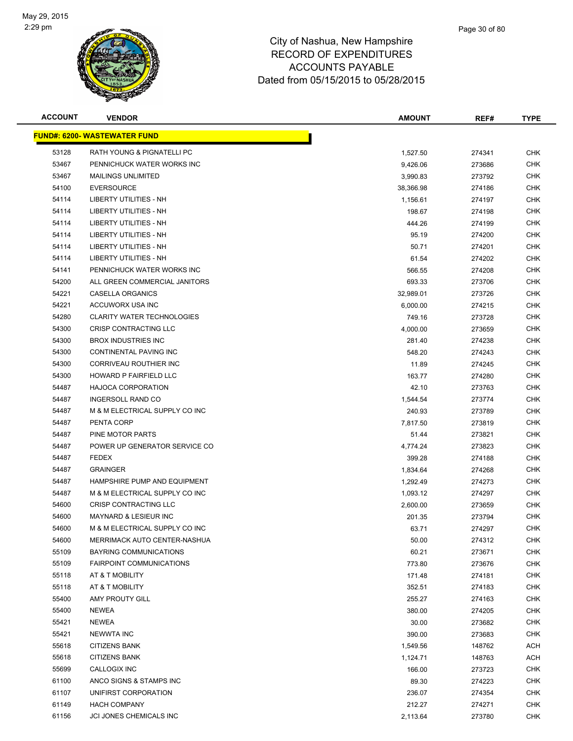# City of Nashua, New Hampshire
## RECORD OF EXPENDITURES
## ACCOUNTS PAYABLE
## Dated from 05/15/2015 to 05/28/2015

May 29, 2015
2:29 pm

| ACCOUNT | VENDOR | AMOUNT | REF# | TYPE |
|---|---|---|---|---|
| **FUND#: 6200- WASTEWATER FUND** | | | | |
| 53128 | RATH YOUNG & PIGNATELLI PC | 1,527.50 | 274341 | CHK |
| 53467 | PENNICHUCK WATER WORKS INC | 9,426.06 | 273686 | CHK |
| 53467 | MAILINGS UNLIMITED | 3,990.83 | 273792 | CHK |
| 54100 | EVERSOURCE | 38,366.98 | 274186 | CHK |
| 54114 | LIBERTY UTILITIES - NH | 1,156.61 | 274197 | CHK |
| 54114 | LIBERTY UTILITIES - NH | 198.67 | 274198 | CHK |
| 54114 | LIBERTY UTILITIES - NH | 444.26 | 274199 | CHK |
| 54114 | LIBERTY UTILITIES - NH | 95.19 | 274200 | CHK |
| 54114 | LIBERTY UTILITIES - NH | 50.71 | 274201 | CHK |
| 54114 | LIBERTY UTILITIES - NH | 61.54 | 274202 | CHK |
| 54141 | PENNICHUCK WATER WORKS INC | 566.55 | 274208 | CHK |
| 54200 | ALL GREEN COMMERCIAL JANITORS | 693.33 | 273706 | CHK |
| 54221 | CASELLA ORGANICS | 32,989.01 | 273726 | CHK |
| 54221 | ACCUWORX USA INC | 6,000.00 | 274215 | CHK |
| 54280 | CLARITY WATER TECHNOLOGIES | 749.16 | 273728 | CHK |
| 54300 | CRISP CONTRACTING LLC | 4,000.00 | 273659 | CHK |
| 54300 | BROX INDUSTRIES INC | 281.40 | 274238 | CHK |
| 54300 | CONTINENTAL PAVING INC | 548.20 | 274243 | CHK |
| 54300 | CORRIVEAU ROUTHIER INC | 11.89 | 274245 | CHK |
| 54300 | HOWARD P FAIRFIELD LLC | 163.77 | 274280 | CHK |
| 54487 | HAJOCA CORPORATION | 42.10 | 273763 | CHK |
| 54487 | INGERSOLL RAND CO | 1,544.54 | 273774 | CHK |
| 54487 | M & M ELECTRICAL SUPPLY CO INC | 240.93 | 273789 | CHK |
| 54487 | PENTA CORP | 7,817.50 | 273819 | CHK |
| 54487 | PINE MOTOR PARTS | 51.44 | 273821 | CHK |
| 54487 | POWER UP GENERATOR SERVICE CO | 4,774.24 | 273823 | CHK |
| 54487 | FEDEX | 399.28 | 274188 | CHK |
| 54487 | GRAINGER | 1,834.64 | 274268 | CHK |
| 54487 | HAMPSHIRE PUMP AND EQUIPMENT | 1,292.49 | 274273 | CHK |
| 54487 | M & M ELECTRICAL SUPPLY CO INC | 1,093.12 | 274297 | CHK |
| 54600 | CRISP CONTRACTING LLC | 2,600.00 | 273659 | CHK |
| 54600 | MAYNARD & LESIEUR INC | 201.35 | 273794 | CHK |
| 54600 | M & M ELECTRICAL SUPPLY CO INC | 63.71 | 274297 | CHK |
| 54600 | MERRIMACK AUTO CENTER-NASHUA | 50.00 | 274312 | CHK |
| 55109 | BAYRING COMMUNICATIONS | 60.21 | 273671 | CHK |
| 55109 | FAIRPOINT COMMUNICATIONS | 773.80 | 273676 | CHK |
| 55118 | AT & T MOBILITY | 171.48 | 274181 | CHK |
| 55118 | AT & T MOBILITY | 352.51 | 274183 | CHK |
| 55400 | AMY PROUTY GILL | 255.27 | 274163 | CHK |
| 55400 | NEWEA | 380.00 | 274205 | CHK |
| 55421 | NEWEA | 30.00 | 273682 | CHK |
| 55421 | NEWWTA INC | 390.00 | 273683 | CHK |
| 55618 | CITIZENS BANK | 1,549.56 | 148762 | ACH |
| 55618 | CITIZENS BANK | 1,124.71 | 148763 | ACH |
| 55699 | CALLOGIX INC | 166.00 | 273723 | CHK |
| 61100 | ANCO SIGNS & STAMPS INC | 89.30 | 274223 | CHK |
| 61107 | UNIFIRST CORPORATION | 236.07 | 274354 | CHK |
| 61149 | HACH COMPANY | 212.27 | 274271 | CHK |
| 61156 | JCI JONES CHEMICALS INC | 2,113.64 | 273780 | CHK |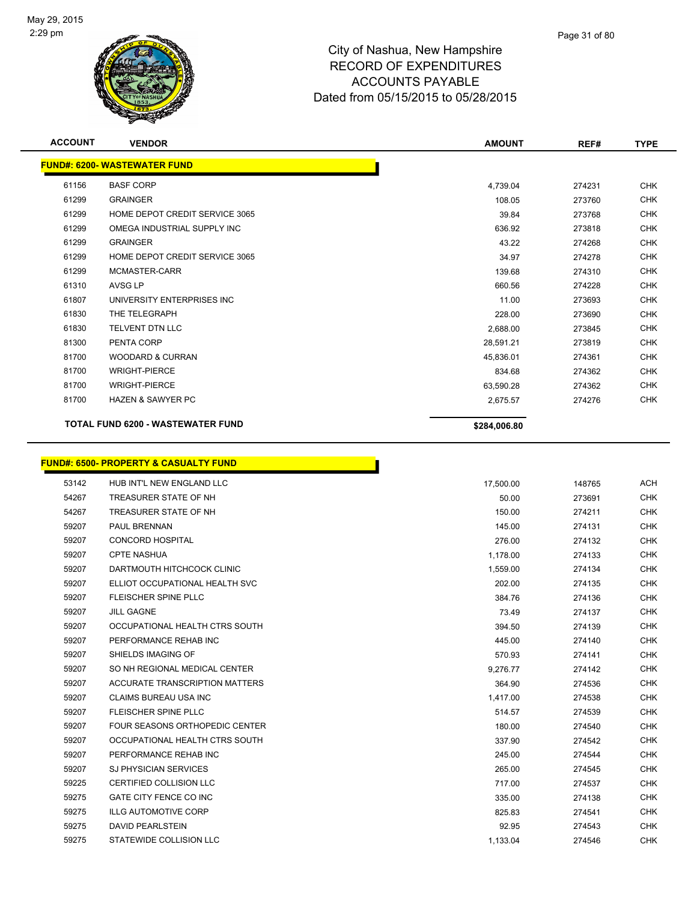# City of Nashua, New Hampshire
## RECORD OF EXPENDITURES
## ACCOUNTS PAYABLE
## Dated from 05/15/2015 to 05/28/2015

| ACCOUNT | VENDOR | AMOUNT | REF# | TYPE |
|---|---|---|---|---|
| **FUND#: 6200- WASTEWATER FUND** | | | | |
| 61156 | BASF CORP | 4,739.04 | 274231 | CHK |
| 61299 | GRAINGER | 108.05 | 273760 | CHK |
| 61299 | HOME DEPOT CREDIT SERVICE 3065 | 39.84 | 273768 | CHK |
| 61299 | OMEGA INDUSTRIAL SUPPLY INC | 636.92 | 273818 | CHK |
| 61299 | GRAINGER | 43.22 | 274268 | CHK |
| 61299 | HOME DEPOT CREDIT SERVICE 3065 | 34.97 | 274278 | CHK |
| 61299 | MCMASTER-CARR | 139.68 | 274310 | CHK |
| 61310 | AVSG LP | 660.56 | 274228 | CHK |
| 61807 | UNIVERSITY ENTERPRISES INC | 11.00 | 273693 | CHK |
| 61830 | THE TELEGRAPH | 228.00 | 273690 | CHK |
| 61830 | TELVENT DTN LLC | 2,688.00 | 273845 | CHK |
| 81300 | PENTA CORP | 28,591.21 | 273819 | CHK |
| 81700 | WOODARD & CURRAN | 45,836.01 | 274361 | CHK |
| 81700 | WRIGHT-PIERCE | 834.68 | 274362 | CHK |
| 81700 | WRIGHT-PIERCE | 63,590.28 | 274362 | CHK |
| 81700 | HAZEN & SAWYER PC | 2,675.57 | 274276 | CHK |
| | **TOTAL FUND 6200 - WASTEWATER FUND** | **$284,006.80** | | |

| ACCOUNT | VENDOR | AMOUNT | REF# | TYPE |
|---|---|---|---|---|
| **FUND#: 6500- PROPERTY & CASUALTY FUND** | | | | |
| 53142 | HUB INT'L NEW ENGLAND LLC | 17,500.00 | 148765 | ACH |
| 54267 | TREASURER STATE OF NH | 50.00 | 273691 | CHK |
| 54267 | TREASURER STATE OF NH | 150.00 | 274211 | CHK |
| 59207 | PAUL BRENNAN | 145.00 | 274131 | CHK |
| 59207 | CONCORD HOSPITAL | 276.00 | 274132 | CHK |
| 59207 | CPTE NASHUA | 1,178.00 | 274133 | CHK |
| 59207 | DARTMOUTH HITCHCOCK CLINIC | 1,559.00 | 274134 | CHK |
| 59207 | ELLIOT OCCUPATIONAL HEALTH SVC | 202.00 | 274135 | CHK |
| 59207 | FLEISCHER SPINE PLLC | 384.76 | 274136 | CHK |
| 59207 | JILL GAGNE | 73.49 | 274137 | CHK |
| 59207 | OCCUPATIONAL HEALTH CTRS SOUTH | 394.50 | 274139 | CHK |
| 59207 | PERFORMANCE REHAB INC | 445.00 | 274140 | CHK |
| 59207 | SHIELDS IMAGING OF | 570.93 | 274141 | CHK |
| 59207 | SO NH REGIONAL MEDICAL CENTER | 9,276.77 | 274142 | CHK |
| 59207 | ACCURATE TRANSCRIPTION MATTERS | 364.90 | 274536 | CHK |
| 59207 | CLAIMS BUREAU USA INC | 1,417.00 | 274538 | CHK |
| 59207 | FLEISCHER SPINE PLLC | 514.57 | 274539 | CHK |
| 59207 | FOUR SEASONS ORTHOPEDIC CENTER | 180.00 | 274540 | CHK |
| 59207 | OCCUPATIONAL HEALTH CTRS SOUTH | 337.90 | 274542 | CHK |
| 59207 | PERFORMANCE REHAB INC | 245.00 | 274544 | CHK |
| 59207 | SJ PHYSICIAN SERVICES | 265.00 | 274545 | CHK |
| 59225 | CERTIFIED COLLISION LLC | 717.00 | 274537 | CHK |
| 59275 | GATE CITY FENCE CO INC | 335.00 | 274138 | CHK |
| 59275 | ILLG AUTOMOTIVE CORP | 825.83 | 274541 | CHK |
| 59275 | DAVID PEARLSTEIN | 92.95 | 274543 | CHK |
| 59275 | STATEWIDE COLLISION LLC | 1,133.04 | 274546 | CHK |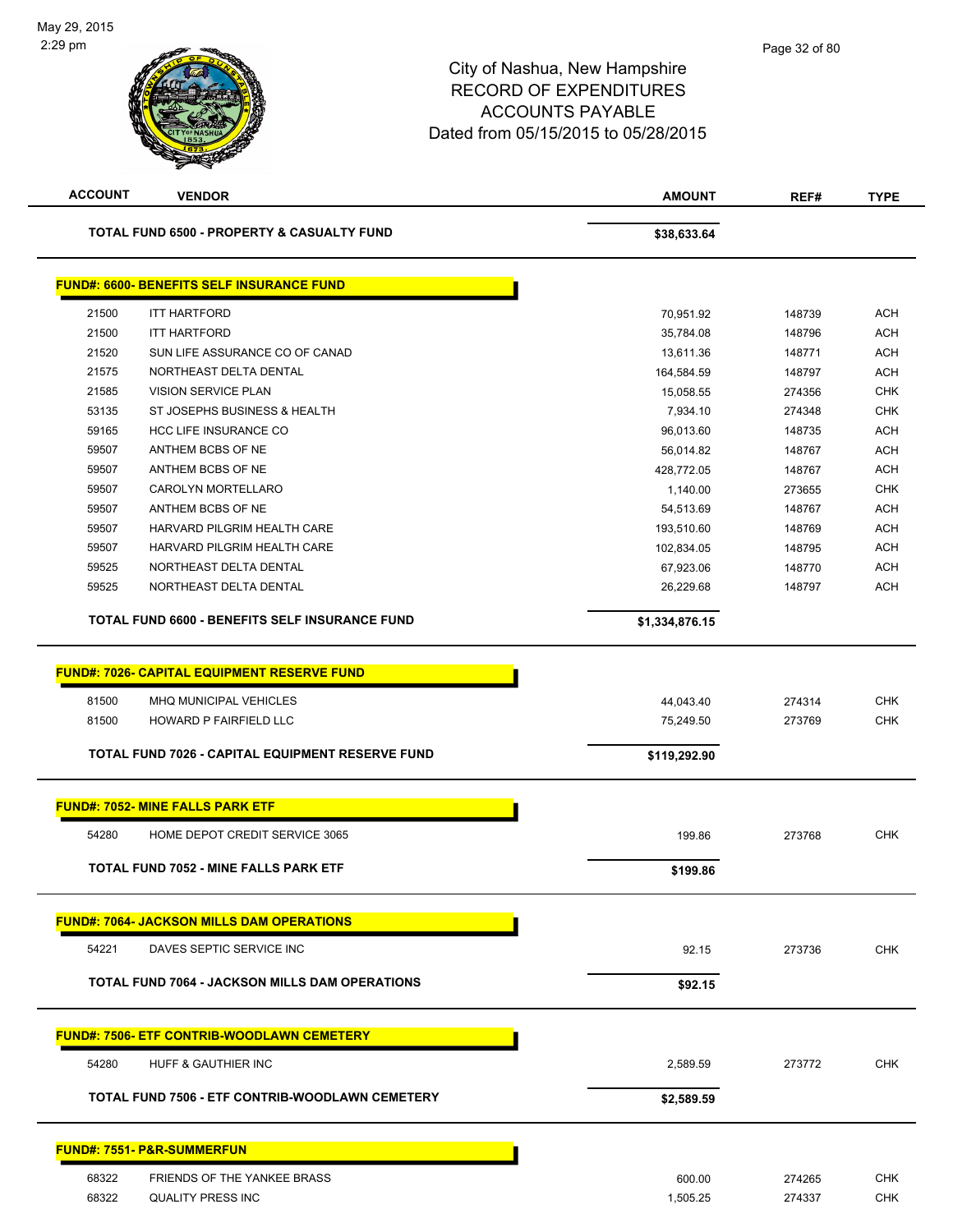# City of Nashua, New Hampshire
# RECORD OF EXPENDITURES
# ACCOUNTS PAYABLE
# Dated from 05/15/2015 to 05/28/2015

| ACCOUNT | VENDOR | AMOUNT | REF# | TYPE |
|---|---|---|---|---|
| | **TOTAL FUND 6500 - PROPERTY & CASUALTY FUND** | **$38,633.64** | | |
| | **FUND#: 6600- BENEFITS SELF INSURANCE FUND** | | | |
| 21500 | ITT HARTFORD | 70,951.92 | 148739 | ACH |
| 21500 | ITT HARTFORD | 35,784.08 | 148796 | ACH |
| 21520 | SUN LIFE ASSURANCE CO OF CANAD | 13,611.36 | 148771 | ACH |
| 21575 | NORTHEAST DELTA DENTAL | 164,584.59 | 148797 | ACH |
| 21585 | VISION SERVICE PLAN | 15,058.55 | 274356 | CHK |
| 53135 | ST JOSEPHS BUSINESS & HEALTH | 7,934.10 | 274348 | CHK |
| 59165 | HCC LIFE INSURANCE CO | 96,013.60 | 148735 | ACH |
| 59507 | ANTHEM BCBS OF NE | 56,014.82 | 148767 | ACH |
| 59507 | ANTHEM BCBS OF NE | 428,772.05 | 148767 | ACH |
| 59507 | CAROLYN MORTELLARO | 1,140.00 | 273655 | CHK |
| 59507 | ANTHEM BCBS OF NE | 54,513.69 | 148767 | ACH |
| 59507 | HARVARD PILGRIM HEALTH CARE | 193,510.60 | 148769 | ACH |
| 59507 | HARVARD PILGRIM HEALTH CARE | 102,834.05 | 148795 | ACH |
| 59525 | NORTHEAST DELTA DENTAL | 67,923.06 | 148770 | ACH |
| 59525 | NORTHEAST DELTA DENTAL | 26,229.68 | 148797 | ACH |
| | **TOTAL FUND 6600 - BENEFITS SELF INSURANCE FUND** | **$1,334,876.15** | | |
| | **FUND#: 7026- CAPITAL EQUIPMENT RESERVE FUND** | | | |
| 81500 | MHQ MUNICIPAL VEHICLES | 44,043.40 | 274314 | CHK |
| 81500 | HOWARD P FAIRFIELD LLC | 75,249.50 | 273769 | CHK |
| | **TOTAL FUND 7026 - CAPITAL EQUIPMENT RESERVE FUND** | **$119,292.90** | | |
| | **FUND#: 7052- MINE FALLS PARK ETF** | | | |
| 54280 | HOME DEPOT CREDIT SERVICE 3065 | 199.86 | 273768 | CHK |
| | **TOTAL FUND 7052 - MINE FALLS PARK ETF** | **$199.86** | | |
| | **FUND#: 7064- JACKSON MILLS DAM OPERATIONS** | | | |
| 54221 | DAVES SEPTIC SERVICE INC | 92.15 | 273736 | CHK |
| | **TOTAL FUND 7064 - JACKSON MILLS DAM OPERATIONS** | **$92.15** | | |
| | **FUND#: 7506- ETF CONTRIB-WOODLAWN CEMETERY** | | | |
| 54280 | HUFF & GAUTHIER INC | 2,589.59 | 273772 | CHK |
| | **TOTAL FUND 7506 - ETF CONTRIB-WOODLAWN CEMETERY** | **$2,589.59** | | |
| | **FUND#: 7551- P&R-SUMMERFUN** | | | |
| 68322 | FRIENDS OF THE YANKEE BRASS | 600.00 | 274265 | CHK |
| 68322 | QUALITY PRESS INC | 1,505.25 | 274337 | CHK |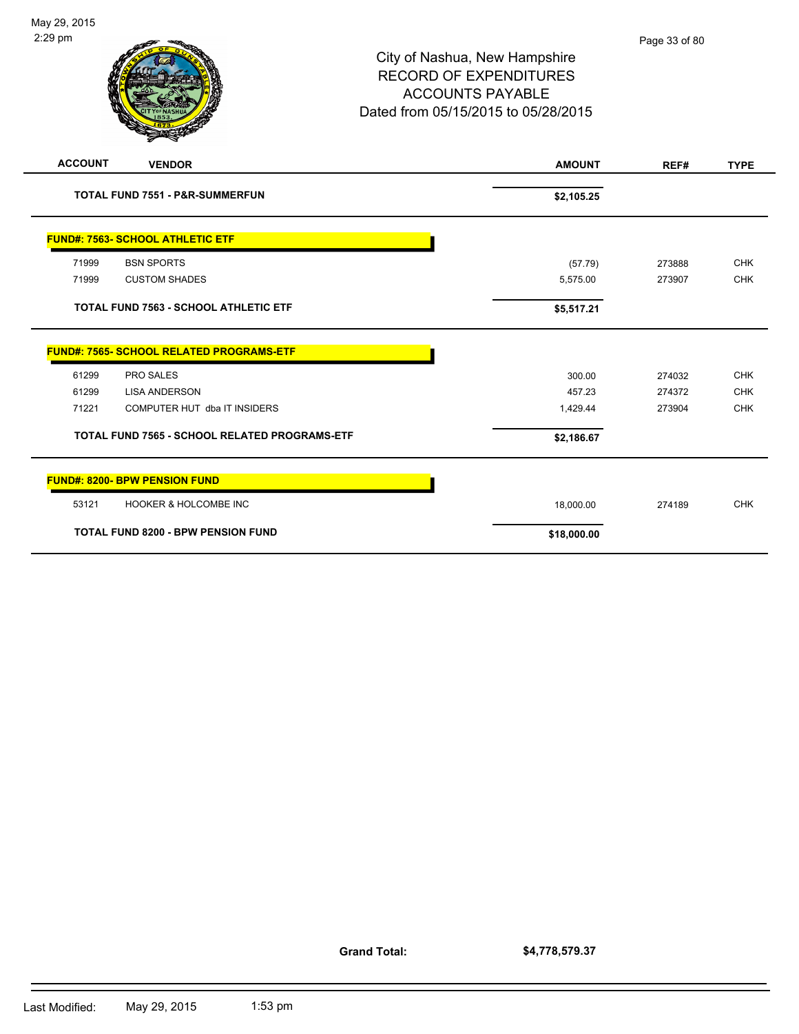City of Nashua, New Hampshire
RECORD OF EXPENDITURES
ACCOUNTS PAYABLE
Dated from 05/15/2015 to 05/28/2015

| ACCOUNT | VENDOR | AMOUNT | REF# | TYPE |
|---|---|---|---|---|
| | **TOTAL FUND 7551 - P&R-SUMMERFUN** | **$2,105.25** | | |
| **FUND#: 7563- SCHOOL ATHLETIC ETF** | | | | |
| 71999 | BSN SPORTS | (57.79) | 273888 | CHK |
| 71999 | CUSTOM SHADES | 5,575.00 | 273907 | CHK |
| | **TOTAL FUND 7563 - SCHOOL ATHLETIC ETF** | **$5,517.21** | | |
| **FUND#: 7565- SCHOOL RELATED PROGRAMS-ETF** | | | | |
| 61299 | PRO SALES | 300.00 | 274032 | CHK |
| 61299 | LISA ANDERSON | 457.23 | 274372 | CHK |
| 71221 | COMPUTER HUT dba IT INSIDERS | 1,429.44 | 273904 | CHK |
| | **TOTAL FUND 7565 - SCHOOL RELATED PROGRAMS-ETF** | **$2,186.67** | | |
| **FUND#: 8200- BPW PENSION FUND** | | | | |
| 53121 | HOOKER & HOLCOMBE INC | 18,000.00 | 274189 | CHK |
| | **TOTAL FUND 8200 - BPW PENSION FUND** | **$18,000.00** | | |

**Grand Total: $4,778,579.37**

Last Modified: May 29, 2015 1:53 pm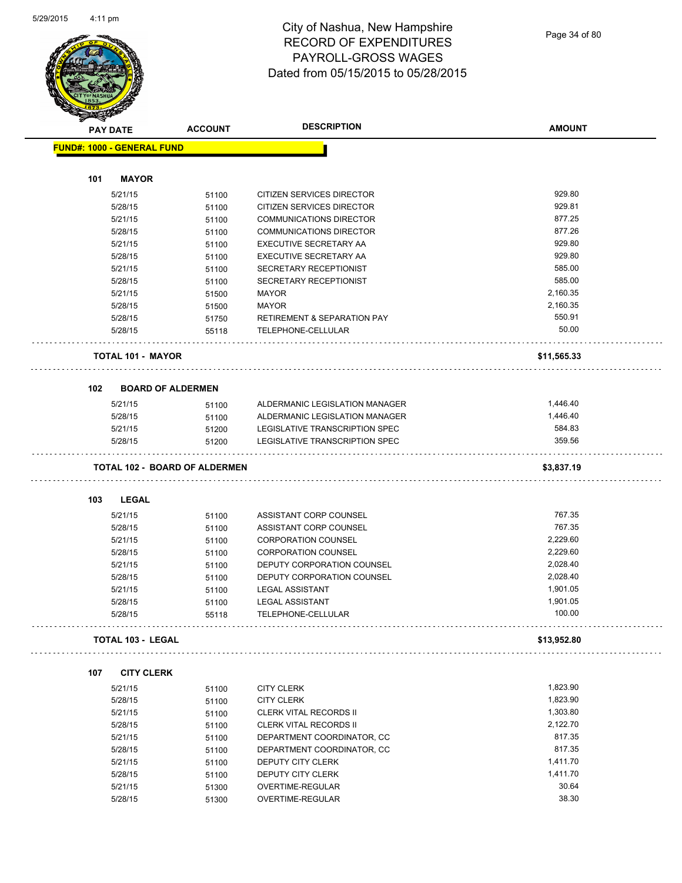# City of Nashua, New Hampshire
# RECORD OF EXPENDITURES
# PAYROLL-GROSS WAGES
# Dated from 05/15/2015 to 05/28/2015

5/29/2015 4:11 pm

| PAY DATE | ACCOUNT | DESCRIPTION | AMOUNT |
|---|---|---|---|
| **FUND#: 1000 - GENERAL FUND** | | | |
| **101 MAYOR** | | | |
| 5/21/15 | 51100 | CITIZEN SERVICES DIRECTOR | 929.80 |
| 5/28/15 | 51100 | CITIZEN SERVICES DIRECTOR | 929.81 |
| 5/21/15 | 51100 | COMMUNICATIONS DIRECTOR | 877.25 |
| 5/28/15 | 51100 | COMMUNICATIONS DIRECTOR | 877.26 |
| 5/21/15 | 51100 | EXECUTIVE SECRETARY AA | 929.80 |
| 5/28/15 | 51100 | EXECUTIVE SECRETARY AA | 929.80 |
| 5/21/15 | 51100 | SECRETARY RECEPTIONIST | 585.00 |
| 5/28/15 | 51100 | SECRETARY RECEPTIONIST | 585.00 |
| 5/21/15 | 51500 | MAYOR | 2,160.35 |
| 5/28/15 | 51500 | MAYOR | 2,160.35 |
| 5/28/15 | 51750 | RETIREMENT & SEPARATION PAY | 550.91 |
| 5/28/15 | 55118 | TELEPHONE-CELLULAR | 50.00 |
| **TOTAL 101 - MAYOR** | | | **$11,565.33** |
| **102 BOARD OF ALDERMEN** | | | |
| 5/21/15 | 51100 | ALDERMANIC LEGISLATION MANAGER | 1,446.40 |
| 5/28/15 | 51100 | ALDERMANIC LEGISLATION MANAGER | 1,446.40 |
| 5/21/15 | 51200 | LEGISLATIVE TRANSCRIPTION SPEC | 584.83 |
| 5/28/15 | 51200 | LEGISLATIVE TRANSCRIPTION SPEC | 359.56 |
| **TOTAL 102 - BOARD OF ALDERMEN** | | | **$3,837.19** |
| **103 LEGAL** | | | |
| 5/21/15 | 51100 | ASSISTANT CORP COUNSEL | 767.35 |
| 5/28/15 | 51100 | ASSISTANT CORP COUNSEL | 767.35 |
| 5/21/15 | 51100 | CORPORATION COUNSEL | 2,229.60 |
| 5/28/15 | 51100 | CORPORATION COUNSEL | 2,229.60 |
| 5/21/15 | 51100 | DEPUTY CORPORATION COUNSEL | 2,028.40 |
| 5/28/15 | 51100 | DEPUTY CORPORATION COUNSEL | 2,028.40 |
| 5/21/15 | 51100 | LEGAL ASSISTANT | 1,901.05 |
| 5/28/15 | 51100 | LEGAL ASSISTANT | 1,901.05 |
| 5/28/15 | 55118 | TELEPHONE-CELLULAR | 100.00 |
| **TOTAL 103 - LEGAL** | | | **$13,952.80** |
| **107 CITY CLERK** | | | |
| 5/21/15 | 51100 | CITY CLERK | 1,823.90 |
| 5/28/15 | 51100 | CITY CLERK | 1,823.90 |
| 5/21/15 | 51100 | CLERK VITAL RECORDS II | 1,303.80 |
| 5/28/15 | 51100 | CLERK VITAL RECORDS II | 2,122.70 |
| 5/21/15 | 51100 | DEPARTMENT COORDINATOR, CC | 817.35 |
| 5/28/15 | 51100 | DEPARTMENT COORDINATOR, CC | 817.35 |
| 5/21/15 | 51100 | DEPUTY CITY CLERK | 1,411.70 |
| 5/28/15 | 51100 | DEPUTY CITY CLERK | 1,411.70 |
| 5/21/15 | 51300 | OVERTIME-REGULAR | 30.64 |
| 5/28/15 | 51300 | OVERTIME-REGULAR | 38.30 |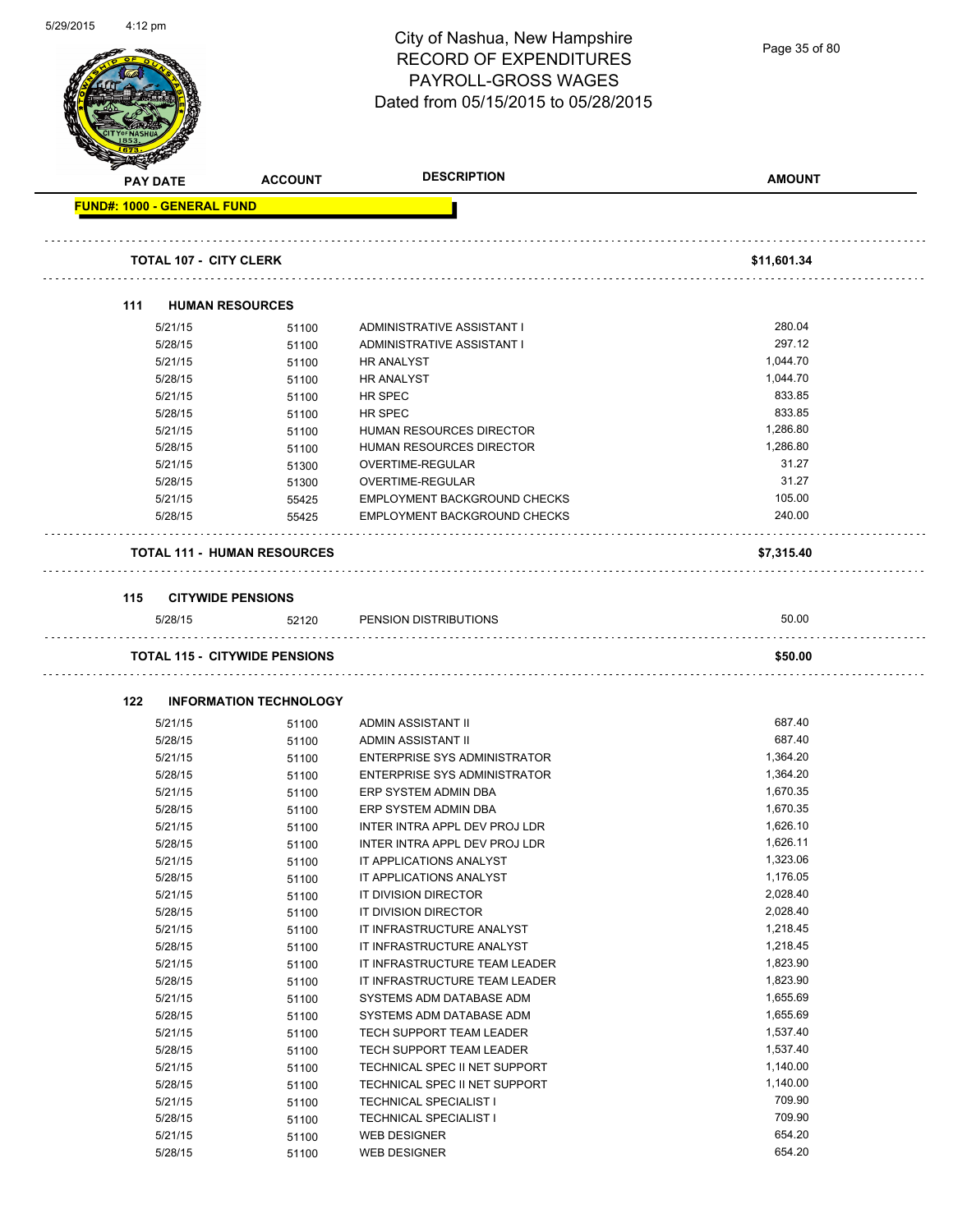# City of Nashua, New Hampshire
## RECORD OF EXPENDITURES
## PAYROLL-GROSS WAGES
## Dated from 05/15/2015 to 05/28/2015

| PAY DATE | ACCOUNT | DESCRIPTION | AMOUNT |
|---|---|---|---|
| **FUND#: 1000 - GENERAL FUND** | | | |
| **TOTAL 107 - CITY CLERK** | | | **$11,601.34** |
| **111 HUMAN RESOURCES** | | | |
| 5/21/15 | 51100 | ADMINISTRATIVE ASSISTANT I | 280.04 |
| 5/28/15 | 51100 | ADMINISTRATIVE ASSISTANT I | 297.12 |
| 5/21/15 | 51100 | HR ANALYST | 1,044.70 |
| 5/28/15 | 51100 | HR ANALYST | 1,044.70 |
| 5/21/15 | 51100 | HR SPEC | 833.85 |
| 5/28/15 | 51100 | HR SPEC | 833.85 |
| 5/21/15 | 51100 | HUMAN RESOURCES DIRECTOR | 1,286.80 |
| 5/28/15 | 51100 | HUMAN RESOURCES DIRECTOR | 1,286.80 |
| 5/21/15 | 51300 | OVERTIME-REGULAR | 31.27 |
| 5/28/15 | 51300 | OVERTIME-REGULAR | 31.27 |
| 5/21/15 | 55425 | EMPLOYMENT BACKGROUND CHECKS | 105.00 |
| 5/28/15 | 55425 | EMPLOYMENT BACKGROUND CHECKS | 240.00 |
| **TOTAL 111 - HUMAN RESOURCES** | | | **$7,315.40** |
| **115 CITYWIDE PENSIONS** | | | |
| 5/28/15 | 52120 | PENSION DISTRIBUTIONS | 50.00 |
| **TOTAL 115 - CITYWIDE PENSIONS** | | | **$50.00** |
| **122 INFORMATION TECHNOLOGY** | | | |
| 5/21/15 | 51100 | ADMIN ASSISTANT II | 687.40 |
| 5/28/15 | 51100 | ADMIN ASSISTANT II | 687.40 |
| 5/21/15 | 51100 | ENTERPRISE SYS ADMINISTRATOR | 1,364.20 |
| 5/28/15 | 51100 | ENTERPRISE SYS ADMINISTRATOR | 1,364.20 |
| 5/21/15 | 51100 | ERP SYSTEM ADMIN DBA | 1,670.35 |
| 5/28/15 | 51100 | ERP SYSTEM ADMIN DBA | 1,670.35 |
| 5/21/15 | 51100 | INTER INTRA APPL DEV PROJ LDR | 1,626.10 |
| 5/28/15 | 51100 | INTER INTRA APPL DEV PROJ LDR | 1,626.11 |
| 5/21/15 | 51100 | IT APPLICATIONS ANALYST | 1,323.06 |
| 5/28/15 | 51100 | IT APPLICATIONS ANALYST | 1,176.05 |
| 5/21/15 | 51100 | IT DIVISION DIRECTOR | 2,028.40 |
| 5/28/15 | 51100 | IT DIVISION DIRECTOR | 2,028.40 |
| 5/21/15 | 51100 | IT INFRASTRUCTURE ANALYST | 1,218.45 |
| 5/28/15 | 51100 | IT INFRASTRUCTURE ANALYST | 1,218.45 |
| 5/21/15 | 51100 | IT INFRASTRUCTURE TEAM LEADER | 1,823.90 |
| 5/28/15 | 51100 | IT INFRASTRUCTURE TEAM LEADER | 1,823.90 |
| 5/21/15 | 51100 | SYSTEMS ADM DATABASE ADM | 1,655.69 |
| 5/28/15 | 51100 | SYSTEMS ADM DATABASE ADM | 1,655.69 |
| 5/21/15 | 51100 | TECH SUPPORT TEAM LEADER | 1,537.40 |
| 5/28/15 | 51100 | TECH SUPPORT TEAM LEADER | 1,537.40 |
| 5/21/15 | 51100 | TECHNICAL SPEC II NET SUPPORT | 1,140.00 |
| 5/28/15 | 51100 | TECHNICAL SPEC II NET SUPPORT | 1,140.00 |
| 5/21/15 | 51100 | TECHNICAL SPECIALIST I | 709.90 |
| 5/28/15 | 51100 | TECHNICAL SPECIALIST I | 709.90 |
| 5/21/15 | 51100 | WEB DESIGNER | 654.20 |
| 5/28/15 | 51100 | WEB DESIGNER | 654.20 |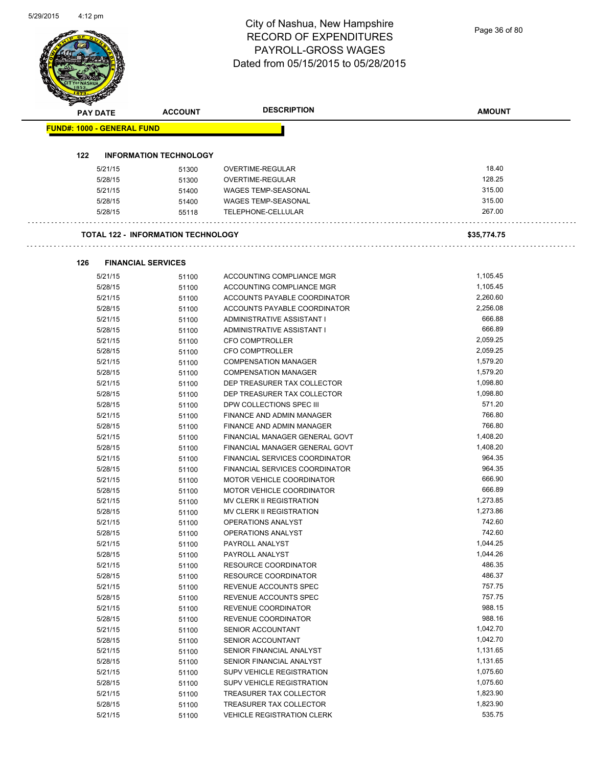# City of Nashua, New Hampshire
## RECORD OF EXPENDITURES
## PAYROLL-GROSS WAGES
## Dated from 05/15/2015 to 05/28/2015

| PAY DATE | ACCOUNT | DESCRIPTION | AMOUNT |
|---|---|---|---|
| **FUND#: 1000 - GENERAL FUND** | | | |
| **122 INFORMATION TECHNOLOGY** | | | |
| 5/21/15 | 51300 | OVERTIME-REGULAR | 18.40 |
| 5/28/15 | 51300 | OVERTIME-REGULAR | 128.25 |
| 5/21/15 | 51400 | WAGES TEMP-SEASONAL | 315.00 |
| 5/28/15 | 51400 | WAGES TEMP-SEASONAL | 315.00 |
| 5/28/15 | 55118 | TELEPHONE-CELLULAR | 267.00 |
| **TOTAL 122 - INFORMATION TECHNOLOGY** | | | **$35,774.75** |
| **126 FINANCIAL SERVICES** | | | |
| 5/21/15 | 51100 | ACCOUNTING COMPLIANCE MGR | 1,105.45 |
| 5/28/15 | 51100 | ACCOUNTING COMPLIANCE MGR | 1,105.45 |
| 5/21/15 | 51100 | ACCOUNTS PAYABLE COORDINATOR | 2,260.60 |
| 5/28/15 | 51100 | ACCOUNTS PAYABLE COORDINATOR | 2,256.08 |
| 5/21/15 | 51100 | ADMINISTRATIVE ASSISTANT I | 666.88 |
| 5/28/15 | 51100 | ADMINISTRATIVE ASSISTANT I | 666.89 |
| 5/21/15 | 51100 | CFO COMPTROLLER | 2,059.25 |
| 5/28/15 | 51100 | CFO COMPTROLLER | 2,059.25 |
| 5/21/15 | 51100 | COMPENSATION MANAGER | 1,579.20 |
| 5/28/15 | 51100 | COMPENSATION MANAGER | 1,579.20 |
| 5/21/15 | 51100 | DEP TREASURER TAX COLLECTOR | 1,098.80 |
| 5/28/15 | 51100 | DEP TREASURER TAX COLLECTOR | 1,098.80 |
| 5/28/15 | 51100 | DPW COLLECTIONS SPEC III | 571.20 |
| 5/21/15 | 51100 | FINANCE AND ADMIN MANAGER | 766.80 |
| 5/28/15 | 51100 | FINANCE AND ADMIN MANAGER | 766.80 |
| 5/21/15 | 51100 | FINANCIAL MANAGER GENERAL GOVT | 1,408.20 |
| 5/28/15 | 51100 | FINANCIAL MANAGER GENERAL GOVT | 1,408.20 |
| 5/21/15 | 51100 | FINANCIAL SERVICES COORDINATOR | 964.35 |
| 5/28/15 | 51100 | FINANCIAL SERVICES COORDINATOR | 964.35 |
| 5/21/15 | 51100 | MOTOR VEHICLE COORDINATOR | 666.90 |
| 5/28/15 | 51100 | MOTOR VEHICLE COORDINATOR | 666.89 |
| 5/21/15 | 51100 | MV CLERK II REGISTRATION | 1,273.85 |
| 5/28/15 | 51100 | MV CLERK II REGISTRATION | 1,273.86 |
| 5/21/15 | 51100 | OPERATIONS ANALYST | 742.60 |
| 5/28/15 | 51100 | OPERATIONS ANALYST | 742.60 |
| 5/21/15 | 51100 | PAYROLL ANALYST | 1,044.25 |
| 5/28/15 | 51100 | PAYROLL ANALYST | 1,044.26 |
| 5/21/15 | 51100 | RESOURCE COORDINATOR | 486.35 |
| 5/28/15 | 51100 | RESOURCE COORDINATOR | 486.37 |
| 5/21/15 | 51100 | REVENUE ACCOUNTS SPEC | 757.75 |
| 5/28/15 | 51100 | REVENUE ACCOUNTS SPEC | 757.75 |
| 5/21/15 | 51100 | REVENUE COORDINATOR | 988.15 |
| 5/28/15 | 51100 | REVENUE COORDINATOR | 988.16 |
| 5/21/15 | 51100 | SENIOR ACCOUNTANT | 1,042.70 |
| 5/28/15 | 51100 | SENIOR ACCOUNTANT | 1,042.70 |
| 5/21/15 | 51100 | SENIOR FINANCIAL ANALYST | 1,131.65 |
| 5/28/15 | 51100 | SENIOR FINANCIAL ANALYST | 1,131.65 |
| 5/21/15 | 51100 | SUPV VEHICLE REGISTRATION | 1,075.60 |
| 5/28/15 | 51100 | SUPV VEHICLE REGISTRATION | 1,075.60 |
| 5/21/15 | 51100 | TREASURER TAX COLLECTOR | 1,823.90 |
| 5/28/15 | 51100 | TREASURER TAX COLLECTOR | 1,823.90 |
| 5/21/15 | 51100 | VEHICLE REGISTRATION CLERK | 535.75 |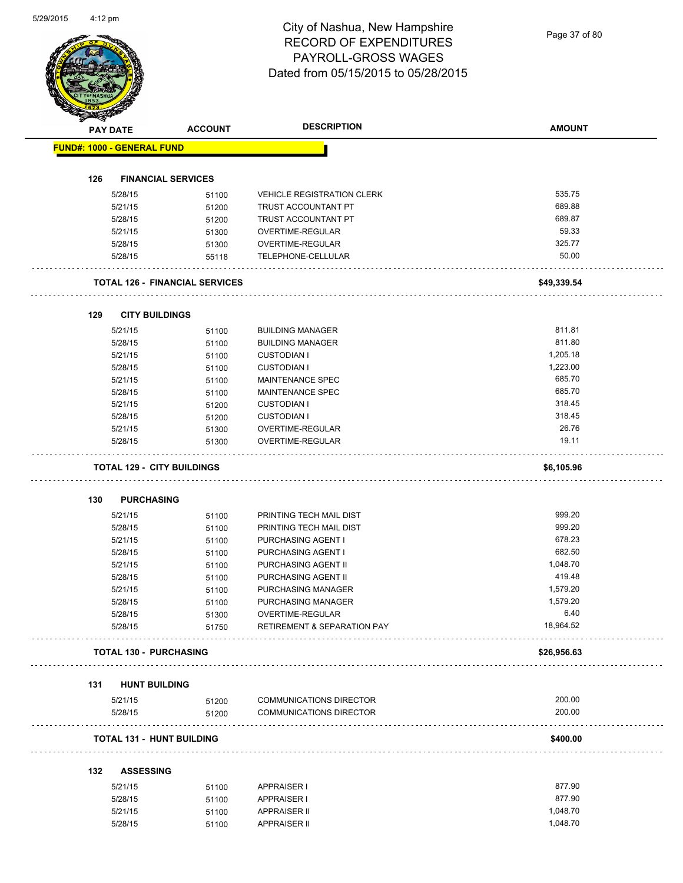# City of Nashua, New Hampshire
## RECORD OF EXPENDITURES
## PAYROLL-GROSS WAGES
## Dated from 05/15/2015 to 05/28/2015

| PAY DATE | ACCOUNT | DESCRIPTION | AMOUNT |
|---|---|---|---|
| **FUND#: 1000 - GENERAL FUND** | | | |
| **126 FINANCIAL SERVICES** | | | |
| 5/28/15 | 51100 | VEHICLE REGISTRATION CLERK | 535.75 |
| 5/21/15 | 51200 | TRUST ACCOUNTANT PT | 689.88 |
| 5/28/15 | 51200 | TRUST ACCOUNTANT PT | 689.87 |
| 5/21/15 | 51300 | OVERTIME-REGULAR | 59.33 |
| 5/28/15 | 51300 | OVERTIME-REGULAR | 325.77 |
| 5/28/15 | 55118 | TELEPHONE-CELLULAR | 50.00 |
| **TOTAL 126 - FINANCIAL SERVICES** | | | **$49,339.54** |
| **129 CITY BUILDINGS** | | | |
| 5/21/15 | 51100 | BUILDING MANAGER | 811.81 |
| 5/28/15 | 51100 | BUILDING MANAGER | 811.80 |
| 5/21/15 | 51100 | CUSTODIAN I | 1,205.18 |
| 5/28/15 | 51100 | CUSTODIAN I | 1,223.00 |
| 5/21/15 | 51100 | MAINTENANCE SPEC | 685.70 |
| 5/28/15 | 51100 | MAINTENANCE SPEC | 685.70 |
| 5/21/15 | 51200 | CUSTODIAN I | 318.45 |
| 5/28/15 | 51200 | CUSTODIAN I | 318.45 |
| 5/21/15 | 51300 | OVERTIME-REGULAR | 26.76 |
| 5/28/15 | 51300 | OVERTIME-REGULAR | 19.11 |
| **TOTAL 129 - CITY BUILDINGS** | | | **$6,105.96** |
| **130 PURCHASING** | | | |
| 5/21/15 | 51100 | PRINTING TECH MAIL DIST | 999.20 |
| 5/28/15 | 51100 | PRINTING TECH MAIL DIST | 999.20 |
| 5/21/15 | 51100 | PURCHASING AGENT I | 678.23 |
| 5/28/15 | 51100 | PURCHASING AGENT I | 682.50 |
| 5/21/15 | 51100 | PURCHASING AGENT II | 1,048.70 |
| 5/28/15 | 51100 | PURCHASING AGENT II | 419.48 |
| 5/21/15 | 51100 | PURCHASING MANAGER | 1,579.20 |
| 5/28/15 | 51100 | PURCHASING MANAGER | 1,579.20 |
| 5/28/15 | 51300 | OVERTIME-REGULAR | 6.40 |
| 5/28/15 | 51750 | RETIREMENT & SEPARATION PAY | 18,964.52 |
| **TOTAL 130 - PURCHASING** | | | **$26,956.63** |
| **131 HUNT BUILDING** | | | |
| 5/21/15 | 51200 | COMMUNICATIONS DIRECTOR | 200.00 |
| 5/28/15 | 51200 | COMMUNICATIONS DIRECTOR | 200.00 |
| **TOTAL 131 - HUNT BUILDING** | | | **$400.00** |
| **132 ASSESSING** | | | |
| 5/21/15 | 51100 | APPRAISER I | 877.90 |
| 5/28/15 | 51100 | APPRAISER I | 877.90 |
| 5/21/15 | 51100 | APPRAISER II | 1,048.70 |
| 5/28/15 | 51100 | APPRAISER II | 1,048.70 |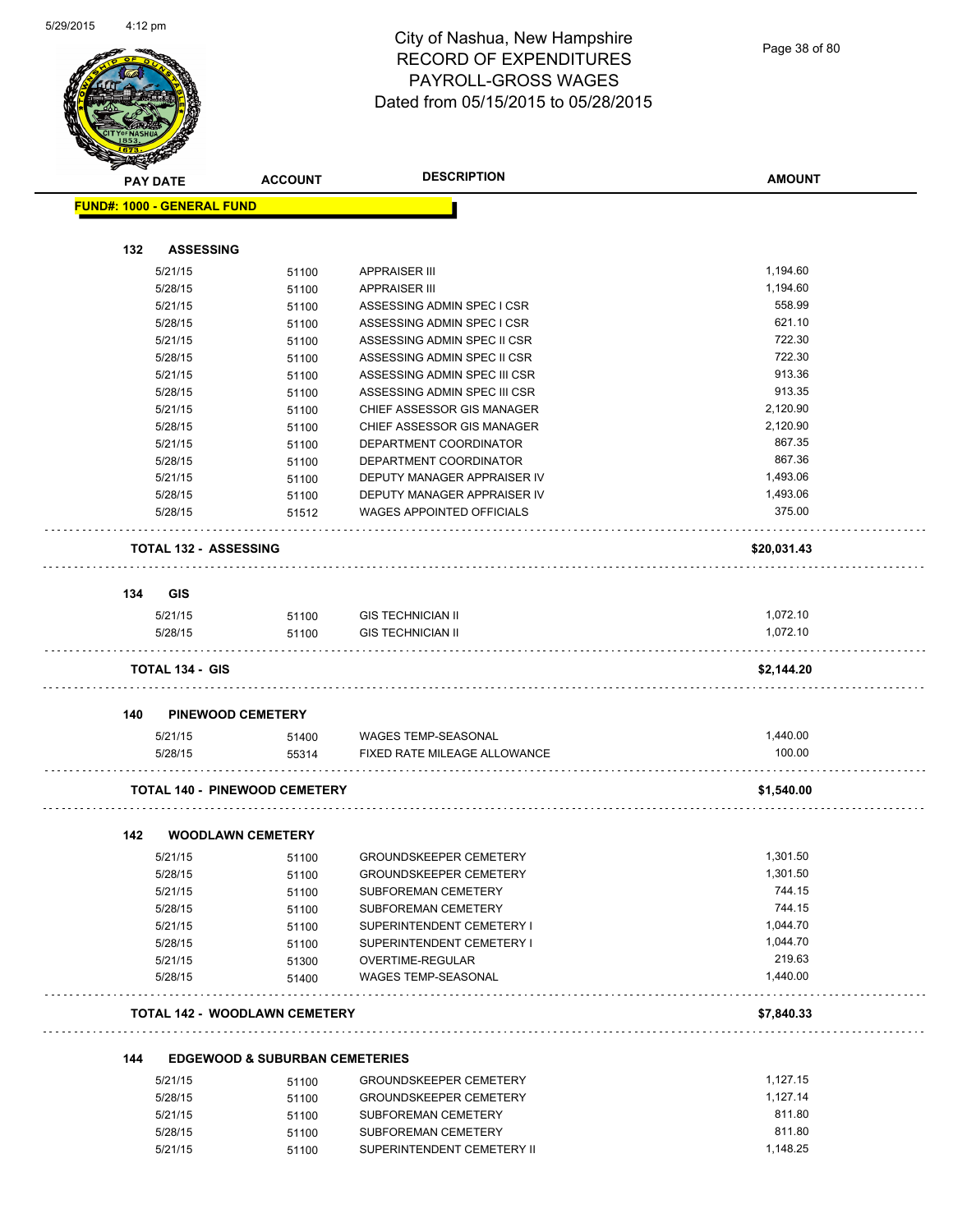# City of Nashua, New Hampshire
# RECORD OF EXPENDITURES
# PAYROLL-GROSS WAGES
# Dated from 05/15/2015 to 05/28/2015

| PAY DATE | ACCOUNT | DESCRIPTION | AMOUNT |
|---|---|---|---|
| **FUND#: 1000 - GENERAL FUND** | | | |
| **132 ASSESSING** | | | |
| 5/21/15 | 51100 | APPRAISER III | 1,194.60 |
| 5/28/15 | 51100 | APPRAISER III | 1,194.60 |
| 5/21/15 | 51100 | ASSESSING ADMIN SPEC I CSR | 558.99 |
| 5/28/15 | 51100 | ASSESSING ADMIN SPEC I CSR | 621.10 |
| 5/21/15 | 51100 | ASSESSING ADMIN SPEC II CSR | 722.30 |
| 5/28/15 | 51100 | ASSESSING ADMIN SPEC II CSR | 722.30 |
| 5/21/15 | 51100 | ASSESSING ADMIN SPEC III CSR | 913.36 |
| 5/28/15 | 51100 | ASSESSING ADMIN SPEC III CSR | 913.35 |
| 5/21/15 | 51100 | CHIEF ASSESSOR GIS MANAGER | 2,120.90 |
| 5/28/15 | 51100 | CHIEF ASSESSOR GIS MANAGER | 2,120.90 |
| 5/21/15 | 51100 | DEPARTMENT COORDINATOR | 867.35 |
| 5/28/15 | 51100 | DEPARTMENT COORDINATOR | 867.36 |
| 5/21/15 | 51100 | DEPUTY MANAGER APPRAISER IV | 1,493.06 |
| 5/28/15 | 51100 | DEPUTY MANAGER APPRAISER IV | 1,493.06 |
| 5/28/15 | 51512 | WAGES APPOINTED OFFICIALS | 375.00 |
| **TOTAL 132 - ASSESSING** | | | **$20,031.43** |
| **134 GIS** | | | |
| 5/21/15 | 51100 | GIS TECHNICIAN II | 1,072.10 |
| 5/28/15 | 51100 | GIS TECHNICIAN II | 1,072.10 |
| **TOTAL 134 - GIS** | | | **$2,144.20** |
| **140 PINEWOOD CEMETERY** | | | |
| 5/21/15 | 51400 | WAGES TEMP-SEASONAL | 1,440.00 |
| 5/28/15 | 55314 | FIXED RATE MILEAGE ALLOWANCE | 100.00 |
| **TOTAL 140 - PINEWOOD CEMETERY** | | | **$1,540.00** |
| **142 WOODLAWN CEMETERY** | | | |
| 5/21/15 | 51100 | GROUNDSKEEPER CEMETERY | 1,301.50 |
| 5/28/15 | 51100 | GROUNDSKEEPER CEMETERY | 1,301.50 |
| 5/21/15 | 51100 | SUBFOREMAN CEMETERY | 744.15 |
| 5/28/15 | 51100 | SUBFOREMAN CEMETERY | 744.15 |
| 5/21/15 | 51100 | SUPERINTENDENT CEMETERY I | 1,044.70 |
| 5/28/15 | 51100 | SUPERINTENDENT CEMETERY I | 1,044.70 |
| 5/21/15 | 51300 | OVERTIME-REGULAR | 219.63 |
| 5/28/15 | 51400 | WAGES TEMP-SEASONAL | 1,440.00 |
| **TOTAL 142 - WOODLAWN CEMETERY** | | | **$7,840.33** |
| **144 EDGEWOOD & SUBURBAN CEMETERIES** | | | |
| 5/21/15 | 51100 | GROUNDSKEEPER CEMETERY | 1,127.15 |
| 5/28/15 | 51100 | GROUNDSKEEPER CEMETERY | 1,127.14 |
| 5/21/15 | 51100 | SUBFOREMAN CEMETERY | 811.80 |
| 5/28/15 | 51100 | SUBFOREMAN CEMETERY | 811.80 |
| 5/21/15 | 51100 | SUPERINTENDENT CEMETERY II | 1,148.25 |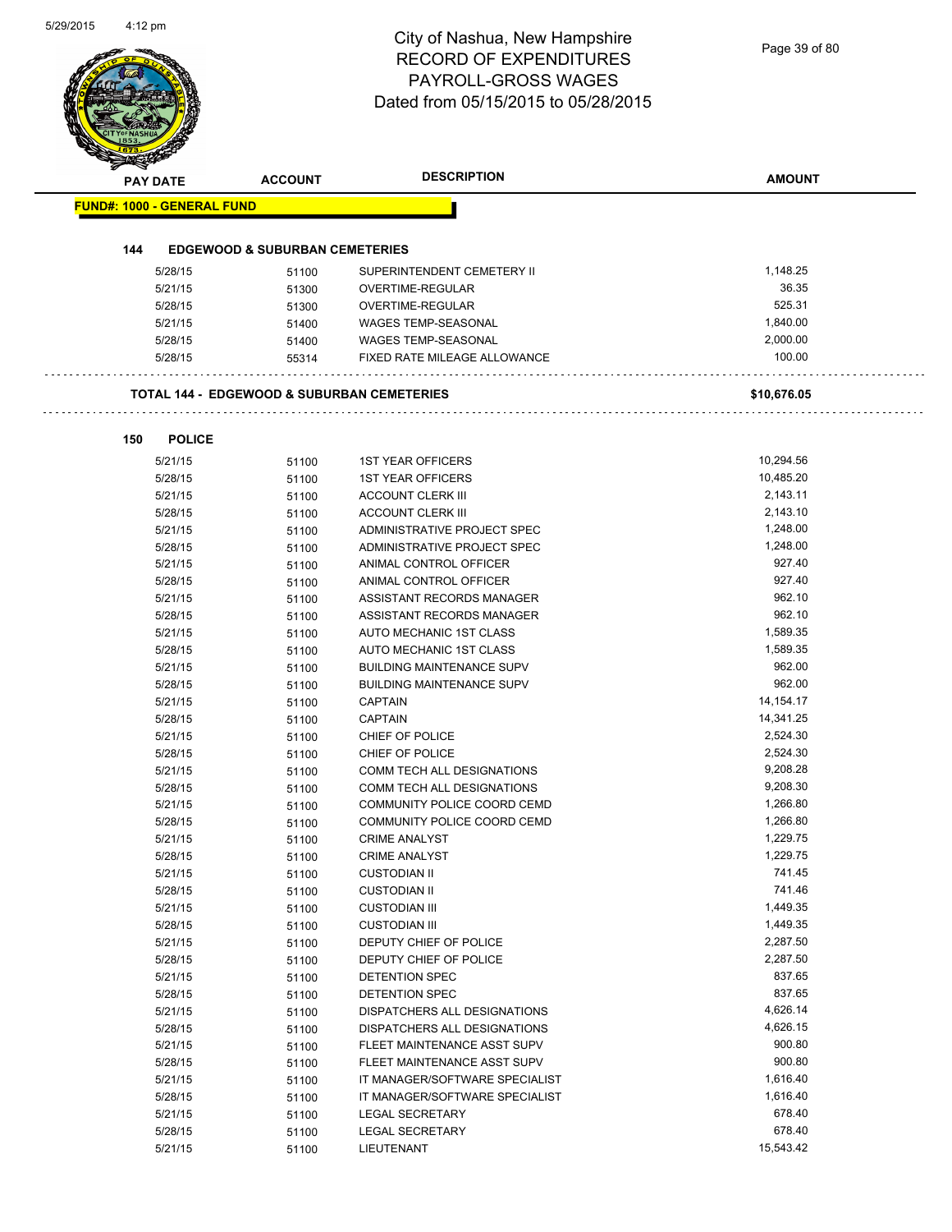# City of Nashua, New Hampshire
## RECORD OF EXPENDITURES
## PAYROLL-GROSS WAGES
## Dated from 05/15/2015 to 05/28/2015

| PAY DATE | ACCOUNT | DESCRIPTION | AMOUNT |
|---|---|---|---|
| **FUND#: 1000 - GENERAL FUND** | | | |
| **144 EDGEWOOD & SUBURBAN CEMETERIES** | | | |
| 5/28/15 | 51100 | SUPERINTENDENT CEMETERY II | 1,148.25 |
| 5/21/15 | 51300 | OVERTIME-REGULAR | 36.35 |
| 5/28/15 | 51300 | OVERTIME-REGULAR | 525.31 |
| 5/21/15 | 51400 | WAGES TEMP-SEASONAL | 1,840.00 |
| 5/28/15 | 51400 | WAGES TEMP-SEASONAL | 2,000.00 |
| 5/28/15 | 55314 | FIXED RATE MILEAGE ALLOWANCE | 100.00 |
| **TOTAL 144 - EDGEWOOD & SUBURBAN CEMETERIES** | | | **$10,676.05** |
| **150 POLICE** | | | |
| 5/21/15 | 51100 | 1ST YEAR OFFICERS | 10,294.56 |
| 5/28/15 | 51100 | 1ST YEAR OFFICERS | 10,485.20 |
| 5/21/15 | 51100 | ACCOUNT CLERK III | 2,143.11 |
| 5/28/15 | 51100 | ACCOUNT CLERK III | 2,143.10 |
| 5/21/15 | 51100 | ADMINISTRATIVE PROJECT SPEC | 1,248.00 |
| 5/28/15 | 51100 | ADMINISTRATIVE PROJECT SPEC | 1,248.00 |
| 5/21/15 | 51100 | ANIMAL CONTROL OFFICER | 927.40 |
| 5/28/15 | 51100 | ANIMAL CONTROL OFFICER | 927.40 |
| 5/21/15 | 51100 | ASSISTANT RECORDS MANAGER | 962.10 |
| 5/28/15 | 51100 | ASSISTANT RECORDS MANAGER | 962.10 |
| 5/21/15 | 51100 | AUTO MECHANIC 1ST CLASS | 1,589.35 |
| 5/28/15 | 51100 | AUTO MECHANIC 1ST CLASS | 1,589.35 |
| 5/21/15 | 51100 | BUILDING MAINTENANCE SUPV | 962.00 |
| 5/28/15 | 51100 | BUILDING MAINTENANCE SUPV | 962.00 |
| 5/21/15 | 51100 | CAPTAIN | 14,154.17 |
| 5/28/15 | 51100 | CAPTAIN | 14,341.25 |
| 5/21/15 | 51100 | CHIEF OF POLICE | 2,524.30 |
| 5/28/15 | 51100 | CHIEF OF POLICE | 2,524.30 |
| 5/21/15 | 51100 | COMM TECH ALL DESIGNATIONS | 9,208.28 |
| 5/28/15 | 51100 | COMM TECH ALL DESIGNATIONS | 9,208.30 |
| 5/21/15 | 51100 | COMMUNITY POLICE COORD CEMD | 1,266.80 |
| 5/28/15 | 51100 | COMMUNITY POLICE COORD CEMD | 1,266.80 |
| 5/21/15 | 51100 | CRIME ANALYST | 1,229.75 |
| 5/28/15 | 51100 | CRIME ANALYST | 1,229.75 |
| 5/21/15 | 51100 | CUSTODIAN II | 741.45 |
| 5/28/15 | 51100 | CUSTODIAN II | 741.46 |
| 5/21/15 | 51100 | CUSTODIAN III | 1,449.35 |
| 5/28/15 | 51100 | CUSTODIAN III | 1,449.35 |
| 5/21/15 | 51100 | DEPUTY CHIEF OF POLICE | 2,287.50 |
| 5/28/15 | 51100 | DEPUTY CHIEF OF POLICE | 2,287.50 |
| 5/21/15 | 51100 | DETENTION SPEC | 837.65 |
| 5/28/15 | 51100 | DETENTION SPEC | 837.65 |
| 5/21/15 | 51100 | DISPATCHERS ALL DESIGNATIONS | 4,626.14 |
| 5/28/15 | 51100 | DISPATCHERS ALL DESIGNATIONS | 4,626.15 |
| 5/21/15 | 51100 | FLEET MAINTENANCE ASST SUPV | 900.80 |
| 5/28/15 | 51100 | FLEET MAINTENANCE ASST SUPV | 900.80 |
| 5/21/15 | 51100 | IT MANAGER/SOFTWARE SPECIALIST | 1,616.40 |
| 5/28/15 | 51100 | IT MANAGER/SOFTWARE SPECIALIST | 1,616.40 |
| 5/21/15 | 51100 | LEGAL SECRETARY | 678.40 |
| 5/28/15 | 51100 | LEGAL SECRETARY | 678.40 |
| 5/21/15 | 51100 | LIEUTENANT | 15,543.42 |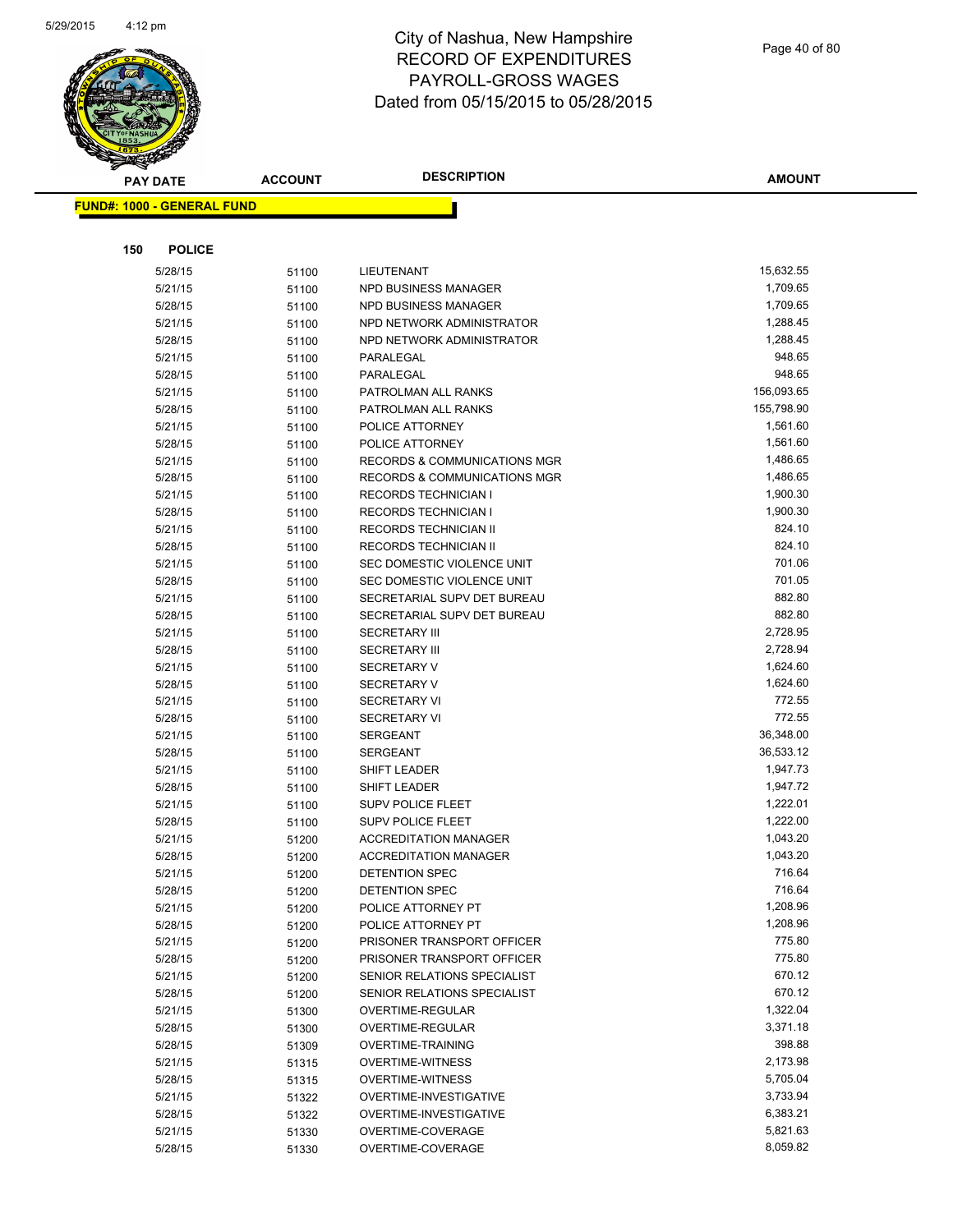# City of Nashua, New Hampshire
# RECORD OF EXPENDITURES
# PAYROLL-GROSS WAGES
# Dated from 05/15/2015 to 05/28/2015

**FUND#: 1000 - GENERAL FUND**

**150 POLICE**

| PAY DATE | ACCOUNT | DESCRIPTION | AMOUNT |
|---|---|---|---|
| 5/28/15 | 51100 | LIEUTENANT | 15,632.55 |
| 5/21/15 | 51100 | NPD BUSINESS MANAGER | 1,709.65 |
| 5/28/15 | 51100 | NPD BUSINESS MANAGER | 1,709.65 |
| 5/21/15 | 51100 | NPD NETWORK ADMINISTRATOR | 1,288.45 |
| 5/28/15 | 51100 | NPD NETWORK ADMINISTRATOR | 1,288.45 |
| 5/21/15 | 51100 | PARALEGAL | 948.65 |
| 5/28/15 | 51100 | PARALEGAL | 948.65 |
| 5/21/15 | 51100 | PATROLMAN ALL RANKS | 156,093.65 |
| 5/28/15 | 51100 | PATROLMAN ALL RANKS | 155,798.90 |
| 5/21/15 | 51100 | POLICE ATTORNEY | 1,561.60 |
| 5/28/15 | 51100 | POLICE ATTORNEY | 1,561.60 |
| 5/21/15 | 51100 | RECORDS & COMMUNICATIONS MGR | 1,486.65 |
| 5/28/15 | 51100 | RECORDS & COMMUNICATIONS MGR | 1,486.65 |
| 5/21/15 | 51100 | RECORDS TECHNICIAN I | 1,900.30 |
| 5/28/15 | 51100 | RECORDS TECHNICIAN I | 1,900.30 |
| 5/21/15 | 51100 | RECORDS TECHNICIAN II | 824.10 |
| 5/28/15 | 51100 | RECORDS TECHNICIAN II | 824.10 |
| 5/21/15 | 51100 | SEC DOMESTIC VIOLENCE UNIT | 701.06 |
| 5/28/15 | 51100 | SEC DOMESTIC VIOLENCE UNIT | 701.05 |
| 5/21/15 | 51100 | SECRETARIAL SUPV DET BUREAU | 882.80 |
| 5/28/15 | 51100 | SECRETARIAL SUPV DET BUREAU | 882.80 |
| 5/21/15 | 51100 | SECRETARY III | 2,728.95 |
| 5/28/15 | 51100 | SECRETARY III | 2,728.94 |
| 5/21/15 | 51100 | SECRETARY V | 1,624.60 |
| 5/28/15 | 51100 | SECRETARY V | 1,624.60 |
| 5/21/15 | 51100 | SECRETARY VI | 772.55 |
| 5/28/15 | 51100 | SECRETARY VI | 772.55 |
| 5/21/15 | 51100 | SERGEANT | 36,348.00 |
| 5/28/15 | 51100 | SERGEANT | 36,533.12 |
| 5/21/15 | 51100 | SHIFT LEADER | 1,947.73 |
| 5/28/15 | 51100 | SHIFT LEADER | 1,947.72 |
| 5/21/15 | 51100 | SUPV POLICE FLEET | 1,222.01 |
| 5/28/15 | 51100 | SUPV POLICE FLEET | 1,222.00 |
| 5/21/15 | 51200 | ACCREDITATION MANAGER | 1,043.20 |
| 5/28/15 | 51200 | ACCREDITATION MANAGER | 1,043.20 |
| 5/21/15 | 51200 | DETENTION SPEC | 716.64 |
| 5/28/15 | 51200 | DETENTION SPEC | 716.64 |
| 5/21/15 | 51200 | POLICE ATTORNEY PT | 1,208.96 |
| 5/28/15 | 51200 | POLICE ATTORNEY PT | 1,208.96 |
| 5/21/15 | 51200 | PRISONER TRANSPORT OFFICER | 775.80 |
| 5/28/15 | 51200 | PRISONER TRANSPORT OFFICER | 775.80 |
| 5/21/15 | 51200 | SENIOR RELATIONS SPECIALIST | 670.12 |
| 5/28/15 | 51200 | SENIOR RELATIONS SPECIALIST | 670.12 |
| 5/21/15 | 51300 | OVERTIME-REGULAR | 1,322.04 |
| 5/28/15 | 51300 | OVERTIME-REGULAR | 3,371.18 |
| 5/28/15 | 51309 | OVERTIME-TRAINING | 398.88 |
| 5/21/15 | 51315 | OVERTIME-WITNESS | 2,173.98 |
| 5/28/15 | 51315 | OVERTIME-WITNESS | 5,705.04 |
| 5/21/15 | 51322 | OVERTIME-INVESTIGATIVE | 3,733.94 |
| 5/28/15 | 51322 | OVERTIME-INVESTIGATIVE | 6,383.21 |
| 5/21/15 | 51330 | OVERTIME-COVERAGE | 5,821.63 |
| 5/28/15 | 51330 | OVERTIME-COVERAGE | 8,059.82 |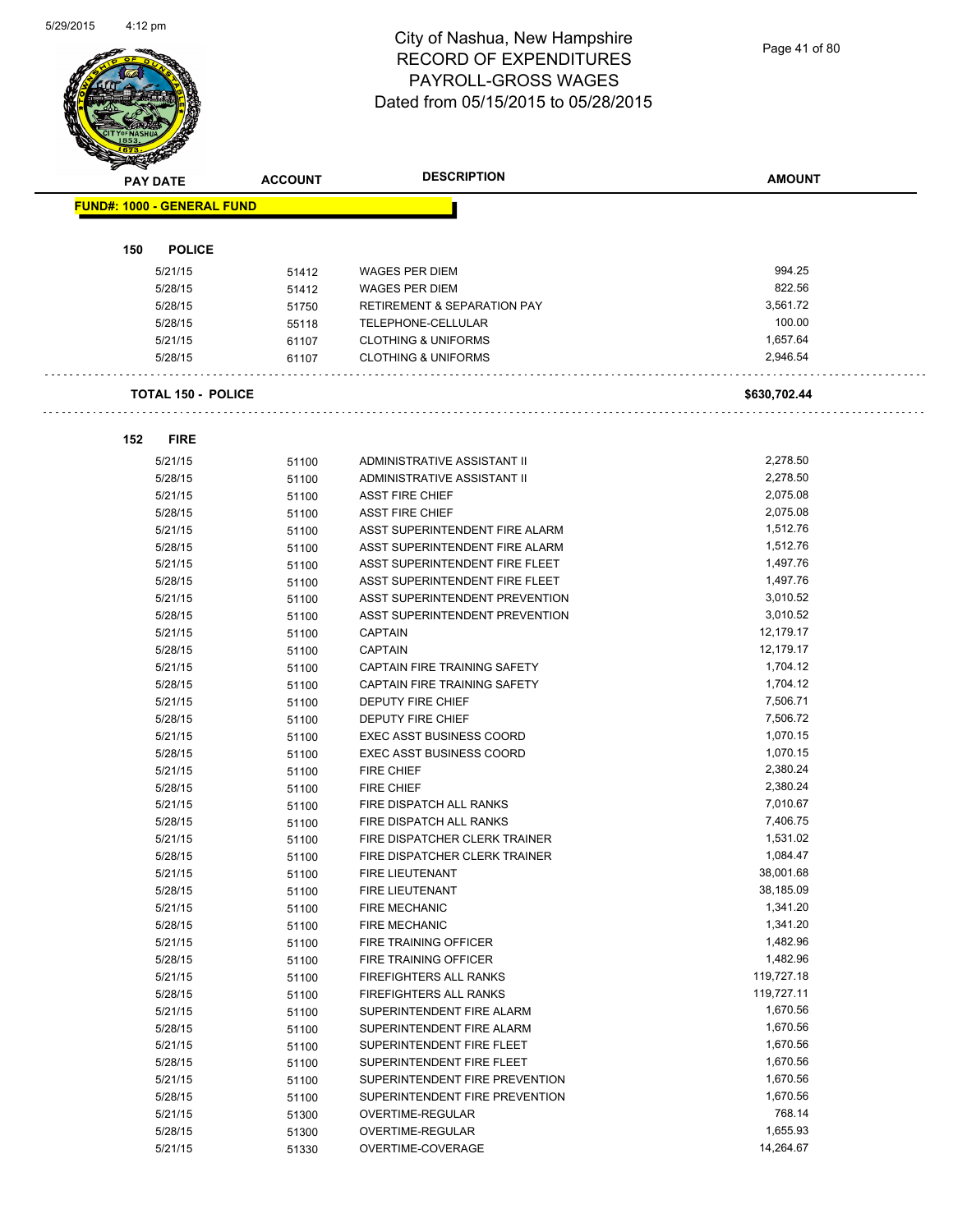# City of Nashua, New Hampshire
## RECORD OF EXPENDITURES
## PAYROLL-GROSS WAGES
## Dated from 05/15/2015 to 05/28/2015

| PAY DATE | ACCOUNT | DESCRIPTION | AMOUNT |
|---|---|---|---|
| **FUND#: 1000 - GENERAL FUND** | | | |
| **150 POLICE** | | | |
| 5/21/15 | 51412 | WAGES PER DIEM | 994.25 |
| 5/28/15 | 51412 | WAGES PER DIEM | 822.56 |
| 5/28/15 | 51750 | RETIREMENT & SEPARATION PAY | 3,561.72 |
| 5/28/15 | 55118 | TELEPHONE-CELLULAR | 100.00 |
| 5/21/15 | 61107 | CLOTHING & UNIFORMS | 1,657.64 |
| 5/28/15 | 61107 | CLOTHING & UNIFORMS | 2,946.54 |
| **TOTAL 150 - POLICE** | | | **$630,702.44** |
| **152 FIRE** | | | |
| 5/21/15 | 51100 | ADMINISTRATIVE ASSISTANT II | 2,278.50 |
| 5/28/15 | 51100 | ADMINISTRATIVE ASSISTANT II | 2,278.50 |
| 5/21/15 | 51100 | ASST FIRE CHIEF | 2,075.08 |
| 5/28/15 | 51100 | ASST FIRE CHIEF | 2,075.08 |
| 5/21/15 | 51100 | ASST SUPERINTENDENT FIRE ALARM | 1,512.76 |
| 5/28/15 | 51100 | ASST SUPERINTENDENT FIRE ALARM | 1,512.76 |
| 5/21/15 | 51100 | ASST SUPERINTENDENT FIRE FLEET | 1,497.76 |
| 5/28/15 | 51100 | ASST SUPERINTENDENT FIRE FLEET | 1,497.76 |
| 5/21/15 | 51100 | ASST SUPERINTENDENT PREVENTION | 3,010.52 |
| 5/28/15 | 51100 | ASST SUPERINTENDENT PREVENTION | 3,010.52 |
| 5/21/15 | 51100 | CAPTAIN | 12,179.17 |
| 5/28/15 | 51100 | CAPTAIN | 12,179.17 |
| 5/21/15 | 51100 | CAPTAIN FIRE TRAINING SAFETY | 1,704.12 |
| 5/28/15 | 51100 | CAPTAIN FIRE TRAINING SAFETY | 1,704.12 |
| 5/21/15 | 51100 | DEPUTY FIRE CHIEF | 7,506.71 |
| 5/28/15 | 51100 | DEPUTY FIRE CHIEF | 7,506.72 |
| 5/21/15 | 51100 | EXEC ASST BUSINESS COORD | 1,070.15 |
| 5/28/15 | 51100 | EXEC ASST BUSINESS COORD | 1,070.15 |
| 5/21/15 | 51100 | FIRE CHIEF | 2,380.24 |
| 5/28/15 | 51100 | FIRE CHIEF | 2,380.24 |
| 5/21/15 | 51100 | FIRE DISPATCH ALL RANKS | 7,010.67 |
| 5/28/15 | 51100 | FIRE DISPATCH ALL RANKS | 7,406.75 |
| 5/21/15 | 51100 | FIRE DISPATCHER CLERK TRAINER | 1,531.02 |
| 5/28/15 | 51100 | FIRE DISPATCHER CLERK TRAINER | 1,084.47 |
| 5/21/15 | 51100 | FIRE LIEUTENANT | 38,001.68 |
| 5/28/15 | 51100 | FIRE LIEUTENANT | 38,185.09 |
| 5/21/15 | 51100 | FIRE MECHANIC | 1,341.20 |
| 5/28/15 | 51100 | FIRE MECHANIC | 1,341.20 |
| 5/21/15 | 51100 | FIRE TRAINING OFFICER | 1,482.96 |
| 5/28/15 | 51100 | FIRE TRAINING OFFICER | 1,482.96 |
| 5/21/15 | 51100 | FIREFIGHTERS ALL RANKS | 119,727.18 |
| 5/28/15 | 51100 | FIREFIGHTERS ALL RANKS | 119,727.11 |
| 5/21/15 | 51100 | SUPERINTENDENT FIRE ALARM | 1,670.56 |
| 5/28/15 | 51100 | SUPERINTENDENT FIRE ALARM | 1,670.56 |
| 5/21/15 | 51100 | SUPERINTENDENT FIRE FLEET | 1,670.56 |
| 5/28/15 | 51100 | SUPERINTENDENT FIRE FLEET | 1,670.56 |
| 5/21/15 | 51100 | SUPERINTENDENT FIRE PREVENTION | 1,670.56 |
| 5/28/15 | 51100 | SUPERINTENDENT FIRE PREVENTION | 1,670.56 |
| 5/21/15 | 51300 | OVERTIME-REGULAR | 768.14 |
| 5/28/15 | 51300 | OVERTIME-REGULAR | 1,655.93 |
| 5/21/15 | 51330 | OVERTIME-COVERAGE | 14,264.67 |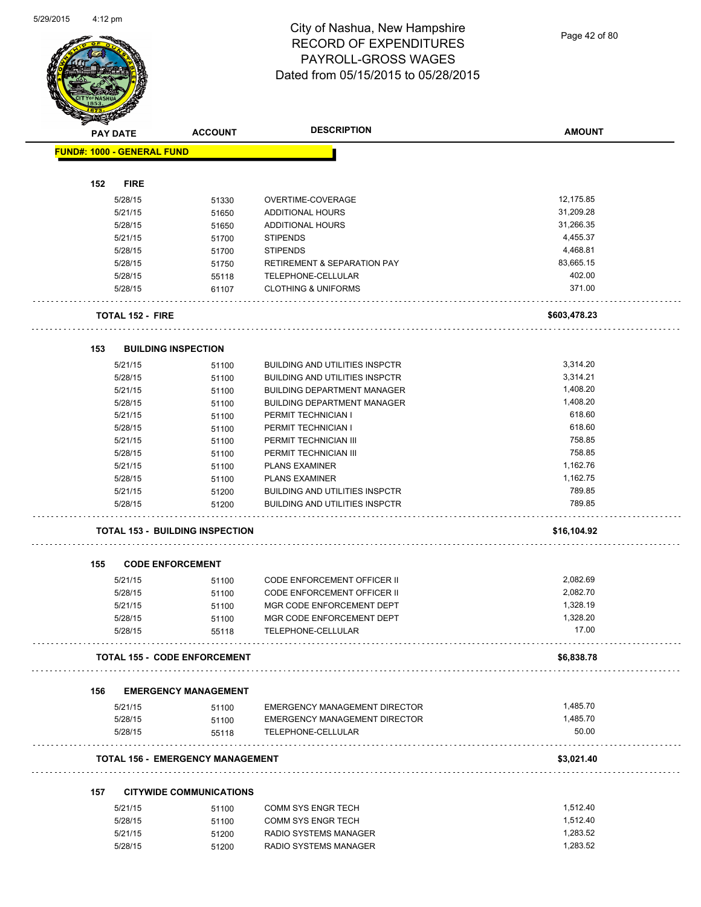# City of Nashua, New Hampshire
# RECORD OF EXPENDITURES
# PAYROLL-GROSS WAGES
# Dated from 05/15/2015 to 05/28/2015

| PAY DATE | ACCOUNT | DESCRIPTION | AMOUNT |
|---|---|---|---|
| **FUND#: 1000 - GENERAL FUND** | | | |
| **152 FIRE** | | | |
| 5/28/15 | 51330 | OVERTIME-COVERAGE | 12,175.85 |
| 5/21/15 | 51650 | ADDITIONAL HOURS | 31,209.28 |
| 5/28/15 | 51650 | ADDITIONAL HOURS | 31,266.35 |
| 5/21/15 | 51700 | STIPENDS | 4,455.37 |
| 5/28/15 | 51700 | STIPENDS | 4,468.81 |
| 5/28/15 | 51750 | RETIREMENT & SEPARATION PAY | 83,665.15 |
| 5/28/15 | 55118 | TELEPHONE-CELLULAR | 402.00 |
| 5/28/15 | 61107 | CLOTHING & UNIFORMS | 371.00 |
| **TOTAL 152 - FIRE** | | | **$603,478.23** |
| **153 BUILDING INSPECTION** | | | |
| 5/21/15 | 51100 | BUILDING AND UTILITIES INSPCTR | 3,314.20 |
| 5/28/15 | 51100 | BUILDING AND UTILITIES INSPCTR | 3,314.21 |
| 5/21/15 | 51100 | BUILDING DEPARTMENT MANAGER | 1,408.20 |
| 5/28/15 | 51100 | BUILDING DEPARTMENT MANAGER | 1,408.20 |
| 5/21/15 | 51100 | PERMIT TECHNICIAN I | 618.60 |
| 5/28/15 | 51100 | PERMIT TECHNICIAN I | 618.60 |
| 5/21/15 | 51100 | PERMIT TECHNICIAN III | 758.85 |
| 5/28/15 | 51100 | PERMIT TECHNICIAN III | 758.85 |
| 5/21/15 | 51100 | PLANS EXAMINER | 1,162.76 |
| 5/28/15 | 51100 | PLANS EXAMINER | 1,162.75 |
| 5/21/15 | 51200 | BUILDING AND UTILITIES INSPCTR | 789.85 |
| 5/28/15 | 51200 | BUILDING AND UTILITIES INSPCTR | 789.85 |
| **TOTAL 153 - BUILDING INSPECTION** | | | **$16,104.92** |
| **155 CODE ENFORCEMENT** | | | |
| 5/21/15 | 51100 | CODE ENFORCEMENT OFFICER II | 2,082.69 |
| 5/28/15 | 51100 | CODE ENFORCEMENT OFFICER II | 2,082.70 |
| 5/21/15 | 51100 | MGR CODE ENFORCEMENT DEPT | 1,328.19 |
| 5/28/15 | 51100 | MGR CODE ENFORCEMENT DEPT | 1,328.20 |
| 5/28/15 | 55118 | TELEPHONE-CELLULAR | 17.00 |
| **TOTAL 155 - CODE ENFORCEMENT** | | | **$6,838.78** |
| **156 EMERGENCY MANAGEMENT** | | | |
| 5/21/15 | 51100 | EMERGENCY MANAGEMENT DIRECTOR | 1,485.70 |
| 5/28/15 | 51100 | EMERGENCY MANAGEMENT DIRECTOR | 1,485.70 |
| 5/28/15 | 55118 | TELEPHONE-CELLULAR | 50.00 |
| **TOTAL 156 - EMERGENCY MANAGEMENT** | | | **$3,021.40** |
| **157 CITYWIDE COMMUNICATIONS** | | | |
| 5/21/15 | 51100 | COMM SYS ENGR TECH | 1,512.40 |
| 5/28/15 | 51100 | COMM SYS ENGR TECH | 1,512.40 |
| 5/21/15 | 51200 | RADIO SYSTEMS MANAGER | 1,283.52 |
| 5/28/15 | 51200 | RADIO SYSTEMS MANAGER | 1,283.52 |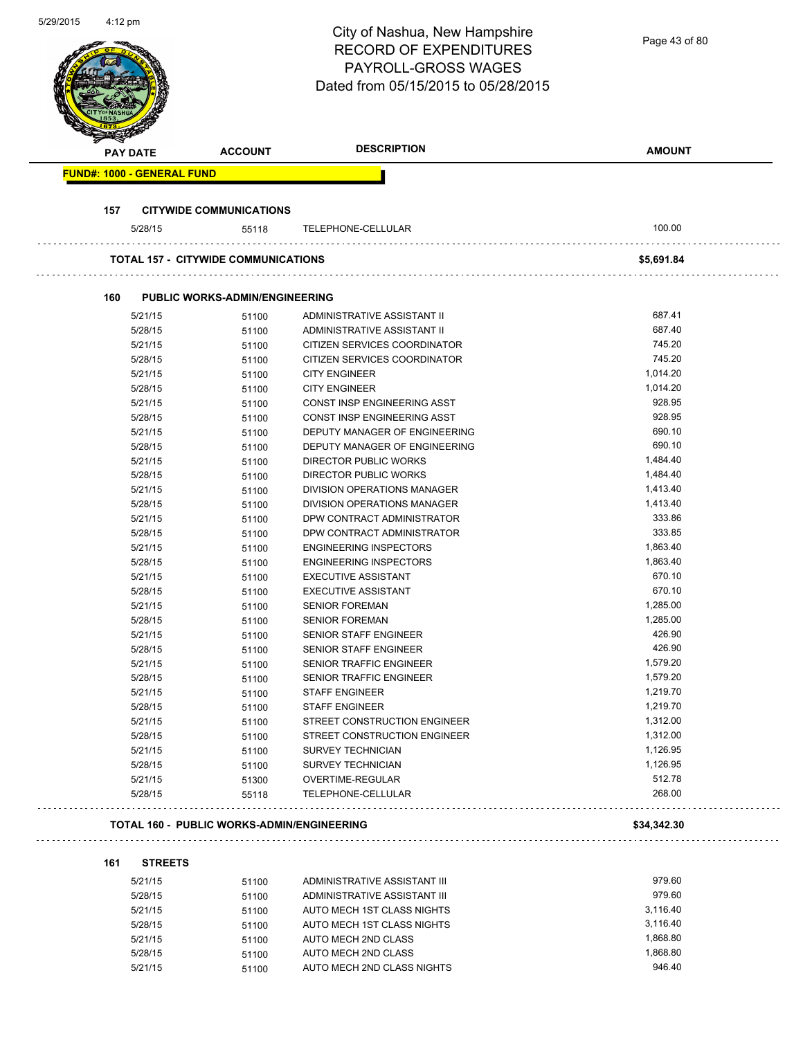# City of Nashua, New Hampshire
## RECORD OF EXPENDITURES
## PAYROLL-GROSS WAGES
## Dated from 05/15/2015 to 05/28/2015

| PAY DATE | ACCOUNT | DESCRIPTION | AMOUNT |
|---|---|---|---|

**FUND#: 1000 - GENERAL FUND**

**157 CITYWIDE COMMUNICATIONS**

| PAY DATE | ACCOUNT | DESCRIPTION | AMOUNT |
|---|---|---|---|
| 5/28/15 | 55118 | TELEPHONE-CELLULAR | 100.00 |
| **TOTAL 157 - CITYWIDE COMMUNICATIONS** | | | **$5,691.84** |

**160 PUBLIC WORKS-ADMIN/ENGINEERING**

| PAY DATE | ACCOUNT | DESCRIPTION | AMOUNT |
|---|---|---|---|
| 5/21/15 | 51100 | ADMINISTRATIVE ASSISTANT II | 687.41 |
| 5/28/15 | 51100 | ADMINISTRATIVE ASSISTANT II | 687.40 |
| 5/21/15 | 51100 | CITIZEN SERVICES COORDINATOR | 745.20 |
| 5/28/15 | 51100 | CITIZEN SERVICES COORDINATOR | 745.20 |
| 5/21/15 | 51100 | CITY ENGINEER | 1,014.20 |
| 5/28/15 | 51100 | CITY ENGINEER | 1,014.20 |
| 5/21/15 | 51100 | CONST INSP ENGINEERING ASST | 928.95 |
| 5/28/15 | 51100 | CONST INSP ENGINEERING ASST | 928.95 |
| 5/21/15 | 51100 | DEPUTY MANAGER OF ENGINEERING | 690.10 |
| 5/28/15 | 51100 | DEPUTY MANAGER OF ENGINEERING | 690.10 |
| 5/21/15 | 51100 | DIRECTOR PUBLIC WORKS | 1,484.40 |
| 5/28/15 | 51100 | DIRECTOR PUBLIC WORKS | 1,484.40 |
| 5/21/15 | 51100 | DIVISION OPERATIONS MANAGER | 1,413.40 |
| 5/28/15 | 51100 | DIVISION OPERATIONS MANAGER | 1,413.40 |
| 5/21/15 | 51100 | DPW CONTRACT ADMINISTRATOR | 333.86 |
| 5/28/15 | 51100 | DPW CONTRACT ADMINISTRATOR | 333.85 |
| 5/21/15 | 51100 | ENGINEERING INSPECTORS | 1,863.40 |
| 5/28/15 | 51100 | ENGINEERING INSPECTORS | 1,863.40 |
| 5/21/15 | 51100 | EXECUTIVE ASSISTANT | 670.10 |
| 5/28/15 | 51100 | EXECUTIVE ASSISTANT | 670.10 |
| 5/21/15 | 51100 | SENIOR FOREMAN | 1,285.00 |
| 5/28/15 | 51100 | SENIOR FOREMAN | 1,285.00 |
| 5/21/15 | 51100 | SENIOR STAFF ENGINEER | 426.90 |
| 5/28/15 | 51100 | SENIOR STAFF ENGINEER | 426.90 |
| 5/21/15 | 51100 | SENIOR TRAFFIC ENGINEER | 1,579.20 |
| 5/28/15 | 51100 | SENIOR TRAFFIC ENGINEER | 1,579.20 |
| 5/21/15 | 51100 | STAFF ENGINEER | 1,219.70 |
| 5/28/15 | 51100 | STAFF ENGINEER | 1,219.70 |
| 5/21/15 | 51100 | STREET CONSTRUCTION ENGINEER | 1,312.00 |
| 5/28/15 | 51100 | STREET CONSTRUCTION ENGINEER | 1,312.00 |
| 5/21/15 | 51100 | SURVEY TECHNICIAN | 1,126.95 |
| 5/28/15 | 51100 | SURVEY TECHNICIAN | 1,126.95 |
| 5/21/15 | 51300 | OVERTIME-REGULAR | 512.78 |
| 5/28/15 | 55118 | TELEPHONE-CELLULAR | 268.00 |
| **TOTAL 160 - PUBLIC WORKS-ADMIN/ENGINEERING** | | | **$34,342.30** |

**161 STREETS**

| PAY DATE | ACCOUNT | DESCRIPTION | AMOUNT |
|---|---|---|---|
| 5/21/15 | 51100 | ADMINISTRATIVE ASSISTANT III | 979.60 |
| 5/28/15 | 51100 | ADMINISTRATIVE ASSISTANT III | 979.60 |
| 5/21/15 | 51100 | AUTO MECH 1ST CLASS NIGHTS | 3,116.40 |
| 5/28/15 | 51100 | AUTO MECH 1ST CLASS NIGHTS | 3,116.40 |
| 5/21/15 | 51100 | AUTO MECH 2ND CLASS | 1,868.80 |
| 5/28/15 | 51100 | AUTO MECH 2ND CLASS | 1,868.80 |
| 5/21/15 | 51100 | AUTO MECH 2ND CLASS NIGHTS | 946.40 |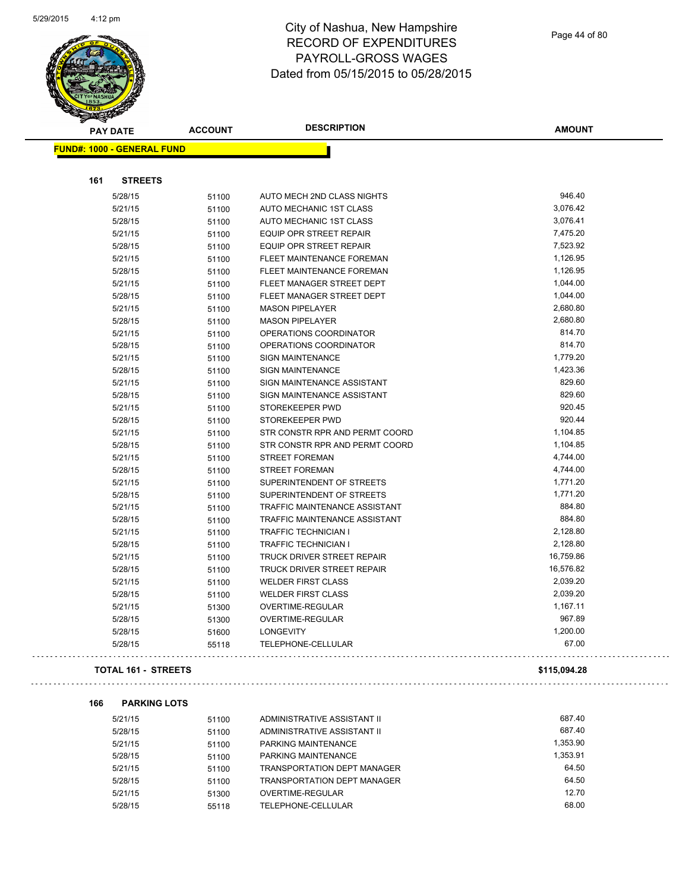# City of Nashua, New Hampshire
## RECORD OF EXPENDITURES
## PAYROLL-GROSS WAGES
## Dated from 05/15/2015 to 05/28/2015

| PAY DATE | ACCOUNT | DESCRIPTION | AMOUNT |
|---|---|---|---|

**FUND#: 1000 - GENERAL FUND**

**161 STREETS**

| PAY DATE | ACCOUNT | DESCRIPTION | AMOUNT |
|---|---|---|---|
| 5/28/15 | 51100 | AUTO MECH 2ND CLASS NIGHTS | 946.40 |
| 5/21/15 | 51100 | AUTO MECHANIC 1ST CLASS | 3,076.42 |
| 5/28/15 | 51100 | AUTO MECHANIC 1ST CLASS | 3,076.41 |
| 5/21/15 | 51100 | EQUIP OPR STREET REPAIR | 7,475.20 |
| 5/28/15 | 51100 | EQUIP OPR STREET REPAIR | 7,523.92 |
| 5/21/15 | 51100 | FLEET MAINTENANCE FOREMAN | 1,126.95 |
| 5/28/15 | 51100 | FLEET MAINTENANCE FOREMAN | 1,126.95 |
| 5/21/15 | 51100 | FLEET MANAGER STREET DEPT | 1,044.00 |
| 5/28/15 | 51100 | FLEET MANAGER STREET DEPT | 1,044.00 |
| 5/21/15 | 51100 | MASON PIPELAYER | 2,680.80 |
| 5/28/15 | 51100 | MASON PIPELAYER | 2,680.80 |
| 5/21/15 | 51100 | OPERATIONS COORDINATOR | 814.70 |
| 5/28/15 | 51100 | OPERATIONS COORDINATOR | 814.70 |
| 5/21/15 | 51100 | SIGN MAINTENANCE | 1,779.20 |
| 5/28/15 | 51100 | SIGN MAINTENANCE | 1,423.36 |
| 5/21/15 | 51100 | SIGN MAINTENANCE ASSISTANT | 829.60 |
| 5/28/15 | 51100 | SIGN MAINTENANCE ASSISTANT | 829.60 |
| 5/21/15 | 51100 | STOREKEEPER PWD | 920.45 |
| 5/28/15 | 51100 | STOREKEEPER PWD | 920.44 |
| 5/21/15 | 51100 | STR CONSTR RPR AND PERMT COORD | 1,104.85 |
| 5/28/15 | 51100 | STR CONSTR RPR AND PERMT COORD | 1,104.85 |
| 5/21/15 | 51100 | STREET FOREMAN | 4,744.00 |
| 5/28/15 | 51100 | STREET FOREMAN | 4,744.00 |
| 5/21/15 | 51100 | SUPERINTENDENT OF STREETS | 1,771.20 |
| 5/28/15 | 51100 | SUPERINTENDENT OF STREETS | 1,771.20 |
| 5/21/15 | 51100 | TRAFFIC MAINTENANCE ASSISTANT | 884.80 |
| 5/28/15 | 51100 | TRAFFIC MAINTENANCE ASSISTANT | 884.80 |
| 5/21/15 | 51100 | TRAFFIC TECHNICIAN I | 2,128.80 |
| 5/28/15 | 51100 | TRAFFIC TECHNICIAN I | 2,128.80 |
| 5/21/15 | 51100 | TRUCK DRIVER STREET REPAIR | 16,759.86 |
| 5/28/15 | 51100 | TRUCK DRIVER STREET REPAIR | 16,576.82 |
| 5/21/15 | 51100 | WELDER FIRST CLASS | 2,039.20 |
| 5/28/15 | 51100 | WELDER FIRST CLASS | 2,039.20 |
| 5/21/15 | 51300 | OVERTIME-REGULAR | 1,167.11 |
| 5/28/15 | 51300 | OVERTIME-REGULAR | 967.89 |
| 5/28/15 | 51600 | LONGEVITY | 1,200.00 |
| 5/28/15 | 55118 | TELEPHONE-CELLULAR | 67.00 |

**TOTAL 161 - STREETS** **$115,094.28**

**166 PARKING LOTS**

| PAY DATE | ACCOUNT | DESCRIPTION | AMOUNT |
|---|---|---|---|
| 5/21/15 | 51100 | ADMINISTRATIVE ASSISTANT II | 687.40 |
| 5/28/15 | 51100 | ADMINISTRATIVE ASSISTANT II | 687.40 |
| 5/21/15 | 51100 | PARKING MAINTENANCE | 1,353.90 |
| 5/28/15 | 51100 | PARKING MAINTENANCE | 1,353.91 |
| 5/21/15 | 51100 | TRANSPORTATION DEPT MANAGER | 64.50 |
| 5/28/15 | 51100 | TRANSPORTATION DEPT MANAGER | 64.50 |
| 5/21/15 | 51300 | OVERTIME-REGULAR | 12.70 |
| 5/28/15 | 55118 | TELEPHONE-CELLULAR | 68.00 |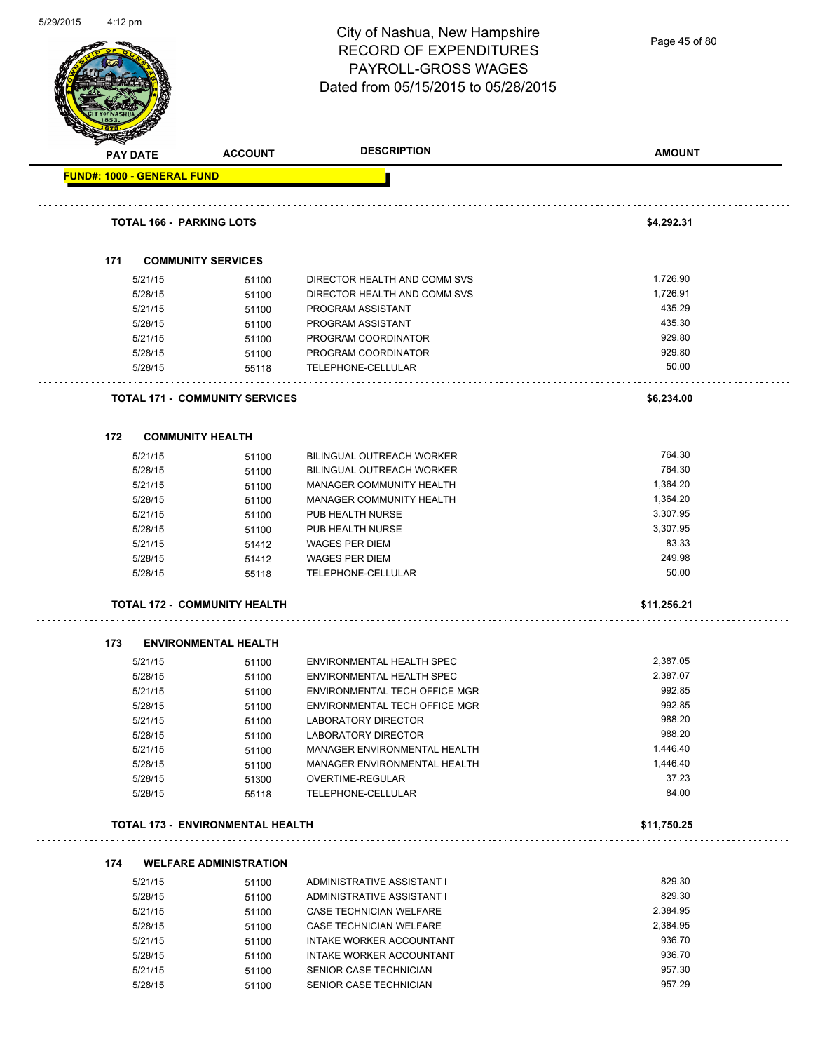# City of Nashua, New Hampshire
## RECORD OF EXPENDITURES
## PAYROLL-GROSS WAGES
## Dated from 05/15/2015 to 05/28/2015

| PAY DATE | ACCOUNT | DESCRIPTION | AMOUNT |
|---|---|---|---|
| **FUND#: 1000 - GENERAL FUND** | | | |
| **TOTAL 166 - PARKING LOTS** | | | **$4,292.31** |
| **171 COMMUNITY SERVICES** | | | |
| 5/21/15 | 51100 | DIRECTOR HEALTH AND COMM SVS | 1,726.90 |
| 5/28/15 | 51100 | DIRECTOR HEALTH AND COMM SVS | 1,726.91 |
| 5/21/15 | 51100 | PROGRAM ASSISTANT | 435.29 |
| 5/28/15 | 51100 | PROGRAM ASSISTANT | 435.30 |
| 5/21/15 | 51100 | PROGRAM COORDINATOR | 929.80 |
| 5/28/15 | 51100 | PROGRAM COORDINATOR | 929.80 |
| 5/28/15 | 55118 | TELEPHONE-CELLULAR | 50.00 |
| **TOTAL 171 - COMMUNITY SERVICES** | | | **$6,234.00** |
| **172 COMMUNITY HEALTH** | | | |
| 5/21/15 | 51100 | BILINGUAL OUTREACH WORKER | 764.30 |
| 5/28/15 | 51100 | BILINGUAL OUTREACH WORKER | 764.30 |
| 5/21/15 | 51100 | MANAGER COMMUNITY HEALTH | 1,364.20 |
| 5/28/15 | 51100 | MANAGER COMMUNITY HEALTH | 1,364.20 |
| 5/21/15 | 51100 | PUB HEALTH NURSE | 3,307.95 |
| 5/28/15 | 51100 | PUB HEALTH NURSE | 3,307.95 |
| 5/21/15 | 51412 | WAGES PER DIEM | 83.33 |
| 5/28/15 | 51412 | WAGES PER DIEM | 249.98 |
| 5/28/15 | 55118 | TELEPHONE-CELLULAR | 50.00 |
| **TOTAL 172 - COMMUNITY HEALTH** | | | **$11,256.21** |
| **173 ENVIRONMENTAL HEALTH** | | | |
| 5/21/15 | 51100 | ENVIRONMENTAL HEALTH SPEC | 2,387.05 |
| 5/28/15 | 51100 | ENVIRONMENTAL HEALTH SPEC | 2,387.07 |
| 5/21/15 | 51100 | ENVIRONMENTAL TECH OFFICE MGR | 992.85 |
| 5/28/15 | 51100 | ENVIRONMENTAL TECH OFFICE MGR | 992.85 |
| 5/21/15 | 51100 | LABORATORY DIRECTOR | 988.20 |
| 5/28/15 | 51100 | LABORATORY DIRECTOR | 988.20 |
| 5/21/15 | 51100 | MANAGER ENVIRONMENTAL HEALTH | 1,446.40 |
| 5/28/15 | 51100 | MANAGER ENVIRONMENTAL HEALTH | 1,446.40 |
| 5/28/15 | 51300 | OVERTIME-REGULAR | 37.23 |
| 5/28/15 | 55118 | TELEPHONE-CELLULAR | 84.00 |
| **TOTAL 173 - ENVIRONMENTAL HEALTH** | | | **$11,750.25** |
| **174 WELFARE ADMINISTRATION** | | | |
| 5/21/15 | 51100 | ADMINISTRATIVE ASSISTANT I | 829.30 |
| 5/28/15 | 51100 | ADMINISTRATIVE ASSISTANT I | 829.30 |
| 5/21/15 | 51100 | CASE TECHNICIAN WELFARE | 2,384.95 |
| 5/28/15 | 51100 | CASE TECHNICIAN WELFARE | 2,384.95 |
| 5/21/15 | 51100 | INTAKE WORKER ACCOUNTANT | 936.70 |
| 5/28/15 | 51100 | INTAKE WORKER ACCOUNTANT | 936.70 |
| 5/21/15 | 51100 | SENIOR CASE TECHNICIAN | 957.30 |
| 5/28/15 | 51100 | SENIOR CASE TECHNICIAN | 957.29 |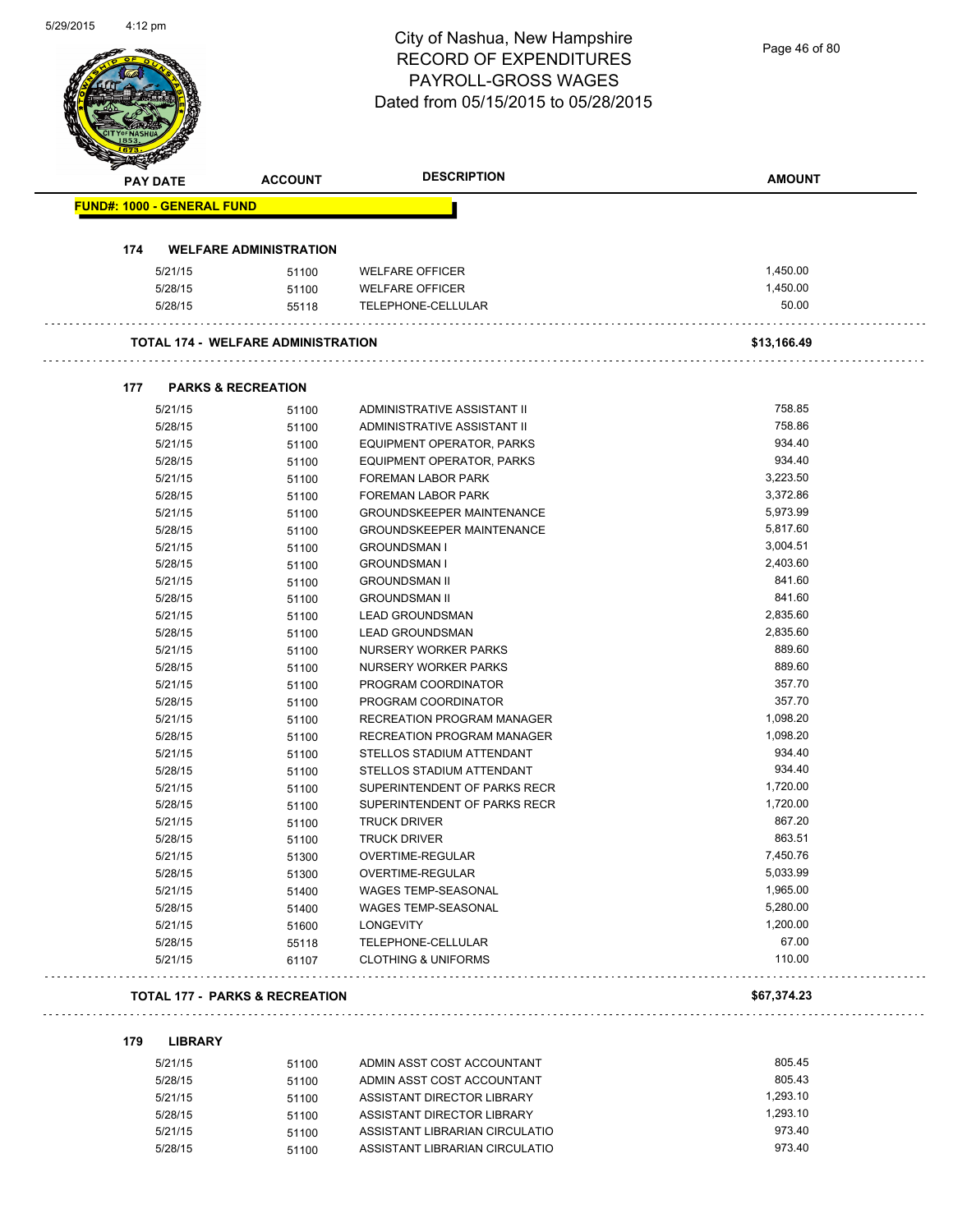# City of Nashua, New Hampshire
# RECORD OF EXPENDITURES
# PAYROLL-GROSS WAGES
# Dated from 05/15/2015 to 05/28/2015

| PAY DATE | ACCOUNT | DESCRIPTION | AMOUNT |
|---|---|---|---|

**FUND#: 1000 - GENERAL FUND**

### 174 WELFARE ADMINISTRATION

| PAY DATE | ACCOUNT | DESCRIPTION | AMOUNT |
|---|---|---|---|
| 5/21/15 | 51100 | WELFARE OFFICER | 1,450.00 |
| 5/28/15 | 51100 | WELFARE OFFICER | 1,450.00 |
| 5/28/15 | 55118 | TELEPHONE-CELLULAR | 50.00 |

**TOTAL 174 - WELFARE ADMINISTRATION** **$13,166.49**

### 177 PARKS & RECREATION

| PAY DATE | ACCOUNT | DESCRIPTION | AMOUNT |
|---|---|---|---|
| 5/21/15 | 51100 | ADMINISTRATIVE ASSISTANT II | 758.85 |
| 5/28/15 | 51100 | ADMINISTRATIVE ASSISTANT II | 758.86 |
| 5/21/15 | 51100 | EQUIPMENT OPERATOR, PARKS | 934.40 |
| 5/28/15 | 51100 | EQUIPMENT OPERATOR, PARKS | 934.40 |
| 5/21/15 | 51100 | FOREMAN LABOR PARK | 3,223.50 |
| 5/28/15 | 51100 | FOREMAN LABOR PARK | 3,372.86 |
| 5/21/15 | 51100 | GROUNDSKEEPER MAINTENANCE | 5,973.99 |
| 5/28/15 | 51100 | GROUNDSKEEPER MAINTENANCE | 5,817.60 |
| 5/21/15 | 51100 | GROUNDSMAN I | 3,004.51 |
| 5/28/15 | 51100 | GROUNDSMAN I | 2,403.60 |
| 5/21/15 | 51100 | GROUNDSMAN II | 841.60 |
| 5/28/15 | 51100 | GROUNDSMAN II | 841.60 |
| 5/21/15 | 51100 | LEAD GROUNDSMAN | 2,835.60 |
| 5/28/15 | 51100 | LEAD GROUNDSMAN | 2,835.60 |
| 5/21/15 | 51100 | NURSERY WORKER PARKS | 889.60 |
| 5/28/15 | 51100 | NURSERY WORKER PARKS | 889.60 |
| 5/21/15 | 51100 | PROGRAM COORDINATOR | 357.70 |
| 5/28/15 | 51100 | PROGRAM COORDINATOR | 357.70 |
| 5/21/15 | 51100 | RECREATION PROGRAM MANAGER | 1,098.20 |
| 5/28/15 | 51100 | RECREATION PROGRAM MANAGER | 1,098.20 |
| 5/21/15 | 51100 | STELLOS STADIUM ATTENDANT | 934.40 |
| 5/28/15 | 51100 | STELLOS STADIUM ATTENDANT | 934.40 |
| 5/21/15 | 51100 | SUPERINTENDENT OF PARKS RECR | 1,720.00 |
| 5/28/15 | 51100 | SUPERINTENDENT OF PARKS RECR | 1,720.00 |
| 5/21/15 | 51100 | TRUCK DRIVER | 867.20 |
| 5/28/15 | 51100 | TRUCK DRIVER | 863.51 |
| 5/21/15 | 51300 | OVERTIME-REGULAR | 7,450.76 |
| 5/28/15 | 51300 | OVERTIME-REGULAR | 5,033.99 |
| 5/21/15 | 51400 | WAGES TEMP-SEASONAL | 1,965.00 |
| 5/28/15 | 51400 | WAGES TEMP-SEASONAL | 5,280.00 |
| 5/21/15 | 51600 | LONGEVITY | 1,200.00 |
| 5/28/15 | 55118 | TELEPHONE-CELLULAR | 67.00 |
| 5/21/15 | 61107 | CLOTHING & UNIFORMS | 110.00 |

**TOTAL 177 - PARKS & RECREATION** **$67,374.23**

### 179 LIBRARY

| PAY DATE | ACCOUNT | DESCRIPTION | AMOUNT |
|---|---|---|---|
| 5/21/15 | 51100 | ADMIN ASST COST ACCOUNTANT | 805.45 |
| 5/28/15 | 51100 | ADMIN ASST COST ACCOUNTANT | 805.43 |
| 5/21/15 | 51100 | ASSISTANT DIRECTOR LIBRARY | 1,293.10 |
| 5/28/15 | 51100 | ASSISTANT DIRECTOR LIBRARY | 1,293.10 |
| 5/21/15 | 51100 | ASSISTANT LIBRARIAN CIRCULATIO | 973.40 |
| 5/28/15 | 51100 | ASSISTANT LIBRARIAN CIRCULATIO | 973.40 |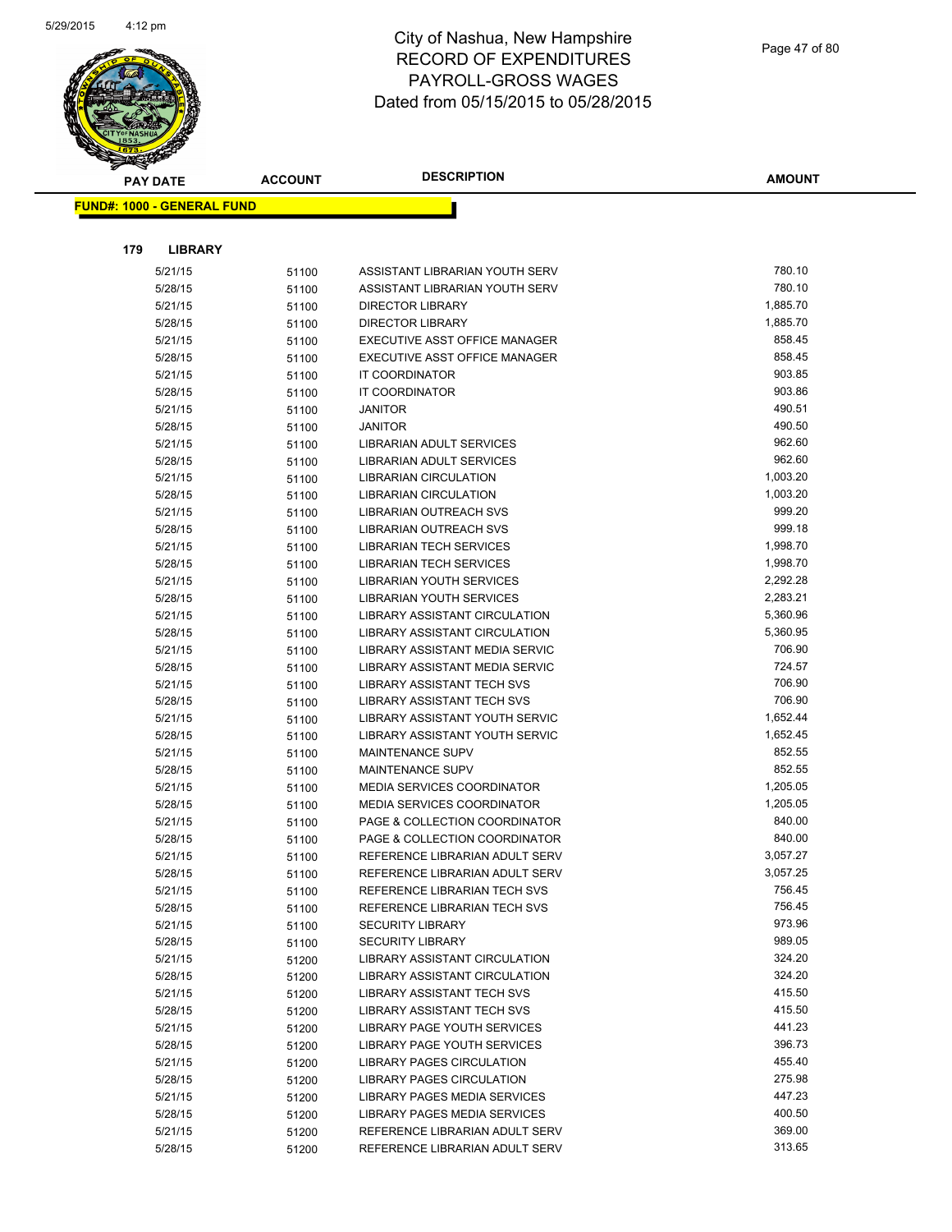# City of Nashua, New Hampshire
## RECORD OF EXPENDITURES
## PAYROLL-GROSS WAGES
## Dated from 05/15/2015 to 05/28/2015

| PAY DATE | ACCOUNT | DESCRIPTION | AMOUNT |
|---|---|---|---|

**FUND#: 1000 - GENERAL FUND**

**179 LIBRARY**

| PAY DATE | ACCOUNT | DESCRIPTION | AMOUNT |
|---|---|---|---|
| 5/21/15 | 51100 | ASSISTANT LIBRARIAN YOUTH SERV | 780.10 |
| 5/28/15 | 51100 | ASSISTANT LIBRARIAN YOUTH SERV | 780.10 |
| 5/21/15 | 51100 | DIRECTOR LIBRARY | 1,885.70 |
| 5/28/15 | 51100 | DIRECTOR LIBRARY | 1,885.70 |
| 5/21/15 | 51100 | EXECUTIVE ASST OFFICE MANAGER | 858.45 |
| 5/28/15 | 51100 | EXECUTIVE ASST OFFICE MANAGER | 858.45 |
| 5/21/15 | 51100 | IT COORDINATOR | 903.85 |
| 5/28/15 | 51100 | IT COORDINATOR | 903.86 |
| 5/21/15 | 51100 | JANITOR | 490.51 |
| 5/28/15 | 51100 | JANITOR | 490.50 |
| 5/21/15 | 51100 | LIBRARIAN ADULT SERVICES | 962.60 |
| 5/28/15 | 51100 | LIBRARIAN ADULT SERVICES | 962.60 |
| 5/21/15 | 51100 | LIBRARIAN CIRCULATION | 1,003.20 |
| 5/28/15 | 51100 | LIBRARIAN CIRCULATION | 1,003.20 |
| 5/21/15 | 51100 | LIBRARIAN OUTREACH SVS | 999.20 |
| 5/28/15 | 51100 | LIBRARIAN OUTREACH SVS | 999.18 |
| 5/21/15 | 51100 | LIBRARIAN TECH SERVICES | 1,998.70 |
| 5/28/15 | 51100 | LIBRARIAN TECH SERVICES | 1,998.70 |
| 5/21/15 | 51100 | LIBRARIAN YOUTH SERVICES | 2,292.28 |
| 5/28/15 | 51100 | LIBRARIAN YOUTH SERVICES | 2,283.21 |
| 5/21/15 | 51100 | LIBRARY ASSISTANT CIRCULATION | 5,360.96 |
| 5/28/15 | 51100 | LIBRARY ASSISTANT CIRCULATION | 5,360.95 |
| 5/21/15 | 51100 | LIBRARY ASSISTANT MEDIA SERVIC | 706.90 |
| 5/28/15 | 51100 | LIBRARY ASSISTANT MEDIA SERVIC | 724.57 |
| 5/21/15 | 51100 | LIBRARY ASSISTANT TECH SVS | 706.90 |
| 5/28/15 | 51100 | LIBRARY ASSISTANT TECH SVS | 706.90 |
| 5/21/15 | 51100 | LIBRARY ASSISTANT YOUTH SERVIC | 1,652.44 |
| 5/28/15 | 51100 | LIBRARY ASSISTANT YOUTH SERVIC | 1,652.45 |
| 5/21/15 | 51100 | MAINTENANCE SUPV | 852.55 |
| 5/28/15 | 51100 | MAINTENANCE SUPV | 852.55 |
| 5/21/15 | 51100 | MEDIA SERVICES COORDINATOR | 1,205.05 |
| 5/28/15 | 51100 | MEDIA SERVICES COORDINATOR | 1,205.05 |
| 5/21/15 | 51100 | PAGE & COLLECTION COORDINATOR | 840.00 |
| 5/28/15 | 51100 | PAGE & COLLECTION COORDINATOR | 840.00 |
| 5/21/15 | 51100 | REFERENCE LIBRARIAN ADULT SERV | 3,057.27 |
| 5/28/15 | 51100 | REFERENCE LIBRARIAN ADULT SERV | 3,057.25 |
| 5/21/15 | 51100 | REFERENCE LIBRARIAN TECH SVS | 756.45 |
| 5/28/15 | 51100 | REFERENCE LIBRARIAN TECH SVS | 756.45 |
| 5/21/15 | 51100 | SECURITY LIBRARY | 973.96 |
| 5/28/15 | 51100 | SECURITY LIBRARY | 989.05 |
| 5/21/15 | 51200 | LIBRARY ASSISTANT CIRCULATION | 324.20 |
| 5/28/15 | 51200 | LIBRARY ASSISTANT CIRCULATION | 324.20 |
| 5/21/15 | 51200 | LIBRARY ASSISTANT TECH SVS | 415.50 |
| 5/28/15 | 51200 | LIBRARY ASSISTANT TECH SVS | 415.50 |
| 5/21/15 | 51200 | LIBRARY PAGE YOUTH SERVICES | 441.23 |
| 5/28/15 | 51200 | LIBRARY PAGE YOUTH SERVICES | 396.73 |
| 5/21/15 | 51200 | LIBRARY PAGES CIRCULATION | 455.40 |
| 5/28/15 | 51200 | LIBRARY PAGES CIRCULATION | 275.98 |
| 5/21/15 | 51200 | LIBRARY PAGES MEDIA SERVICES | 447.23 |
| 5/28/15 | 51200 | LIBRARY PAGES MEDIA SERVICES | 400.50 |
| 5/21/15 | 51200 | REFERENCE LIBRARIAN ADULT SERV | 369.00 |
| 5/28/15 | 51200 | REFERENCE LIBRARIAN ADULT SERV | 313.65 |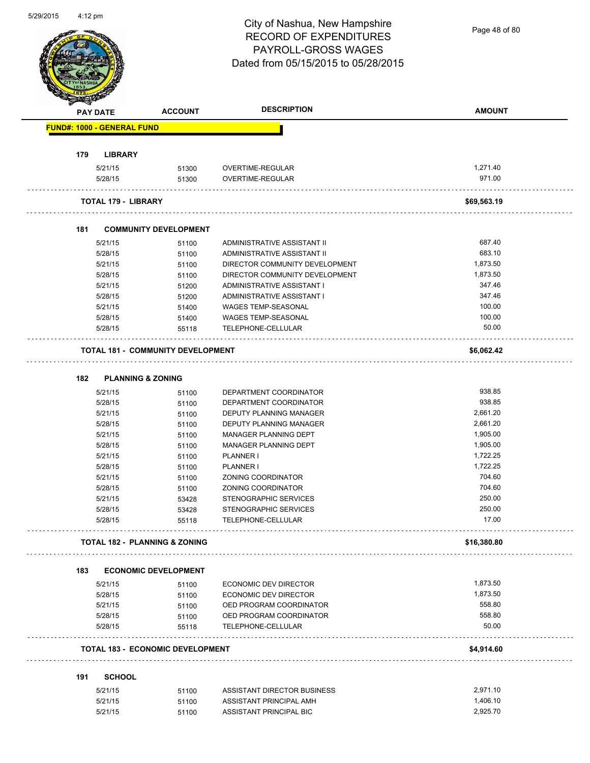# City of Nashua, New Hampshire
## RECORD OF EXPENDITURES
## PAYROLL-GROSS WAGES
## Dated from 05/15/2015 to 05/28/2015

| PAY DATE | ACCOUNT | DESCRIPTION | AMOUNT |
|---|---|---|---|
| **FUND#: 1000 - GENERAL FUND** | | | |
| **179 LIBRARY** | | | |
| 5/21/15 | 51300 | OVERTIME-REGULAR | 1,271.40 |
| 5/28/15 | 51300 | OVERTIME-REGULAR | 971.00 |
| **TOTAL 179 - LIBRARY** | | | **$69,563.19** |
| **181 COMMUNITY DEVELOPMENT** | | | |
| 5/21/15 | 51100 | ADMINISTRATIVE ASSISTANT II | 687.40 |
| 5/28/15 | 51100 | ADMINISTRATIVE ASSISTANT II | 683.10 |
| 5/21/15 | 51100 | DIRECTOR COMMUNITY DEVELOPMENT | 1,873.50 |
| 5/28/15 | 51100 | DIRECTOR COMMUNITY DEVELOPMENT | 1,873.50 |
| 5/21/15 | 51200 | ADMINISTRATIVE ASSISTANT I | 347.46 |
| 5/28/15 | 51200 | ADMINISTRATIVE ASSISTANT I | 347.46 |
| 5/21/15 | 51400 | WAGES TEMP-SEASONAL | 100.00 |
| 5/28/15 | 51400 | WAGES TEMP-SEASONAL | 100.00 |
| 5/28/15 | 55118 | TELEPHONE-CELLULAR | 50.00 |
| **TOTAL 181 - COMMUNITY DEVELOPMENT** | | | **$6,062.42** |
| **182 PLANNING & ZONING** | | | |
| 5/21/15 | 51100 | DEPARTMENT COORDINATOR | 938.85 |
| 5/28/15 | 51100 | DEPARTMENT COORDINATOR | 938.85 |
| 5/21/15 | 51100 | DEPUTY PLANNING MANAGER | 2,661.20 |
| 5/28/15 | 51100 | DEPUTY PLANNING MANAGER | 2,661.20 |
| 5/21/15 | 51100 | MANAGER PLANNING DEPT | 1,905.00 |
| 5/28/15 | 51100 | MANAGER PLANNING DEPT | 1,905.00 |
| 5/21/15 | 51100 | PLANNER I | 1,722.25 |
| 5/28/15 | 51100 | PLANNER I | 1,722.25 |
| 5/21/15 | 51100 | ZONING COORDINATOR | 704.60 |
| 5/28/15 | 51100 | ZONING COORDINATOR | 704.60 |
| 5/21/15 | 53428 | STENOGRAPHIC SERVICES | 250.00 |
| 5/28/15 | 53428 | STENOGRAPHIC SERVICES | 250.00 |
| 5/28/15 | 55118 | TELEPHONE-CELLULAR | 17.00 |
| **TOTAL 182 - PLANNING & ZONING** | | | **$16,380.80** |
| **183 ECONOMIC DEVELOPMENT** | | | |
| 5/21/15 | 51100 | ECONOMIC DEV DIRECTOR | 1,873.50 |
| 5/28/15 | 51100 | ECONOMIC DEV DIRECTOR | 1,873.50 |
| 5/21/15 | 51100 | OED PROGRAM COORDINATOR | 558.80 |
| 5/28/15 | 51100 | OED PROGRAM COORDINATOR | 558.80 |
| 5/28/15 | 55118 | TELEPHONE-CELLULAR | 50.00 |
| **TOTAL 183 - ECONOMIC DEVELOPMENT** | | | **$4,914.60** |
| **191 SCHOOL** | | | |
| 5/21/15 | 51100 | ASSISTANT DIRECTOR BUSINESS | 2,971.10 |
| 5/21/15 | 51100 | ASSISTANT PRINCIPAL AMH | 1,406.10 |
| 5/21/15 | 51100 | ASSISTANT PRINCIPAL BIC | 2,925.70 |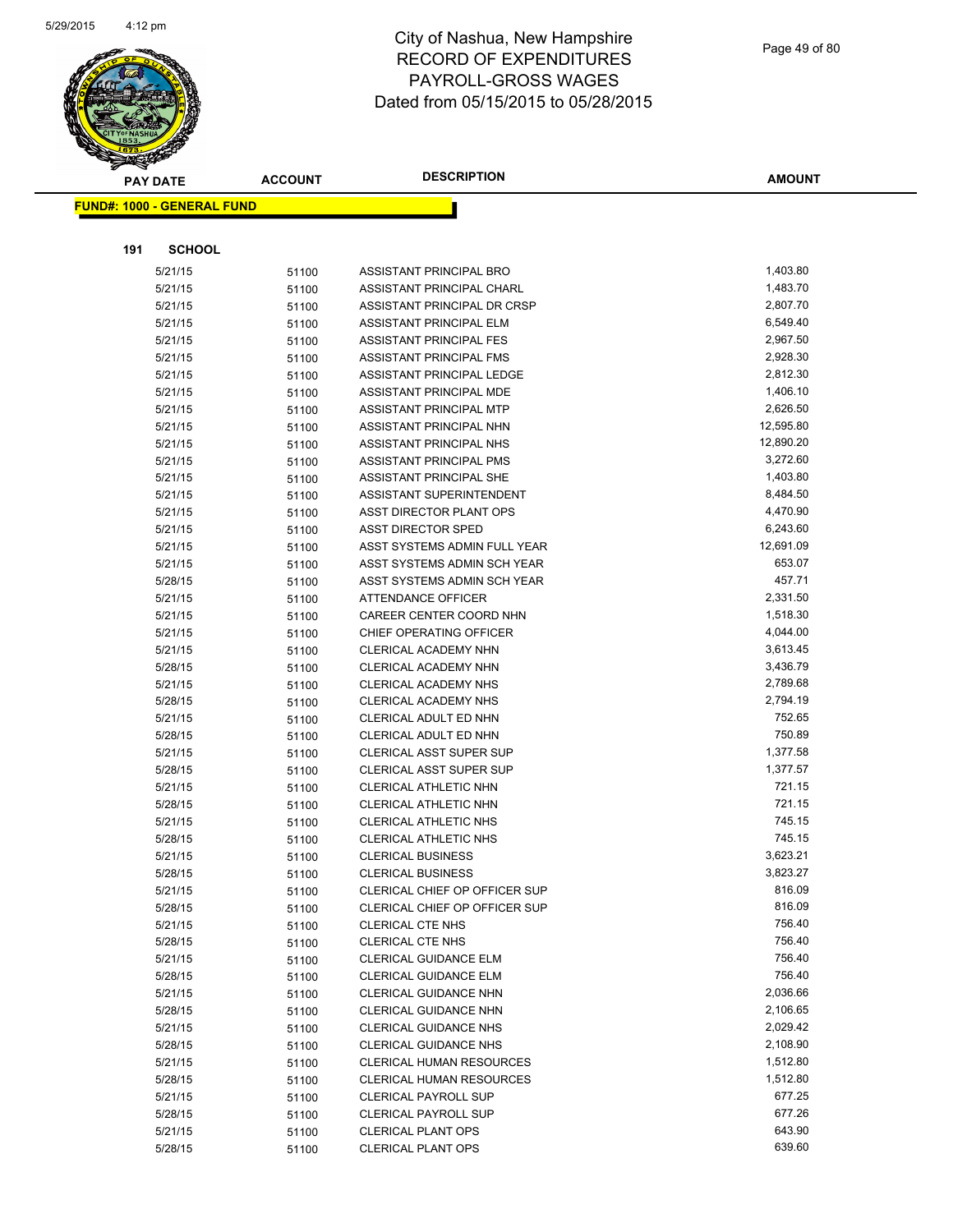# City of Nashua, New Hampshire
## RECORD OF EXPENDITURES
## PAYROLL-GROSS WAGES
## Dated from 05/15/2015 to 05/28/2015

5/29/2015 4:12 pm

**FUND#: 1000 - GENERAL FUND**

**191 SCHOOL**

| PAY DATE | ACCOUNT | DESCRIPTION | AMOUNT |
|---|---|---|---|
| 5/21/15 | 51100 | ASSISTANT PRINCIPAL BRO | 1,403.80 |
| 5/21/15 | 51100 | ASSISTANT PRINCIPAL CHARL | 1,483.70 |
| 5/21/15 | 51100 | ASSISTANT PRINCIPAL DR CRSP | 2,807.70 |
| 5/21/15 | 51100 | ASSISTANT PRINCIPAL ELM | 6,549.40 |
| 5/21/15 | 51100 | ASSISTANT PRINCIPAL FES | 2,967.50 |
| 5/21/15 | 51100 | ASSISTANT PRINCIPAL FMS | 2,928.30 |
| 5/21/15 | 51100 | ASSISTANT PRINCIPAL LEDGE | 2,812.30 |
| 5/21/15 | 51100 | ASSISTANT PRINCIPAL MDE | 1,406.10 |
| 5/21/15 | 51100 | ASSISTANT PRINCIPAL MTP | 2,626.50 |
| 5/21/15 | 51100 | ASSISTANT PRINCIPAL NHN | 12,595.80 |
| 5/21/15 | 51100 | ASSISTANT PRINCIPAL NHS | 12,890.20 |
| 5/21/15 | 51100 | ASSISTANT PRINCIPAL PMS | 3,272.60 |
| 5/21/15 | 51100 | ASSISTANT PRINCIPAL SHE | 1,403.80 |
| 5/21/15 | 51100 | ASSISTANT SUPERINTENDENT | 8,484.50 |
| 5/21/15 | 51100 | ASST DIRECTOR PLANT OPS | 4,470.90 |
| 5/21/15 | 51100 | ASST DIRECTOR SPED | 6,243.60 |
| 5/21/15 | 51100 | ASST SYSTEMS ADMIN FULL YEAR | 12,691.09 |
| 5/21/15 | 51100 | ASST SYSTEMS ADMIN SCH YEAR | 653.07 |
| 5/28/15 | 51100 | ASST SYSTEMS ADMIN SCH YEAR | 457.71 |
| 5/21/15 | 51100 | ATTENDANCE OFFICER | 2,331.50 |
| 5/21/15 | 51100 | CAREER CENTER COORD NHN | 1,518.30 |
| 5/21/15 | 51100 | CHIEF OPERATING OFFICER | 4,044.00 |
| 5/21/15 | 51100 | CLERICAL ACADEMY NHN | 3,613.45 |
| 5/28/15 | 51100 | CLERICAL ACADEMY NHN | 3,436.79 |
| 5/21/15 | 51100 | CLERICAL ACADEMY NHS | 2,789.68 |
| 5/28/15 | 51100 | CLERICAL ACADEMY NHS | 2,794.19 |
| 5/21/15 | 51100 | CLERICAL ADULT ED NHN | 752.65 |
| 5/28/15 | 51100 | CLERICAL ADULT ED NHN | 750.89 |
| 5/21/15 | 51100 | CLERICAL ASST SUPER SUP | 1,377.58 |
| 5/28/15 | 51100 | CLERICAL ASST SUPER SUP | 1,377.57 |
| 5/21/15 | 51100 | CLERICAL ATHLETIC NHN | 721.15 |
| 5/28/15 | 51100 | CLERICAL ATHLETIC NHN | 721.15 |
| 5/21/15 | 51100 | CLERICAL ATHLETIC NHS | 745.15 |
| 5/28/15 | 51100 | CLERICAL ATHLETIC NHS | 745.15 |
| 5/21/15 | 51100 | CLERICAL BUSINESS | 3,623.21 |
| 5/28/15 | 51100 | CLERICAL BUSINESS | 3,823.27 |
| 5/21/15 | 51100 | CLERICAL CHIEF OP OFFICER SUP | 816.09 |
| 5/28/15 | 51100 | CLERICAL CHIEF OP OFFICER SUP | 816.09 |
| 5/21/15 | 51100 | CLERICAL CTE NHS | 756.40 |
| 5/28/15 | 51100 | CLERICAL CTE NHS | 756.40 |
| 5/21/15 | 51100 | CLERICAL GUIDANCE ELM | 756.40 |
| 5/28/15 | 51100 | CLERICAL GUIDANCE ELM | 756.40 |
| 5/21/15 | 51100 | CLERICAL GUIDANCE NHN | 2,036.66 |
| 5/28/15 | 51100 | CLERICAL GUIDANCE NHN | 2,106.65 |
| 5/21/15 | 51100 | CLERICAL GUIDANCE NHS | 2,029.42 |
| 5/28/15 | 51100 | CLERICAL GUIDANCE NHS | 2,108.90 |
| 5/21/15 | 51100 | CLERICAL HUMAN RESOURCES | 1,512.80 |
| 5/28/15 | 51100 | CLERICAL HUMAN RESOURCES | 1,512.80 |
| 5/21/15 | 51100 | CLERICAL PAYROLL SUP | 677.25 |
| 5/28/15 | 51100 | CLERICAL PAYROLL SUP | 677.26 |
| 5/21/15 | 51100 | CLERICAL PLANT OPS | 643.90 |
| 5/28/15 | 51100 | CLERICAL PLANT OPS | 639.60 |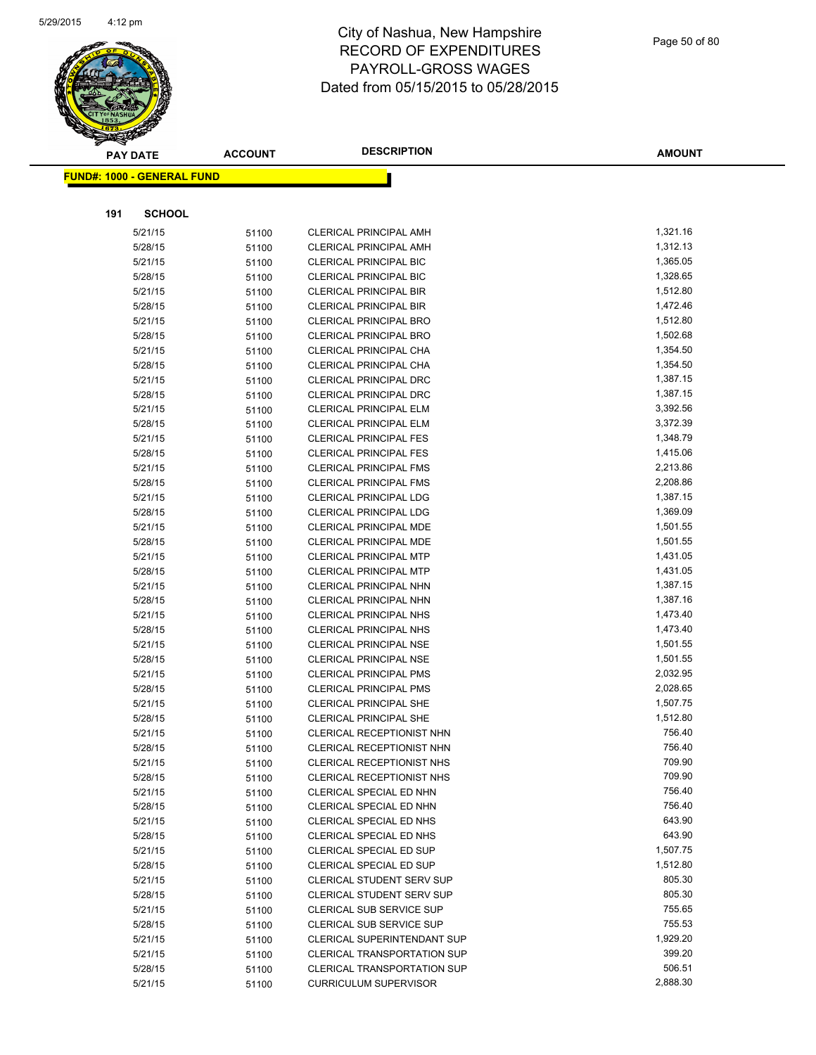# City of Nashua, New Hampshire
## RECORD OF EXPENDITURES
## PAYROLL-GROSS WAGES
## Dated from 05/15/2015 to 05/28/2015

**FUND#: 1000 - GENERAL FUND**

**191 SCHOOL**

| PAY DATE | ACCOUNT | DESCRIPTION | AMOUNT |
|---|---|---|---|
| 5/21/15 | 51100 | CLERICAL PRINCIPAL AMH | 1,321.16 |
| 5/28/15 | 51100 | CLERICAL PRINCIPAL AMH | 1,312.13 |
| 5/21/15 | 51100 | CLERICAL PRINCIPAL BIC | 1,365.05 |
| 5/28/15 | 51100 | CLERICAL PRINCIPAL BIC | 1,328.65 |
| 5/21/15 | 51100 | CLERICAL PRINCIPAL BIR | 1,512.80 |
| 5/28/15 | 51100 | CLERICAL PRINCIPAL BIR | 1,472.46 |
| 5/21/15 | 51100 | CLERICAL PRINCIPAL BRO | 1,512.80 |
| 5/28/15 | 51100 | CLERICAL PRINCIPAL BRO | 1,502.68 |
| 5/21/15 | 51100 | CLERICAL PRINCIPAL CHA | 1,354.50 |
| 5/28/15 | 51100 | CLERICAL PRINCIPAL CHA | 1,354.50 |
| 5/21/15 | 51100 | CLERICAL PRINCIPAL DRC | 1,387.15 |
| 5/28/15 | 51100 | CLERICAL PRINCIPAL DRC | 1,387.15 |
| 5/21/15 | 51100 | CLERICAL PRINCIPAL ELM | 3,392.56 |
| 5/28/15 | 51100 | CLERICAL PRINCIPAL ELM | 3,372.39 |
| 5/21/15 | 51100 | CLERICAL PRINCIPAL FES | 1,348.79 |
| 5/28/15 | 51100 | CLERICAL PRINCIPAL FES | 1,415.06 |
| 5/21/15 | 51100 | CLERICAL PRINCIPAL FMS | 2,213.86 |
| 5/28/15 | 51100 | CLERICAL PRINCIPAL FMS | 2,208.86 |
| 5/21/15 | 51100 | CLERICAL PRINCIPAL LDG | 1,387.15 |
| 5/28/15 | 51100 | CLERICAL PRINCIPAL LDG | 1,369.09 |
| 5/21/15 | 51100 | CLERICAL PRINCIPAL MDE | 1,501.55 |
| 5/28/15 | 51100 | CLERICAL PRINCIPAL MDE | 1,501.55 |
| 5/21/15 | 51100 | CLERICAL PRINCIPAL MTP | 1,431.05 |
| 5/28/15 | 51100 | CLERICAL PRINCIPAL MTP | 1,431.05 |
| 5/21/15 | 51100 | CLERICAL PRINCIPAL NHN | 1,387.15 |
| 5/28/15 | 51100 | CLERICAL PRINCIPAL NHN | 1,387.16 |
| 5/21/15 | 51100 | CLERICAL PRINCIPAL NHS | 1,473.40 |
| 5/28/15 | 51100 | CLERICAL PRINCIPAL NHS | 1,473.40 |
| 5/21/15 | 51100 | CLERICAL PRINCIPAL NSE | 1,501.55 |
| 5/28/15 | 51100 | CLERICAL PRINCIPAL NSE | 1,501.55 |
| 5/21/15 | 51100 | CLERICAL PRINCIPAL PMS | 2,032.95 |
| 5/28/15 | 51100 | CLERICAL PRINCIPAL PMS | 2,028.65 |
| 5/21/15 | 51100 | CLERICAL PRINCIPAL SHE | 1,507.75 |
| 5/28/15 | 51100 | CLERICAL PRINCIPAL SHE | 1,512.80 |
| 5/21/15 | 51100 | CLERICAL RECEPTIONIST NHN | 756.40 |
| 5/28/15 | 51100 | CLERICAL RECEPTIONIST NHN | 756.40 |
| 5/21/15 | 51100 | CLERICAL RECEPTIONIST NHS | 709.90 |
| 5/28/15 | 51100 | CLERICAL RECEPTIONIST NHS | 709.90 |
| 5/21/15 | 51100 | CLERICAL SPECIAL ED NHN | 756.40 |
| 5/28/15 | 51100 | CLERICAL SPECIAL ED NHN | 756.40 |
| 5/21/15 | 51100 | CLERICAL SPECIAL ED NHS | 643.90 |
| 5/28/15 | 51100 | CLERICAL SPECIAL ED NHS | 643.90 |
| 5/21/15 | 51100 | CLERICAL SPECIAL ED SUP | 1,507.75 |
| 5/28/15 | 51100 | CLERICAL SPECIAL ED SUP | 1,512.80 |
| 5/21/15 | 51100 | CLERICAL STUDENT SERV SUP | 805.30 |
| 5/28/15 | 51100 | CLERICAL STUDENT SERV SUP | 805.30 |
| 5/21/15 | 51100 | CLERICAL SUB SERVICE SUP | 755.65 |
| 5/28/15 | 51100 | CLERICAL SUB SERVICE SUP | 755.53 |
| 5/21/15 | 51100 | CLERICAL SUPERINTENDANT SUP | 1,929.20 |
| 5/21/15 | 51100 | CLERICAL TRANSPORTATION SUP | 399.20 |
| 5/28/15 | 51100 | CLERICAL TRANSPORTATION SUP | 506.51 |
| 5/21/15 | 51100 | CURRICULUM SUPERVISOR | 2,888.30 |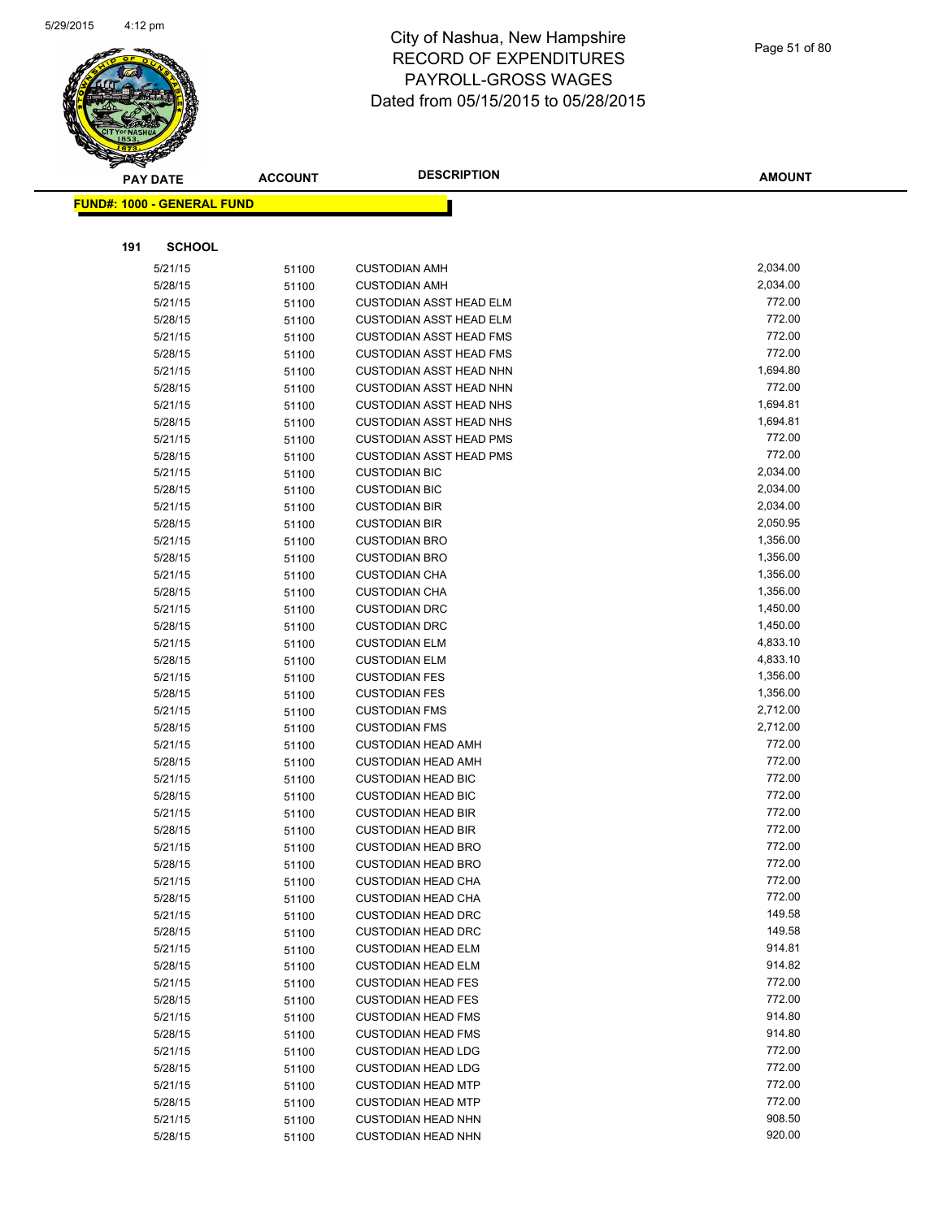# City of Nashua, New Hampshire
# RECORD OF EXPENDITURES
# PAYROLL-GROSS WAGES
# Dated from 05/15/2015 to 05/28/2015

**FUND#: 1000 - GENERAL FUND**

**191 SCHOOL**

| PAY DATE | ACCOUNT | DESCRIPTION | AMOUNT |
|---|---|---|---|
| 5/21/15 | 51100 | CUSTODIAN AMH | 2,034.00 |
| 5/28/15 | 51100 | CUSTODIAN AMH | 2,034.00 |
| 5/21/15 | 51100 | CUSTODIAN ASST HEAD ELM | 772.00 |
| 5/28/15 | 51100 | CUSTODIAN ASST HEAD ELM | 772.00 |
| 5/21/15 | 51100 | CUSTODIAN ASST HEAD FMS | 772.00 |
| 5/28/15 | 51100 | CUSTODIAN ASST HEAD FMS | 772.00 |
| 5/21/15 | 51100 | CUSTODIAN ASST HEAD NHN | 1,694.80 |
| 5/28/15 | 51100 | CUSTODIAN ASST HEAD NHN | 772.00 |
| 5/21/15 | 51100 | CUSTODIAN ASST HEAD NHS | 1,694.81 |
| 5/28/15 | 51100 | CUSTODIAN ASST HEAD NHS | 1,694.81 |
| 5/21/15 | 51100 | CUSTODIAN ASST HEAD PMS | 772.00 |
| 5/28/15 | 51100 | CUSTODIAN ASST HEAD PMS | 772.00 |
| 5/21/15 | 51100 | CUSTODIAN BIC | 2,034.00 |
| 5/28/15 | 51100 | CUSTODIAN BIC | 2,034.00 |
| 5/21/15 | 51100 | CUSTODIAN BIR | 2,034.00 |
| 5/28/15 | 51100 | CUSTODIAN BIR | 2,050.95 |
| 5/21/15 | 51100 | CUSTODIAN BRO | 1,356.00 |
| 5/28/15 | 51100 | CUSTODIAN BRO | 1,356.00 |
| 5/21/15 | 51100 | CUSTODIAN CHA | 1,356.00 |
| 5/28/15 | 51100 | CUSTODIAN CHA | 1,356.00 |
| 5/21/15 | 51100 | CUSTODIAN DRC | 1,450.00 |
| 5/28/15 | 51100 | CUSTODIAN DRC | 1,450.00 |
| 5/21/15 | 51100 | CUSTODIAN ELM | 4,833.10 |
| 5/28/15 | 51100 | CUSTODIAN ELM | 4,833.10 |
| 5/21/15 | 51100 | CUSTODIAN FES | 1,356.00 |
| 5/28/15 | 51100 | CUSTODIAN FES | 1,356.00 |
| 5/21/15 | 51100 | CUSTODIAN FMS | 2,712.00 |
| 5/28/15 | 51100 | CUSTODIAN FMS | 2,712.00 |
| 5/21/15 | 51100 | CUSTODIAN HEAD AMH | 772.00 |
| 5/28/15 | 51100 | CUSTODIAN HEAD AMH | 772.00 |
| 5/21/15 | 51100 | CUSTODIAN HEAD BIC | 772.00 |
| 5/28/15 | 51100 | CUSTODIAN HEAD BIC | 772.00 |
| 5/21/15 | 51100 | CUSTODIAN HEAD BIR | 772.00 |
| 5/28/15 | 51100 | CUSTODIAN HEAD BIR | 772.00 |
| 5/21/15 | 51100 | CUSTODIAN HEAD BRO | 772.00 |
| 5/28/15 | 51100 | CUSTODIAN HEAD BRO | 772.00 |
| 5/21/15 | 51100 | CUSTODIAN HEAD CHA | 772.00 |
| 5/28/15 | 51100 | CUSTODIAN HEAD CHA | 772.00 |
| 5/21/15 | 51100 | CUSTODIAN HEAD DRC | 149.58 |
| 5/28/15 | 51100 | CUSTODIAN HEAD DRC | 149.58 |
| 5/21/15 | 51100 | CUSTODIAN HEAD ELM | 914.81 |
| 5/28/15 | 51100 | CUSTODIAN HEAD ELM | 914.82 |
| 5/21/15 | 51100 | CUSTODIAN HEAD FES | 772.00 |
| 5/28/15 | 51100 | CUSTODIAN HEAD FES | 772.00 |
| 5/21/15 | 51100 | CUSTODIAN HEAD FMS | 914.80 |
| 5/28/15 | 51100 | CUSTODIAN HEAD FMS | 914.80 |
| 5/21/15 | 51100 | CUSTODIAN HEAD LDG | 772.00 |
| 5/28/15 | 51100 | CUSTODIAN HEAD LDG | 772.00 |
| 5/21/15 | 51100 | CUSTODIAN HEAD MTP | 772.00 |
| 5/28/15 | 51100 | CUSTODIAN HEAD MTP | 772.00 |
| 5/21/15 | 51100 | CUSTODIAN HEAD NHN | 908.50 |
| 5/28/15 | 51100 | CUSTODIAN HEAD NHN | 920.00 |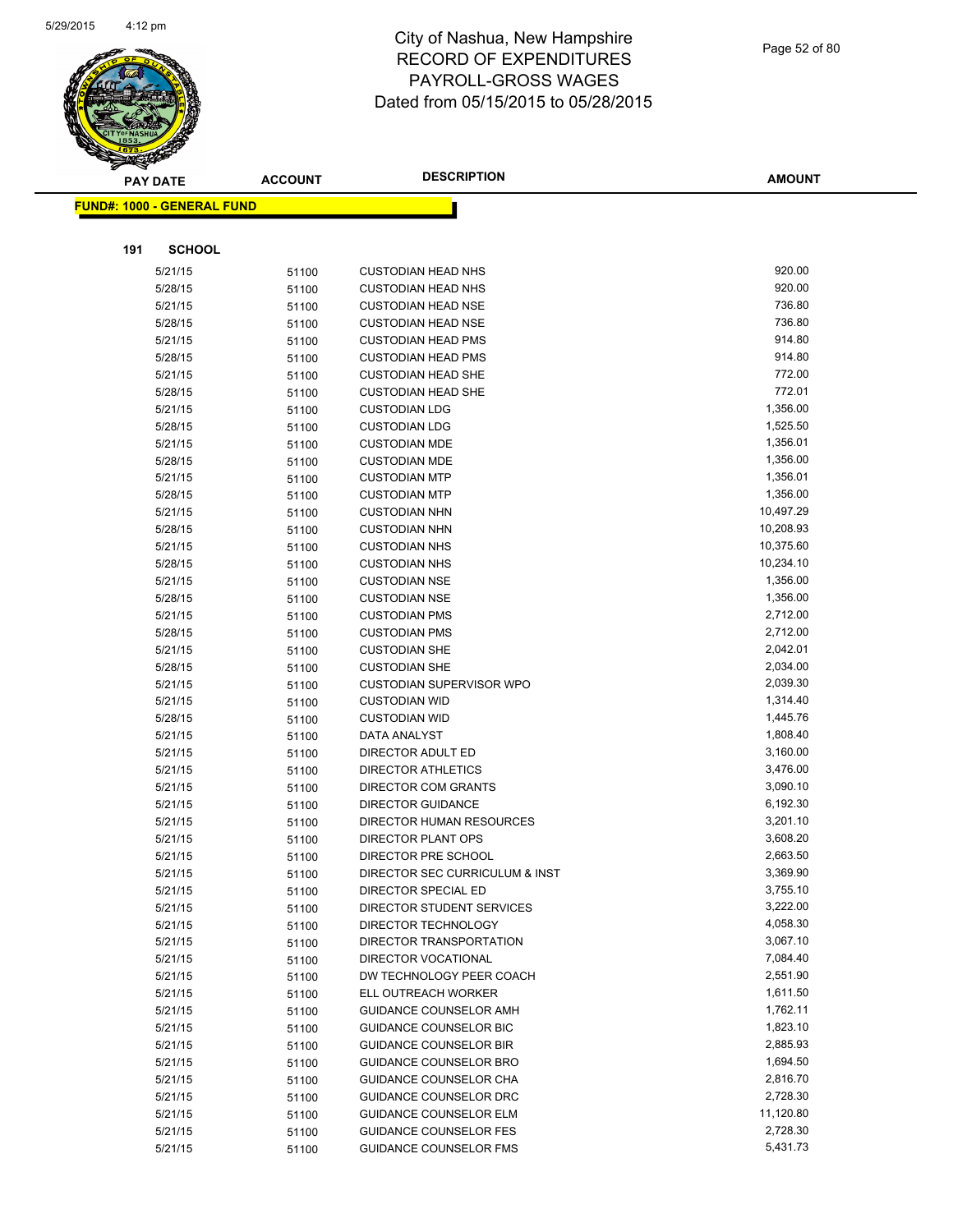# City of Nashua, New Hampshire
## RECORD OF EXPENDITURES
## PAYROLL-GROSS WAGES
## Dated from 05/15/2015 to 05/28/2015

| PAY DATE | ACCOUNT | DESCRIPTION | AMOUNT |
|---|---|---|---|

**FUND#: 1000 - GENERAL FUND**

**191 SCHOOL**

| PAY DATE | ACCOUNT | DESCRIPTION | AMOUNT |
|---|---|---|---|
| 5/21/15 | 51100 | CUSTODIAN HEAD NHS | 920.00 |
| 5/28/15 | 51100 | CUSTODIAN HEAD NHS | 920.00 |
| 5/21/15 | 51100 | CUSTODIAN HEAD NSE | 736.80 |
| 5/28/15 | 51100 | CUSTODIAN HEAD NSE | 736.80 |
| 5/21/15 | 51100 | CUSTODIAN HEAD PMS | 914.80 |
| 5/28/15 | 51100 | CUSTODIAN HEAD PMS | 914.80 |
| 5/21/15 | 51100 | CUSTODIAN HEAD SHE | 772.00 |
| 5/28/15 | 51100 | CUSTODIAN HEAD SHE | 772.01 |
| 5/21/15 | 51100 | CUSTODIAN LDG | 1,356.00 |
| 5/28/15 | 51100 | CUSTODIAN LDG | 1,525.50 |
| 5/21/15 | 51100 | CUSTODIAN MDE | 1,356.01 |
| 5/28/15 | 51100 | CUSTODIAN MDE | 1,356.00 |
| 5/21/15 | 51100 | CUSTODIAN MTP | 1,356.01 |
| 5/28/15 | 51100 | CUSTODIAN MTP | 1,356.00 |
| 5/21/15 | 51100 | CUSTODIAN NHN | 10,497.29 |
| 5/28/15 | 51100 | CUSTODIAN NHN | 10,208.93 |
| 5/21/15 | 51100 | CUSTODIAN NHS | 10,375.60 |
| 5/28/15 | 51100 | CUSTODIAN NHS | 10,234.10 |
| 5/21/15 | 51100 | CUSTODIAN NSE | 1,356.00 |
| 5/28/15 | 51100 | CUSTODIAN NSE | 1,356.00 |
| 5/21/15 | 51100 | CUSTODIAN PMS | 2,712.00 |
| 5/28/15 | 51100 | CUSTODIAN PMS | 2,712.00 |
| 5/21/15 | 51100 | CUSTODIAN SHE | 2,042.01 |
| 5/28/15 | 51100 | CUSTODIAN SHE | 2,034.00 |
| 5/21/15 | 51100 | CUSTODIAN SUPERVISOR WPO | 2,039.30 |
| 5/21/15 | 51100 | CUSTODIAN WID | 1,314.40 |
| 5/28/15 | 51100 | CUSTODIAN WID | 1,445.76 |
| 5/21/15 | 51100 | DATA ANALYST | 1,808.40 |
| 5/21/15 | 51100 | DIRECTOR ADULT ED | 3,160.00 |
| 5/21/15 | 51100 | DIRECTOR ATHLETICS | 3,476.00 |
| 5/21/15 | 51100 | DIRECTOR COM GRANTS | 3,090.10 |
| 5/21/15 | 51100 | DIRECTOR GUIDANCE | 6,192.30 |
| 5/21/15 | 51100 | DIRECTOR HUMAN RESOURCES | 3,201.10 |
| 5/21/15 | 51100 | DIRECTOR PLANT OPS | 3,608.20 |
| 5/21/15 | 51100 | DIRECTOR PRE SCHOOL | 2,663.50 |
| 5/21/15 | 51100 | DIRECTOR SEC CURRICULUM & INST | 3,369.90 |
| 5/21/15 | 51100 | DIRECTOR SPECIAL ED | 3,755.10 |
| 5/21/15 | 51100 | DIRECTOR STUDENT SERVICES | 3,222.00 |
| 5/21/15 | 51100 | DIRECTOR TECHNOLOGY | 4,058.30 |
| 5/21/15 | 51100 | DIRECTOR TRANSPORTATION | 3,067.10 |
| 5/21/15 | 51100 | DIRECTOR VOCATIONAL | 7,084.40 |
| 5/21/15 | 51100 | DW TECHNOLOGY PEER COACH | 2,551.90 |
| 5/21/15 | 51100 | ELL OUTREACH WORKER | 1,611.50 |
| 5/21/15 | 51100 | GUIDANCE COUNSELOR AMH | 1,762.11 |
| 5/21/15 | 51100 | GUIDANCE COUNSELOR BIC | 1,823.10 |
| 5/21/15 | 51100 | GUIDANCE COUNSELOR BIR | 2,885.93 |
| 5/21/15 | 51100 | GUIDANCE COUNSELOR BRO | 1,694.50 |
| 5/21/15 | 51100 | GUIDANCE COUNSELOR CHA | 2,816.70 |
| 5/21/15 | 51100 | GUIDANCE COUNSELOR DRC | 2,728.30 |
| 5/21/15 | 51100 | GUIDANCE COUNSELOR ELM | 11,120.80 |
| 5/21/15 | 51100 | GUIDANCE COUNSELOR FES | 2,728.30 |
| 5/21/15 | 51100 | GUIDANCE COUNSELOR FMS | 5,431.73 |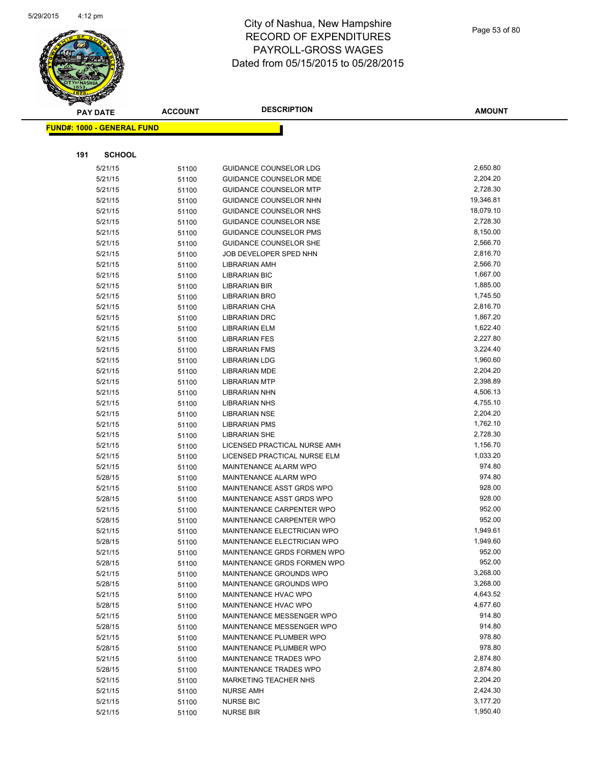# City of Nashua, New Hampshire
## RECORD OF EXPENDITURES
## PAYROLL-GROSS WAGES
## Dated from 05/15/2015 to 05/28/2015

**FUND#: 1000 - GENERAL FUND**

**191 SCHOOL**

| PAY DATE | ACCOUNT | DESCRIPTION | AMOUNT |
|---|---|---|---|
| 5/21/15 | 51100 | GUIDANCE COUNSELOR LDG | 2,650.80 |
| 5/21/15 | 51100 | GUIDANCE COUNSELOR MDE | 2,204.20 |
| 5/21/15 | 51100 | GUIDANCE COUNSELOR MTP | 2,728.30 |
| 5/21/15 | 51100 | GUIDANCE COUNSELOR NHN | 19,346.81 |
| 5/21/15 | 51100 | GUIDANCE COUNSELOR NHS | 18,079.10 |
| 5/21/15 | 51100 | GUIDANCE COUNSELOR NSE | 2,728.30 |
| 5/21/15 | 51100 | GUIDANCE COUNSELOR PMS | 8,150.00 |
| 5/21/15 | 51100 | GUIDANCE COUNSELOR SHE | 2,566.70 |
| 5/21/15 | 51100 | JOB DEVELOPER SPED NHN | 2,816.70 |
| 5/21/15 | 51100 | LIBRARIAN AMH | 2,566.70 |
| 5/21/15 | 51100 | LIBRARIAN BIC | 1,667.00 |
| 5/21/15 | 51100 | LIBRARIAN BIR | 1,885.00 |
| 5/21/15 | 51100 | LIBRARIAN BRO | 1,745.50 |
| 5/21/15 | 51100 | LIBRARIAN CHA | 2,816.70 |
| 5/21/15 | 51100 | LIBRARIAN DRC | 1,867.20 |
| 5/21/15 | 51100 | LIBRARIAN ELM | 1,622.40 |
| 5/21/15 | 51100 | LIBRARIAN FES | 2,227.80 |
| 5/21/15 | 51100 | LIBRARIAN FMS | 3,224.40 |
| 5/21/15 | 51100 | LIBRARIAN LDG | 1,960.60 |
| 5/21/15 | 51100 | LIBRARIAN MDE | 2,204.20 |
| 5/21/15 | 51100 | LIBRARIAN MTP | 2,398.89 |
| 5/21/15 | 51100 | LIBRARIAN NHN | 4,506.13 |
| 5/21/15 | 51100 | LIBRARIAN NHS | 4,755.10 |
| 5/21/15 | 51100 | LIBRARIAN NSE | 2,204.20 |
| 5/21/15 | 51100 | LIBRARIAN PMS | 1,762.10 |
| 5/21/15 | 51100 | LIBRARIAN SHE | 2,728.30 |
| 5/21/15 | 51100 | LICENSED PRACTICAL NURSE AMH | 1,156.70 |
| 5/21/15 | 51100 | LICENSED PRACTICAL NURSE ELM | 1,033.20 |
| 5/21/15 | 51100 | MAINTENANCE ALARM WPO | 974.80 |
| 5/28/15 | 51100 | MAINTENANCE ALARM WPO | 974.80 |
| 5/21/15 | 51100 | MAINTENANCE ASST GRDS WPO | 928.00 |
| 5/28/15 | 51100 | MAINTENANCE ASST GRDS WPO | 928.00 |
| 5/21/15 | 51100 | MAINTENANCE CARPENTER WPO | 952.00 |
| 5/28/15 | 51100 | MAINTENANCE CARPENTER WPO | 952.00 |
| 5/21/15 | 51100 | MAINTENANCE ELECTRICIAN WPO | 1,949.61 |
| 5/28/15 | 51100 | MAINTENANCE ELECTRICIAN WPO | 1,949.60 |
| 5/21/15 | 51100 | MAINTENANCE GRDS FORMEN WPO | 952.00 |
| 5/28/15 | 51100 | MAINTENANCE GRDS FORMEN WPO | 952.00 |
| 5/21/15 | 51100 | MAINTENANCE GROUNDS WPO | 3,268.00 |
| 5/28/15 | 51100 | MAINTENANCE GROUNDS WPO | 3,268.00 |
| 5/21/15 | 51100 | MAINTENANCE HVAC WPO | 4,643.52 |
| 5/28/15 | 51100 | MAINTENANCE HVAC WPO | 4,677.60 |
| 5/21/15 | 51100 | MAINTENANCE MESSENGER WPO | 914.80 |
| 5/28/15 | 51100 | MAINTENANCE MESSENGER WPO | 914.80 |
| 5/21/15 | 51100 | MAINTENANCE PLUMBER WPO | 978.80 |
| 5/28/15 | 51100 | MAINTENANCE PLUMBER WPO | 978.80 |
| 5/21/15 | 51100 | MAINTENANCE TRADES WPO | 2,874.80 |
| 5/28/15 | 51100 | MAINTENANCE TRADES WPO | 2,874.80 |
| 5/21/15 | 51100 | MARKETING TEACHER NHS | 2,204.20 |
| 5/21/15 | 51100 | NURSE AMH | 2,424.30 |
| 5/21/15 | 51100 | NURSE BIC | 3,177.20 |
| 5/21/15 | 51100 | NURSE BIR | 1,950.40 |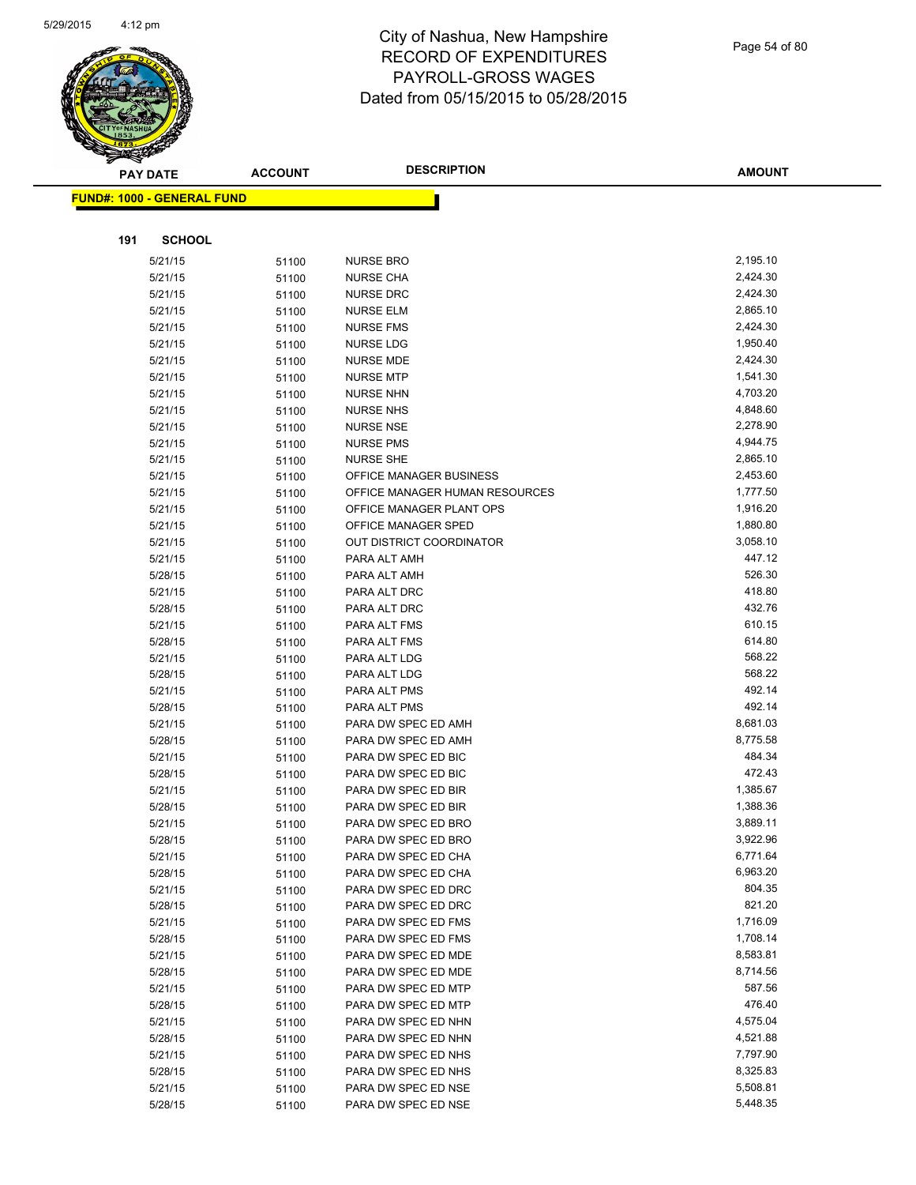# City of Nashua, New Hampshire
# RECORD OF EXPENDITURES
# PAYROLL-GROSS WAGES
# Dated from 05/15/2015 to 05/28/2015

**FUND#: 1000 - GENERAL FUND**

**191 SCHOOL**

| PAY DATE | ACCOUNT | DESCRIPTION | AMOUNT |
|---|---|---|---|
| 5/21/15 | 51100 | NURSE BRO | 2,195.10 |
| 5/21/15 | 51100 | NURSE CHA | 2,424.30 |
| 5/21/15 | 51100 | NURSE DRC | 2,424.30 |
| 5/21/15 | 51100 | NURSE ELM | 2,865.10 |
| 5/21/15 | 51100 | NURSE FMS | 2,424.30 |
| 5/21/15 | 51100 | NURSE LDG | 1,950.40 |
| 5/21/15 | 51100 | NURSE MDE | 2,424.30 |
| 5/21/15 | 51100 | NURSE MTP | 1,541.30 |
| 5/21/15 | 51100 | NURSE NHN | 4,703.20 |
| 5/21/15 | 51100 | NURSE NHS | 4,848.60 |
| 5/21/15 | 51100 | NURSE NSE | 2,278.90 |
| 5/21/15 | 51100 | NURSE PMS | 4,944.75 |
| 5/21/15 | 51100 | NURSE SHE | 2,865.10 |
| 5/21/15 | 51100 | OFFICE MANAGER BUSINESS | 2,453.60 |
| 5/21/15 | 51100 | OFFICE MANAGER HUMAN RESOURCES | 1,777.50 |
| 5/21/15 | 51100 | OFFICE MANAGER PLANT OPS | 1,916.20 |
| 5/21/15 | 51100 | OFFICE MANAGER SPED | 1,880.80 |
| 5/21/15 | 51100 | OUT DISTRICT COORDINATOR | 3,058.10 |
| 5/21/15 | 51100 | PARA ALT AMH | 447.12 |
| 5/28/15 | 51100 | PARA ALT AMH | 526.30 |
| 5/21/15 | 51100 | PARA ALT DRC | 418.80 |
| 5/28/15 | 51100 | PARA ALT DRC | 432.76 |
| 5/21/15 | 51100 | PARA ALT FMS | 610.15 |
| 5/28/15 | 51100 | PARA ALT FMS | 614.80 |
| 5/21/15 | 51100 | PARA ALT LDG | 568.22 |
| 5/28/15 | 51100 | PARA ALT LDG | 568.22 |
| 5/21/15 | 51100 | PARA ALT PMS | 492.14 |
| 5/28/15 | 51100 | PARA ALT PMS | 492.14 |
| 5/21/15 | 51100 | PARA DW SPEC ED AMH | 8,681.03 |
| 5/28/15 | 51100 | PARA DW SPEC ED AMH | 8,775.58 |
| 5/21/15 | 51100 | PARA DW SPEC ED BIC | 484.34 |
| 5/28/15 | 51100 | PARA DW SPEC ED BIC | 472.43 |
| 5/21/15 | 51100 | PARA DW SPEC ED BIR | 1,385.67 |
| 5/28/15 | 51100 | PARA DW SPEC ED BIR | 1,388.36 |
| 5/21/15 | 51100 | PARA DW SPEC ED BRO | 3,889.11 |
| 5/28/15 | 51100 | PARA DW SPEC ED BRO | 3,922.96 |
| 5/21/15 | 51100 | PARA DW SPEC ED CHA | 6,771.64 |
| 5/28/15 | 51100 | PARA DW SPEC ED CHA | 6,963.20 |
| 5/21/15 | 51100 | PARA DW SPEC ED DRC | 804.35 |
| 5/28/15 | 51100 | PARA DW SPEC ED DRC | 821.20 |
| 5/21/15 | 51100 | PARA DW SPEC ED FMS | 1,716.09 |
| 5/28/15 | 51100 | PARA DW SPEC ED FMS | 1,708.14 |
| 5/21/15 | 51100 | PARA DW SPEC ED MDE | 8,583.81 |
| 5/28/15 | 51100 | PARA DW SPEC ED MDE | 8,714.56 |
| 5/21/15 | 51100 | PARA DW SPEC ED MTP | 587.56 |
| 5/28/15 | 51100 | PARA DW SPEC ED MTP | 476.40 |
| 5/21/15 | 51100 | PARA DW SPEC ED NHN | 4,575.04 |
| 5/28/15 | 51100 | PARA DW SPEC ED NHN | 4,521.88 |
| 5/21/15 | 51100 | PARA DW SPEC ED NHS | 7,797.90 |
| 5/28/15 | 51100 | PARA DW SPEC ED NHS | 8,325.83 |
| 5/21/15 | 51100 | PARA DW SPEC ED NSE | 5,508.81 |
| 5/28/15 | 51100 | PARA DW SPEC ED NSE | 5,448.35 |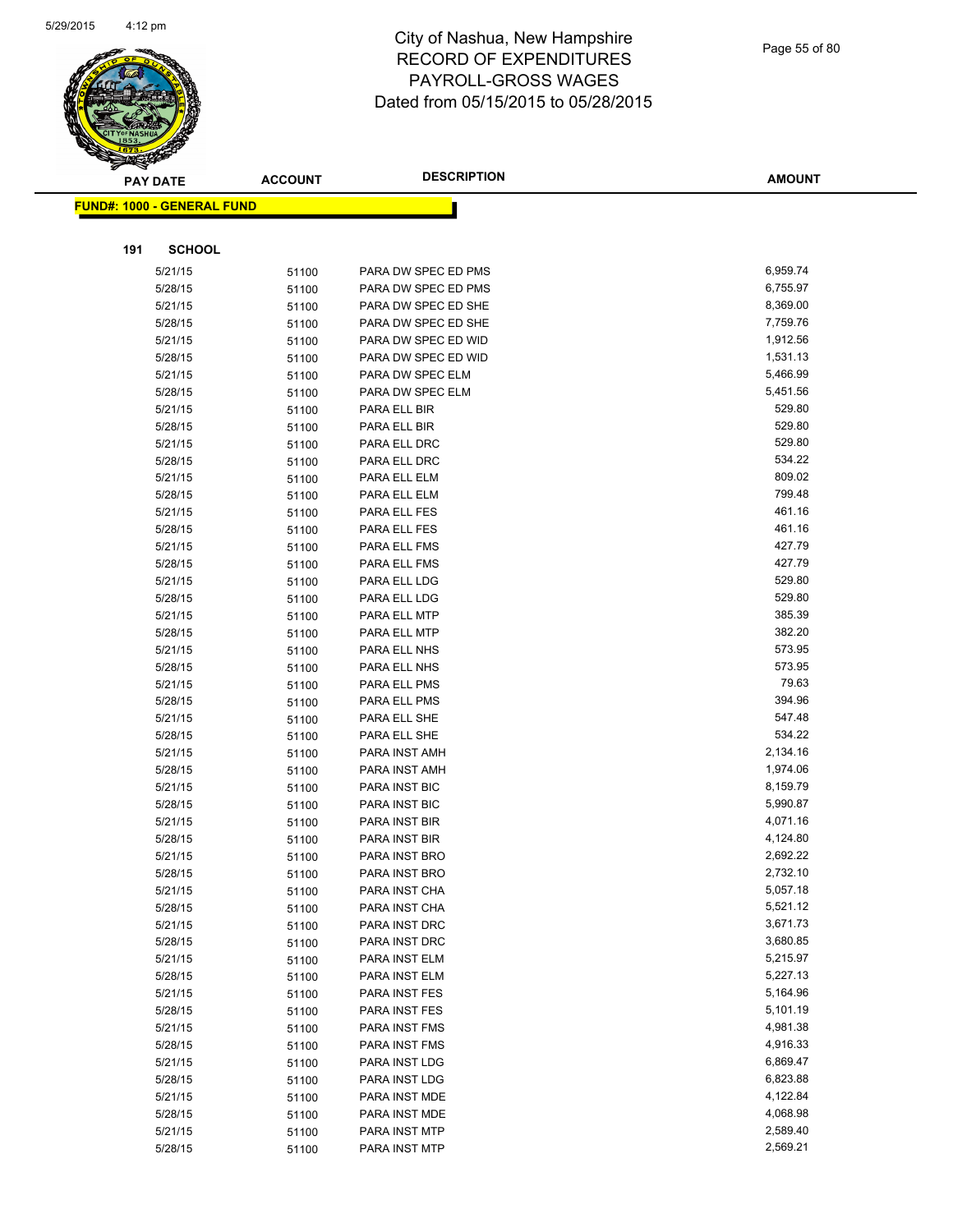# City of Nashua, New Hampshire
## RECORD OF EXPENDITURES
## PAYROLL-GROSS WAGES
## Dated from 05/15/2015 to 05/28/2015

**FUND#: 1000 - GENERAL FUND**

**191 SCHOOL**

| PAY DATE | ACCOUNT | DESCRIPTION | AMOUNT |
|---|---|---|---|
| 5/21/15 | 51100 | PARA DW SPEC ED PMS | 6,959.74 |
| 5/28/15 | 51100 | PARA DW SPEC ED PMS | 6,755.97 |
| 5/21/15 | 51100 | PARA DW SPEC ED SHE | 8,369.00 |
| 5/28/15 | 51100 | PARA DW SPEC ED SHE | 7,759.76 |
| 5/21/15 | 51100 | PARA DW SPEC ED WID | 1,912.56 |
| 5/28/15 | 51100 | PARA DW SPEC ED WID | 1,531.13 |
| 5/21/15 | 51100 | PARA DW SPEC ELM | 5,466.99 |
| 5/28/15 | 51100 | PARA DW SPEC ELM | 5,451.56 |
| 5/21/15 | 51100 | PARA ELL BIR | 529.80 |
| 5/28/15 | 51100 | PARA ELL BIR | 529.80 |
| 5/21/15 | 51100 | PARA ELL DRC | 529.80 |
| 5/28/15 | 51100 | PARA ELL DRC | 534.22 |
| 5/21/15 | 51100 | PARA ELL ELM | 809.02 |
| 5/28/15 | 51100 | PARA ELL ELM | 799.48 |
| 5/21/15 | 51100 | PARA ELL FES | 461.16 |
| 5/28/15 | 51100 | PARA ELL FES | 461.16 |
| 5/21/15 | 51100 | PARA ELL FMS | 427.79 |
| 5/28/15 | 51100 | PARA ELL FMS | 427.79 |
| 5/21/15 | 51100 | PARA ELL LDG | 529.80 |
| 5/28/15 | 51100 | PARA ELL LDG | 529.80 |
| 5/21/15 | 51100 | PARA ELL MTP | 385.39 |
| 5/28/15 | 51100 | PARA ELL MTP | 382.20 |
| 5/21/15 | 51100 | PARA ELL NHS | 573.95 |
| 5/28/15 | 51100 | PARA ELL NHS | 573.95 |
| 5/21/15 | 51100 | PARA ELL PMS | 79.63 |
| 5/28/15 | 51100 | PARA ELL PMS | 394.96 |
| 5/21/15 | 51100 | PARA ELL SHE | 547.48 |
| 5/28/15 | 51100 | PARA ELL SHE | 534.22 |
| 5/21/15 | 51100 | PARA INST AMH | 2,134.16 |
| 5/28/15 | 51100 | PARA INST AMH | 1,974.06 |
| 5/21/15 | 51100 | PARA INST BIC | 8,159.79 |
| 5/28/15 | 51100 | PARA INST BIC | 5,990.87 |
| 5/21/15 | 51100 | PARA INST BIR | 4,071.16 |
| 5/28/15 | 51100 | PARA INST BIR | 4,124.80 |
| 5/21/15 | 51100 | PARA INST BRO | 2,692.22 |
| 5/28/15 | 51100 | PARA INST BRO | 2,732.10 |
| 5/21/15 | 51100 | PARA INST CHA | 5,057.18 |
| 5/28/15 | 51100 | PARA INST CHA | 5,521.12 |
| 5/21/15 | 51100 | PARA INST DRC | 3,671.73 |
| 5/28/15 | 51100 | PARA INST DRC | 3,680.85 |
| 5/21/15 | 51100 | PARA INST ELM | 5,215.97 |
| 5/28/15 | 51100 | PARA INST ELM | 5,227.13 |
| 5/21/15 | 51100 | PARA INST FES | 5,164.96 |
| 5/28/15 | 51100 | PARA INST FES | 5,101.19 |
| 5/21/15 | 51100 | PARA INST FMS | 4,981.38 |
| 5/28/15 | 51100 | PARA INST FMS | 4,916.33 |
| 5/21/15 | 51100 | PARA INST LDG | 6,869.47 |
| 5/28/15 | 51100 | PARA INST LDG | 6,823.88 |
| 5/21/15 | 51100 | PARA INST MDE | 4,122.84 |
| 5/28/15 | 51100 | PARA INST MDE | 4,068.98 |
| 5/21/15 | 51100 | PARA INST MTP | 2,589.40 |
| 5/28/15 | 51100 | PARA INST MTP | 2,569.21 |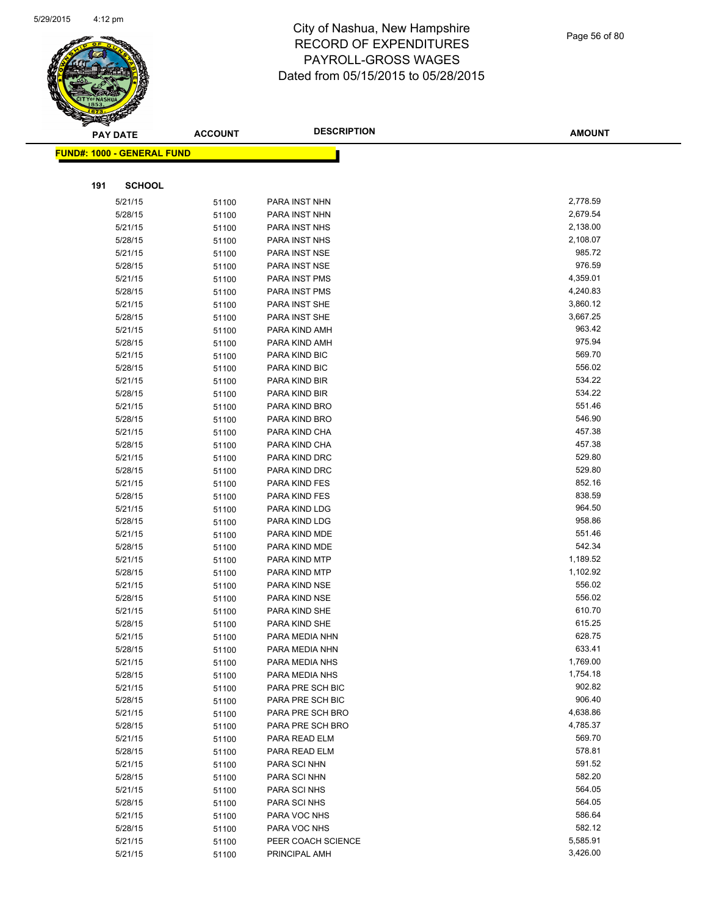# City of Nashua, New Hampshire
# RECORD OF EXPENDITURES
# PAYROLL-GROSS WAGES
# Dated from 05/15/2015 to 05/28/2015

**FUND#: 1000 - GENERAL FUND**

**191 SCHOOL**

| PAY DATE | ACCOUNT | DESCRIPTION | AMOUNT |
|---|---|---|---|
| 5/21/15 | 51100 | PARA INST NHN | 2,778.59 |
| 5/28/15 | 51100 | PARA INST NHN | 2,679.54 |
| 5/21/15 | 51100 | PARA INST NHS | 2,138.00 |
| 5/28/15 | 51100 | PARA INST NHS | 2,108.07 |
| 5/21/15 | 51100 | PARA INST NSE | 985.72 |
| 5/28/15 | 51100 | PARA INST NSE | 976.59 |
| 5/21/15 | 51100 | PARA INST PMS | 4,359.01 |
| 5/28/15 | 51100 | PARA INST PMS | 4,240.83 |
| 5/21/15 | 51100 | PARA INST SHE | 3,860.12 |
| 5/28/15 | 51100 | PARA INST SHE | 3,667.25 |
| 5/21/15 | 51100 | PARA KIND AMH | 963.42 |
| 5/28/15 | 51100 | PARA KIND AMH | 975.94 |
| 5/21/15 | 51100 | PARA KIND BIC | 569.70 |
| 5/28/15 | 51100 | PARA KIND BIC | 556.02 |
| 5/21/15 | 51100 | PARA KIND BIR | 534.22 |
| 5/28/15 | 51100 | PARA KIND BIR | 534.22 |
| 5/21/15 | 51100 | PARA KIND BRO | 551.46 |
| 5/28/15 | 51100 | PARA KIND BRO | 546.90 |
| 5/21/15 | 51100 | PARA KIND CHA | 457.38 |
| 5/28/15 | 51100 | PARA KIND CHA | 457.38 |
| 5/21/15 | 51100 | PARA KIND DRC | 529.80 |
| 5/28/15 | 51100 | PARA KIND DRC | 529.80 |
| 5/21/15 | 51100 | PARA KIND FES | 852.16 |
| 5/28/15 | 51100 | PARA KIND FES | 838.59 |
| 5/21/15 | 51100 | PARA KIND LDG | 964.50 |
| 5/28/15 | 51100 | PARA KIND LDG | 958.86 |
| 5/21/15 | 51100 | PARA KIND MDE | 551.46 |
| 5/28/15 | 51100 | PARA KIND MDE | 542.34 |
| 5/21/15 | 51100 | PARA KIND MTP | 1,189.52 |
| 5/28/15 | 51100 | PARA KIND MTP | 1,102.92 |
| 5/21/15 | 51100 | PARA KIND NSE | 556.02 |
| 5/28/15 | 51100 | PARA KIND NSE | 556.02 |
| 5/21/15 | 51100 | PARA KIND SHE | 610.70 |
| 5/28/15 | 51100 | PARA KIND SHE | 615.25 |
| 5/21/15 | 51100 | PARA MEDIA NHN | 628.75 |
| 5/28/15 | 51100 | PARA MEDIA NHN | 633.41 |
| 5/21/15 | 51100 | PARA MEDIA NHS | 1,769.00 |
| 5/28/15 | 51100 | PARA MEDIA NHS | 1,754.18 |
| 5/21/15 | 51100 | PARA PRE SCH BIC | 902.82 |
| 5/28/15 | 51100 | PARA PRE SCH BIC | 906.40 |
| 5/21/15 | 51100 | PARA PRE SCH BRO | 4,638.86 |
| 5/28/15 | 51100 | PARA PRE SCH BRO | 4,785.37 |
| 5/21/15 | 51100 | PARA READ ELM | 569.70 |
| 5/28/15 | 51100 | PARA READ ELM | 578.81 |
| 5/21/15 | 51100 | PARA SCI NHN | 591.52 |
| 5/28/15 | 51100 | PARA SCI NHN | 582.20 |
| 5/21/15 | 51100 | PARA SCI NHS | 564.05 |
| 5/28/15 | 51100 | PARA SCI NHS | 564.05 |
| 5/21/15 | 51100 | PARA VOC NHS | 586.64 |
| 5/28/15 | 51100 | PARA VOC NHS | 582.12 |
| 5/21/15 | 51100 | PEER COACH SCIENCE | 5,585.91 |
| 5/21/15 | 51100 | PRINCIPAL AMH | 3,426.00 |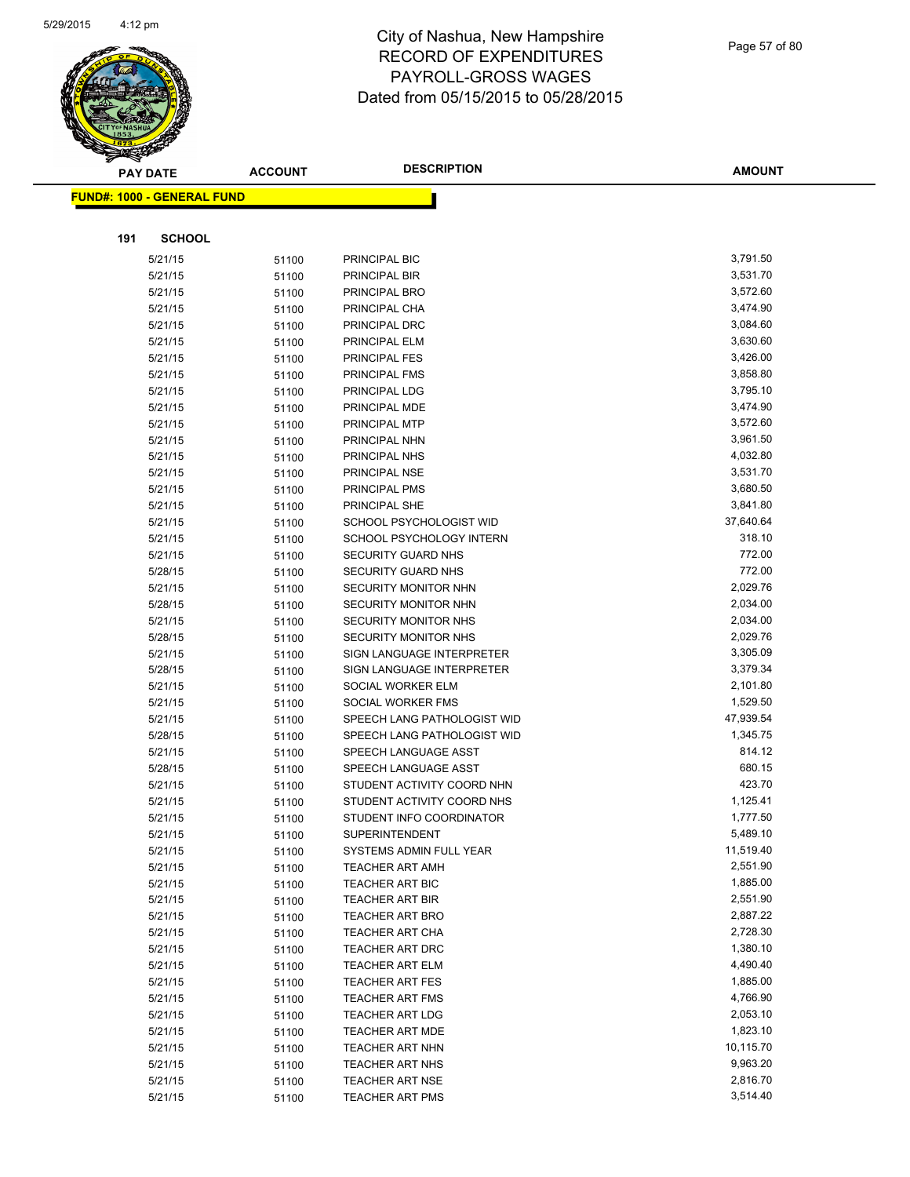# City of Nashua, New Hampshire
## RECORD OF EXPENDITURES
## PAYROLL-GROSS WAGES
## Dated from 05/15/2015 to 05/28/2015

| PAY DATE | ACCOUNT | DESCRIPTION | AMOUNT |
|---|---|---|---|

**FUND#: 1000 - GENERAL FUND**

**191 SCHOOL**

| PAY DATE | ACCOUNT | DESCRIPTION | AMOUNT |
|---|---|---|---|
| 5/21/15 | 51100 | PRINCIPAL BIC | 3,791.50 |
| 5/21/15 | 51100 | PRINCIPAL BIR | 3,531.70 |
| 5/21/15 | 51100 | PRINCIPAL BRO | 3,572.60 |
| 5/21/15 | 51100 | PRINCIPAL CHA | 3,474.90 |
| 5/21/15 | 51100 | PRINCIPAL DRC | 3,084.60 |
| 5/21/15 | 51100 | PRINCIPAL ELM | 3,630.60 |
| 5/21/15 | 51100 | PRINCIPAL FES | 3,426.00 |
| 5/21/15 | 51100 | PRINCIPAL FMS | 3,858.80 |
| 5/21/15 | 51100 | PRINCIPAL LDG | 3,795.10 |
| 5/21/15 | 51100 | PRINCIPAL MDE | 3,474.90 |
| 5/21/15 | 51100 | PRINCIPAL MTP | 3,572.60 |
| 5/21/15 | 51100 | PRINCIPAL NHN | 3,961.50 |
| 5/21/15 | 51100 | PRINCIPAL NHS | 4,032.80 |
| 5/21/15 | 51100 | PRINCIPAL NSE | 3,531.70 |
| 5/21/15 | 51100 | PRINCIPAL PMS | 3,680.50 |
| 5/21/15 | 51100 | PRINCIPAL SHE | 3,841.80 |
| 5/21/15 | 51100 | SCHOOL PSYCHOLOGIST WID | 37,640.64 |
| 5/21/15 | 51100 | SCHOOL PSYCHOLOGY INTERN | 318.10 |
| 5/21/15 | 51100 | SECURITY GUARD NHS | 772.00 |
| 5/28/15 | 51100 | SECURITY GUARD NHS | 772.00 |
| 5/21/15 | 51100 | SECURITY MONITOR NHN | 2,029.76 |
| 5/28/15 | 51100 | SECURITY MONITOR NHN | 2,034.00 |
| 5/21/15 | 51100 | SECURITY MONITOR NHS | 2,034.00 |
| 5/28/15 | 51100 | SECURITY MONITOR NHS | 2,029.76 |
| 5/21/15 | 51100 | SIGN LANGUAGE INTERPRETER | 3,305.09 |
| 5/28/15 | 51100 | SIGN LANGUAGE INTERPRETER | 3,379.34 |
| 5/21/15 | 51100 | SOCIAL WORKER ELM | 2,101.80 |
| 5/21/15 | 51100 | SOCIAL WORKER FMS | 1,529.50 |
| 5/21/15 | 51100 | SPEECH LANG PATHOLOGIST WID | 47,939.54 |
| 5/28/15 | 51100 | SPEECH LANG PATHOLOGIST WID | 1,345.75 |
| 5/21/15 | 51100 | SPEECH LANGUAGE ASST | 814.12 |
| 5/28/15 | 51100 | SPEECH LANGUAGE ASST | 680.15 |
| 5/21/15 | 51100 | STUDENT ACTIVITY COORD NHN | 423.70 |
| 5/21/15 | 51100 | STUDENT ACTIVITY COORD NHS | 1,125.41 |
| 5/21/15 | 51100 | STUDENT INFO COORDINATOR | 1,777.50 |
| 5/21/15 | 51100 | SUPERINTENDENT | 5,489.10 |
| 5/21/15 | 51100 | SYSTEMS ADMIN FULL YEAR | 11,519.40 |
| 5/21/15 | 51100 | TEACHER ART AMH | 2,551.90 |
| 5/21/15 | 51100 | TEACHER ART BIC | 1,885.00 |
| 5/21/15 | 51100 | TEACHER ART BIR | 2,551.90 |
| 5/21/15 | 51100 | TEACHER ART BRO | 2,887.22 |
| 5/21/15 | 51100 | TEACHER ART CHA | 2,728.30 |
| 5/21/15 | 51100 | TEACHER ART DRC | 1,380.10 |
| 5/21/15 | 51100 | TEACHER ART ELM | 4,490.40 |
| 5/21/15 | 51100 | TEACHER ART FES | 1,885.00 |
| 5/21/15 | 51100 | TEACHER ART FMS | 4,766.90 |
| 5/21/15 | 51100 | TEACHER ART LDG | 2,053.10 |
| 5/21/15 | 51100 | TEACHER ART MDE | 1,823.10 |
| 5/21/15 | 51100 | TEACHER ART NHN | 10,115.70 |
| 5/21/15 | 51100 | TEACHER ART NHS | 9,963.20 |
| 5/21/15 | 51100 | TEACHER ART NSE | 2,816.70 |
| 5/21/15 | 51100 | TEACHER ART PMS | 3,514.40 |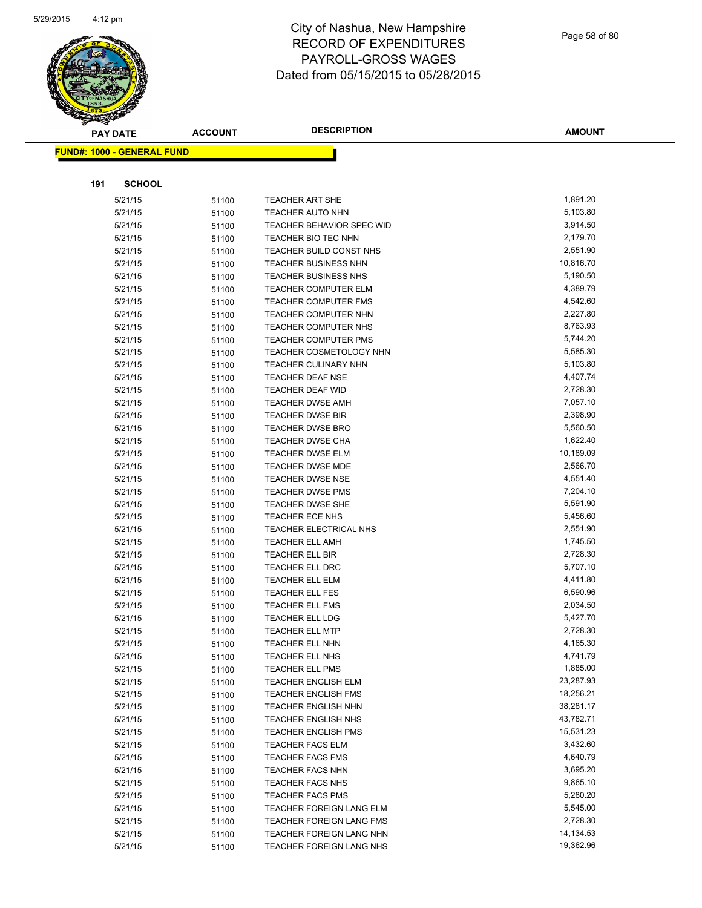# City of Nashua, New Hampshire
## RECORD OF EXPENDITURES
## PAYROLL-GROSS WAGES
## Dated from 05/15/2015 to 05/28/2015

**FUND#: 1000 - GENERAL FUND**

**191 SCHOOL**

| PAY DATE | ACCOUNT | DESCRIPTION | AMOUNT |
|---|---|---|---|
| 5/21/15 | 51100 | TEACHER ART SHE | 1,891.20 |
| 5/21/15 | 51100 | TEACHER AUTO NHN | 5,103.80 |
| 5/21/15 | 51100 | TEACHER BEHAVIOR SPEC WID | 3,914.50 |
| 5/21/15 | 51100 | TEACHER BIO TEC NHN | 2,179.70 |
| 5/21/15 | 51100 | TEACHER BUILD CONST NHS | 2,551.90 |
| 5/21/15 | 51100 | TEACHER BUSINESS NHN | 10,816.70 |
| 5/21/15 | 51100 | TEACHER BUSINESS NHS | 5,190.50 |
| 5/21/15 | 51100 | TEACHER COMPUTER ELM | 4,389.79 |
| 5/21/15 | 51100 | TEACHER COMPUTER FMS | 4,542.60 |
| 5/21/15 | 51100 | TEACHER COMPUTER NHN | 2,227.80 |
| 5/21/15 | 51100 | TEACHER COMPUTER NHS | 8,763.93 |
| 5/21/15 | 51100 | TEACHER COMPUTER PMS | 5,744.20 |
| 5/21/15 | 51100 | TEACHER COSMETOLOGY NHN | 5,585.30 |
| 5/21/15 | 51100 | TEACHER CULINARY NHN | 5,103.80 |
| 5/21/15 | 51100 | TEACHER DEAF NSE | 4,407.74 |
| 5/21/15 | 51100 | TEACHER DEAF WID | 2,728.30 |
| 5/21/15 | 51100 | TEACHER DWSE AMH | 7,057.10 |
| 5/21/15 | 51100 | TEACHER DWSE BIR | 2,398.90 |
| 5/21/15 | 51100 | TEACHER DWSE BRO | 5,560.50 |
| 5/21/15 | 51100 | TEACHER DWSE CHA | 1,622.40 |
| 5/21/15 | 51100 | TEACHER DWSE ELM | 10,189.09 |
| 5/21/15 | 51100 | TEACHER DWSE MDE | 2,566.70 |
| 5/21/15 | 51100 | TEACHER DWSE NSE | 4,551.40 |
| 5/21/15 | 51100 | TEACHER DWSE PMS | 7,204.10 |
| 5/21/15 | 51100 | TEACHER DWSE SHE | 5,591.90 |
| 5/21/15 | 51100 | TEACHER ECE NHS | 5,456.60 |
| 5/21/15 | 51100 | TEACHER ELECTRICAL NHS | 2,551.90 |
| 5/21/15 | 51100 | TEACHER ELL AMH | 1,745.50 |
| 5/21/15 | 51100 | TEACHER ELL BIR | 2,728.30 |
| 5/21/15 | 51100 | TEACHER ELL DRC | 5,707.10 |
| 5/21/15 | 51100 | TEACHER ELL ELM | 4,411.80 |
| 5/21/15 | 51100 | TEACHER ELL FES | 6,590.96 |
| 5/21/15 | 51100 | TEACHER ELL FMS | 2,034.50 |
| 5/21/15 | 51100 | TEACHER ELL LDG | 5,427.70 |
| 5/21/15 | 51100 | TEACHER ELL MTP | 2,728.30 |
| 5/21/15 | 51100 | TEACHER ELL NHN | 4,165.30 |
| 5/21/15 | 51100 | TEACHER ELL NHS | 4,741.79 |
| 5/21/15 | 51100 | TEACHER ELL PMS | 1,885.00 |
| 5/21/15 | 51100 | TEACHER ENGLISH ELM | 23,287.93 |
| 5/21/15 | 51100 | TEACHER ENGLISH FMS | 18,256.21 |
| 5/21/15 | 51100 | TEACHER ENGLISH NHN | 38,281.17 |
| 5/21/15 | 51100 | TEACHER ENGLISH NHS | 43,782.71 |
| 5/21/15 | 51100 | TEACHER ENGLISH PMS | 15,531.23 |
| 5/21/15 | 51100 | TEACHER FACS ELM | 3,432.60 |
| 5/21/15 | 51100 | TEACHER FACS FMS | 4,640.79 |
| 5/21/15 | 51100 | TEACHER FACS NHN | 3,695.20 |
| 5/21/15 | 51100 | TEACHER FACS NHS | 9,865.10 |
| 5/21/15 | 51100 | TEACHER FACS PMS | 5,280.20 |
| 5/21/15 | 51100 | TEACHER FOREIGN LANG ELM | 5,545.00 |
| 5/21/15 | 51100 | TEACHER FOREIGN LANG FMS | 2,728.30 |
| 5/21/15 | 51100 | TEACHER FOREIGN LANG NHN | 14,134.53 |
| 5/21/15 | 51100 | TEACHER FOREIGN LANG NHS | 19,362.96 |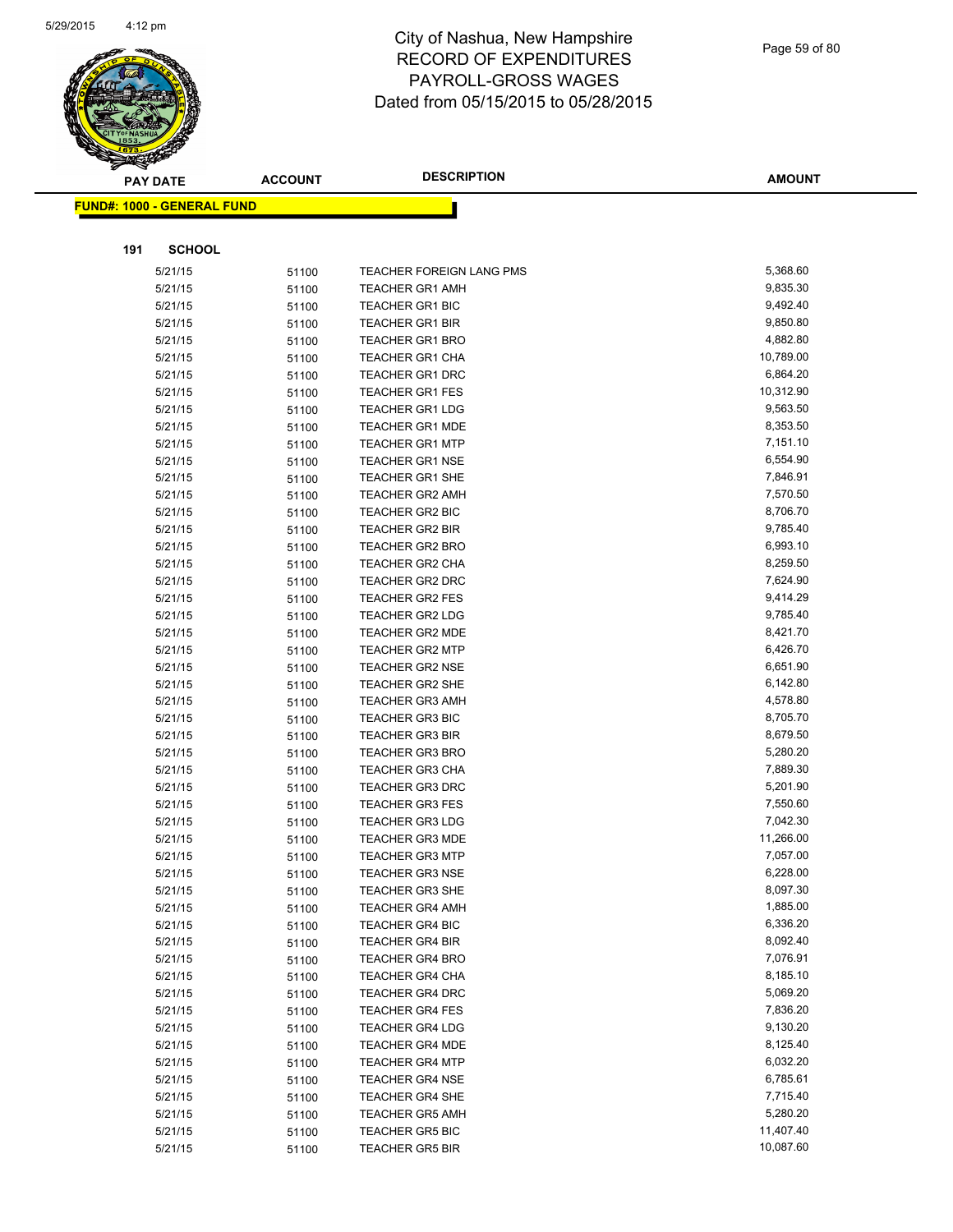# City of Nashua, New Hampshire
## RECORD OF EXPENDITURES
## PAYROLL-GROSS WAGES
## Dated from 05/15/2015 to 05/28/2015

**FUND#: 1000 - GENERAL FUND**

**191 SCHOOL**

| PAY DATE | ACCOUNT | DESCRIPTION | AMOUNT |
|---|---|---|---|
| 5/21/15 | 51100 | TEACHER FOREIGN LANG PMS | 5,368.60 |
| 5/21/15 | 51100 | TEACHER GR1 AMH | 9,835.30 |
| 5/21/15 | 51100 | TEACHER GR1 BIC | 9,492.40 |
| 5/21/15 | 51100 | TEACHER GR1 BIR | 9,850.80 |
| 5/21/15 | 51100 | TEACHER GR1 BRO | 4,882.80 |
| 5/21/15 | 51100 | TEACHER GR1 CHA | 10,789.00 |
| 5/21/15 | 51100 | TEACHER GR1 DRC | 6,864.20 |
| 5/21/15 | 51100 | TEACHER GR1 FES | 10,312.90 |
| 5/21/15 | 51100 | TEACHER GR1 LDG | 9,563.50 |
| 5/21/15 | 51100 | TEACHER GR1 MDE | 8,353.50 |
| 5/21/15 | 51100 | TEACHER GR1 MTP | 7,151.10 |
| 5/21/15 | 51100 | TEACHER GR1 NSE | 6,554.90 |
| 5/21/15 | 51100 | TEACHER GR1 SHE | 7,846.91 |
| 5/21/15 | 51100 | TEACHER GR2 AMH | 7,570.50 |
| 5/21/15 | 51100 | TEACHER GR2 BIC | 8,706.70 |
| 5/21/15 | 51100 | TEACHER GR2 BIR | 9,785.40 |
| 5/21/15 | 51100 | TEACHER GR2 BRO | 6,993.10 |
| 5/21/15 | 51100 | TEACHER GR2 CHA | 8,259.50 |
| 5/21/15 | 51100 | TEACHER GR2 DRC | 7,624.90 |
| 5/21/15 | 51100 | TEACHER GR2 FES | 9,414.29 |
| 5/21/15 | 51100 | TEACHER GR2 LDG | 9,785.40 |
| 5/21/15 | 51100 | TEACHER GR2 MDE | 8,421.70 |
| 5/21/15 | 51100 | TEACHER GR2 MTP | 6,426.70 |
| 5/21/15 | 51100 | TEACHER GR2 NSE | 6,651.90 |
| 5/21/15 | 51100 | TEACHER GR2 SHE | 6,142.80 |
| 5/21/15 | 51100 | TEACHER GR3 AMH | 4,578.80 |
| 5/21/15 | 51100 | TEACHER GR3 BIC | 8,705.70 |
| 5/21/15 | 51100 | TEACHER GR3 BIR | 8,679.50 |
| 5/21/15 | 51100 | TEACHER GR3 BRO | 5,280.20 |
| 5/21/15 | 51100 | TEACHER GR3 CHA | 7,889.30 |
| 5/21/15 | 51100 | TEACHER GR3 DRC | 5,201.90 |
| 5/21/15 | 51100 | TEACHER GR3 FES | 7,550.60 |
| 5/21/15 | 51100 | TEACHER GR3 LDG | 7,042.30 |
| 5/21/15 | 51100 | TEACHER GR3 MDE | 11,266.00 |
| 5/21/15 | 51100 | TEACHER GR3 MTP | 7,057.00 |
| 5/21/15 | 51100 | TEACHER GR3 NSE | 6,228.00 |
| 5/21/15 | 51100 | TEACHER GR3 SHE | 8,097.30 |
| 5/21/15 | 51100 | TEACHER GR4 AMH | 1,885.00 |
| 5/21/15 | 51100 | TEACHER GR4 BIC | 6,336.20 |
| 5/21/15 | 51100 | TEACHER GR4 BIR | 8,092.40 |
| 5/21/15 | 51100 | TEACHER GR4 BRO | 7,076.91 |
| 5/21/15 | 51100 | TEACHER GR4 CHA | 8,185.10 |
| 5/21/15 | 51100 | TEACHER GR4 DRC | 5,069.20 |
| 5/21/15 | 51100 | TEACHER GR4 FES | 7,836.20 |
| 5/21/15 | 51100 | TEACHER GR4 LDG | 9,130.20 |
| 5/21/15 | 51100 | TEACHER GR4 MDE | 8,125.40 |
| 5/21/15 | 51100 | TEACHER GR4 MTP | 6,032.20 |
| 5/21/15 | 51100 | TEACHER GR4 NSE | 6,785.61 |
| 5/21/15 | 51100 | TEACHER GR4 SHE | 7,715.40 |
| 5/21/15 | 51100 | TEACHER GR5 AMH | 5,280.20 |
| 5/21/15 | 51100 | TEACHER GR5 BIC | 11,407.40 |
| 5/21/15 | 51100 | TEACHER GR5 BIR | 10,087.60 |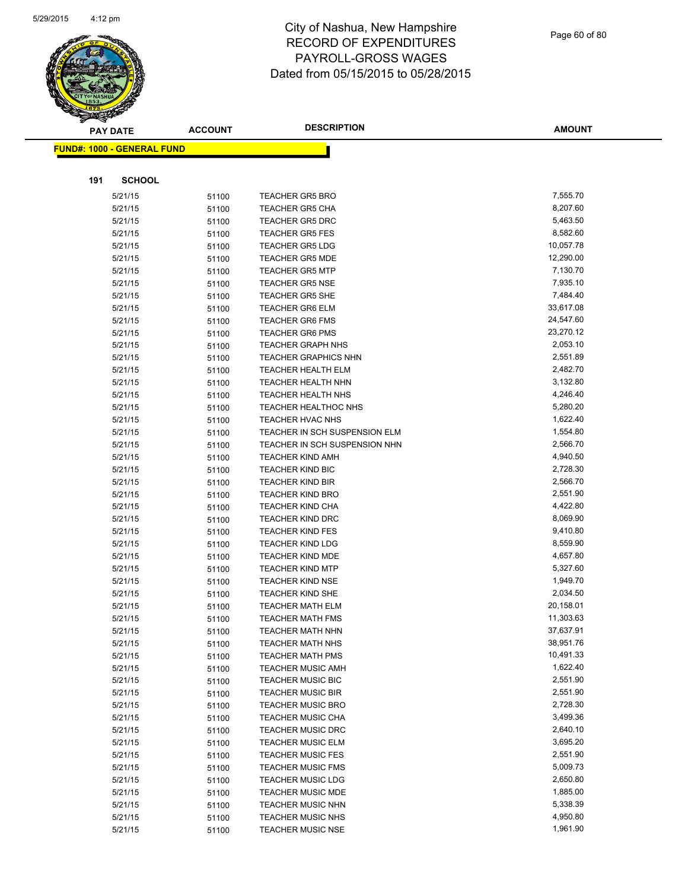# City of Nashua, New Hampshire
## RECORD OF EXPENDITURES
## PAYROLL-GROSS WAGES
## Dated from 05/15/2015 to 05/28/2015

**FUND#: 1000 - GENERAL FUND**

**191 SCHOOL**

| PAY DATE | ACCOUNT | DESCRIPTION | AMOUNT |
|---|---|---|---|
| 5/21/15 | 51100 | TEACHER GR5 BRO | 7,555.70 |
| 5/21/15 | 51100 | TEACHER GR5 CHA | 8,207.60 |
| 5/21/15 | 51100 | TEACHER GR5 DRC | 5,463.50 |
| 5/21/15 | 51100 | TEACHER GR5 FES | 8,582.60 |
| 5/21/15 | 51100 | TEACHER GR5 LDG | 10,057.78 |
| 5/21/15 | 51100 | TEACHER GR5 MDE | 12,290.00 |
| 5/21/15 | 51100 | TEACHER GR5 MTP | 7,130.70 |
| 5/21/15 | 51100 | TEACHER GR5 NSE | 7,935.10 |
| 5/21/15 | 51100 | TEACHER GR5 SHE | 7,484.40 |
| 5/21/15 | 51100 | TEACHER GR6 ELM | 33,617.08 |
| 5/21/15 | 51100 | TEACHER GR6 FMS | 24,547.60 |
| 5/21/15 | 51100 | TEACHER GR6 PMS | 23,270.12 |
| 5/21/15 | 51100 | TEACHER GRAPH NHS | 2,053.10 |
| 5/21/15 | 51100 | TEACHER GRAPHICS NHN | 2,551.89 |
| 5/21/15 | 51100 | TEACHER HEALTH ELM | 2,482.70 |
| 5/21/15 | 51100 | TEACHER HEALTH NHN | 3,132.80 |
| 5/21/15 | 51100 | TEACHER HEALTH NHS | 4,246.40 |
| 5/21/15 | 51100 | TEACHER HEALTHOC NHS | 5,280.20 |
| 5/21/15 | 51100 | TEACHER HVAC NHS | 1,622.40 |
| 5/21/15 | 51100 | TEACHER IN SCH SUSPENSION ELM | 1,554.80 |
| 5/21/15 | 51100 | TEACHER IN SCH SUSPENSION NHN | 2,566.70 |
| 5/21/15 | 51100 | TEACHER KIND AMH | 4,940.50 |
| 5/21/15 | 51100 | TEACHER KIND BIC | 2,728.30 |
| 5/21/15 | 51100 | TEACHER KIND BIR | 2,566.70 |
| 5/21/15 | 51100 | TEACHER KIND BRO | 2,551.90 |
| 5/21/15 | 51100 | TEACHER KIND CHA | 4,422.80 |
| 5/21/15 | 51100 | TEACHER KIND DRC | 8,069.90 |
| 5/21/15 | 51100 | TEACHER KIND FES | 9,410.80 |
| 5/21/15 | 51100 | TEACHER KIND LDG | 8,559.90 |
| 5/21/15 | 51100 | TEACHER KIND MDE | 4,657.80 |
| 5/21/15 | 51100 | TEACHER KIND MTP | 5,327.60 |
| 5/21/15 | 51100 | TEACHER KIND NSE | 1,949.70 |
| 5/21/15 | 51100 | TEACHER KIND SHE | 2,034.50 |
| 5/21/15 | 51100 | TEACHER MATH ELM | 20,158.01 |
| 5/21/15 | 51100 | TEACHER MATH FMS | 11,303.63 |
| 5/21/15 | 51100 | TEACHER MATH NHN | 37,637.91 |
| 5/21/15 | 51100 | TEACHER MATH NHS | 38,951.76 |
| 5/21/15 | 51100 | TEACHER MATH PMS | 10,491.33 |
| 5/21/15 | 51100 | TEACHER MUSIC AMH | 1,622.40 |
| 5/21/15 | 51100 | TEACHER MUSIC BIC | 2,551.90 |
| 5/21/15 | 51100 | TEACHER MUSIC BIR | 2,551.90 |
| 5/21/15 | 51100 | TEACHER MUSIC BRO | 2,728.30 |
| 5/21/15 | 51100 | TEACHER MUSIC CHA | 3,499.36 |
| 5/21/15 | 51100 | TEACHER MUSIC DRC | 2,640.10 |
| 5/21/15 | 51100 | TEACHER MUSIC ELM | 3,695.20 |
| 5/21/15 | 51100 | TEACHER MUSIC FES | 2,551.90 |
| 5/21/15 | 51100 | TEACHER MUSIC FMS | 5,009.73 |
| 5/21/15 | 51100 | TEACHER MUSIC LDG | 2,650.80 |
| 5/21/15 | 51100 | TEACHER MUSIC MDE | 1,885.00 |
| 5/21/15 | 51100 | TEACHER MUSIC NHN | 5,338.39 |
| 5/21/15 | 51100 | TEACHER MUSIC NHS | 4,950.80 |
| 5/21/15 | 51100 | TEACHER MUSIC NSE | 1,961.90 |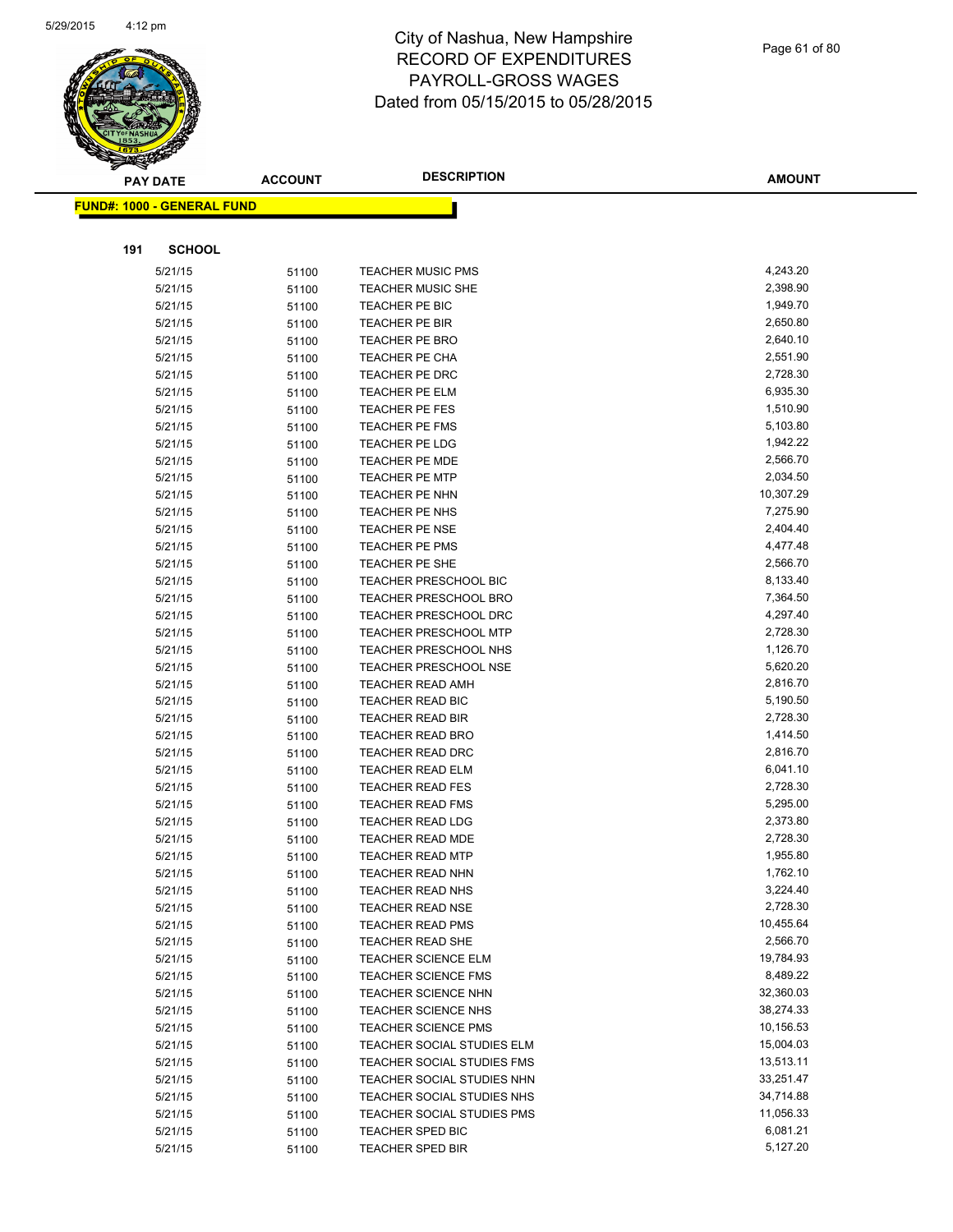# City of Nashua, New Hampshire
## RECORD OF EXPENDITURES
## PAYROLL-GROSS WAGES
## Dated from 05/15/2015 to 05/28/2015

**FUND#: 1000 - GENERAL FUND**

**191 SCHOOL**

| PAY DATE | ACCOUNT | DESCRIPTION | AMOUNT |
|---|---|---|---|
| 5/21/15 | 51100 | TEACHER MUSIC PMS | 4,243.20 |
| 5/21/15 | 51100 | TEACHER MUSIC SHE | 2,398.90 |
| 5/21/15 | 51100 | TEACHER PE BIC | 1,949.70 |
| 5/21/15 | 51100 | TEACHER PE BIR | 2,650.80 |
| 5/21/15 | 51100 | TEACHER PE BRO | 2,640.10 |
| 5/21/15 | 51100 | TEACHER PE CHA | 2,551.90 |
| 5/21/15 | 51100 | TEACHER PE DRC | 2,728.30 |
| 5/21/15 | 51100 | TEACHER PE ELM | 6,935.30 |
| 5/21/15 | 51100 | TEACHER PE FES | 1,510.90 |
| 5/21/15 | 51100 | TEACHER PE FMS | 5,103.80 |
| 5/21/15 | 51100 | TEACHER PE LDG | 1,942.22 |
| 5/21/15 | 51100 | TEACHER PE MDE | 2,566.70 |
| 5/21/15 | 51100 | TEACHER PE MTP | 2,034.50 |
| 5/21/15 | 51100 | TEACHER PE NHN | 10,307.29 |
| 5/21/15 | 51100 | TEACHER PE NHS | 7,275.90 |
| 5/21/15 | 51100 | TEACHER PE NSE | 2,404.40 |
| 5/21/15 | 51100 | TEACHER PE PMS | 4,477.48 |
| 5/21/15 | 51100 | TEACHER PE SHE | 2,566.70 |
| 5/21/15 | 51100 | TEACHER PRESCHOOL BIC | 8,133.40 |
| 5/21/15 | 51100 | TEACHER PRESCHOOL BRO | 7,364.50 |
| 5/21/15 | 51100 | TEACHER PRESCHOOL DRC | 4,297.40 |
| 5/21/15 | 51100 | TEACHER PRESCHOOL MTP | 2,728.30 |
| 5/21/15 | 51100 | TEACHER PRESCHOOL NHS | 1,126.70 |
| 5/21/15 | 51100 | TEACHER PRESCHOOL NSE | 5,620.20 |
| 5/21/15 | 51100 | TEACHER READ AMH | 2,816.70 |
| 5/21/15 | 51100 | TEACHER READ BIC | 5,190.50 |
| 5/21/15 | 51100 | TEACHER READ BIR | 2,728.30 |
| 5/21/15 | 51100 | TEACHER READ BRO | 1,414.50 |
| 5/21/15 | 51100 | TEACHER READ DRC | 2,816.70 |
| 5/21/15 | 51100 | TEACHER READ ELM | 6,041.10 |
| 5/21/15 | 51100 | TEACHER READ FES | 2,728.30 |
| 5/21/15 | 51100 | TEACHER READ FMS | 5,295.00 |
| 5/21/15 | 51100 | TEACHER READ LDG | 2,373.80 |
| 5/21/15 | 51100 | TEACHER READ MDE | 2,728.30 |
| 5/21/15 | 51100 | TEACHER READ MTP | 1,955.80 |
| 5/21/15 | 51100 | TEACHER READ NHN | 1,762.10 |
| 5/21/15 | 51100 | TEACHER READ NHS | 3,224.40 |
| 5/21/15 | 51100 | TEACHER READ NSE | 2,728.30 |
| 5/21/15 | 51100 | TEACHER READ PMS | 10,455.64 |
| 5/21/15 | 51100 | TEACHER READ SHE | 2,566.70 |
| 5/21/15 | 51100 | TEACHER SCIENCE ELM | 19,784.93 |
| 5/21/15 | 51100 | TEACHER SCIENCE FMS | 8,489.22 |
| 5/21/15 | 51100 | TEACHER SCIENCE NHN | 32,360.03 |
| 5/21/15 | 51100 | TEACHER SCIENCE NHS | 38,274.33 |
| 5/21/15 | 51100 | TEACHER SCIENCE PMS | 10,156.53 |
| 5/21/15 | 51100 | TEACHER SOCIAL STUDIES ELM | 15,004.03 |
| 5/21/15 | 51100 | TEACHER SOCIAL STUDIES FMS | 13,513.11 |
| 5/21/15 | 51100 | TEACHER SOCIAL STUDIES NHN | 33,251.47 |
| 5/21/15 | 51100 | TEACHER SOCIAL STUDIES NHS | 34,714.88 |
| 5/21/15 | 51100 | TEACHER SOCIAL STUDIES PMS | 11,056.33 |
| 5/21/15 | 51100 | TEACHER SPED BIC | 6,081.21 |
| 5/21/15 | 51100 | TEACHER SPED BIR | 5,127.20 |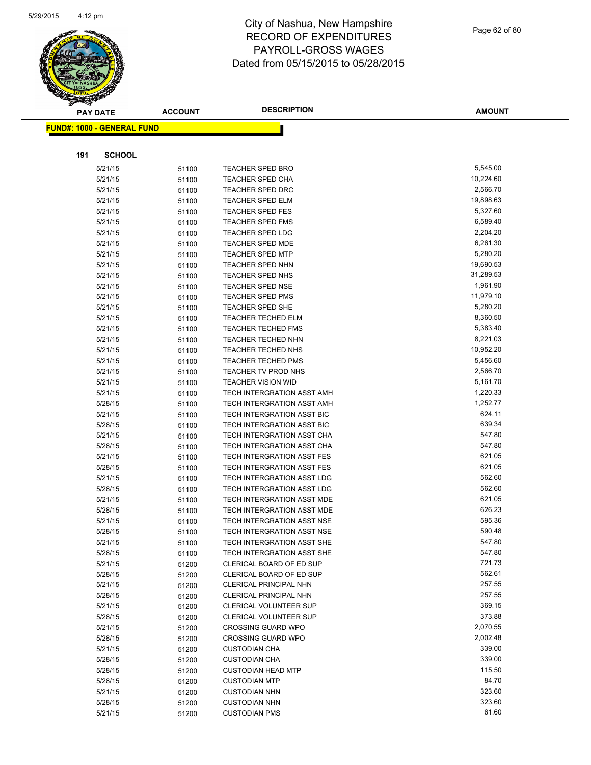# City of Nashua, New Hampshire
# RECORD OF EXPENDITURES
# PAYROLL-GROSS WAGES
# Dated from 05/15/2015 to 05/28/2015

**FUND#: 1000 - GENERAL FUND**

**191 SCHOOL**

| PAY DATE | ACCOUNT | DESCRIPTION | AMOUNT |
|---|---|---|---|
| 5/21/15 | 51100 | TEACHER SPED BRO | 5,545.00 |
| 5/21/15 | 51100 | TEACHER SPED CHA | 10,224.60 |
| 5/21/15 | 51100 | TEACHER SPED DRC | 2,566.70 |
| 5/21/15 | 51100 | TEACHER SPED ELM | 19,898.63 |
| 5/21/15 | 51100 | TEACHER SPED FES | 5,327.60 |
| 5/21/15 | 51100 | TEACHER SPED FMS | 6,589.40 |
| 5/21/15 | 51100 | TEACHER SPED LDG | 2,204.20 |
| 5/21/15 | 51100 | TEACHER SPED MDE | 6,261.30 |
| 5/21/15 | 51100 | TEACHER SPED MTP | 5,280.20 |
| 5/21/15 | 51100 | TEACHER SPED NHN | 19,690.53 |
| 5/21/15 | 51100 | TEACHER SPED NHS | 31,289.53 |
| 5/21/15 | 51100 | TEACHER SPED NSE | 1,961.90 |
| 5/21/15 | 51100 | TEACHER SPED PMS | 11,979.10 |
| 5/21/15 | 51100 | TEACHER SPED SHE | 5,280.20 |
| 5/21/15 | 51100 | TEACHER TECHED ELM | 8,360.50 |
| 5/21/15 | 51100 | TEACHER TECHED FMS | 5,383.40 |
| 5/21/15 | 51100 | TEACHER TECHED NHN | 8,221.03 |
| 5/21/15 | 51100 | TEACHER TECHED NHS | 10,952.20 |
| 5/21/15 | 51100 | TEACHER TECHED PMS | 5,456.60 |
| 5/21/15 | 51100 | TEACHER TV PROD NHS | 2,566.70 |
| 5/21/15 | 51100 | TEACHER VISION WID | 5,161.70 |
| 5/21/15 | 51100 | TECH INTERGRATION ASST AMH | 1,220.33 |
| 5/28/15 | 51100 | TECH INTERGRATION ASST AMH | 1,252.77 |
| 5/21/15 | 51100 | TECH INTERGRATION ASST BIC | 624.11 |
| 5/28/15 | 51100 | TECH INTERGRATION ASST BIC | 639.34 |
| 5/21/15 | 51100 | TECH INTERGRATION ASST CHA | 547.80 |
| 5/28/15 | 51100 | TECH INTERGRATION ASST CHA | 547.80 |
| 5/21/15 | 51100 | TECH INTERGRATION ASST FES | 621.05 |
| 5/28/15 | 51100 | TECH INTERGRATION ASST FES | 621.05 |
| 5/21/15 | 51100 | TECH INTERGRATION ASST LDG | 562.60 |
| 5/28/15 | 51100 | TECH INTERGRATION ASST LDG | 562.60 |
| 5/21/15 | 51100 | TECH INTERGRATION ASST MDE | 621.05 |
| 5/28/15 | 51100 | TECH INTERGRATION ASST MDE | 626.23 |
| 5/21/15 | 51100 | TECH INTERGRATION ASST NSE | 595.36 |
| 5/28/15 | 51100 | TECH INTERGRATION ASST NSE | 590.48 |
| 5/21/15 | 51100 | TECH INTERGRATION ASST SHE | 547.80 |
| 5/28/15 | 51100 | TECH INTERGRATION ASST SHE | 547.80 |
| 5/21/15 | 51200 | CLERICAL BOARD OF ED SUP | 721.73 |
| 5/28/15 | 51200 | CLERICAL BOARD OF ED SUP | 562.61 |
| 5/21/15 | 51200 | CLERICAL PRINCIPAL NHN | 257.55 |
| 5/28/15 | 51200 | CLERICAL PRINCIPAL NHN | 257.55 |
| 5/21/15 | 51200 | CLERICAL VOLUNTEER SUP | 369.15 |
| 5/28/15 | 51200 | CLERICAL VOLUNTEER SUP | 373.88 |
| 5/21/15 | 51200 | CROSSING GUARD WPO | 2,070.55 |
| 5/28/15 | 51200 | CROSSING GUARD WPO | 2,002.48 |
| 5/21/15 | 51200 | CUSTODIAN CHA | 339.00 |
| 5/28/15 | 51200 | CUSTODIAN CHA | 339.00 |
| 5/28/15 | 51200 | CUSTODIAN HEAD MTP | 115.50 |
| 5/28/15 | 51200 | CUSTODIAN MTP | 84.70 |
| 5/21/15 | 51200 | CUSTODIAN NHN | 323.60 |
| 5/28/15 | 51200 | CUSTODIAN NHN | 323.60 |
| 5/21/15 | 51200 | CUSTODIAN PMS | 61.60 |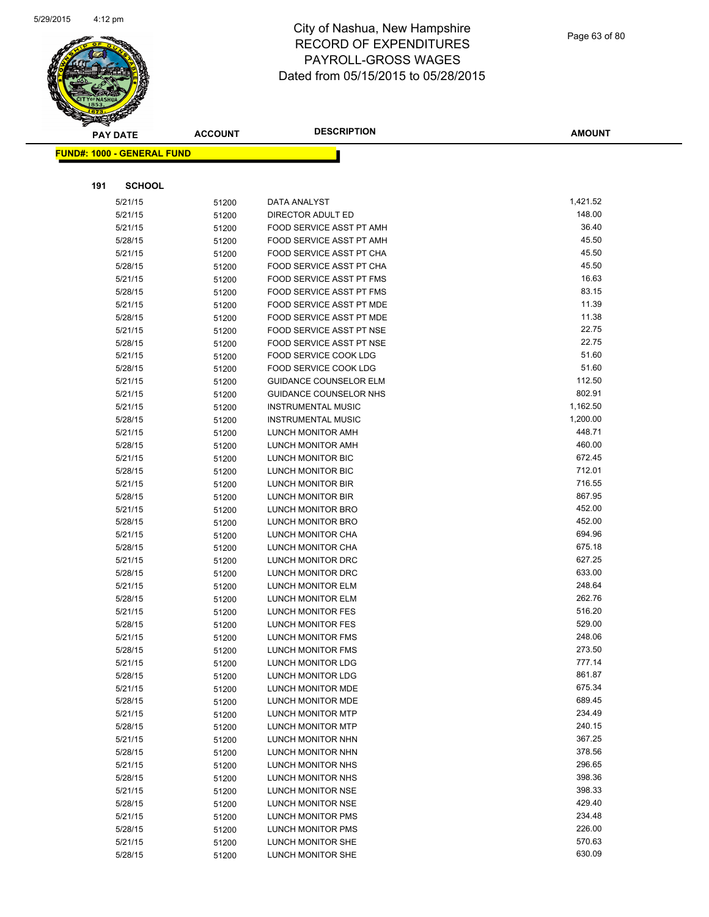# City of Nashua, New Hampshire
## RECORD OF EXPENDITURES
## PAYROLL-GROSS WAGES
## Dated from 05/15/2015 to 05/28/2015

**FUND#: 1000 - GENERAL FUND**

**191 SCHOOL**

| PAY DATE | ACCOUNT | DESCRIPTION | AMOUNT |
|---|---|---|---|
| 5/21/15 | 51200 | DATA ANALYST | 1,421.52 |
| 5/21/15 | 51200 | DIRECTOR ADULT ED | 148.00 |
| 5/21/15 | 51200 | FOOD SERVICE ASST PT AMH | 36.40 |
| 5/28/15 | 51200 | FOOD SERVICE ASST PT AMH | 45.50 |
| 5/21/15 | 51200 | FOOD SERVICE ASST PT CHA | 45.50 |
| 5/28/15 | 51200 | FOOD SERVICE ASST PT CHA | 45.50 |
| 5/21/15 | 51200 | FOOD SERVICE ASST PT FMS | 16.63 |
| 5/28/15 | 51200 | FOOD SERVICE ASST PT FMS | 83.15 |
| 5/21/15 | 51200 | FOOD SERVICE ASST PT MDE | 11.39 |
| 5/28/15 | 51200 | FOOD SERVICE ASST PT MDE | 11.38 |
| 5/21/15 | 51200 | FOOD SERVICE ASST PT NSE | 22.75 |
| 5/28/15 | 51200 | FOOD SERVICE ASST PT NSE | 22.75 |
| 5/21/15 | 51200 | FOOD SERVICE COOK LDG | 51.60 |
| 5/28/15 | 51200 | FOOD SERVICE COOK LDG | 51.60 |
| 5/21/15 | 51200 | GUIDANCE COUNSELOR ELM | 112.50 |
| 5/21/15 | 51200 | GUIDANCE COUNSELOR NHS | 802.91 |
| 5/21/15 | 51200 | INSTRUMENTAL MUSIC | 1,162.50 |
| 5/28/15 | 51200 | INSTRUMENTAL MUSIC | 1,200.00 |
| 5/21/15 | 51200 | LUNCH MONITOR AMH | 448.71 |
| 5/28/15 | 51200 | LUNCH MONITOR AMH | 460.00 |
| 5/21/15 | 51200 | LUNCH MONITOR BIC | 672.45 |
| 5/28/15 | 51200 | LUNCH MONITOR BIC | 712.01 |
| 5/21/15 | 51200 | LUNCH MONITOR BIR | 716.55 |
| 5/28/15 | 51200 | LUNCH MONITOR BIR | 867.95 |
| 5/21/15 | 51200 | LUNCH MONITOR BRO | 452.00 |
| 5/28/15 | 51200 | LUNCH MONITOR BRO | 452.00 |
| 5/21/15 | 51200 | LUNCH MONITOR CHA | 694.96 |
| 5/28/15 | 51200 | LUNCH MONITOR CHA | 675.18 |
| 5/21/15 | 51200 | LUNCH MONITOR DRC | 627.25 |
| 5/28/15 | 51200 | LUNCH MONITOR DRC | 633.00 |
| 5/21/15 | 51200 | LUNCH MONITOR ELM | 248.64 |
| 5/28/15 | 51200 | LUNCH MONITOR ELM | 262.76 |
| 5/21/15 | 51200 | LUNCH MONITOR FES | 516.20 |
| 5/28/15 | 51200 | LUNCH MONITOR FES | 529.00 |
| 5/21/15 | 51200 | LUNCH MONITOR FMS | 248.06 |
| 5/28/15 | 51200 | LUNCH MONITOR FMS | 273.50 |
| 5/21/15 | 51200 | LUNCH MONITOR LDG | 777.14 |
| 5/28/15 | 51200 | LUNCH MONITOR LDG | 861.87 |
| 5/21/15 | 51200 | LUNCH MONITOR MDE | 675.34 |
| 5/28/15 | 51200 | LUNCH MONITOR MDE | 689.45 |
| 5/21/15 | 51200 | LUNCH MONITOR MTP | 234.49 |
| 5/28/15 | 51200 | LUNCH MONITOR MTP | 240.15 |
| 5/21/15 | 51200 | LUNCH MONITOR NHN | 367.25 |
| 5/28/15 | 51200 | LUNCH MONITOR NHN | 378.56 |
| 5/21/15 | 51200 | LUNCH MONITOR NHS | 296.65 |
| 5/28/15 | 51200 | LUNCH MONITOR NHS | 398.36 |
| 5/21/15 | 51200 | LUNCH MONITOR NSE | 398.33 |
| 5/28/15 | 51200 | LUNCH MONITOR NSE | 429.40 |
| 5/21/15 | 51200 | LUNCH MONITOR PMS | 234.48 |
| 5/28/15 | 51200 | LUNCH MONITOR PMS | 226.00 |
| 5/21/15 | 51200 | LUNCH MONITOR SHE | 570.63 |
| 5/28/15 | 51200 | LUNCH MONITOR SHE | 630.09 |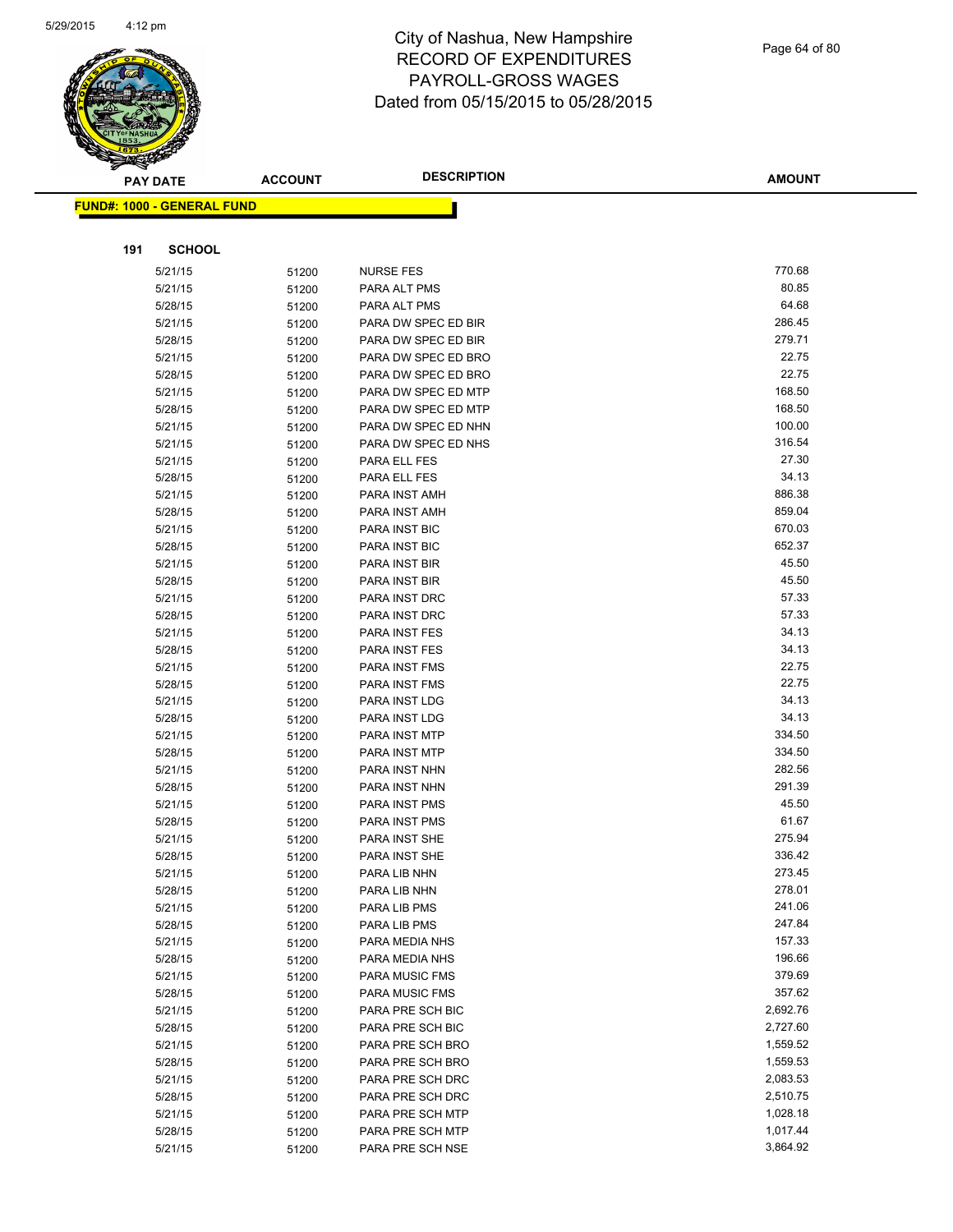# City of Nashua, New Hampshire
## RECORD OF EXPENDITURES
## PAYROLL-GROSS WAGES
## Dated from 05/15/2015 to 05/28/2015

**FUND#: 1000 - GENERAL FUND**

**191 SCHOOL**

| PAY DATE | ACCOUNT | DESCRIPTION | AMOUNT |
|---|---|---|---|
| 5/21/15 | 51200 | NURSE FES | 770.68 |
| 5/21/15 | 51200 | PARA ALT PMS | 80.85 |
| 5/28/15 | 51200 | PARA ALT PMS | 64.68 |
| 5/21/15 | 51200 | PARA DW SPEC ED BIR | 286.45 |
| 5/28/15 | 51200 | PARA DW SPEC ED BIR | 279.71 |
| 5/21/15 | 51200 | PARA DW SPEC ED BRO | 22.75 |
| 5/28/15 | 51200 | PARA DW SPEC ED BRO | 22.75 |
| 5/21/15 | 51200 | PARA DW SPEC ED MTP | 168.50 |
| 5/28/15 | 51200 | PARA DW SPEC ED MTP | 168.50 |
| 5/21/15 | 51200 | PARA DW SPEC ED NHN | 100.00 |
| 5/21/15 | 51200 | PARA DW SPEC ED NHS | 316.54 |
| 5/21/15 | 51200 | PARA ELL FES | 27.30 |
| 5/28/15 | 51200 | PARA ELL FES | 34.13 |
| 5/21/15 | 51200 | PARA INST AMH | 886.38 |
| 5/28/15 | 51200 | PARA INST AMH | 859.04 |
| 5/21/15 | 51200 | PARA INST BIC | 670.03 |
| 5/28/15 | 51200 | PARA INST BIC | 652.37 |
| 5/21/15 | 51200 | PARA INST BIR | 45.50 |
| 5/28/15 | 51200 | PARA INST BIR | 45.50 |
| 5/21/15 | 51200 | PARA INST DRC | 57.33 |
| 5/28/15 | 51200 | PARA INST DRC | 57.33 |
| 5/21/15 | 51200 | PARA INST FES | 34.13 |
| 5/28/15 | 51200 | PARA INST FES | 34.13 |
| 5/21/15 | 51200 | PARA INST FMS | 22.75 |
| 5/28/15 | 51200 | PARA INST FMS | 22.75 |
| 5/21/15 | 51200 | PARA INST LDG | 34.13 |
| 5/28/15 | 51200 | PARA INST LDG | 34.13 |
| 5/21/15 | 51200 | PARA INST MTP | 334.50 |
| 5/28/15 | 51200 | PARA INST MTP | 334.50 |
| 5/21/15 | 51200 | PARA INST NHN | 282.56 |
| 5/28/15 | 51200 | PARA INST NHN | 291.39 |
| 5/21/15 | 51200 | PARA INST PMS | 45.50 |
| 5/28/15 | 51200 | PARA INST PMS | 61.67 |
| 5/21/15 | 51200 | PARA INST SHE | 275.94 |
| 5/28/15 | 51200 | PARA INST SHE | 336.42 |
| 5/21/15 | 51200 | PARA LIB NHN | 273.45 |
| 5/28/15 | 51200 | PARA LIB NHN | 278.01 |
| 5/21/15 | 51200 | PARA LIB PMS | 241.06 |
| 5/28/15 | 51200 | PARA LIB PMS | 247.84 |
| 5/21/15 | 51200 | PARA MEDIA NHS | 157.33 |
| 5/28/15 | 51200 | PARA MEDIA NHS | 196.66 |
| 5/21/15 | 51200 | PARA MUSIC FMS | 379.69 |
| 5/28/15 | 51200 | PARA MUSIC FMS | 357.62 |
| 5/21/15 | 51200 | PARA PRE SCH BIC | 2,692.76 |
| 5/28/15 | 51200 | PARA PRE SCH BIC | 2,727.60 |
| 5/21/15 | 51200 | PARA PRE SCH BRO | 1,559.52 |
| 5/28/15 | 51200 | PARA PRE SCH BRO | 1,559.53 |
| 5/21/15 | 51200 | PARA PRE SCH DRC | 2,083.53 |
| 5/28/15 | 51200 | PARA PRE SCH DRC | 2,510.75 |
| 5/21/15 | 51200 | PARA PRE SCH MTP | 1,028.18 |
| 5/28/15 | 51200 | PARA PRE SCH MTP | 1,017.44 |
| 5/21/15 | 51200 | PARA PRE SCH NSE | 3,864.92 |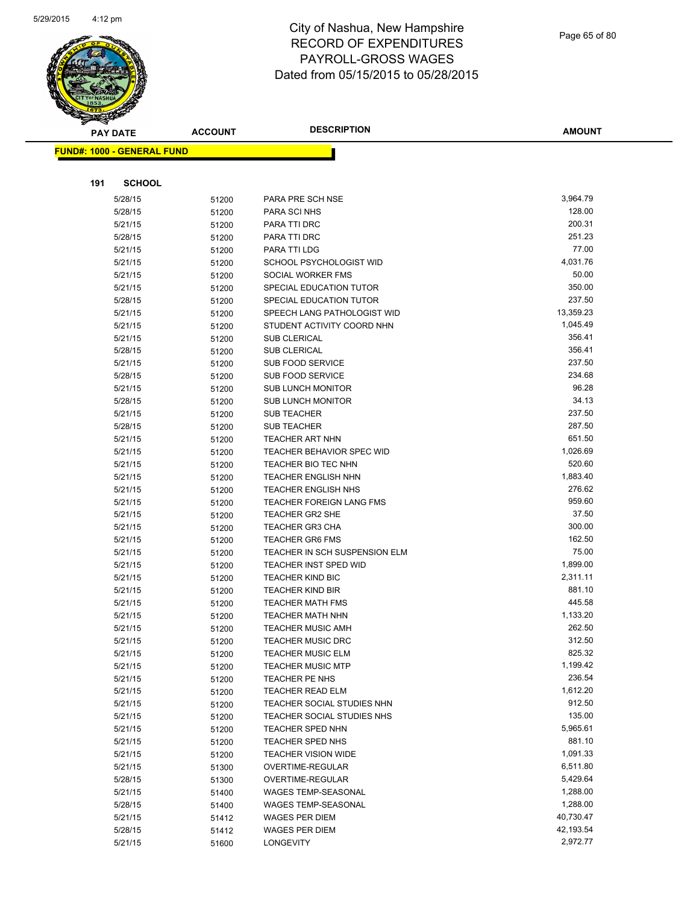# City of Nashua, New Hampshire
## RECORD OF EXPENDITURES
## PAYROLL-GROSS WAGES
## Dated from 05/15/2015 to 05/28/2015

**FUND#: 1000 - GENERAL FUND**

**191 SCHOOL**

| PAY DATE | ACCOUNT | DESCRIPTION | AMOUNT |
|---|---|---|---|
| 5/28/15 | 51200 | PARA PRE SCH NSE | 3,964.79 |
| 5/28/15 | 51200 | PARA SCI NHS | 128.00 |
| 5/21/15 | 51200 | PARA TTI DRC | 200.31 |
| 5/28/15 | 51200 | PARA TTI DRC | 251.23 |
| 5/21/15 | 51200 | PARA TTI LDG | 77.00 |
| 5/21/15 | 51200 | SCHOOL PSYCHOLOGIST WID | 4,031.76 |
| 5/21/15 | 51200 | SOCIAL WORKER FMS | 50.00 |
| 5/21/15 | 51200 | SPECIAL EDUCATION TUTOR | 350.00 |
| 5/28/15 | 51200 | SPECIAL EDUCATION TUTOR | 237.50 |
| 5/21/15 | 51200 | SPEECH LANG PATHOLOGIST WID | 13,359.23 |
| 5/21/15 | 51200 | STUDENT ACTIVITY COORD NHN | 1,045.49 |
| 5/21/15 | 51200 | SUB CLERICAL | 356.41 |
| 5/28/15 | 51200 | SUB CLERICAL | 356.41 |
| 5/21/15 | 51200 | SUB FOOD SERVICE | 237.50 |
| 5/28/15 | 51200 | SUB FOOD SERVICE | 234.68 |
| 5/21/15 | 51200 | SUB LUNCH MONITOR | 96.28 |
| 5/28/15 | 51200 | SUB LUNCH MONITOR | 34.13 |
| 5/21/15 | 51200 | SUB TEACHER | 237.50 |
| 5/28/15 | 51200 | SUB TEACHER | 287.50 |
| 5/21/15 | 51200 | TEACHER ART NHN | 651.50 |
| 5/21/15 | 51200 | TEACHER BEHAVIOR SPEC WID | 1,026.69 |
| 5/21/15 | 51200 | TEACHER BIO TEC NHN | 520.60 |
| 5/21/15 | 51200 | TEACHER ENGLISH NHN | 1,883.40 |
| 5/21/15 | 51200 | TEACHER ENGLISH NHS | 276.62 |
| 5/21/15 | 51200 | TEACHER FOREIGN LANG FMS | 959.60 |
| 5/21/15 | 51200 | TEACHER GR2 SHE | 37.50 |
| 5/21/15 | 51200 | TEACHER GR3 CHA | 300.00 |
| 5/21/15 | 51200 | TEACHER GR6 FMS | 162.50 |
| 5/21/15 | 51200 | TEACHER IN SCH SUSPENSION ELM | 75.00 |
| 5/21/15 | 51200 | TEACHER INST SPED WID | 1,899.00 |
| 5/21/15 | 51200 | TEACHER KIND BIC | 2,311.11 |
| 5/21/15 | 51200 | TEACHER KIND BIR | 881.10 |
| 5/21/15 | 51200 | TEACHER MATH FMS | 445.58 |
| 5/21/15 | 51200 | TEACHER MATH NHN | 1,133.20 |
| 5/21/15 | 51200 | TEACHER MUSIC AMH | 262.50 |
| 5/21/15 | 51200 | TEACHER MUSIC DRC | 312.50 |
| 5/21/15 | 51200 | TEACHER MUSIC ELM | 825.32 |
| 5/21/15 | 51200 | TEACHER MUSIC MTP | 1,199.42 |
| 5/21/15 | 51200 | TEACHER PE NHS | 236.54 |
| 5/21/15 | 51200 | TEACHER READ ELM | 1,612.20 |
| 5/21/15 | 51200 | TEACHER SOCIAL STUDIES NHN | 912.50 |
| 5/21/15 | 51200 | TEACHER SOCIAL STUDIES NHS | 135.00 |
| 5/21/15 | 51200 | TEACHER SPED NHN | 5,965.61 |
| 5/21/15 | 51200 | TEACHER SPED NHS | 881.10 |
| 5/21/15 | 51200 | TEACHER VISION WIDE | 1,091.33 |
| 5/21/15 | 51300 | OVERTIME-REGULAR | 6,511.80 |
| 5/28/15 | 51300 | OVERTIME-REGULAR | 5,429.64 |
| 5/21/15 | 51400 | WAGES TEMP-SEASONAL | 1,288.00 |
| 5/28/15 | 51400 | WAGES TEMP-SEASONAL | 1,288.00 |
| 5/21/15 | 51412 | WAGES PER DIEM | 40,730.47 |
| 5/28/15 | 51412 | WAGES PER DIEM | 42,193.54 |
| 5/21/15 | 51600 | LONGEVITY | 2,972.77 |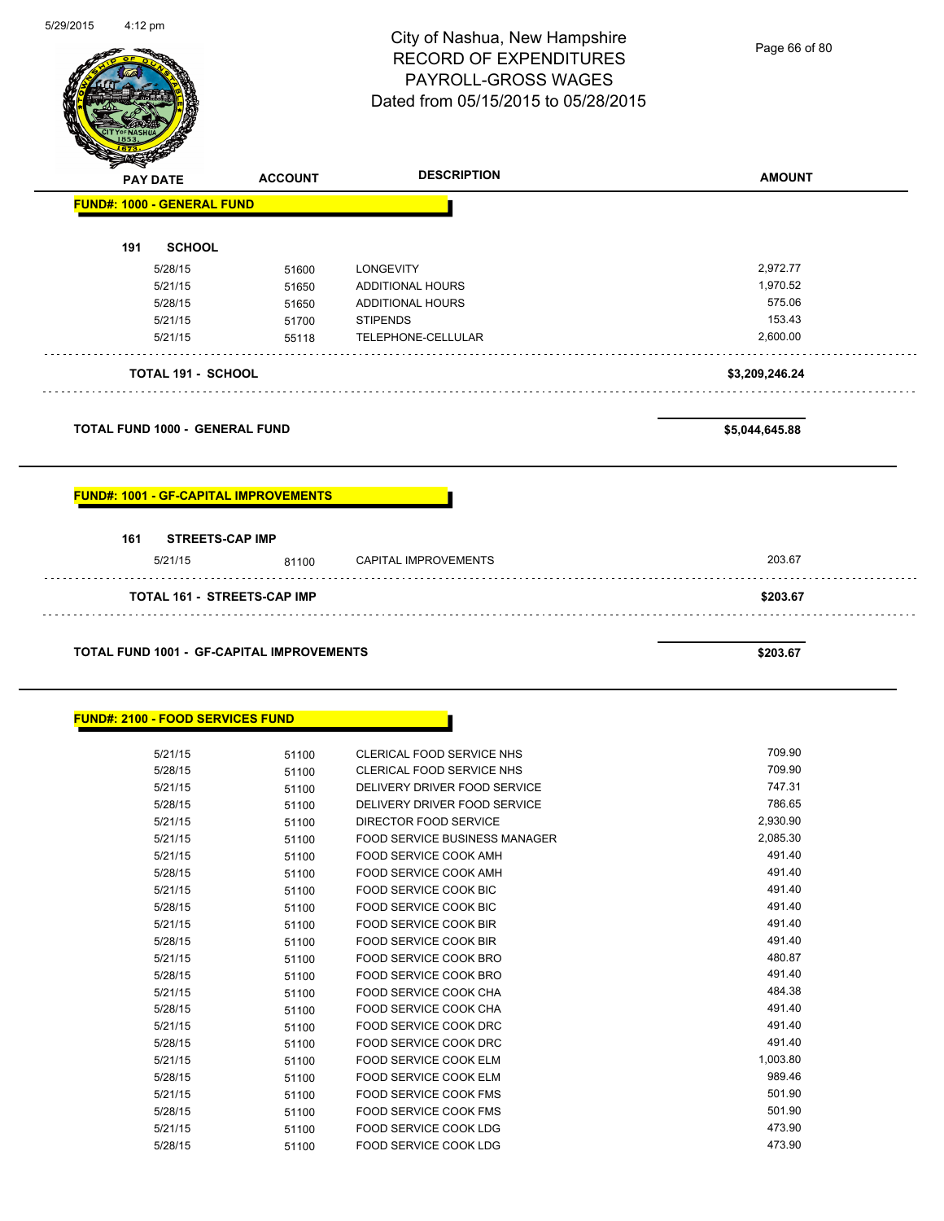# City of Nashua, New Hampshire
## RECORD OF EXPENDITURES
## PAYROLL-GROSS WAGES
## Dated from 05/15/2015 to 05/28/2015

| PAY DATE | ACCOUNT | DESCRIPTION | AMOUNT |
|---|---|---|---|
| **FUND#: 1000 - GENERAL FUND** | | | |
| **191 SCHOOL** | | | |
| 5/28/15 | 51600 | LONGEVITY | 2,972.77 |
| 5/21/15 | 51650 | ADDITIONAL HOURS | 1,970.52 |
| 5/28/15 | 51650 | ADDITIONAL HOURS | 575.06 |
| 5/21/15 | 51700 | STIPENDS | 153.43 |
| 5/21/15 | 55118 | TELEPHONE-CELLULAR | 2,600.00 |
| **TOTAL 191 - SCHOOL** | | | **$3,209,246.24** |
| **TOTAL FUND 1000 - GENERAL FUND** | | | **$5,044,645.88** |
| **FUND#: 1001 - GF-CAPITAL IMPROVEMENTS** | | | |
| **161 STREETS-CAP IMP** | | | |
| 5/21/15 | 81100 | CAPITAL IMPROVEMENTS | 203.67 |
| **TOTAL 161 - STREETS-CAP IMP** | | | **$203.67** |
| **TOTAL FUND 1001 - GF-CAPITAL IMPROVEMENTS** | | | **$203.67** |
| **FUND#: 2100 - FOOD SERVICES FUND** | | | |
| 5/21/15 | 51100 | CLERICAL FOOD SERVICE NHS | 709.90 |
| 5/28/15 | 51100 | CLERICAL FOOD SERVICE NHS | 709.90 |
| 5/21/15 | 51100 | DELIVERY DRIVER FOOD SERVICE | 747.31 |
| 5/28/15 | 51100 | DELIVERY DRIVER FOOD SERVICE | 786.65 |
| 5/21/15 | 51100 | DIRECTOR FOOD SERVICE | 2,930.90 |
| 5/21/15 | 51100 | FOOD SERVICE BUSINESS MANAGER | 2,085.30 |
| 5/21/15 | 51100 | FOOD SERVICE COOK AMH | 491.40 |
| 5/28/15 | 51100 | FOOD SERVICE COOK AMH | 491.40 |
| 5/21/15 | 51100 | FOOD SERVICE COOK BIC | 491.40 |
| 5/28/15 | 51100 | FOOD SERVICE COOK BIC | 491.40 |
| 5/21/15 | 51100 | FOOD SERVICE COOK BIR | 491.40 |
| 5/28/15 | 51100 | FOOD SERVICE COOK BIR | 491.40 |
| 5/21/15 | 51100 | FOOD SERVICE COOK BRO | 480.87 |
| 5/28/15 | 51100 | FOOD SERVICE COOK BRO | 491.40 |
| 5/21/15 | 51100 | FOOD SERVICE COOK CHA | 484.38 |
| 5/28/15 | 51100 | FOOD SERVICE COOK CHA | 491.40 |
| 5/21/15 | 51100 | FOOD SERVICE COOK DRC | 491.40 |
| 5/28/15 | 51100 | FOOD SERVICE COOK DRC | 491.40 |
| 5/21/15 | 51100 | FOOD SERVICE COOK ELM | 1,003.80 |
| 5/28/15 | 51100 | FOOD SERVICE COOK ELM | 989.46 |
| 5/21/15 | 51100 | FOOD SERVICE COOK FMS | 501.90 |
| 5/28/15 | 51100 | FOOD SERVICE COOK FMS | 501.90 |
| 5/21/15 | 51100 | FOOD SERVICE COOK LDG | 473.90 |
| 5/28/15 | 51100 | FOOD SERVICE COOK LDG | 473.90 |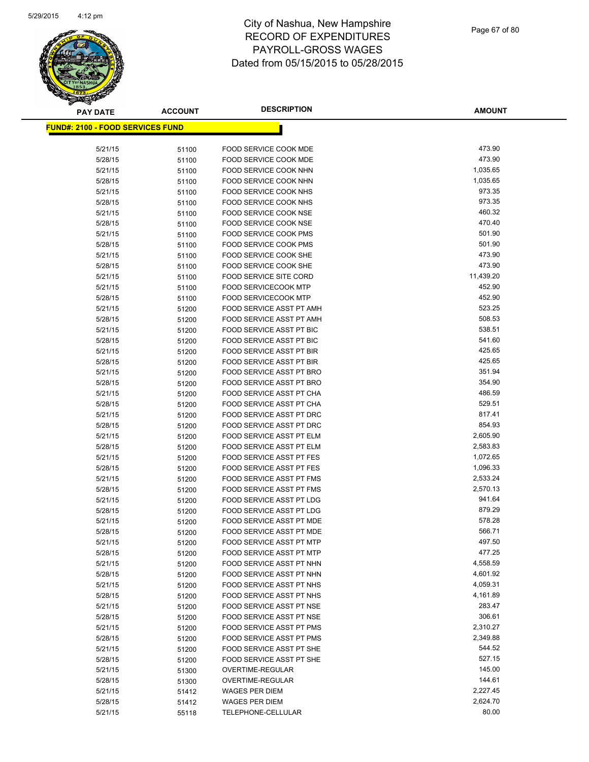# City of Nashua, New Hampshire
# RECORD OF EXPENDITURES
# PAYROLL-GROSS WAGES
# Dated from 05/15/2015 to 05/28/2015

**FUND#: 2100 - FOOD SERVICES FUND**

| PAY DATE | ACCOUNT | DESCRIPTION | AMOUNT |
|---|---|---|---|
| 5/21/15 | 51100 | FOOD SERVICE COOK MDE | 473.90 |
| 5/28/15 | 51100 | FOOD SERVICE COOK MDE | 473.90 |
| 5/21/15 | 51100 | FOOD SERVICE COOK NHN | 1,035.65 |
| 5/28/15 | 51100 | FOOD SERVICE COOK NHN | 1,035.65 |
| 5/21/15 | 51100 | FOOD SERVICE COOK NHS | 973.35 |
| 5/28/15 | 51100 | FOOD SERVICE COOK NHS | 973.35 |
| 5/21/15 | 51100 | FOOD SERVICE COOK NSE | 460.32 |
| 5/28/15 | 51100 | FOOD SERVICE COOK NSE | 470.40 |
| 5/21/15 | 51100 | FOOD SERVICE COOK PMS | 501.90 |
| 5/28/15 | 51100 | FOOD SERVICE COOK PMS | 501.90 |
| 5/21/15 | 51100 | FOOD SERVICE COOK SHE | 473.90 |
| 5/28/15 | 51100 | FOOD SERVICE COOK SHE | 473.90 |
| 5/21/15 | 51100 | FOOD SERVICE SITE CORD | 11,439.20 |
| 5/21/15 | 51100 | FOOD SERVICECOOK MTP | 452.90 |
| 5/28/15 | 51100 | FOOD SERVICECOOK MTP | 452.90 |
| 5/21/15 | 51200 | FOOD SERVICE ASST PT AMH | 523.25 |
| 5/28/15 | 51200 | FOOD SERVICE ASST PT AMH | 508.53 |
| 5/21/15 | 51200 | FOOD SERVICE ASST PT BIC | 538.51 |
| 5/28/15 | 51200 | FOOD SERVICE ASST PT BIC | 541.60 |
| 5/21/15 | 51200 | FOOD SERVICE ASST PT BIR | 425.65 |
| 5/28/15 | 51200 | FOOD SERVICE ASST PT BIR | 425.65 |
| 5/21/15 | 51200 | FOOD SERVICE ASST PT BRO | 351.94 |
| 5/28/15 | 51200 | FOOD SERVICE ASST PT BRO | 354.90 |
| 5/21/15 | 51200 | FOOD SERVICE ASST PT CHA | 486.59 |
| 5/28/15 | 51200 | FOOD SERVICE ASST PT CHA | 529.51 |
| 5/21/15 | 51200 | FOOD SERVICE ASST PT DRC | 817.41 |
| 5/28/15 | 51200 | FOOD SERVICE ASST PT DRC | 854.93 |
| 5/21/15 | 51200 | FOOD SERVICE ASST PT ELM | 2,605.90 |
| 5/28/15 | 51200 | FOOD SERVICE ASST PT ELM | 2,583.83 |
| 5/21/15 | 51200 | FOOD SERVICE ASST PT FES | 1,072.65 |
| 5/28/15 | 51200 | FOOD SERVICE ASST PT FES | 1,096.33 |
| 5/21/15 | 51200 | FOOD SERVICE ASST PT FMS | 2,533.24 |
| 5/28/15 | 51200 | FOOD SERVICE ASST PT FMS | 2,570.13 |
| 5/21/15 | 51200 | FOOD SERVICE ASST PT LDG | 941.64 |
| 5/28/15 | 51200 | FOOD SERVICE ASST PT LDG | 879.29 |
| 5/21/15 | 51200 | FOOD SERVICE ASST PT MDE | 578.28 |
| 5/28/15 | 51200 | FOOD SERVICE ASST PT MDE | 566.71 |
| 5/21/15 | 51200 | FOOD SERVICE ASST PT MTP | 497.50 |
| 5/28/15 | 51200 | FOOD SERVICE ASST PT MTP | 477.25 |
| 5/21/15 | 51200 | FOOD SERVICE ASST PT NHN | 4,558.59 |
| 5/28/15 | 51200 | FOOD SERVICE ASST PT NHN | 4,601.92 |
| 5/21/15 | 51200 | FOOD SERVICE ASST PT NHS | 4,059.31 |
| 5/28/15 | 51200 | FOOD SERVICE ASST PT NHS | 4,161.89 |
| 5/21/15 | 51200 | FOOD SERVICE ASST PT NSE | 283.47 |
| 5/28/15 | 51200 | FOOD SERVICE ASST PT NSE | 306.61 |
| 5/21/15 | 51200 | FOOD SERVICE ASST PT PMS | 2,310.27 |
| 5/28/15 | 51200 | FOOD SERVICE ASST PT PMS | 2,349.88 |
| 5/21/15 | 51200 | FOOD SERVICE ASST PT SHE | 544.52 |
| 5/28/15 | 51200 | FOOD SERVICE ASST PT SHE | 527.15 |
| 5/21/15 | 51300 | OVERTIME-REGULAR | 145.00 |
| 5/28/15 | 51300 | OVERTIME-REGULAR | 144.61 |
| 5/21/15 | 51412 | WAGES PER DIEM | 2,227.45 |
| 5/28/15 | 51412 | WAGES PER DIEM | 2,624.70 |
| 5/21/15 | 55118 | TELEPHONE-CELLULAR | 80.00 |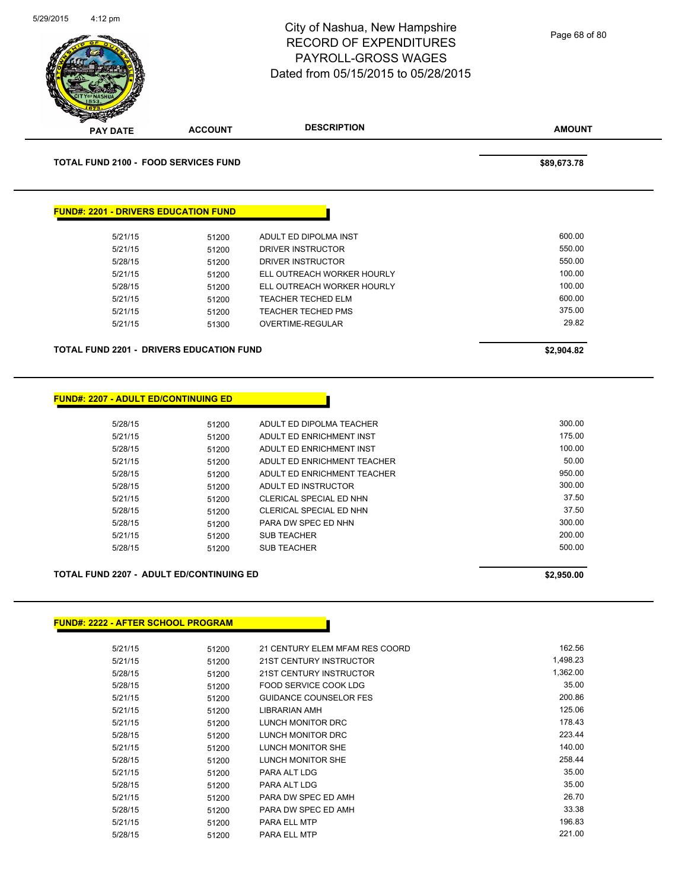# City of Nashua, New Hampshire
## RECORD OF EXPENDITURES
## PAYROLL-GROSS WAGES
## Dated from 05/15/2015 to 05/28/2015

| PAY DATE | ACCOUNT | DESCRIPTION | AMOUNT |
|---|---|---|---|
| **TOTAL FUND 2100 - FOOD SERVICES FUND** | | | **$89,673.78** |

**FUND#: 2201 - DRIVERS EDUCATION FUND**

| PAY DATE | ACCOUNT | DESCRIPTION | AMOUNT |
|---|---|---|---|
| 5/21/15 | 51200 | ADULT ED DIPOLMA INST | 600.00 |
| 5/21/15 | 51200 | DRIVER INSTRUCTOR | 550.00 |
| 5/28/15 | 51200 | DRIVER INSTRUCTOR | 550.00 |
| 5/21/15 | 51200 | ELL OUTREACH WORKER HOURLY | 100.00 |
| 5/28/15 | 51200 | ELL OUTREACH WORKER HOURLY | 100.00 |
| 5/21/15 | 51200 | TEACHER TECHED ELM | 600.00 |
| 5/21/15 | 51200 | TEACHER TECHED PMS | 375.00 |
| 5/21/15 | 51300 | OVERTIME-REGULAR | 29.82 |
| **TOTAL FUND 2201 - DRIVERS EDUCATION FUND** | | | **$2,904.82** |

**FUND#: 2207 - ADULT ED/CONTINUING ED**

| PAY DATE | ACCOUNT | DESCRIPTION | AMOUNT |
|---|---|---|---|
| 5/28/15 | 51200 | ADULT ED DIPOLMA TEACHER | 300.00 |
| 5/21/15 | 51200 | ADULT ED ENRICHMENT INST | 175.00 |
| 5/28/15 | 51200 | ADULT ED ENRICHMENT INST | 100.00 |
| 5/21/15 | 51200 | ADULT ED ENRICHMENT TEACHER | 50.00 |
| 5/28/15 | 51200 | ADULT ED ENRICHMENT TEACHER | 950.00 |
| 5/28/15 | 51200 | ADULT ED INSTRUCTOR | 300.00 |
| 5/21/15 | 51200 | CLERICAL SPECIAL ED NHN | 37.50 |
| 5/28/15 | 51200 | CLERICAL SPECIAL ED NHN | 37.50 |
| 5/28/15 | 51200 | PARA DW SPEC ED NHN | 300.00 |
| 5/21/15 | 51200 | SUB TEACHER | 200.00 |
| 5/28/15 | 51200 | SUB TEACHER | 500.00 |
| **TOTAL FUND 2207 - ADULT ED/CONTINUING ED** | | | **$2,950.00** |

**FUND#: 2222 - AFTER SCHOOL PROGRAM**

| PAY DATE | ACCOUNT | DESCRIPTION | AMOUNT |
|---|---|---|---|
| 5/21/15 | 51200 | 21 CENTURY ELEM MFAM RES COORD | 162.56 |
| 5/21/15 | 51200 | 21ST CENTURY INSTRUCTOR | 1,498.23 |
| 5/28/15 | 51200 | 21ST CENTURY INSTRUCTOR | 1,362.00 |
| 5/28/15 | 51200 | FOOD SERVICE COOK LDG | 35.00 |
| 5/21/15 | 51200 | GUIDANCE COUNSELOR FES | 200.86 |
| 5/21/15 | 51200 | LIBRARIAN AMH | 125.06 |
| 5/21/15 | 51200 | LUNCH MONITOR DRC | 178.43 |
| 5/28/15 | 51200 | LUNCH MONITOR DRC | 223.44 |
| 5/21/15 | 51200 | LUNCH MONITOR SHE | 140.00 |
| 5/28/15 | 51200 | LUNCH MONITOR SHE | 258.44 |
| 5/21/15 | 51200 | PARA ALT LDG | 35.00 |
| 5/28/15 | 51200 | PARA ALT LDG | 35.00 |
| 5/21/15 | 51200 | PARA DW SPEC ED AMH | 26.70 |
| 5/28/15 | 51200 | PARA DW SPEC ED AMH | 33.38 |
| 5/21/15 | 51200 | PARA ELL MTP | 196.83 |
| 5/28/15 | 51200 | PARA ELL MTP | 221.00 |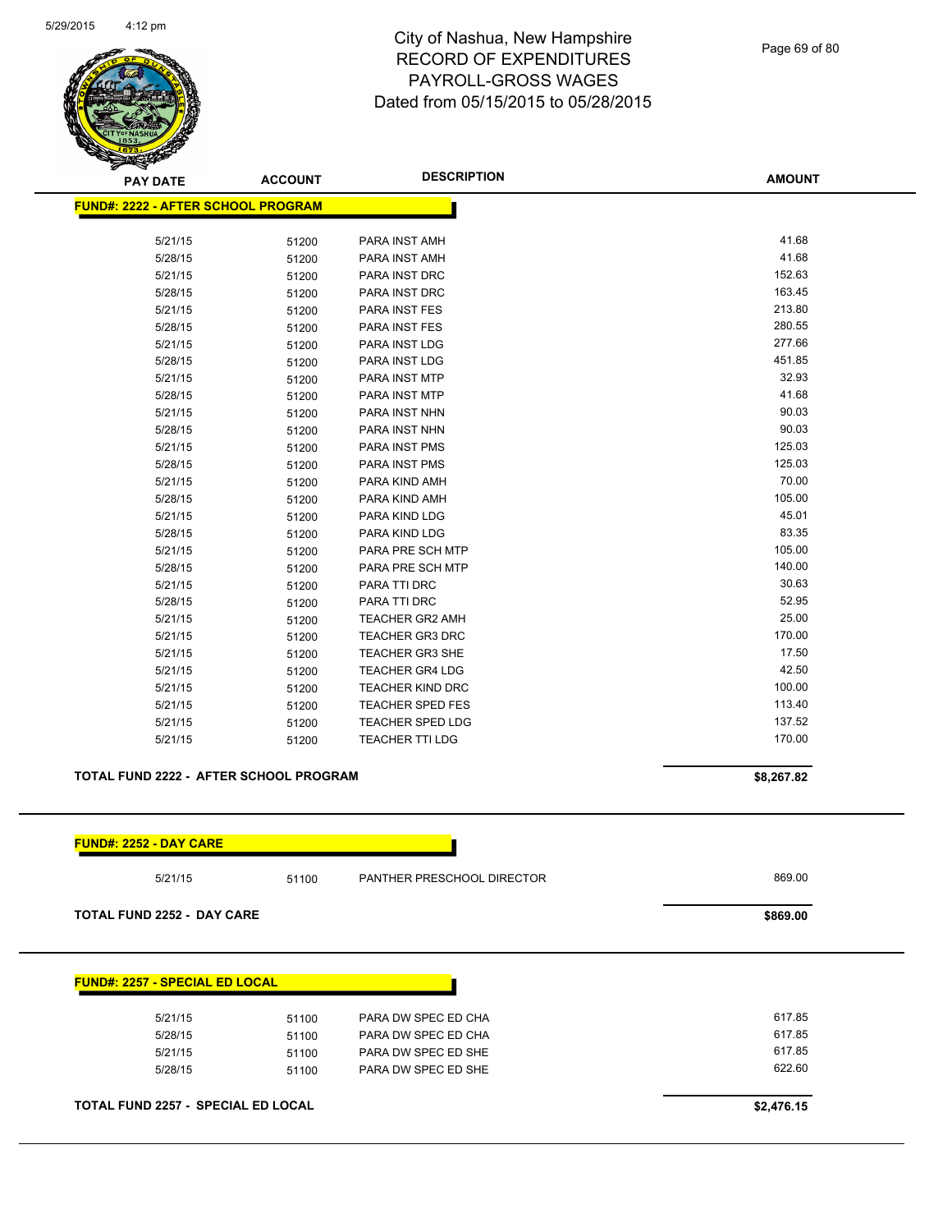# City of Nashua, New Hampshire
## RECORD OF EXPENDITURES
## PAYROLL-GROSS WAGES
## Dated from 05/15/2015 to 05/28/2015

5/29/2015 4:12 pm

| PAY DATE | ACCOUNT | DESCRIPTION | AMOUNT |
|---|---|---|---|
| **FUND#: 2222 - AFTER SCHOOL PROGRAM** | | | |
| 5/21/15 | 51200 | PARA INST AMH | 41.68 |
| 5/28/15 | 51200 | PARA INST AMH | 41.68 |
| 5/21/15 | 51200 | PARA INST DRC | 152.63 |
| 5/28/15 | 51200 | PARA INST DRC | 163.45 |
| 5/21/15 | 51200 | PARA INST FES | 213.80 |
| 5/28/15 | 51200 | PARA INST FES | 280.55 |
| 5/21/15 | 51200 | PARA INST LDG | 277.66 |
| 5/28/15 | 51200 | PARA INST LDG | 451.85 |
| 5/21/15 | 51200 | PARA INST MTP | 32.93 |
| 5/28/15 | 51200 | PARA INST MTP | 41.68 |
| 5/21/15 | 51200 | PARA INST NHN | 90.03 |
| 5/28/15 | 51200 | PARA INST NHN | 90.03 |
| 5/21/15 | 51200 | PARA INST PMS | 125.03 |
| 5/28/15 | 51200 | PARA INST PMS | 125.03 |
| 5/21/15 | 51200 | PARA KIND AMH | 70.00 |
| 5/28/15 | 51200 | PARA KIND AMH | 105.00 |
| 5/21/15 | 51200 | PARA KIND LDG | 45.01 |
| 5/28/15 | 51200 | PARA KIND LDG | 83.35 |
| 5/21/15 | 51200 | PARA PRE SCH MTP | 105.00 |
| 5/28/15 | 51200 | PARA PRE SCH MTP | 140.00 |
| 5/21/15 | 51200 | PARA TTI DRC | 30.63 |
| 5/28/15 | 51200 | PARA TTI DRC | 52.95 |
| 5/21/15 | 51200 | TEACHER GR2 AMH | 25.00 |
| 5/21/15 | 51200 | TEACHER GR3 DRC | 170.00 |
| 5/21/15 | 51200 | TEACHER GR3 SHE | 17.50 |
| 5/21/15 | 51200 | TEACHER GR4 LDG | 42.50 |
| 5/21/15 | 51200 | TEACHER KIND DRC | 100.00 |
| 5/21/15 | 51200 | TEACHER SPED FES | 113.40 |
| 5/21/15 | 51200 | TEACHER SPED LDG | 137.52 |
| 5/21/15 | 51200 | TEACHER TTI LDG | 170.00 |
| **TOTAL FUND 2222 - AFTER SCHOOL PROGRAM** | | | **$8,267.82** |

| PAY DATE | ACCOUNT | DESCRIPTION | AMOUNT |
|---|---|---|---|
| **FUND#: 2252 - DAY CARE** | | | |
| 5/21/15 | 51100 | PANTHER PRESCHOOL DIRECTOR | 869.00 |
| **TOTAL FUND 2252 - DAY CARE** | | | **$869.00** |

| PAY DATE | ACCOUNT | DESCRIPTION | AMOUNT |
|---|---|---|---|
| **FUND#: 2257 - SPECIAL ED LOCAL** | | | |
| 5/21/15 | 51100 | PARA DW SPEC ED CHA | 617.85 |
| 5/28/15 | 51100 | PARA DW SPEC ED CHA | 617.85 |
| 5/21/15 | 51100 | PARA DW SPEC ED SHE | 617.85 |
| 5/28/15 | 51100 | PARA DW SPEC ED SHE | 622.60 |
| **TOTAL FUND 2257 - SPECIAL ED LOCAL** | | | **$2,476.15** |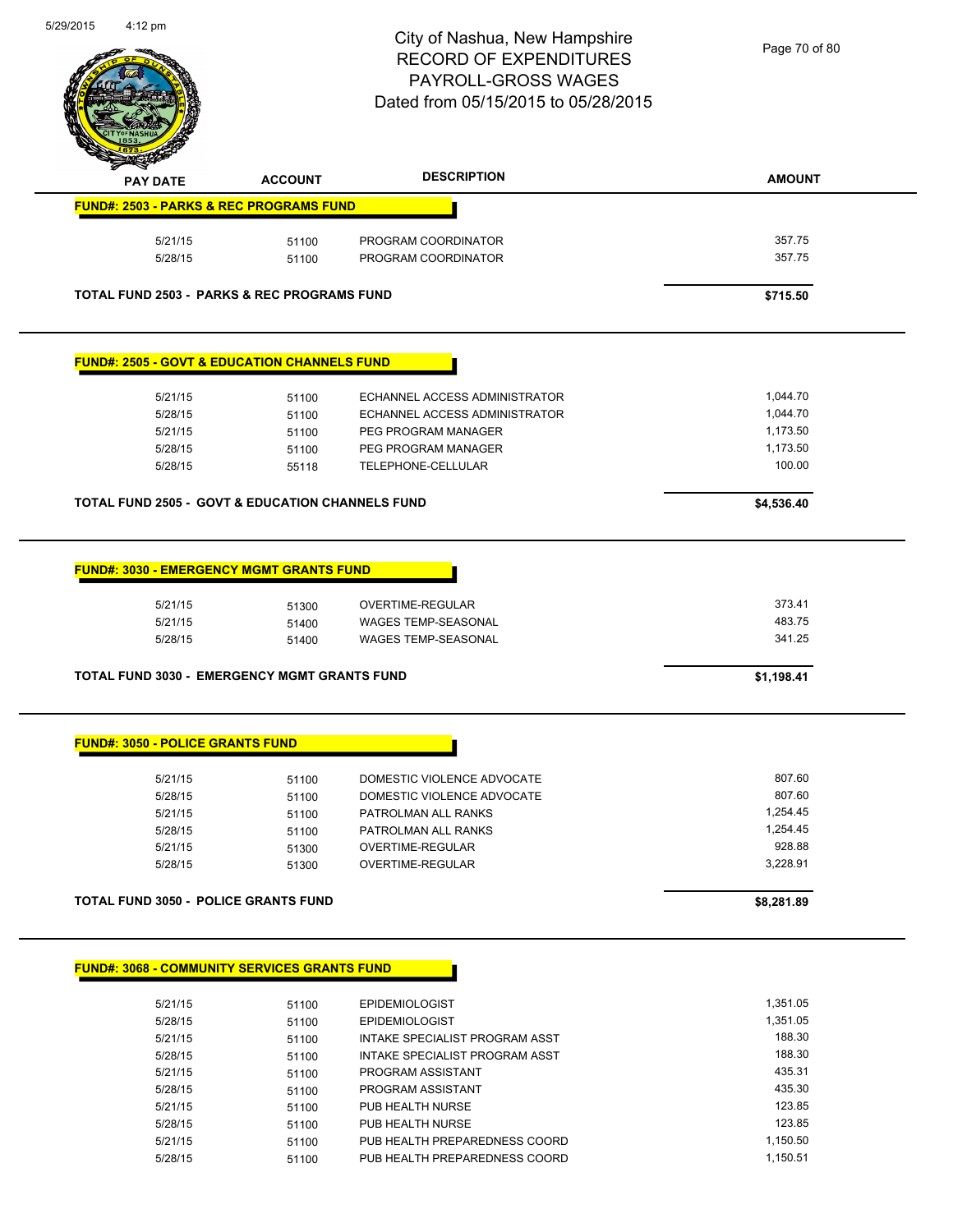# City of Nashua, New Hampshire
## RECORD OF EXPENDITURES
## PAYROLL-GROSS WAGES
## Dated from 05/15/2015 to 05/28/2015

| PAY DATE | ACCOUNT | DESCRIPTION | AMOUNT |
|---|---|---|---|
| **FUND#: 2503 - PARKS & REC PROGRAMS FUND** | | | |
| 5/21/15 | 51100 | PROGRAM COORDINATOR | 357.75 |
| 5/28/15 | 51100 | PROGRAM COORDINATOR | 357.75 |
| **TOTAL FUND 2503 - PARKS & REC PROGRAMS FUND** | | | **$715.50** |
| **FUND#: 2505 - GOVT & EDUCATION CHANNELS FUND** | | | |
| 5/21/15 | 51100 | ECHANNEL ACCESS ADMINISTRATOR | 1,044.70 |
| 5/28/15 | 51100 | ECHANNEL ACCESS ADMINISTRATOR | 1,044.70 |
| 5/21/15 | 51100 | PEG PROGRAM MANAGER | 1,173.50 |
| 5/28/15 | 51100 | PEG PROGRAM MANAGER | 1,173.50 |
| 5/28/15 | 55118 | TELEPHONE-CELLULAR | 100.00 |
| **TOTAL FUND 2505 - GOVT & EDUCATION CHANNELS FUND** | | | **$4,536.40** |
| **FUND#: 3030 - EMERGENCY MGMT GRANTS FUND** | | | |
| 5/21/15 | 51300 | OVERTIME-REGULAR | 373.41 |
| 5/21/15 | 51400 | WAGES TEMP-SEASONAL | 483.75 |
| 5/28/15 | 51400 | WAGES TEMP-SEASONAL | 341.25 |
| **TOTAL FUND 3030 - EMERGENCY MGMT GRANTS FUND** | | | **$1,198.41** |
| **FUND#: 3050 - POLICE GRANTS FUND** | | | |
| 5/21/15 | 51100 | DOMESTIC VIOLENCE ADVOCATE | 807.60 |
| 5/28/15 | 51100 | DOMESTIC VIOLENCE ADVOCATE | 807.60 |
| 5/21/15 | 51100 | PATROLMAN ALL RANKS | 1,254.45 |
| 5/28/15 | 51100 | PATROLMAN ALL RANKS | 1,254.45 |
| 5/21/15 | 51300 | OVERTIME-REGULAR | 928.88 |
| 5/28/15 | 51300 | OVERTIME-REGULAR | 3,228.91 |
| **TOTAL FUND 3050 - POLICE GRANTS FUND** | | | **$8,281.89** |
| **FUND#: 3068 - COMMUNITY SERVICES GRANTS FUND** | | | |
| 5/21/15 | 51100 | EPIDEMIOLOGIST | 1,351.05 |
| 5/28/15 | 51100 | EPIDEMIOLOGIST | 1,351.05 |
| 5/21/15 | 51100 | INTAKE SPECIALIST PROGRAM ASST | 188.30 |
| 5/28/15 | 51100 | INTAKE SPECIALIST PROGRAM ASST | 188.30 |
| 5/21/15 | 51100 | PROGRAM ASSISTANT | 435.31 |
| 5/28/15 | 51100 | PROGRAM ASSISTANT | 435.30 |
| 5/21/15 | 51100 | PUB HEALTH NURSE | 123.85 |
| 5/28/15 | 51100 | PUB HEALTH NURSE | 123.85 |
| 5/21/15 | 51100 | PUB HEALTH PREPAREDNESS COORD | 1,150.50 |
| 5/28/15 | 51100 | PUB HEALTH PREPAREDNESS COORD | 1,150.51 |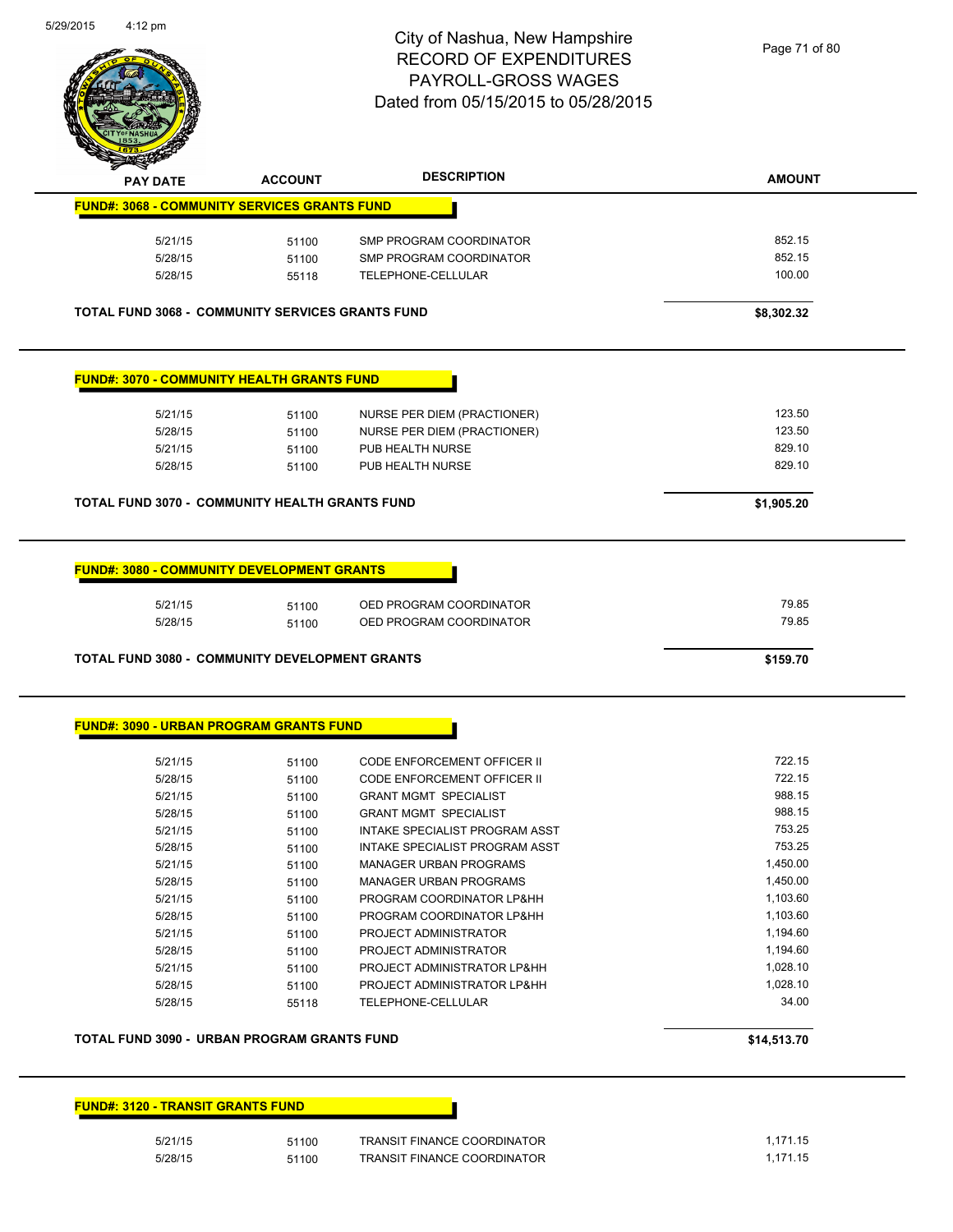City of Nashua, New Hampshire
RECORD OF EXPENDITURES
PAYROLL-GROSS WAGES
Dated from 05/15/2015 to 05/28/2015

| PAY DATE | ACCOUNT | DESCRIPTION | AMOUNT |
|---|---|---|---|
| **FUND#: 3068 - COMMUNITY SERVICES GRANTS FUND** | | | |
| 5/21/15 | 51100 | SMP PROGRAM COORDINATOR | 852.15 |
| 5/28/15 | 51100 | SMP PROGRAM COORDINATOR | 852.15 |
| 5/28/15 | 55118 | TELEPHONE-CELLULAR | 100.00 |
| **TOTAL FUND 3068 - COMMUNITY SERVICES GRANTS FUND** | | | **$8,302.32** |
| **FUND#: 3070 - COMMUNITY HEALTH GRANTS FUND** | | | |
| 5/21/15 | 51100 | NURSE PER DIEM (PRACTIONER) | 123.50 |
| 5/28/15 | 51100 | NURSE PER DIEM (PRACTIONER) | 123.50 |
| 5/21/15 | 51100 | PUB HEALTH NURSE | 829.10 |
| 5/28/15 | 51100 | PUB HEALTH NURSE | 829.10 |
| **TOTAL FUND 3070 - COMMUNITY HEALTH GRANTS FUND** | | | **$1,905.20** |
| **FUND#: 3080 - COMMUNITY DEVELOPMENT GRANTS** | | | |
| 5/21/15 | 51100 | OED PROGRAM COORDINATOR | 79.85 |
| 5/28/15 | 51100 | OED PROGRAM COORDINATOR | 79.85 |
| **TOTAL FUND 3080 - COMMUNITY DEVELOPMENT GRANTS** | | | **$159.70** |
| **FUND#: 3090 - URBAN PROGRAM GRANTS FUND** | | | |
| 5/21/15 | 51100 | CODE ENFORCEMENT OFFICER II | 722.15 |
| 5/28/15 | 51100 | CODE ENFORCEMENT OFFICER II | 722.15 |
| 5/21/15 | 51100 | GRANT MGMT SPECIALIST | 988.15 |
| 5/28/15 | 51100 | GRANT MGMT SPECIALIST | 988.15 |
| 5/21/15 | 51100 | INTAKE SPECIALIST PROGRAM ASST | 753.25 |
| 5/28/15 | 51100 | INTAKE SPECIALIST PROGRAM ASST | 753.25 |
| 5/21/15 | 51100 | MANAGER URBAN PROGRAMS | 1,450.00 |
| 5/28/15 | 51100 | MANAGER URBAN PROGRAMS | 1,450.00 |
| 5/21/15 | 51100 | PROGRAM COORDINATOR LP&HH | 1,103.60 |
| 5/28/15 | 51100 | PROGRAM COORDINATOR LP&HH | 1,103.60 |
| 5/21/15 | 51100 | PROJECT ADMINISTRATOR | 1,194.60 |
| 5/28/15 | 51100 | PROJECT ADMINISTRATOR | 1,194.60 |
| 5/21/15 | 51100 | PROJECT ADMINISTRATOR LP&HH | 1,028.10 |
| 5/28/15 | 51100 | PROJECT ADMINISTRATOR LP&HH | 1,028.10 |
| 5/28/15 | 55118 | TELEPHONE-CELLULAR | 34.00 |
| **TOTAL FUND 3090 - URBAN PROGRAM GRANTS FUND** | | | **$14,513.70** |
| **FUND#: 3120 - TRANSIT GRANTS FUND** | | | |
| 5/21/15 | 51100 | TRANSIT FINANCE COORDINATOR | 1,171.15 |
| 5/28/15 | 51100 | TRANSIT FINANCE COORDINATOR | 1,171.15 |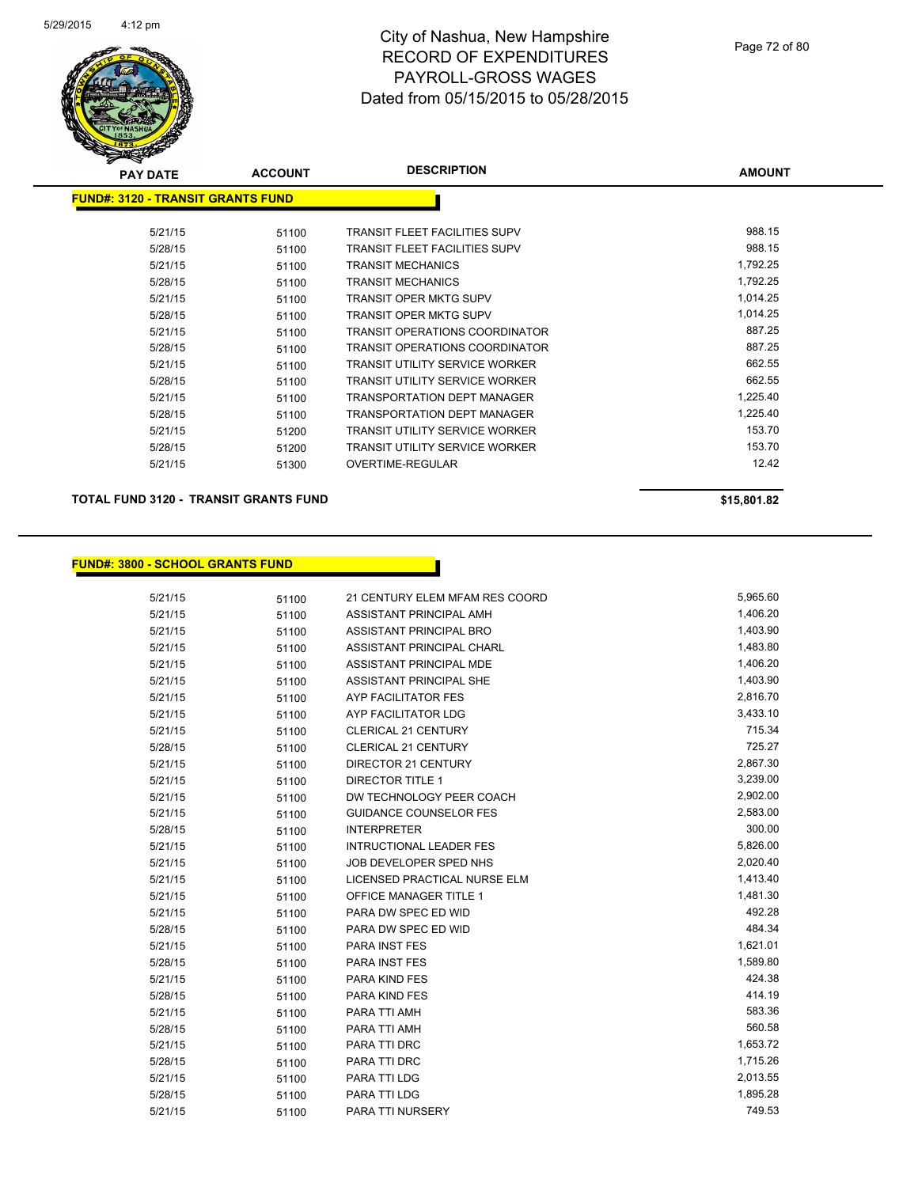# City of Nashua, New Hampshire
## RECORD OF EXPENDITURES
## PAYROLL-GROSS WAGES
## Dated from 05/15/2015 to 05/28/2015

**FUND#: 3120 - TRANSIT GRANTS FUND**

| PAY DATE | ACCOUNT | DESCRIPTION | AMOUNT |
|---|---|---|---|
| 5/21/15 | 51100 | TRANSIT FLEET FACILITIES SUPV | 988.15 |
| 5/28/15 | 51100 | TRANSIT FLEET FACILITIES SUPV | 988.15 |
| 5/21/15 | 51100 | TRANSIT MECHANICS | 1,792.25 |
| 5/28/15 | 51100 | TRANSIT MECHANICS | 1,792.25 |
| 5/21/15 | 51100 | TRANSIT OPER MKTG SUPV | 1,014.25 |
| 5/28/15 | 51100 | TRANSIT OPER MKTG SUPV | 1,014.25 |
| 5/21/15 | 51100 | TRANSIT OPERATIONS COORDINATOR | 887.25 |
| 5/28/15 | 51100 | TRANSIT OPERATIONS COORDINATOR | 887.25 |
| 5/21/15 | 51100 | TRANSIT UTILITY SERVICE WORKER | 662.55 |
| 5/28/15 | 51100 | TRANSIT UTILITY SERVICE WORKER | 662.55 |
| 5/21/15 | 51100 | TRANSPORTATION DEPT MANAGER | 1,225.40 |
| 5/28/15 | 51100 | TRANSPORTATION DEPT MANAGER | 1,225.40 |
| 5/21/15 | 51200 | TRANSIT UTILITY SERVICE WORKER | 153.70 |
| 5/28/15 | 51200 | TRANSIT UTILITY SERVICE WORKER | 153.70 |
| 5/21/15 | 51300 | OVERTIME-REGULAR | 12.42 |

**TOTAL FUND 3120 - TRANSIT GRANTS FUND** **$15,801.82**

**FUND#: 3800 - SCHOOL GRANTS FUND**

| PAY DATE | ACCOUNT | DESCRIPTION | AMOUNT |
|---|---|---|---|
| 5/21/15 | 51100 | 21 CENTURY ELEM MFAM RES COORD | 5,965.60 |
| 5/21/15 | 51100 | ASSISTANT PRINCIPAL AMH | 1,406.20 |
| 5/21/15 | 51100 | ASSISTANT PRINCIPAL BRO | 1,403.90 |
| 5/21/15 | 51100 | ASSISTANT PRINCIPAL CHARL | 1,483.80 |
| 5/21/15 | 51100 | ASSISTANT PRINCIPAL MDE | 1,406.20 |
| 5/21/15 | 51100 | ASSISTANT PRINCIPAL SHE | 1,403.90 |
| 5/21/15 | 51100 | AYP FACILITATOR FES | 2,816.70 |
| 5/21/15 | 51100 | AYP FACILITATOR LDG | 3,433.10 |
| 5/21/15 | 51100 | CLERICAL 21 CENTURY | 715.34 |
| 5/28/15 | 51100 | CLERICAL 21 CENTURY | 725.27 |
| 5/21/15 | 51100 | DIRECTOR 21 CENTURY | 2,867.30 |
| 5/21/15 | 51100 | DIRECTOR TITLE 1 | 3,239.00 |
| 5/21/15 | 51100 | DW TECHNOLOGY PEER COACH | 2,902.00 |
| 5/21/15 | 51100 | GUIDANCE COUNSELOR FES | 2,583.00 |
| 5/28/15 | 51100 | INTERPRETER | 300.00 |
| 5/21/15 | 51100 | INTRUCTIONAL LEADER FES | 5,826.00 |
| 5/21/15 | 51100 | JOB DEVELOPER SPED NHS | 2,020.40 |
| 5/21/15 | 51100 | LICENSED PRACTICAL NURSE ELM | 1,413.40 |
| 5/21/15 | 51100 | OFFICE MANAGER TITLE 1 | 1,481.30 |
| 5/21/15 | 51100 | PARA DW SPEC ED WID | 492.28 |
| 5/28/15 | 51100 | PARA DW SPEC ED WID | 484.34 |
| 5/21/15 | 51100 | PARA INST FES | 1,621.01 |
| 5/28/15 | 51100 | PARA INST FES | 1,589.80 |
| 5/21/15 | 51100 | PARA KIND FES | 424.38 |
| 5/28/15 | 51100 | PARA KIND FES | 414.19 |
| 5/21/15 | 51100 | PARA TTI AMH | 583.36 |
| 5/28/15 | 51100 | PARA TTI AMH | 560.58 |
| 5/21/15 | 51100 | PARA TTI DRC | 1,653.72 |
| 5/28/15 | 51100 | PARA TTI DRC | 1,715.26 |
| 5/21/15 | 51100 | PARA TTI LDG | 2,013.55 |
| 5/28/15 | 51100 | PARA TTI LDG | 1,895.28 |
| 5/21/15 | 51100 | PARA TTI NURSERY | 749.53 |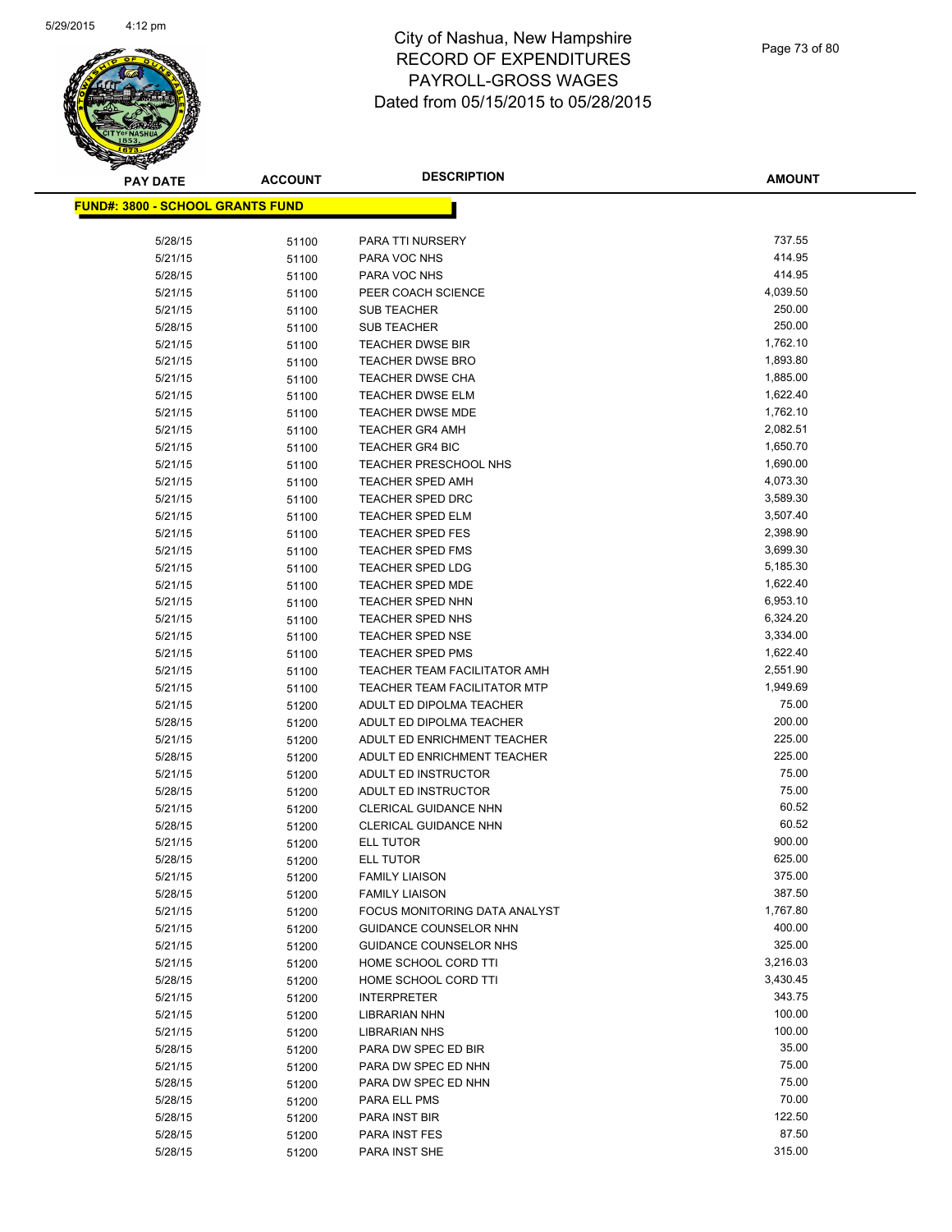# City of Nashua, New Hampshire
## RECORD OF EXPENDITURES
## PAYROLL-GROSS WAGES
## Dated from 05/15/2015 to 05/28/2015

**FUND#: 3800 - SCHOOL GRANTS FUND**

| PAY DATE | ACCOUNT | DESCRIPTION | AMOUNT |
|---|---|---|---|
| 5/28/15 | 51100 | PARA TTI NURSERY | 737.55 |
| 5/21/15 | 51100 | PARA VOC NHS | 414.95 |
| 5/28/15 | 51100 | PARA VOC NHS | 414.95 |
| 5/21/15 | 51100 | PEER COACH SCIENCE | 4,039.50 |
| 5/21/15 | 51100 | SUB TEACHER | 250.00 |
| 5/28/15 | 51100 | SUB TEACHER | 250.00 |
| 5/21/15 | 51100 | TEACHER DWSE BIR | 1,762.10 |
| 5/21/15 | 51100 | TEACHER DWSE BRO | 1,893.80 |
| 5/21/15 | 51100 | TEACHER DWSE CHA | 1,885.00 |
| 5/21/15 | 51100 | TEACHER DWSE ELM | 1,622.40 |
| 5/21/15 | 51100 | TEACHER DWSE MDE | 1,762.10 |
| 5/21/15 | 51100 | TEACHER GR4 AMH | 2,082.51 |
| 5/21/15 | 51100 | TEACHER GR4 BIC | 1,650.70 |
| 5/21/15 | 51100 | TEACHER PRESCHOOL NHS | 1,690.00 |
| 5/21/15 | 51100 | TEACHER SPED AMH | 4,073.30 |
| 5/21/15 | 51100 | TEACHER SPED DRC | 3,589.30 |
| 5/21/15 | 51100 | TEACHER SPED ELM | 3,507.40 |
| 5/21/15 | 51100 | TEACHER SPED FES | 2,398.90 |
| 5/21/15 | 51100 | TEACHER SPED FMS | 3,699.30 |
| 5/21/15 | 51100 | TEACHER SPED LDG | 5,185.30 |
| 5/21/15 | 51100 | TEACHER SPED MDE | 1,622.40 |
| 5/21/15 | 51100 | TEACHER SPED NHN | 6,953.10 |
| 5/21/15 | 51100 | TEACHER SPED NHS | 6,324.20 |
| 5/21/15 | 51100 | TEACHER SPED NSE | 3,334.00 |
| 5/21/15 | 51100 | TEACHER SPED PMS | 1,622.40 |
| 5/21/15 | 51100 | TEACHER TEAM FACILITATOR AMH | 2,551.90 |
| 5/21/15 | 51100 | TEACHER TEAM FACILITATOR MTP | 1,949.69 |
| 5/21/15 | 51200 | ADULT ED DIPOLMA TEACHER | 75.00 |
| 5/28/15 | 51200 | ADULT ED DIPOLMA TEACHER | 200.00 |
| 5/21/15 | 51200 | ADULT ED ENRICHMENT TEACHER | 225.00 |
| 5/28/15 | 51200 | ADULT ED ENRICHMENT TEACHER | 225.00 |
| 5/21/15 | 51200 | ADULT ED INSTRUCTOR | 75.00 |
| 5/28/15 | 51200 | ADULT ED INSTRUCTOR | 75.00 |
| 5/21/15 | 51200 | CLERICAL GUIDANCE NHN | 60.52 |
| 5/28/15 | 51200 | CLERICAL GUIDANCE NHN | 60.52 |
| 5/21/15 | 51200 | ELL TUTOR | 900.00 |
| 5/28/15 | 51200 | ELL TUTOR | 625.00 |
| 5/21/15 | 51200 | FAMILY LIAISON | 375.00 |
| 5/28/15 | 51200 | FAMILY LIAISON | 387.50 |
| 5/21/15 | 51200 | FOCUS MONITORING DATA ANALYST | 1,767.80 |
| 5/21/15 | 51200 | GUIDANCE COUNSELOR NHN | 400.00 |
| 5/21/15 | 51200 | GUIDANCE COUNSELOR NHS | 325.00 |
| 5/21/15 | 51200 | HOME SCHOOL CORD TTI | 3,216.03 |
| 5/28/15 | 51200 | HOME SCHOOL CORD TTI | 3,430.45 |
| 5/21/15 | 51200 | INTERPRETER | 343.75 |
| 5/21/15 | 51200 | LIBRARIAN NHN | 100.00 |
| 5/21/15 | 51200 | LIBRARIAN NHS | 100.00 |
| 5/28/15 | 51200 | PARA DW SPEC ED BIR | 35.00 |
| 5/21/15 | 51200 | PARA DW SPEC ED NHN | 75.00 |
| 5/28/15 | 51200 | PARA DW SPEC ED NHN | 75.00 |
| 5/28/15 | 51200 | PARA ELL PMS | 70.00 |
| 5/28/15 | 51200 | PARA INST BIR | 122.50 |
| 5/28/15 | 51200 | PARA INST FES | 87.50 |
| 5/28/15 | 51200 | PARA INST SHE | 315.00 |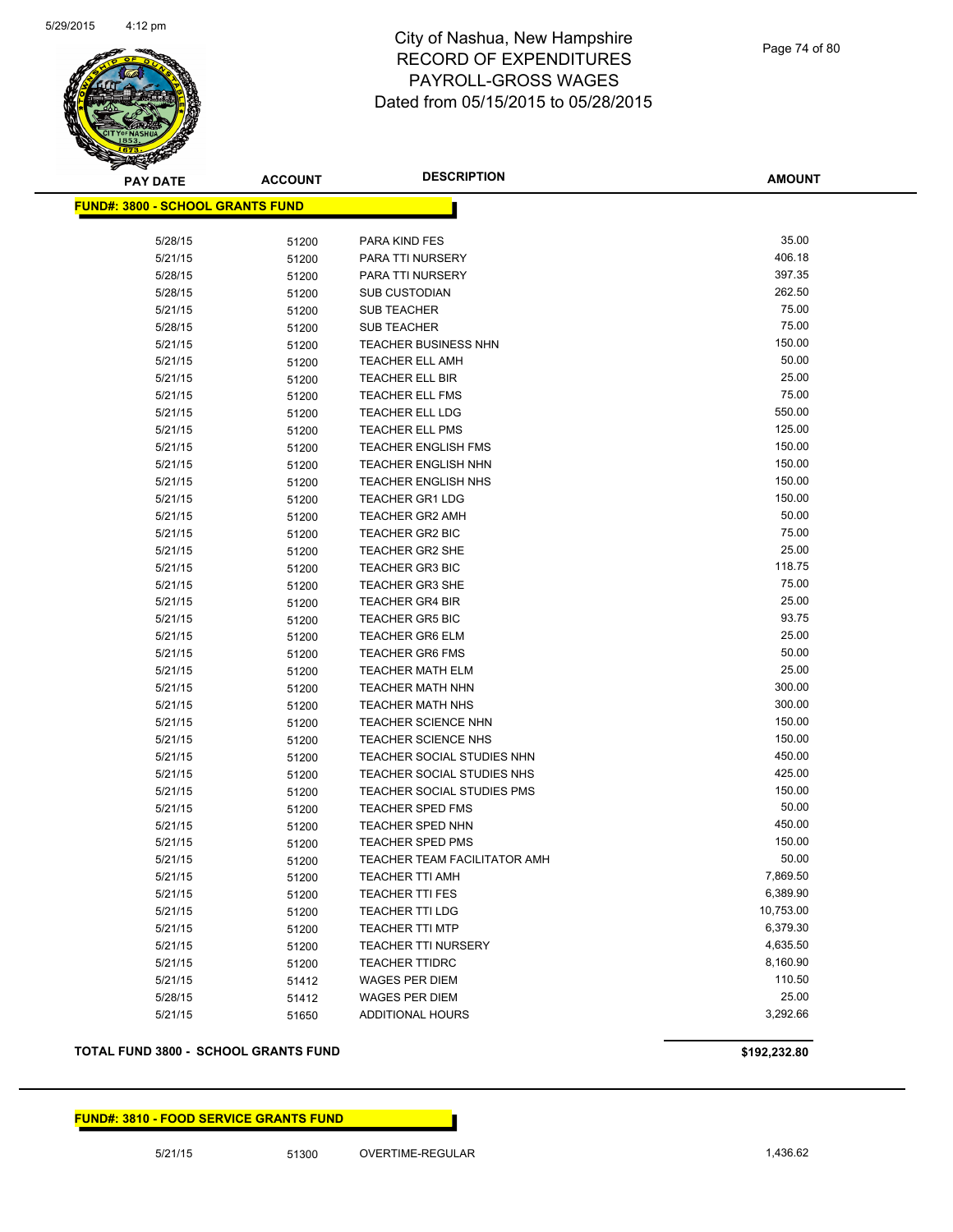# City of Nashua, New Hampshire
# RECORD OF EXPENDITURES
# PAYROLL-GROSS WAGES
# Dated from 05/15/2015 to 05/28/2015

**FUND#: 3800 - SCHOOL GRANTS FUND**

| PAY DATE | ACCOUNT | DESCRIPTION | AMOUNT |
|---|---|---|---|
| 5/28/15 | 51200 | PARA KIND FES | 35.00 |
| 5/21/15 | 51200 | PARA TTI NURSERY | 406.18 |
| 5/28/15 | 51200 | PARA TTI NURSERY | 397.35 |
| 5/28/15 | 51200 | SUB CUSTODIAN | 262.50 |
| 5/21/15 | 51200 | SUB TEACHER | 75.00 |
| 5/28/15 | 51200 | SUB TEACHER | 75.00 |
| 5/21/15 | 51200 | TEACHER BUSINESS NHN | 150.00 |
| 5/21/15 | 51200 | TEACHER ELL AMH | 50.00 |
| 5/21/15 | 51200 | TEACHER ELL BIR | 25.00 |
| 5/21/15 | 51200 | TEACHER ELL FMS | 75.00 |
| 5/21/15 | 51200 | TEACHER ELL LDG | 550.00 |
| 5/21/15 | 51200 | TEACHER ELL PMS | 125.00 |
| 5/21/15 | 51200 | TEACHER ENGLISH FMS | 150.00 |
| 5/21/15 | 51200 | TEACHER ENGLISH NHN | 150.00 |
| 5/21/15 | 51200 | TEACHER ENGLISH NHS | 150.00 |
| 5/21/15 | 51200 | TEACHER GR1 LDG | 150.00 |
| 5/21/15 | 51200 | TEACHER GR2 AMH | 50.00 |
| 5/21/15 | 51200 | TEACHER GR2 BIC | 75.00 |
| 5/21/15 | 51200 | TEACHER GR2 SHE | 25.00 |
| 5/21/15 | 51200 | TEACHER GR3 BIC | 118.75 |
| 5/21/15 | 51200 | TEACHER GR3 SHE | 75.00 |
| 5/21/15 | 51200 | TEACHER GR4 BIR | 25.00 |
| 5/21/15 | 51200 | TEACHER GR5 BIC | 93.75 |
| 5/21/15 | 51200 | TEACHER GR6 ELM | 25.00 |
| 5/21/15 | 51200 | TEACHER GR6 FMS | 50.00 |
| 5/21/15 | 51200 | TEACHER MATH ELM | 25.00 |
| 5/21/15 | 51200 | TEACHER MATH NHN | 300.00 |
| 5/21/15 | 51200 | TEACHER MATH NHS | 300.00 |
| 5/21/15 | 51200 | TEACHER SCIENCE NHN | 150.00 |
| 5/21/15 | 51200 | TEACHER SCIENCE NHS | 150.00 |
| 5/21/15 | 51200 | TEACHER SOCIAL STUDIES NHN | 450.00 |
| 5/21/15 | 51200 | TEACHER SOCIAL STUDIES NHS | 425.00 |
| 5/21/15 | 51200 | TEACHER SOCIAL STUDIES PMS | 150.00 |
| 5/21/15 | 51200 | TEACHER SPED FMS | 50.00 |
| 5/21/15 | 51200 | TEACHER SPED NHN | 450.00 |
| 5/21/15 | 51200 | TEACHER SPED PMS | 150.00 |
| 5/21/15 | 51200 | TEACHER TEAM FACILITATOR AMH | 50.00 |
| 5/21/15 | 51200 | TEACHER TTI AMH | 7,869.50 |
| 5/21/15 | 51200 | TEACHER TTI FES | 6,389.90 |
| 5/21/15 | 51200 | TEACHER TTI LDG | 10,753.00 |
| 5/21/15 | 51200 | TEACHER TTI MTP | 6,379.30 |
| 5/21/15 | 51200 | TEACHER TTI NURSERY | 4,635.50 |
| 5/21/15 | 51200 | TEACHER TTIDRC | 8,160.90 |
| 5/21/15 | 51412 | WAGES PER DIEM | 110.50 |
| 5/28/15 | 51412 | WAGES PER DIEM | 25.00 |
| 5/21/15 | 51650 | ADDITIONAL HOURS | 3,292.66 |

**TOTAL FUND 3800 - SCHOOL GRANTS FUND** **$192,232.80**

**FUND#: 3810 - FOOD SERVICE GRANTS FUND**

| PAY DATE | ACCOUNT | DESCRIPTION | AMOUNT |
|---|---|---|---|
| 5/21/15 | 51300 | OVERTIME-REGULAR | 1,436.62 |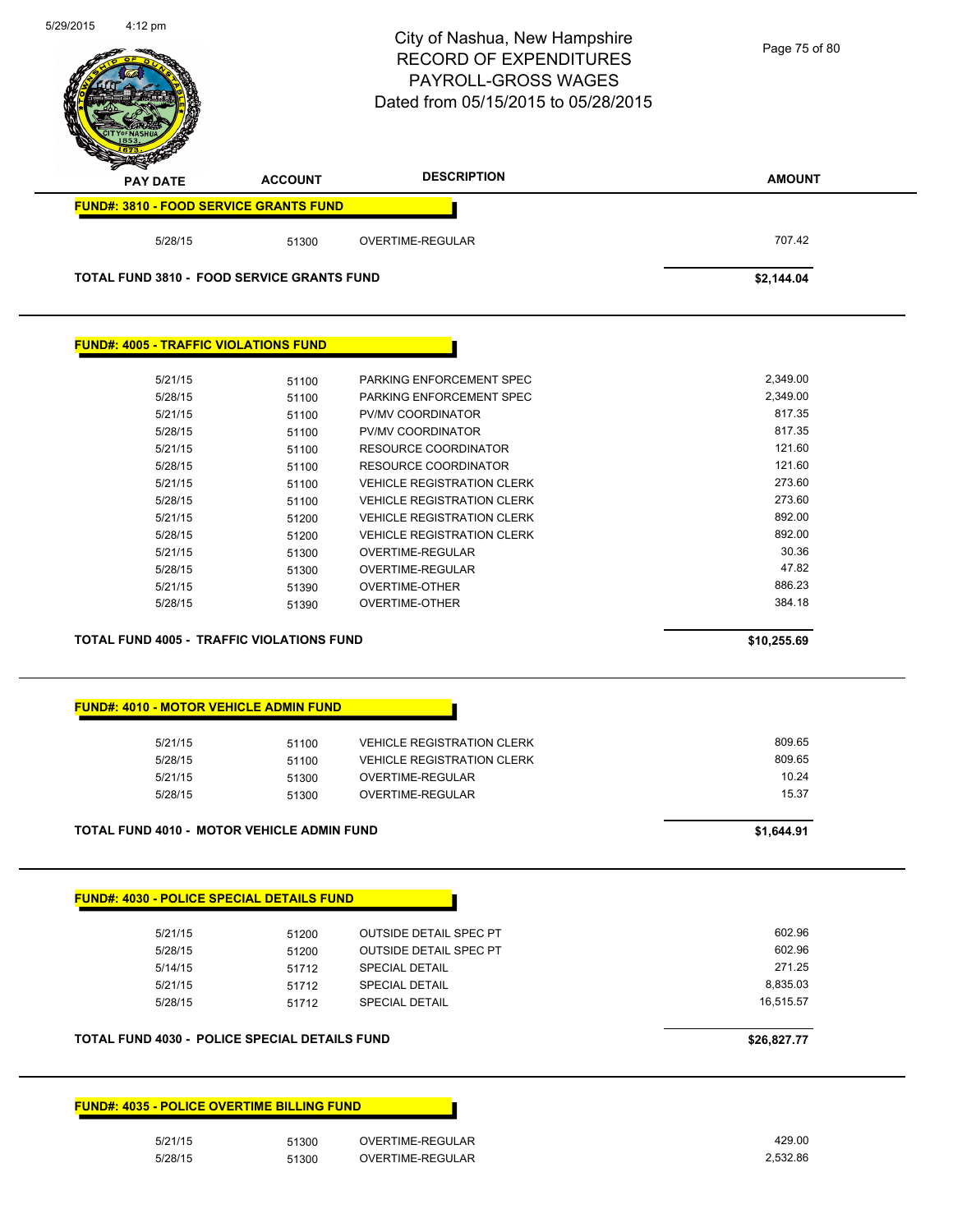# City of Nashua, New Hampshire
## RECORD OF EXPENDITURES
## PAYROLL-GROSS WAGES
## Dated from 05/15/2015 to 05/28/2015

| PAY DATE | ACCOUNT | DESCRIPTION | AMOUNT |
|---|---|---|---|
| **FUND#: 3810 - FOOD SERVICE GRANTS FUND** | | | |
| 5/28/15 | 51300 | OVERTIME-REGULAR | 707.42 |
| **TOTAL FUND 3810 - FOOD SERVICE GRANTS FUND** | | | **$2,144.04** |

| PAY DATE | ACCOUNT | DESCRIPTION | AMOUNT |
|---|---|---|---|
| **FUND#: 4005 - TRAFFIC VIOLATIONS FUND** | | | |
| 5/21/15 | 51100 | PARKING ENFORCEMENT SPEC | 2,349.00 |
| 5/28/15 | 51100 | PARKING ENFORCEMENT SPEC | 2,349.00 |
| 5/21/15 | 51100 | PV/MV COORDINATOR | 817.35 |
| 5/28/15 | 51100 | PV/MV COORDINATOR | 817.35 |
| 5/21/15 | 51100 | RESOURCE COORDINATOR | 121.60 |
| 5/28/15 | 51100 | RESOURCE COORDINATOR | 121.60 |
| 5/21/15 | 51100 | VEHICLE REGISTRATION CLERK | 273.60 |
| 5/28/15 | 51100 | VEHICLE REGISTRATION CLERK | 273.60 |
| 5/21/15 | 51200 | VEHICLE REGISTRATION CLERK | 892.00 |
| 5/28/15 | 51200 | VEHICLE REGISTRATION CLERK | 892.00 |
| 5/21/15 | 51300 | OVERTIME-REGULAR | 30.36 |
| 5/28/15 | 51300 | OVERTIME-REGULAR | 47.82 |
| 5/21/15 | 51390 | OVERTIME-OTHER | 886.23 |
| 5/28/15 | 51390 | OVERTIME-OTHER | 384.18 |
| **TOTAL FUND 4005 - TRAFFIC VIOLATIONS FUND** | | | **$10,255.69** |

| PAY DATE | ACCOUNT | DESCRIPTION | AMOUNT |
|---|---|---|---|
| **FUND#: 4010 - MOTOR VEHICLE ADMIN FUND** | | | |
| 5/21/15 | 51100 | VEHICLE REGISTRATION CLERK | 809.65 |
| 5/28/15 | 51100 | VEHICLE REGISTRATION CLERK | 809.65 |
| 5/21/15 | 51300 | OVERTIME-REGULAR | 10.24 |
| 5/28/15 | 51300 | OVERTIME-REGULAR | 15.37 |
| **TOTAL FUND 4010 - MOTOR VEHICLE ADMIN FUND** | | | **$1,644.91** |

| PAY DATE | ACCOUNT | DESCRIPTION | AMOUNT |
|---|---|---|---|
| **FUND#: 4030 - POLICE SPECIAL DETAILS FUND** | | | |
| 5/21/15 | 51200 | OUTSIDE DETAIL SPEC PT | 602.96 |
| 5/28/15 | 51200 | OUTSIDE DETAIL SPEC PT | 602.96 |
| 5/14/15 | 51712 | SPECIAL DETAIL | 271.25 |
| 5/21/15 | 51712 | SPECIAL DETAIL | 8,835.03 |
| 5/28/15 | 51712 | SPECIAL DETAIL | 16,515.57 |
| **TOTAL FUND 4030 - POLICE SPECIAL DETAILS FUND** | | | **$26,827.77** |

| PAY DATE | ACCOUNT | DESCRIPTION | AMOUNT |
|---|---|---|---|
| **FUND#: 4035 - POLICE OVERTIME BILLING FUND** | | | |
| 5/21/15 | 51300 | OVERTIME-REGULAR | 429.00 |
| 5/28/15 | 51300 | OVERTIME-REGULAR | 2,532.86 |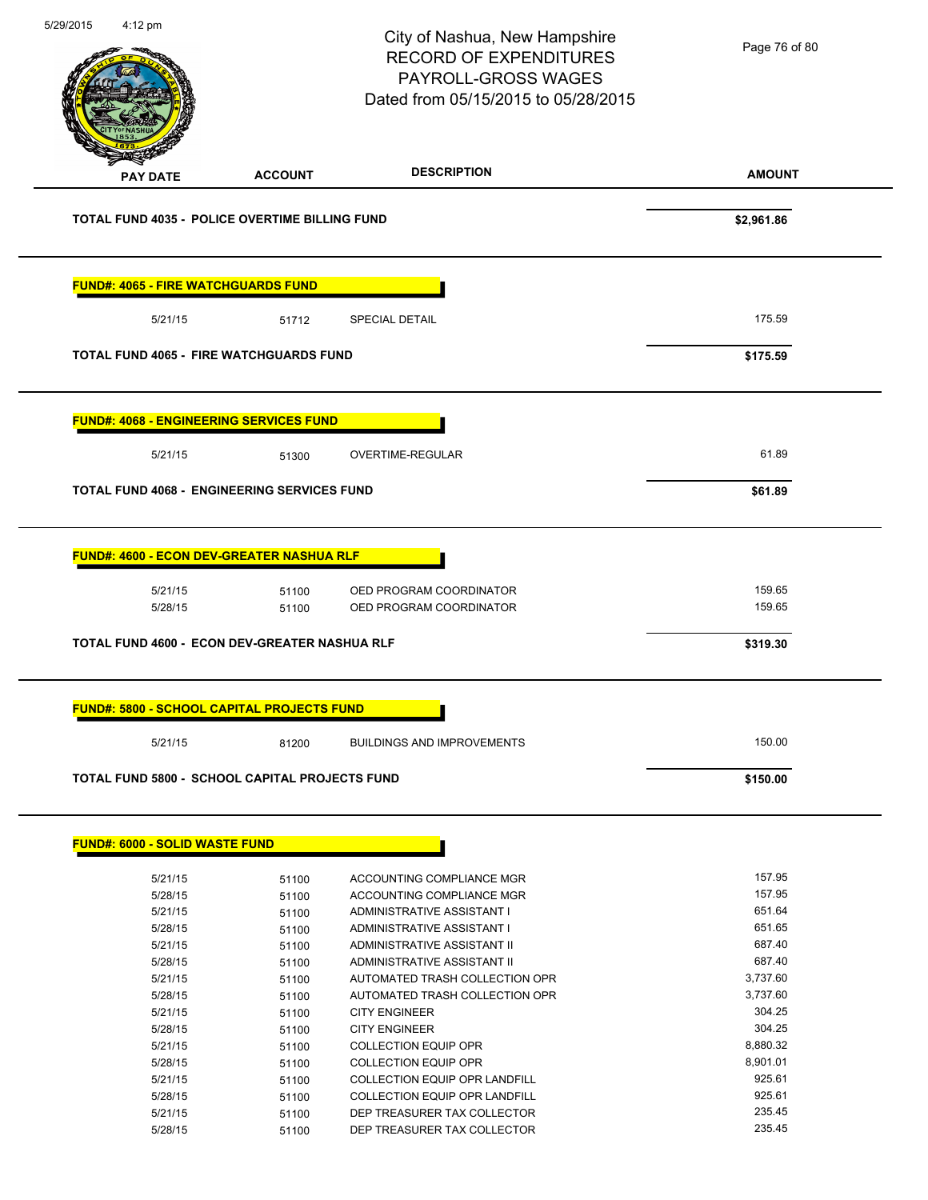# City of Nashua, New Hampshire
## RECORD OF EXPENDITURES
## PAYROLL-GROSS WAGES
## Dated from 05/15/2015 to 05/28/2015

| PAY DATE | ACCOUNT | DESCRIPTION | AMOUNT |
|---|---|---|---|
| **TOTAL FUND 4035 - POLICE OVERTIME BILLING FUND** | | | **$2,961.86** |

**FUND#: 4065 - FIRE WATCHGUARDS FUND**

| PAY DATE | ACCOUNT | DESCRIPTION | AMOUNT |
|---|---|---|---|
| 5/21/15 | 51712 | SPECIAL DETAIL | 175.59 |
| **TOTAL FUND 4065 - FIRE WATCHGUARDS FUND** | | | **$175.59** |

**FUND#: 4068 - ENGINEERING SERVICES FUND**

| PAY DATE | ACCOUNT | DESCRIPTION | AMOUNT |
|---|---|---|---|
| 5/21/15 | 51300 | OVERTIME-REGULAR | 61.89 |
| **TOTAL FUND 4068 - ENGINEERING SERVICES FUND** | | | **$61.89** |

**FUND#: 4600 - ECON DEV-GREATER NASHUA RLF**

| PAY DATE | ACCOUNT | DESCRIPTION | AMOUNT |
|---|---|---|---|
| 5/21/15 | 51100 | OED PROGRAM COORDINATOR | 159.65 |
| 5/28/15 | 51100 | OED PROGRAM COORDINATOR | 159.65 |
| **TOTAL FUND 4600 - ECON DEV-GREATER NASHUA RLF** | | | **$319.30** |

**FUND#: 5800 - SCHOOL CAPITAL PROJECTS FUND**

| PAY DATE | ACCOUNT | DESCRIPTION | AMOUNT |
|---|---|---|---|
| 5/21/15 | 81200 | BUILDINGS AND IMPROVEMENTS | 150.00 |
| **TOTAL FUND 5800 - SCHOOL CAPITAL PROJECTS FUND** | | | **$150.00** |

**FUND#: 6000 - SOLID WASTE FUND**

| PAY DATE | ACCOUNT | DESCRIPTION | AMOUNT |
|---|---|---|---|
| 5/21/15 | 51100 | ACCOUNTING COMPLIANCE MGR | 157.95 |
| 5/28/15 | 51100 | ACCOUNTING COMPLIANCE MGR | 157.95 |
| 5/21/15 | 51100 | ADMINISTRATIVE ASSISTANT I | 651.64 |
| 5/28/15 | 51100 | ADMINISTRATIVE ASSISTANT I | 651.65 |
| 5/21/15 | 51100 | ADMINISTRATIVE ASSISTANT II | 687.40 |
| 5/28/15 | 51100 | ADMINISTRATIVE ASSISTANT II | 687.40 |
| 5/21/15 | 51100 | AUTOMATED TRASH COLLECTION OPR | 3,737.60 |
| 5/28/15 | 51100 | AUTOMATED TRASH COLLECTION OPR | 3,737.60 |
| 5/21/15 | 51100 | CITY ENGINEER | 304.25 |
| 5/28/15 | 51100 | CITY ENGINEER | 304.25 |
| 5/21/15 | 51100 | COLLECTION EQUIP OPR | 8,880.32 |
| 5/28/15 | 51100 | COLLECTION EQUIP OPR | 8,901.01 |
| 5/21/15 | 51100 | COLLECTION EQUIP OPR LANDFILL | 925.61 |
| 5/28/15 | 51100 | COLLECTION EQUIP OPR LANDFILL | 925.61 |
| 5/21/15 | 51100 | DEP TREASURER TAX COLLECTOR | 235.45 |
| 5/28/15 | 51100 | DEP TREASURER TAX COLLECTOR | 235.45 |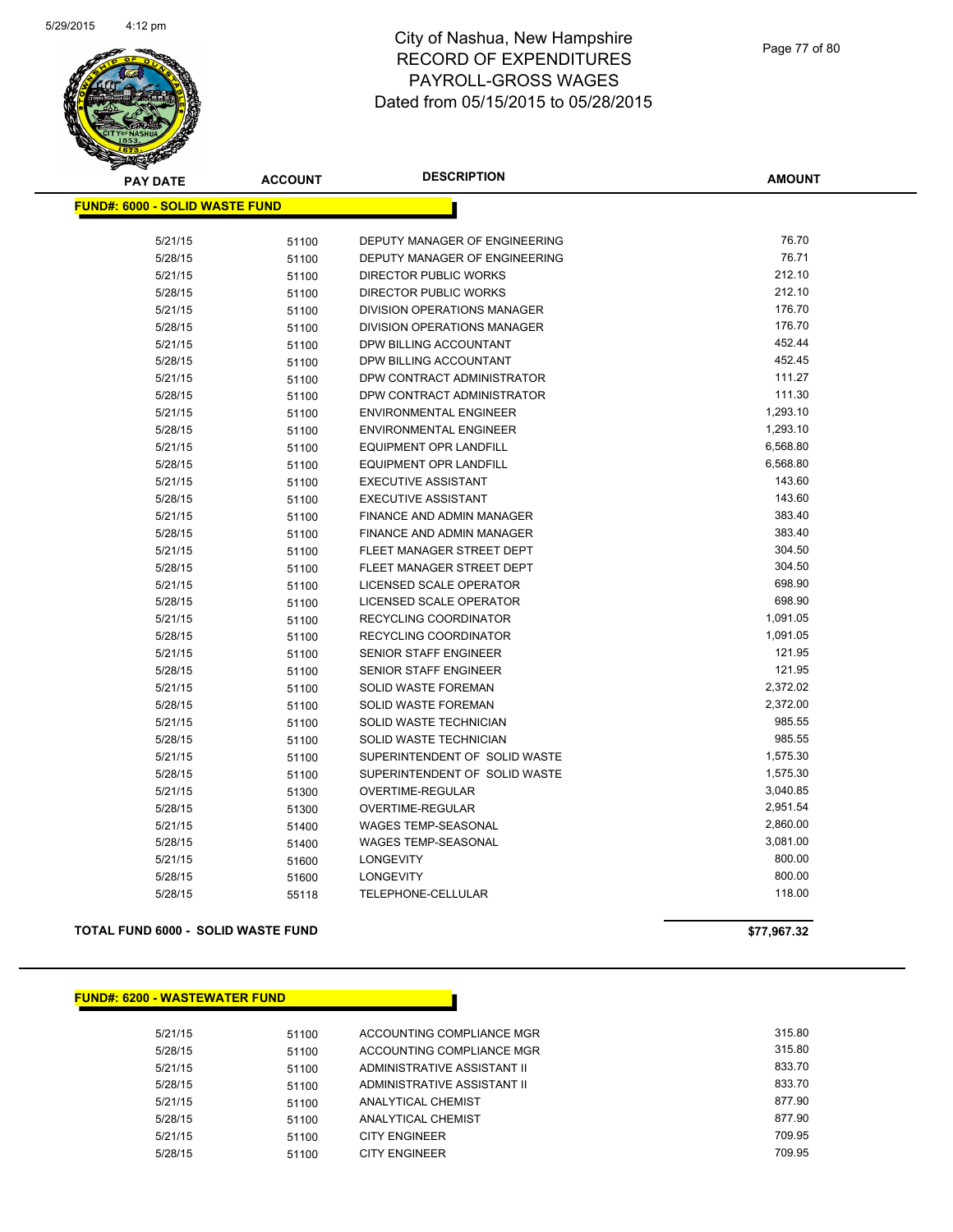# City of Nashua, New Hampshire
# RECORD OF EXPENDITURES
# PAYROLL-GROSS WAGES
# Dated from 05/15/2015 to 05/28/2015

| PAY DATE | ACCOUNT | DESCRIPTION | AMOUNT |
|---|---|---|---|
| **FUND#: 6000 - SOLID WASTE FUND** | | | |
| 5/21/15 | 51100 | DEPUTY MANAGER OF ENGINEERING | 76.70 |
| 5/28/15 | 51100 | DEPUTY MANAGER OF ENGINEERING | 76.71 |
| 5/21/15 | 51100 | DIRECTOR PUBLIC WORKS | 212.10 |
| 5/28/15 | 51100 | DIRECTOR PUBLIC WORKS | 212.10 |
| 5/21/15 | 51100 | DIVISION OPERATIONS MANAGER | 176.70 |
| 5/28/15 | 51100 | DIVISION OPERATIONS MANAGER | 176.70 |
| 5/21/15 | 51100 | DPW BILLING ACCOUNTANT | 452.44 |
| 5/28/15 | 51100 | DPW BILLING ACCOUNTANT | 452.45 |
| 5/21/15 | 51100 | DPW CONTRACT ADMINISTRATOR | 111.27 |
| 5/28/15 | 51100 | DPW CONTRACT ADMINISTRATOR | 111.30 |
| 5/21/15 | 51100 | ENVIRONMENTAL ENGINEER | 1,293.10 |
| 5/28/15 | 51100 | ENVIRONMENTAL ENGINEER | 1,293.10 |
| 5/21/15 | 51100 | EQUIPMENT OPR LANDFILL | 6,568.80 |
| 5/28/15 | 51100 | EQUIPMENT OPR LANDFILL | 6,568.80 |
| 5/21/15 | 51100 | EXECUTIVE ASSISTANT | 143.60 |
| 5/28/15 | 51100 | EXECUTIVE ASSISTANT | 143.60 |
| 5/21/15 | 51100 | FINANCE AND ADMIN MANAGER | 383.40 |
| 5/28/15 | 51100 | FINANCE AND ADMIN MANAGER | 383.40 |
| 5/21/15 | 51100 | FLEET MANAGER STREET DEPT | 304.50 |
| 5/28/15 | 51100 | FLEET MANAGER STREET DEPT | 304.50 |
| 5/21/15 | 51100 | LICENSED SCALE OPERATOR | 698.90 |
| 5/28/15 | 51100 | LICENSED SCALE OPERATOR | 698.90 |
| 5/21/15 | 51100 | RECYCLING COORDINATOR | 1,091.05 |
| 5/28/15 | 51100 | RECYCLING COORDINATOR | 1,091.05 |
| 5/21/15 | 51100 | SENIOR STAFF ENGINEER | 121.95 |
| 5/28/15 | 51100 | SENIOR STAFF ENGINEER | 121.95 |
| 5/21/15 | 51100 | SOLID WASTE FOREMAN | 2,372.02 |
| 5/28/15 | 51100 | SOLID WASTE FOREMAN | 2,372.00 |
| 5/21/15 | 51100 | SOLID WASTE TECHNICIAN | 985.55 |
| 5/28/15 | 51100 | SOLID WASTE TECHNICIAN | 985.55 |
| 5/21/15 | 51100 | SUPERINTENDENT OF SOLID WASTE | 1,575.30 |
| 5/28/15 | 51100 | SUPERINTENDENT OF SOLID WASTE | 1,575.30 |
| 5/21/15 | 51300 | OVERTIME-REGULAR | 3,040.85 |
| 5/28/15 | 51300 | OVERTIME-REGULAR | 2,951.54 |
| 5/21/15 | 51400 | WAGES TEMP-SEASONAL | 2,860.00 |
| 5/28/15 | 51400 | WAGES TEMP-SEASONAL | 3,081.00 |
| 5/21/15 | 51600 | LONGEVITY | 800.00 |
| 5/28/15 | 51600 | LONGEVITY | 800.00 |
| 5/28/15 | 55118 | TELEPHONE-CELLULAR | 118.00 |
| **TOTAL FUND 6000 - SOLID WASTE FUND** | | | **$77,967.32** |

| PAY DATE | ACCOUNT | DESCRIPTION | AMOUNT |
|---|---|---|---|
| **FUND#: 6200 - WASTEWATER FUND** | | | |
| 5/21/15 | 51100 | ACCOUNTING COMPLIANCE MGR | 315.80 |
| 5/28/15 | 51100 | ACCOUNTING COMPLIANCE MGR | 315.80 |
| 5/21/15 | 51100 | ADMINISTRATIVE ASSISTANT II | 833.70 |
| 5/28/15 | 51100 | ADMINISTRATIVE ASSISTANT II | 833.70 |
| 5/21/15 | 51100 | ANALYTICAL CHEMIST | 877.90 |
| 5/28/15 | 51100 | ANALYTICAL CHEMIST | 877.90 |
| 5/21/15 | 51100 | CITY ENGINEER | 709.95 |
| 5/28/15 | 51100 | CITY ENGINEER | 709.95 |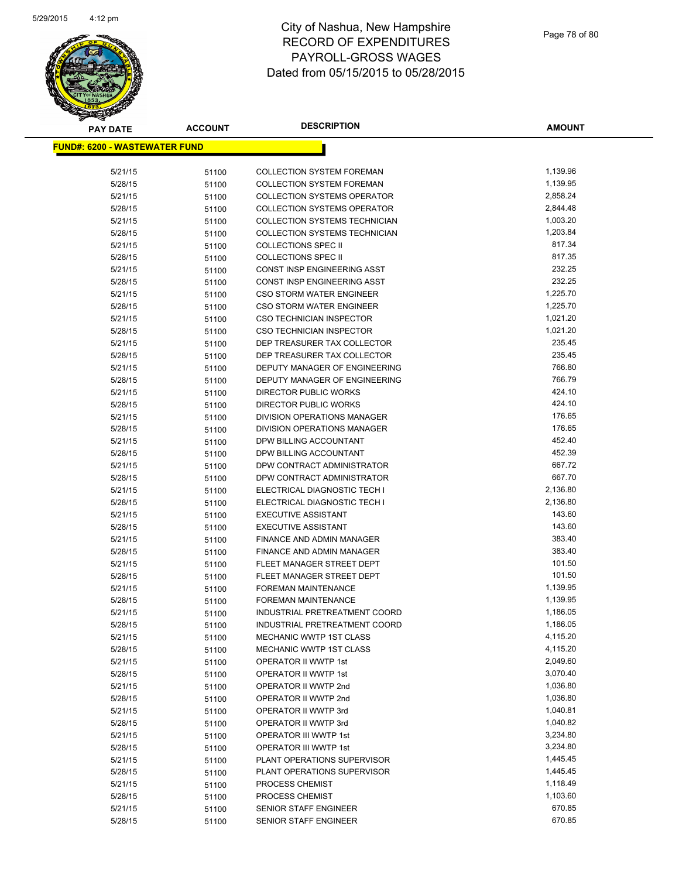# City of Nashua, New Hampshire
## RECORD OF EXPENDITURES
## PAYROLL-GROSS WAGES
## Dated from 05/15/2015 to 05/28/2015

**FUND#: 6200 - WASTEWATER FUND**

| PAY DATE | ACCOUNT | DESCRIPTION | AMOUNT |
|---|---|---|---|
| 5/21/15 | 51100 | COLLECTION SYSTEM FOREMAN | 1,139.96 |
| 5/28/15 | 51100 | COLLECTION SYSTEM FOREMAN | 1,139.95 |
| 5/21/15 | 51100 | COLLECTION SYSTEMS OPERATOR | 2,858.24 |
| 5/28/15 | 51100 | COLLECTION SYSTEMS OPERATOR | 2,844.48 |
| 5/21/15 | 51100 | COLLECTION SYSTEMS TECHNICIAN | 1,003.20 |
| 5/28/15 | 51100 | COLLECTION SYSTEMS TECHNICIAN | 1,203.84 |
| 5/21/15 | 51100 | COLLECTIONS SPEC II | 817.34 |
| 5/28/15 | 51100 | COLLECTIONS SPEC II | 817.35 |
| 5/21/15 | 51100 | CONST INSP ENGINEERING ASST | 232.25 |
| 5/28/15 | 51100 | CONST INSP ENGINEERING ASST | 232.25 |
| 5/21/15 | 51100 | CSO STORM WATER ENGINEER | 1,225.70 |
| 5/28/15 | 51100 | CSO STORM WATER ENGINEER | 1,225.70 |
| 5/21/15 | 51100 | CSO TECHNICIAN INSPECTOR | 1,021.20 |
| 5/28/15 | 51100 | CSO TECHNICIAN INSPECTOR | 1,021.20 |
| 5/21/15 | 51100 | DEP TREASURER TAX COLLECTOR | 235.45 |
| 5/28/15 | 51100 | DEP TREASURER TAX COLLECTOR | 235.45 |
| 5/21/15 | 51100 | DEPUTY MANAGER OF ENGINEERING | 766.80 |
| 5/28/15 | 51100 | DEPUTY MANAGER OF ENGINEERING | 766.79 |
| 5/21/15 | 51100 | DIRECTOR PUBLIC WORKS | 424.10 |
| 5/28/15 | 51100 | DIRECTOR PUBLIC WORKS | 424.10 |
| 5/21/15 | 51100 | DIVISION OPERATIONS MANAGER | 176.65 |
| 5/28/15 | 51100 | DIVISION OPERATIONS MANAGER | 176.65 |
| 5/21/15 | 51100 | DPW BILLING ACCOUNTANT | 452.40 |
| 5/28/15 | 51100 | DPW BILLING ACCOUNTANT | 452.39 |
| 5/21/15 | 51100 | DPW CONTRACT ADMINISTRATOR | 667.72 |
| 5/28/15 | 51100 | DPW CONTRACT ADMINISTRATOR | 667.70 |
| 5/21/15 | 51100 | ELECTRICAL DIAGNOSTIC TECH I | 2,136.80 |
| 5/28/15 | 51100 | ELECTRICAL DIAGNOSTIC TECH I | 2,136.80 |
| 5/21/15 | 51100 | EXECUTIVE ASSISTANT | 143.60 |
| 5/28/15 | 51100 | EXECUTIVE ASSISTANT | 143.60 |
| 5/21/15 | 51100 | FINANCE AND ADMIN MANAGER | 383.40 |
| 5/28/15 | 51100 | FINANCE AND ADMIN MANAGER | 383.40 |
| 5/21/15 | 51100 | FLEET MANAGER STREET DEPT | 101.50 |
| 5/28/15 | 51100 | FLEET MANAGER STREET DEPT | 101.50 |
| 5/21/15 | 51100 | FOREMAN MAINTENANCE | 1,139.95 |
| 5/28/15 | 51100 | FOREMAN MAINTENANCE | 1,139.95 |
| 5/21/15 | 51100 | INDUSTRIAL PRETREATMENT COORD | 1,186.05 |
| 5/28/15 | 51100 | INDUSTRIAL PRETREATMENT COORD | 1,186.05 |
| 5/21/15 | 51100 | MECHANIC WWTP 1ST CLASS | 4,115.20 |
| 5/28/15 | 51100 | MECHANIC WWTP 1ST CLASS | 4,115.20 |
| 5/21/15 | 51100 | OPERATOR II WWTP 1st | 2,049.60 |
| 5/28/15 | 51100 | OPERATOR II WWTP 1st | 3,070.40 |
| 5/21/15 | 51100 | OPERATOR II WWTP 2nd | 1,036.80 |
| 5/28/15 | 51100 | OPERATOR II WWTP 2nd | 1,036.80 |
| 5/21/15 | 51100 | OPERATOR II WWTP 3rd | 1,040.81 |
| 5/28/15 | 51100 | OPERATOR II WWTP 3rd | 1,040.82 |
| 5/21/15 | 51100 | OPERATOR III WWTP 1st | 3,234.80 |
| 5/28/15 | 51100 | OPERATOR III WWTP 1st | 3,234.80 |
| 5/21/15 | 51100 | PLANT OPERATIONS SUPERVISOR | 1,445.45 |
| 5/28/15 | 51100 | PLANT OPERATIONS SUPERVISOR | 1,445.45 |
| 5/21/15 | 51100 | PROCESS CHEMIST | 1,118.49 |
| 5/28/15 | 51100 | PROCESS CHEMIST | 1,103.60 |
| 5/21/15 | 51100 | SENIOR STAFF ENGINEER | 670.85 |
| 5/28/15 | 51100 | SENIOR STAFF ENGINEER | 670.85 |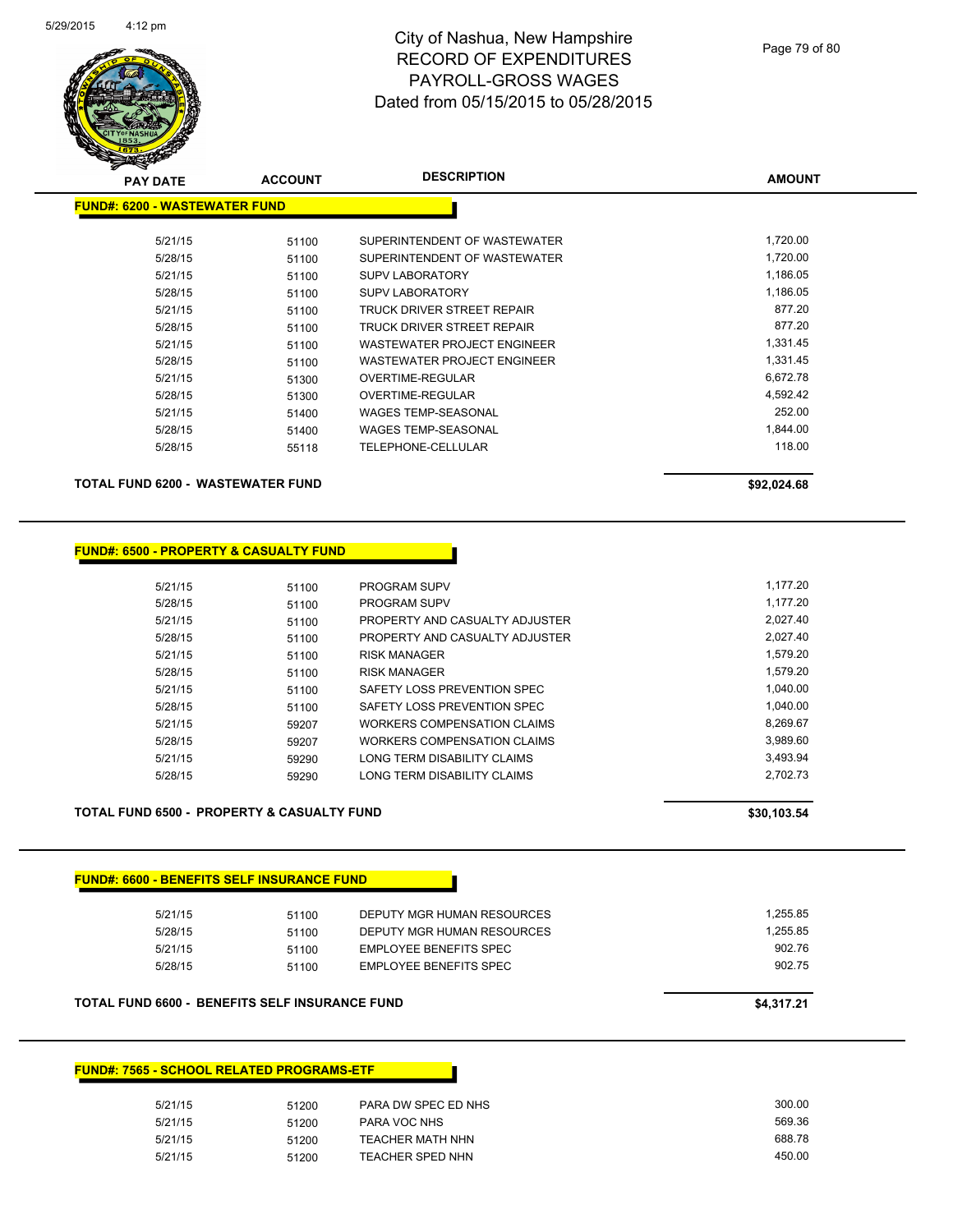# City of Nashua, New Hampshire
# RECORD OF EXPENDITURES
# PAYROLL-GROSS WAGES
# Dated from 05/15/2015 to 05/28/2015

**FUND#: 6200 - WASTEWATER FUND**

| PAY DATE | ACCOUNT | DESCRIPTION | AMOUNT |
|---|---|---|---|
| 5/21/15 | 51100 | SUPERINTENDENT OF WASTEWATER | 1,720.00 |
| 5/28/15 | 51100 | SUPERINTENDENT OF WASTEWATER | 1,720.00 |
| 5/21/15 | 51100 | SUPV LABORATORY | 1,186.05 |
| 5/28/15 | 51100 | SUPV LABORATORY | 1,186.05 |
| 5/21/15 | 51100 | TRUCK DRIVER STREET REPAIR | 877.20 |
| 5/28/15 | 51100 | TRUCK DRIVER STREET REPAIR | 877.20 |
| 5/21/15 | 51100 | WASTEWATER PROJECT ENGINEER | 1,331.45 |
| 5/28/15 | 51100 | WASTEWATER PROJECT ENGINEER | 1,331.45 |
| 5/21/15 | 51300 | OVERTIME-REGULAR | 6,672.78 |
| 5/28/15 | 51300 | OVERTIME-REGULAR | 4,592.42 |
| 5/21/15 | 51400 | WAGES TEMP-SEASONAL | 252.00 |
| 5/28/15 | 51400 | WAGES TEMP-SEASONAL | 1,844.00 |
| 5/28/15 | 55118 | TELEPHONE-CELLULAR | 118.00 |

**TOTAL FUND 6200 - WASTEWATER FUND** **$92,024.68**

**FUND#: 6500 - PROPERTY & CASUALTY FUND**

| PAY DATE | ACCOUNT | DESCRIPTION | AMOUNT |
|---|---|---|---|
| 5/21/15 | 51100 | PROGRAM SUPV | 1,177.20 |
| 5/28/15 | 51100 | PROGRAM SUPV | 1,177.20 |
| 5/21/15 | 51100 | PROPERTY AND CASUALTY ADJUSTER | 2,027.40 |
| 5/28/15 | 51100 | PROPERTY AND CASUALTY ADJUSTER | 2,027.40 |
| 5/21/15 | 51100 | RISK MANAGER | 1,579.20 |
| 5/28/15 | 51100 | RISK MANAGER | 1,579.20 |
| 5/21/15 | 51100 | SAFETY LOSS PREVENTION SPEC | 1,040.00 |
| 5/28/15 | 51100 | SAFETY LOSS PREVENTION SPEC | 1,040.00 |
| 5/21/15 | 59207 | WORKERS COMPENSATION CLAIMS | 8,269.67 |
| 5/28/15 | 59207 | WORKERS COMPENSATION CLAIMS | 3,989.60 |
| 5/21/15 | 59290 | LONG TERM DISABILITY CLAIMS | 3,493.94 |
| 5/28/15 | 59290 | LONG TERM DISABILITY CLAIMS | 2,702.73 |

**TOTAL FUND 6500 - PROPERTY & CASUALTY FUND** **$30,103.54**

**FUND#: 6600 - BENEFITS SELF INSURANCE FUND**

| PAY DATE | ACCOUNT | DESCRIPTION | AMOUNT |
|---|---|---|---|
| 5/21/15 | 51100 | DEPUTY MGR HUMAN RESOURCES | 1,255.85 |
| 5/28/15 | 51100 | DEPUTY MGR HUMAN RESOURCES | 1,255.85 |
| 5/21/15 | 51100 | EMPLOYEE BENEFITS SPEC | 902.76 |
| 5/28/15 | 51100 | EMPLOYEE BENEFITS SPEC | 902.75 |

**TOTAL FUND 6600 - BENEFITS SELF INSURANCE FUND** **$4,317.21**

**FUND#: 7565 - SCHOOL RELATED PROGRAMS-ETF**

| PAY DATE | ACCOUNT | DESCRIPTION | AMOUNT |
|---|---|---|---|
| 5/21/15 | 51200 | PARA DW SPEC ED NHS | 300.00 |
| 5/21/15 | 51200 | PARA VOC NHS | 569.36 |
| 5/21/15 | 51200 | TEACHER MATH NHN | 688.78 |
| 5/21/15 | 51200 | TEACHER SPED NHN | 450.00 |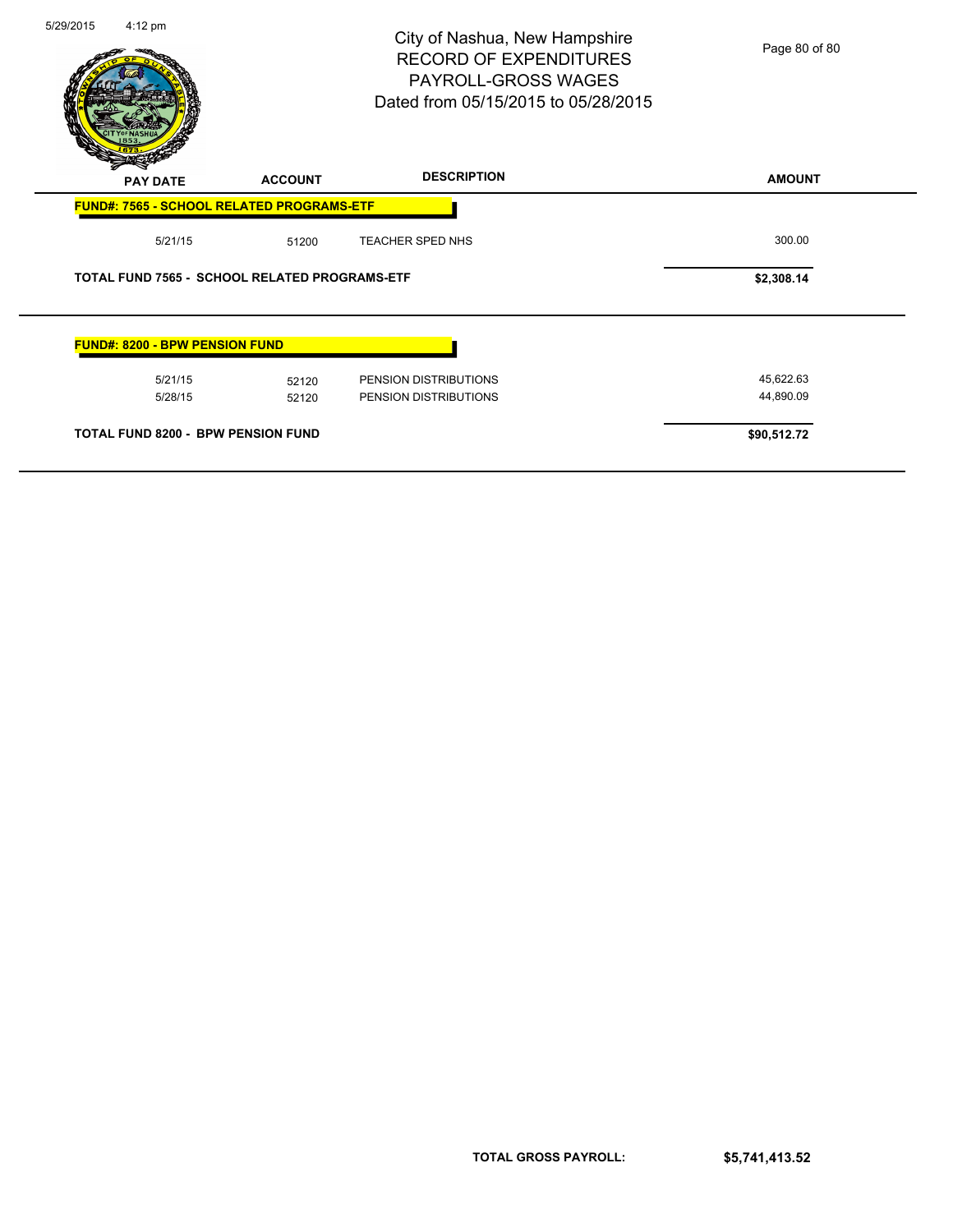City of Nashua, New Hampshire
RECORD OF EXPENDITURES
PAYROLL-GROSS WAGES
Dated from 05/15/2015 to 05/28/2015

| PAY DATE | ACCOUNT | DESCRIPTION | AMOUNT |
|---|---|---|---|
| **FUND#: 7565 - SCHOOL RELATED PROGRAMS-ETF** | | | |
| 5/21/15 | 51200 | TEACHER SPED NHS | 300.00 |
| **TOTAL FUND 7565 - SCHOOL RELATED PROGRAMS-ETF** | | | **$2,308.14** |
| **FUND#: 8200 - BPW PENSION FUND** | | | |
| 5/21/15 | 52120 | PENSION DISTRIBUTIONS | 45,622.63 |
| 5/28/15 | 52120 | PENSION DISTRIBUTIONS | 44,890.09 |
| **TOTAL FUND 8200 - BPW PENSION FUND** | | | **$90,512.72** |

**TOTAL GROSS PAYROLL: $5,741,413.52**